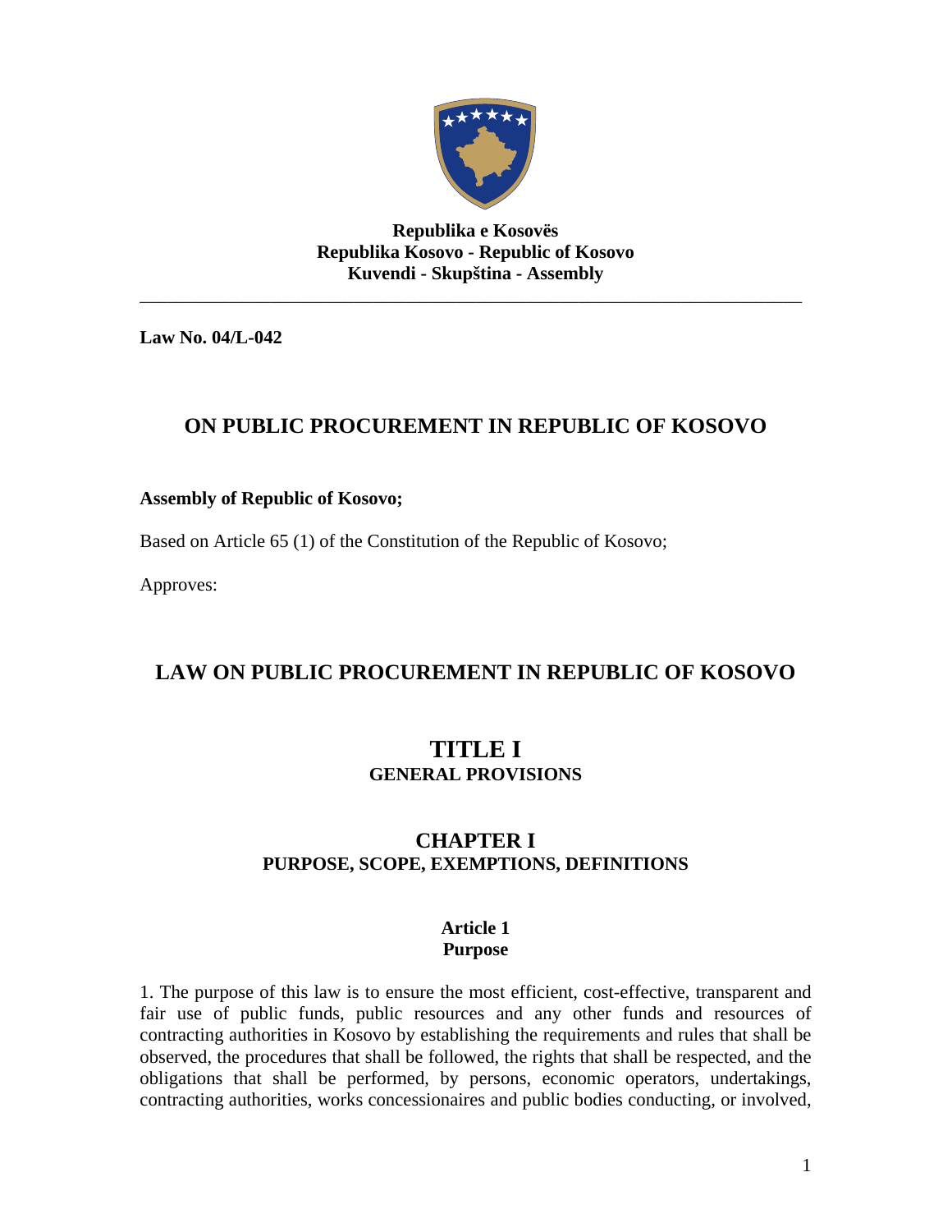**Republika e Kosovës**
**Republika Kosovo - Republic of Kosovo**
**Kuvendi - Skupština - Assembly**

---

**Law No. 04/L-042**

# ON PUBLIC PROCUREMENT IN REPUBLIC OF KOSOVO

**Assembly of Republic of Kosovo;**

Based on Article 65 (1) of the Constitution of the Republic of Kosovo;

Approves:

# LAW ON PUBLIC PROCUREMENT IN REPUBLIC OF KOSOVO

## TITLE I
### GENERAL PROVISIONS

## CHAPTER I
### PURPOSE, SCOPE, EXEMPTIONS, DEFINITIONS

#### Article 1
#### Purpose

1. The purpose of this law is to ensure the most efficient, cost-effective, transparent and fair use of public funds, public resources and any other funds and resources of contracting authorities in Kosovo by establishing the requirements and rules that shall be observed, the procedures that shall be followed, the rights that shall be respected, and the obligations that shall be performed, by persons, economic operators, undertakings, contracting authorities, works concessionaires and public bodies conducting, or involved,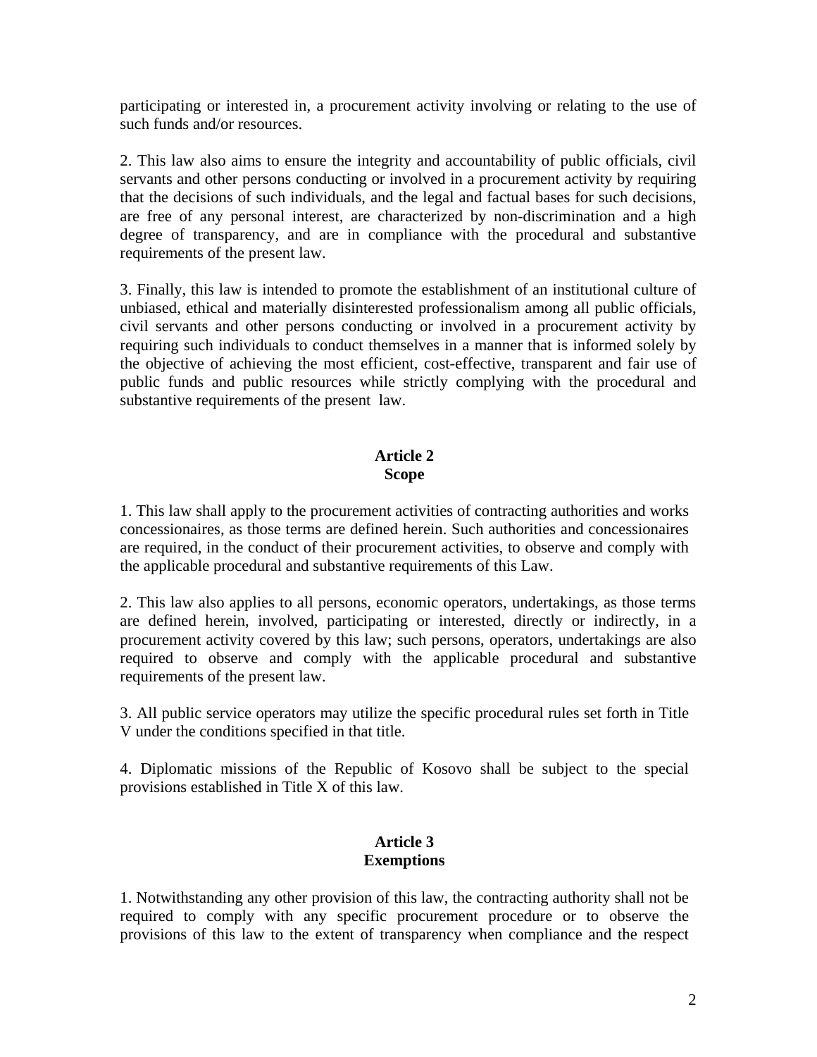participating or interested in, a procurement activity involving or relating to the use of such funds and/or resources.

2. This law also aims to ensure the integrity and accountability of public officials, civil servants and other persons conducting or involved in a procurement activity by requiring that the decisions of such individuals, and the legal and factual bases for such decisions, are free of any personal interest, are characterized by non-discrimination and a high degree of transparency, and are in compliance with the procedural and substantive requirements of the present law.

3. Finally, this law is intended to promote the establishment of an institutional culture of unbiased, ethical and materially disinterested professionalism among all public officials, civil servants and other persons conducting or involved in a procurement activity by requiring such individuals to conduct themselves in a manner that is informed solely by the objective of achieving the most efficient, cost-effective, transparent and fair use of public funds and public resources while strictly complying with the procedural and substantive requirements of the present law.

**Article 2**
**Scope**

1. This law shall apply to the procurement activities of contracting authorities and works concessionaires, as those terms are defined herein. Such authorities and concessionaires are required, in the conduct of their procurement activities, to observe and comply with the applicable procedural and substantive requirements of this Law.

2. This law also applies to all persons, economic operators, undertakings, as those terms are defined herein, involved, participating or interested, directly or indirectly, in a procurement activity covered by this law; such persons, operators, undertakings are also required to observe and comply with the applicable procedural and substantive requirements of the present law.

3. All public service operators may utilize the specific procedural rules set forth in Title V under the conditions specified in that title.

4. Diplomatic missions of the Republic of Kosovo shall be subject to the special provisions established in Title X of this law.

**Article 3**
**Exemptions**

1. Notwithstanding any other provision of this law, the contracting authority shall not be required to comply with any specific procurement procedure or to observe the provisions of this law to the extent of transparency when compliance and the respect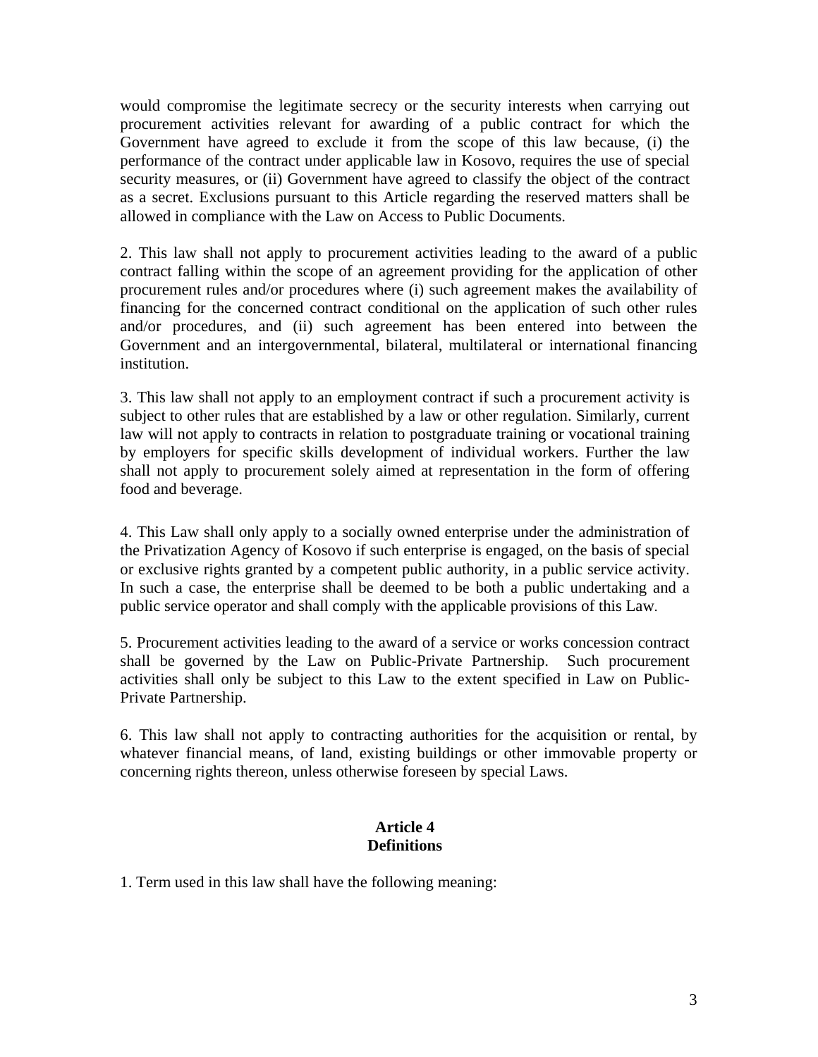would compromise the legitimate secrecy or the security interests when carrying out procurement activities relevant for awarding of a public contract for which the Government have agreed to exclude it from the scope of this law because, (i) the performance of the contract under applicable law in Kosovo, requires the use of special security measures, or (ii) Government have agreed to classify the object of the contract as a secret. Exclusions pursuant to this Article regarding the reserved matters shall be allowed in compliance with the Law on Access to Public Documents.

2. This law shall not apply to procurement activities leading to the award of a public contract falling within the scope of an agreement providing for the application of other procurement rules and/or procedures where (i) such agreement makes the availability of financing for the concerned contract conditional on the application of such other rules and/or procedures, and (ii) such agreement has been entered into between the Government and an intergovernmental, bilateral, multilateral or international financing institution.

3. This law shall not apply to an employment contract if such a procurement activity is subject to other rules that are established by a law or other regulation. Similarly, current law will not apply to contracts in relation to postgraduate training or vocational training by employers for specific skills development of individual workers. Further the law shall not apply to procurement solely aimed at representation in the form of offering food and beverage.

4. This Law shall only apply to a socially owned enterprise under the administration of the Privatization Agency of Kosovo if such enterprise is engaged, on the basis of special or exclusive rights granted by a competent public authority, in a public service activity. In such a case, the enterprise shall be deemed to be both a public undertaking and a public service operator and shall comply with the applicable provisions of this Law.

5. Procurement activities leading to the award of a service or works concession contract shall be governed by the Law on Public-Private Partnership. Such procurement activities shall only be subject to this Law to the extent specified in Law on Public-Private Partnership.

6. This law shall not apply to contracting authorities for the acquisition or rental, by whatever financial means, of land, existing buildings or other immovable property or concerning rights thereon, unless otherwise foreseen by special Laws.

## Article 4
## Definitions

1. Term used in this law shall have the following meaning: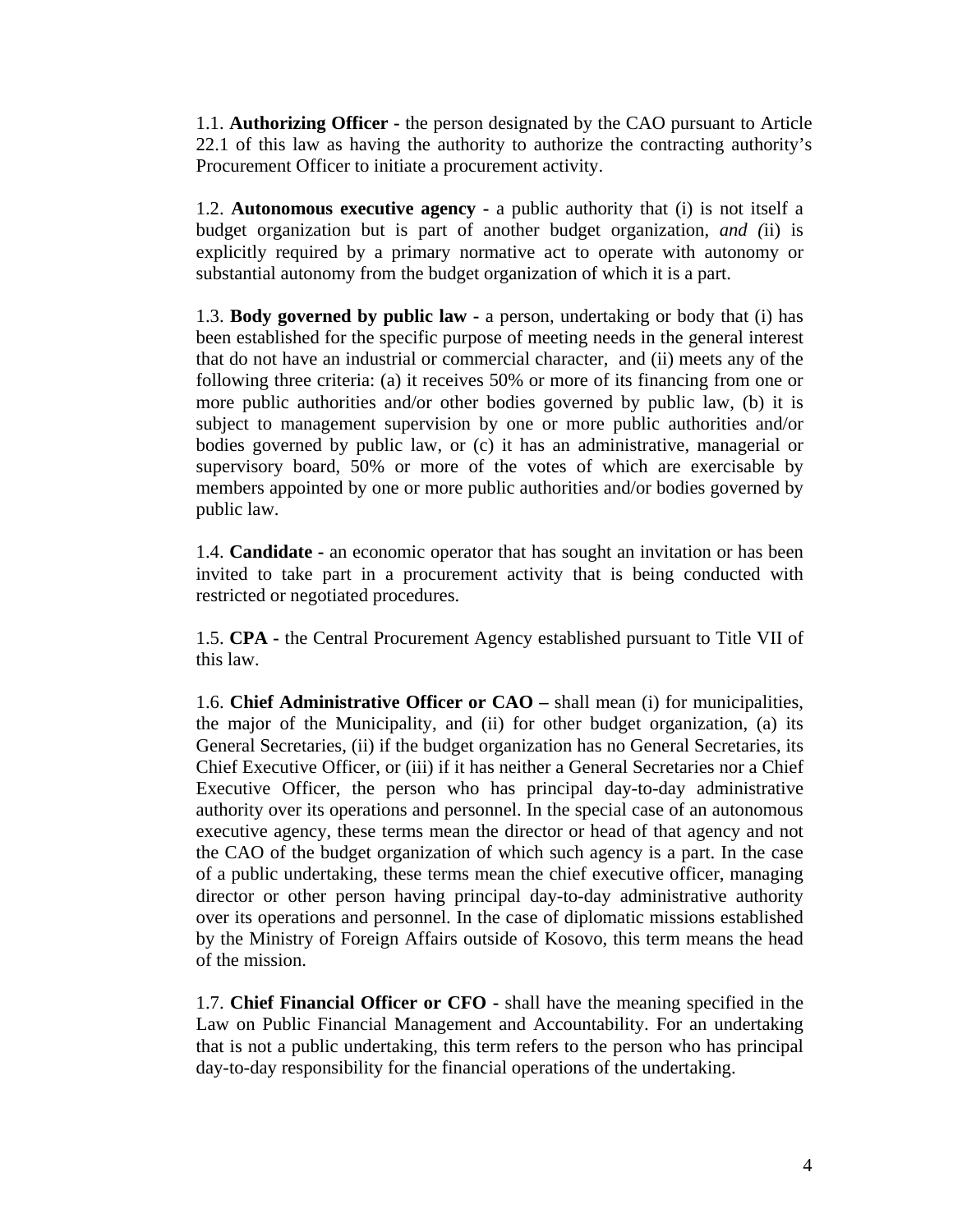1.1. **Authorizing Officer -** the person designated by the CAO pursuant to Article 22.1 of this law as having the authority to authorize the contracting authority's Procurement Officer to initiate a procurement activity.

1.2. **Autonomous executive agency -** a public authority that (i) is not itself a budget organization but is part of another budget organization, *and (*ii) is explicitly required by a primary normative act to operate with autonomy or substantial autonomy from the budget organization of which it is a part.

1.3. **Body governed by public law -** a person, undertaking or body that (i) has been established for the specific purpose of meeting needs in the general interest that do not have an industrial or commercial character, and (ii) meets any of the following three criteria: (a) it receives 50% or more of its financing from one or more public authorities and/or other bodies governed by public law, (b) it is subject to management supervision by one or more public authorities and/or bodies governed by public law, or (c) it has an administrative, managerial or supervisory board, 50% or more of the votes of which are exercisable by members appointed by one or more public authorities and/or bodies governed by public law.

1.4. **Candidate -** an economic operator that has sought an invitation or has been invited to take part in a procurement activity that is being conducted with restricted or negotiated procedures.

1.5. **CPA -** the Central Procurement Agency established pursuant to Title VII of this law.

1.6. **Chief Administrative Officer or CAO –** shall mean (i) for municipalities, the major of the Municipality, and (ii) for other budget organization, (a) its General Secretaries, (ii) if the budget organization has no General Secretaries, its Chief Executive Officer, or (iii) if it has neither a General Secretaries nor a Chief Executive Officer, the person who has principal day-to-day administrative authority over its operations and personnel. In the special case of an autonomous executive agency, these terms mean the director or head of that agency and not the CAO of the budget organization of which such agency is a part. In the case of a public undertaking, these terms mean the chief executive officer, managing director or other person having principal day-to-day administrative authority over its operations and personnel. In the case of diplomatic missions established by the Ministry of Foreign Affairs outside of Kosovo, this term means the head of the mission.

1.7. **Chief Financial Officer or CFO -** shall have the meaning specified in the Law on Public Financial Management and Accountability. For an undertaking that is not a public undertaking, this term refers to the person who has principal day-to-day responsibility for the financial operations of the undertaking.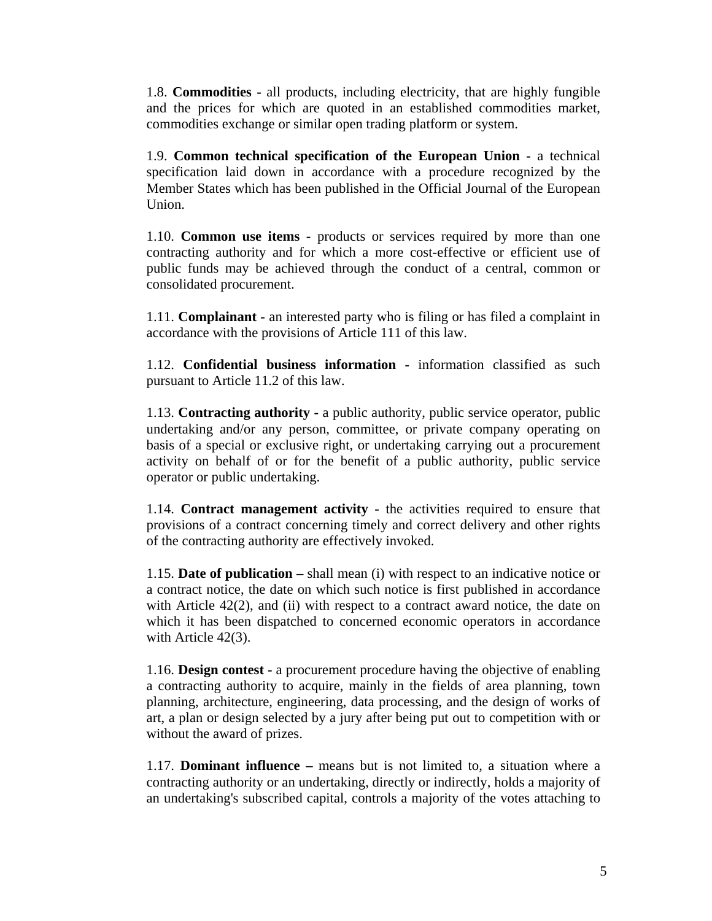1.8. **Commodities -** all products, including electricity, that are highly fungible and the prices for which are quoted in an established commodities market, commodities exchange or similar open trading platform or system.

1.9. **Common technical specification of the European Union -** a technical specification laid down in accordance with a procedure recognized by the Member States which has been published in the Official Journal of the European Union.

1.10. **Common use items -** products or services required by more than one contracting authority and for which a more cost-effective or efficient use of public funds may be achieved through the conduct of a central, common or consolidated procurement.

1.11. **Complainant -** an interested party who is filing or has filed a complaint in accordance with the provisions of Article 111 of this law.

1.12. **Confidential business information -** information classified as such pursuant to Article 11.2 of this law.

1.13. **Contracting authority -** a public authority, public service operator, public undertaking and/or any person, committee, or private company operating on basis of a special or exclusive right, or undertaking carrying out a procurement activity on behalf of or for the benefit of a public authority, public service operator or public undertaking.

1.14. **Contract management activity -** the activities required to ensure that provisions of a contract concerning timely and correct delivery and other rights of the contracting authority are effectively invoked.

1.15. **Date of publication –** shall mean (i) with respect to an indicative notice or a contract notice, the date on which such notice is first published in accordance with Article 42(2), and (ii) with respect to a contract award notice, the date on which it has been dispatched to concerned economic operators in accordance with Article 42(3).

1.16. **Design contest -** a procurement procedure having the objective of enabling a contracting authority to acquire, mainly in the fields of area planning, town planning, architecture, engineering, data processing, and the design of works of art, a plan or design selected by a jury after being put out to competition with or without the award of prizes.

1.17. **Dominant influence –** means but is not limited to, a situation where a contracting authority or an undertaking, directly or indirectly, holds a majority of an undertaking's subscribed capital, controls a majority of the votes attaching to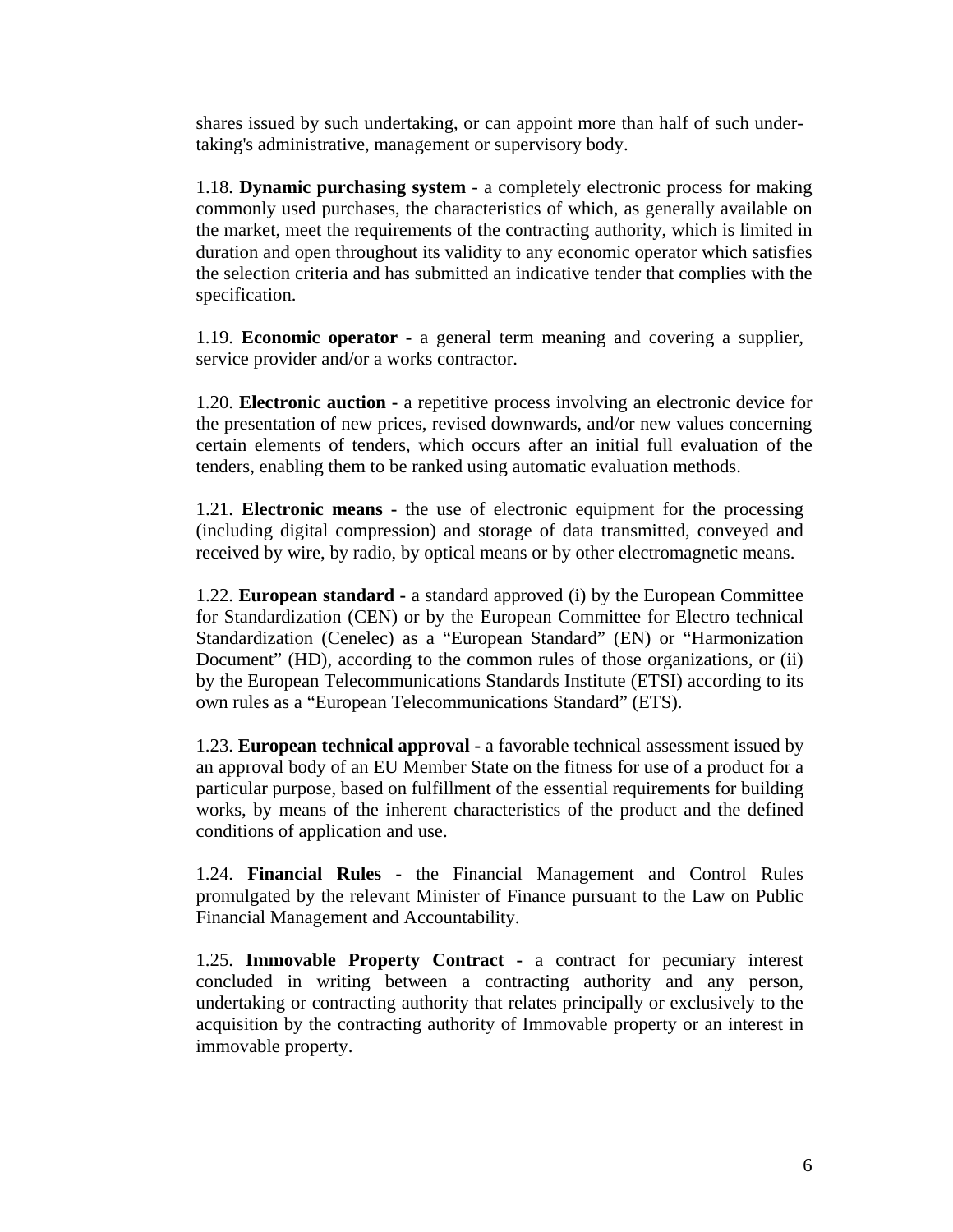shares issued by such undertaking, or can appoint more than half of such undertaking's administrative, management or supervisory body.

1.18. **Dynamic purchasing system** - a completely electronic process for making commonly used purchases, the characteristics of which, as generally available on the market, meet the requirements of the contracting authority, which is limited in duration and open throughout its validity to any economic operator which satisfies the selection criteria and has submitted an indicative tender that complies with the specification.

1.19. **Economic operator -** a general term meaning and covering a supplier, service provider and/or a works contractor.

1.20. **Electronic auction -** a repetitive process involving an electronic device for the presentation of new prices, revised downwards, and/or new values concerning certain elements of tenders, which occurs after an initial full evaluation of the tenders, enabling them to be ranked using automatic evaluation methods.

1.21. **Electronic means -** the use of electronic equipment for the processing (including digital compression) and storage of data transmitted, conveyed and received by wire, by radio, by optical means or by other electromagnetic means.

1.22. **European standard -** a standard approved (i) by the European Committee for Standardization (CEN) or by the European Committee for Electro technical Standardization (Cenelec) as a “European Standard” (EN) or “Harmonization Document” (HD), according to the common rules of those organizations, or (ii) by the European Telecommunications Standards Institute (ETSI) according to its own rules as a “European Telecommunications Standard” (ETS).

1.23. **European technical approval -** a favorable technical assessment issued by an approval body of an EU Member State on the fitness for use of a product for a particular purpose, based on fulfillment of the essential requirements for building works, by means of the inherent characteristics of the product and the defined conditions of application and use.

1.24. **Financial Rules -** the Financial Management and Control Rules promulgated by the relevant Minister of Finance pursuant to the Law on Public Financial Management and Accountability.

1.25. **Immovable Property Contract -** a contract for pecuniary interest concluded in writing between a contracting authority and any person, undertaking or contracting authority that relates principally or exclusively to the acquisition by the contracting authority of Immovable property or an interest in immovable property.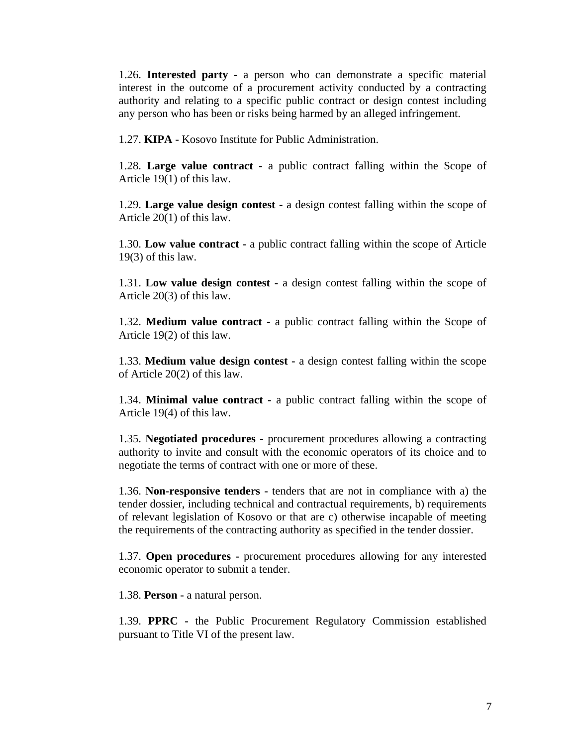1.26. **Interested party -** a person who can demonstrate a specific material interest in the outcome of a procurement activity conducted by a contracting authority and relating to a specific public contract or design contest including any person who has been or risks being harmed by an alleged infringement.

1.27. **KIPA -** Kosovo Institute for Public Administration.

1.28. **Large value contract -** a public contract falling within the Scope of Article 19(1) of this law.

1.29. **Large value design contest -** a design contest falling within the scope of Article 20(1) of this law.

1.30. **Low value contract -** a public contract falling within the scope of Article 19(3) of this law.

1.31. **Low value design contest -** a design contest falling within the scope of Article 20(3) of this law.

1.32. **Medium value contract -** a public contract falling within the Scope of Article 19(2) of this law.

1.33. **Medium value design contest -** a design contest falling within the scope of Article 20(2) of this law.

1.34. **Minimal value contract -** a public contract falling within the scope of Article 19(4) of this law.

1.35. **Negotiated procedures -** procurement procedures allowing a contracting authority to invite and consult with the economic operators of its choice and to negotiate the terms of contract with one or more of these.

1.36. **Non-responsive tenders -** tenders that are not in compliance with a) the tender dossier, including technical and contractual requirements, b) requirements of relevant legislation of Kosovo or that are c) otherwise incapable of meeting the requirements of the contracting authority as specified in the tender dossier.

1.37. **Open procedures -** procurement procedures allowing for any interested economic operator to submit a tender.

1.38. **Person -** a natural person.

1.39. **PPRC -** the Public Procurement Regulatory Commission established pursuant to Title VI of the present law.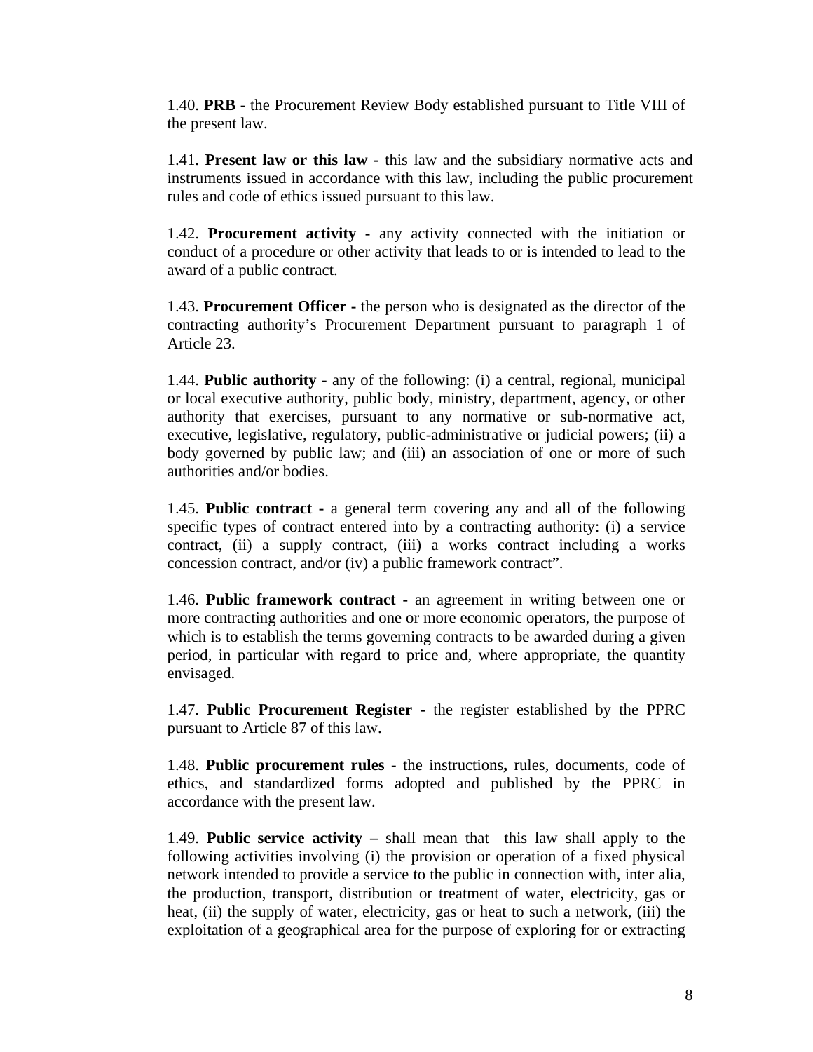1.40. **PRB -** the Procurement Review Body established pursuant to Title VIII of the present law.

1.41. **Present law or this law -** this law and the subsidiary normative acts and instruments issued in accordance with this law, including the public procurement rules and code of ethics issued pursuant to this law.

1.42. **Procurement activity -** any activity connected with the initiation or conduct of a procedure or other activity that leads to or is intended to lead to the award of a public contract.

1.43. **Procurement Officer -** the person who is designated as the director of the contracting authority's Procurement Department pursuant to paragraph 1 of Article 23.

1.44. **Public authority -** any of the following: (i) a central, regional, municipal or local executive authority, public body, ministry, department, agency, or other authority that exercises, pursuant to any normative or sub-normative act, executive, legislative, regulatory, public-administrative or judicial powers; (ii) a body governed by public law; and (iii) an association of one or more of such authorities and/or bodies.

1.45. **Public contract -** a general term covering any and all of the following specific types of contract entered into by a contracting authority: (i) a service contract, (ii) a supply contract, (iii) a works contract including a works concession contract, and/or (iv) a public framework contract".

1.46. **Public framework contract -** an agreement in writing between one or more contracting authorities and one or more economic operators, the purpose of which is to establish the terms governing contracts to be awarded during a given period, in particular with regard to price and, where appropriate, the quantity envisaged.

1.47. **Public Procurement Register -** the register established by the PPRC pursuant to Article 87 of this law.

1.48. **Public procurement rules -** the instructions**,** rules, documents, code of ethics, and standardized forms adopted and published by the PPRC in accordance with the present law.

1.49. **Public service activity –** shall mean that this law shall apply to the following activities involving (i) the provision or operation of a fixed physical network intended to provide a service to the public in connection with, inter alia, the production, transport, distribution or treatment of water, electricity, gas or heat, (ii) the supply of water, electricity, gas or heat to such a network, (iii) the exploitation of a geographical area for the purpose of exploring for or extracting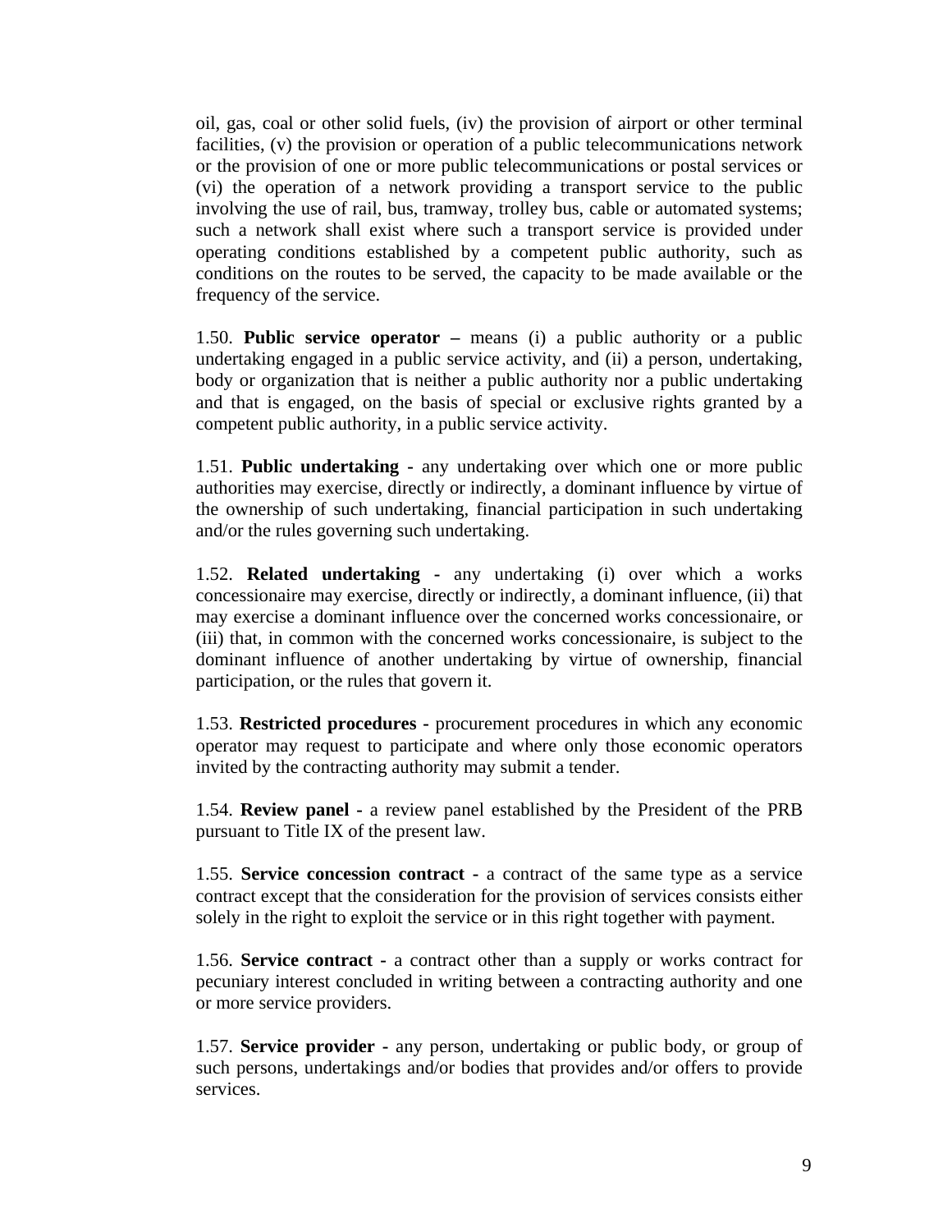oil, gas, coal or other solid fuels, (iv) the provision of airport or other terminal facilities, (v) the provision or operation of a public telecommunications network or the provision of one or more public telecommunications or postal services or (vi) the operation of a network providing a transport service to the public involving the use of rail, bus, tramway, trolley bus, cable or automated systems; such a network shall exist where such a transport service is provided under operating conditions established by a competent public authority, such as conditions on the routes to be served, the capacity to be made available or the frequency of the service.

1.50. **Public service operator –** means (i) a public authority or a public undertaking engaged in a public service activity, and (ii) a person, undertaking, body or organization that is neither a public authority nor a public undertaking and that is engaged, on the basis of special or exclusive rights granted by a competent public authority, in a public service activity.

1.51. **Public undertaking -** any undertaking over which one or more public authorities may exercise, directly or indirectly, a dominant influence by virtue of the ownership of such undertaking, financial participation in such undertaking and/or the rules governing such undertaking.

1.52. **Related undertaking -** any undertaking (i) over which a works concessionaire may exercise, directly or indirectly, a dominant influence, (ii) that may exercise a dominant influence over the concerned works concessionaire, or (iii) that, in common with the concerned works concessionaire, is subject to the dominant influence of another undertaking by virtue of ownership, financial participation, or the rules that govern it.

1.53. **Restricted procedures -** procurement procedures in which any economic operator may request to participate and where only those economic operators invited by the contracting authority may submit a tender.

1.54. **Review panel -** a review panel established by the President of the PRB pursuant to Title IX of the present law.

1.55. **Service concession contract -** a contract of the same type as a service contract except that the consideration for the provision of services consists either solely in the right to exploit the service or in this right together with payment.

1.56. **Service contract -** a contract other than a supply or works contract for pecuniary interest concluded in writing between a contracting authority and one or more service providers.

1.57. **Service provider -** any person, undertaking or public body, or group of such persons, undertakings and/or bodies that provides and/or offers to provide services.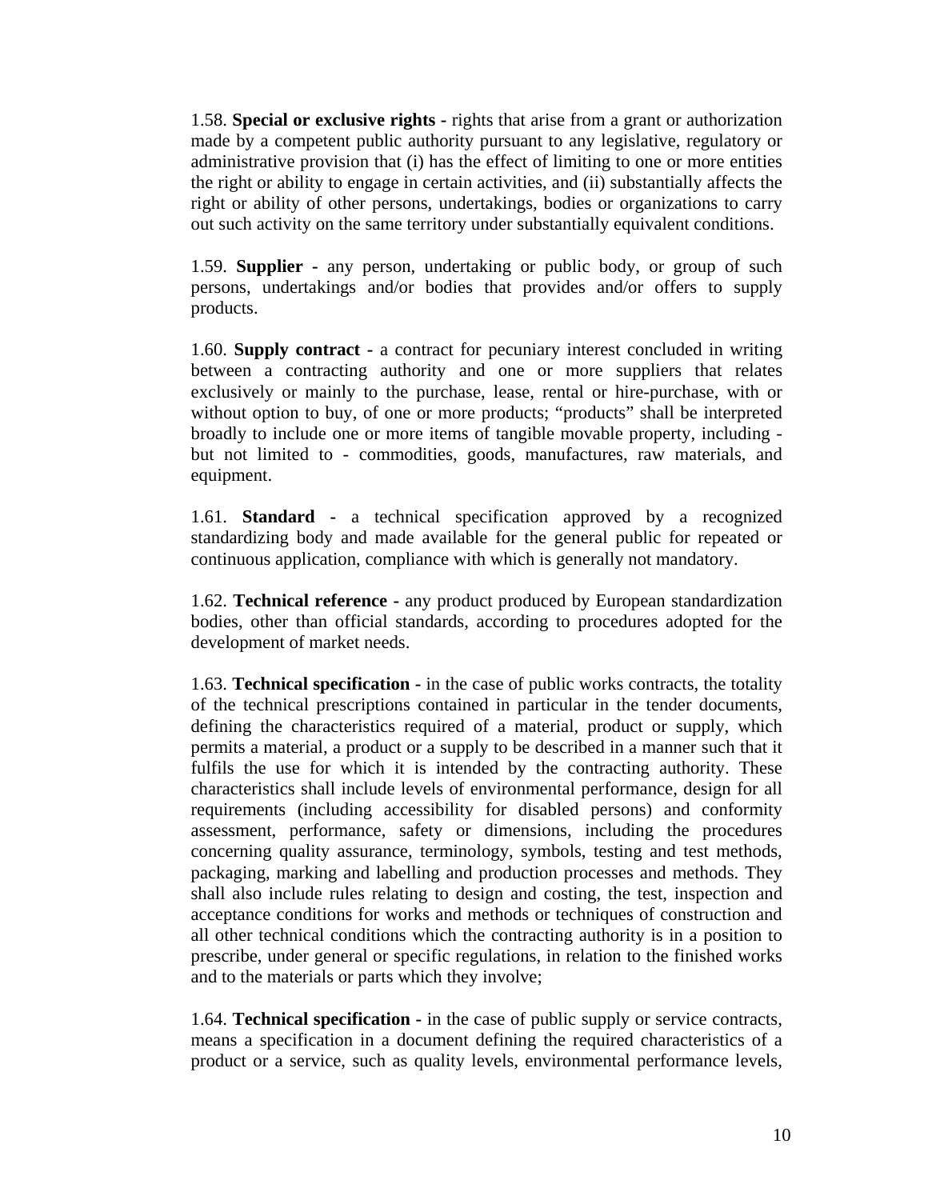1.58. **Special or exclusive rights -** rights that arise from a grant or authorization made by a competent public authority pursuant to any legislative, regulatory or administrative provision that (i) has the effect of limiting to one or more entities the right or ability to engage in certain activities, and (ii) substantially affects the right or ability of other persons, undertakings, bodies or organizations to carry out such activity on the same territory under substantially equivalent conditions.

1.59. **Supplier -** any person, undertaking or public body, or group of such persons, undertakings and/or bodies that provides and/or offers to supply products.

1.60. **Supply contract -** a contract for pecuniary interest concluded in writing between a contracting authority and one or more suppliers that relates exclusively or mainly to the purchase, lease, rental or hire-purchase, with or without option to buy, of one or more products; "products" shall be interpreted broadly to include one or more items of tangible movable property, including - but not limited to - commodities, goods, manufactures, raw materials, and equipment.

1.61. **Standard -** a technical specification approved by a recognized standardizing body and made available for the general public for repeated or continuous application, compliance with which is generally not mandatory.

1.62. **Technical reference -** any product produced by European standardization bodies, other than official standards, according to procedures adopted for the development of market needs.

1.63. **Technical specification -** in the case of public works contracts, the totality of the technical prescriptions contained in particular in the tender documents, defining the characteristics required of a material, product or supply, which permits a material, a product or a supply to be described in a manner such that it fulfils the use for which it is intended by the contracting authority. These characteristics shall include levels of environmental performance, design for all requirements (including accessibility for disabled persons) and conformity assessment, performance, safety or dimensions, including the procedures concerning quality assurance, terminology, symbols, testing and test methods, packaging, marking and labelling and production processes and methods. They shall also include rules relating to design and costing, the test, inspection and acceptance conditions for works and methods or techniques of construction and all other technical conditions which the contracting authority is in a position to prescribe, under general or specific regulations, in relation to the finished works and to the materials or parts which they involve;

1.64. **Technical specification -** in the case of public supply or service contracts, means a specification in a document defining the required characteristics of a product or a service, such as quality levels, environmental performance levels,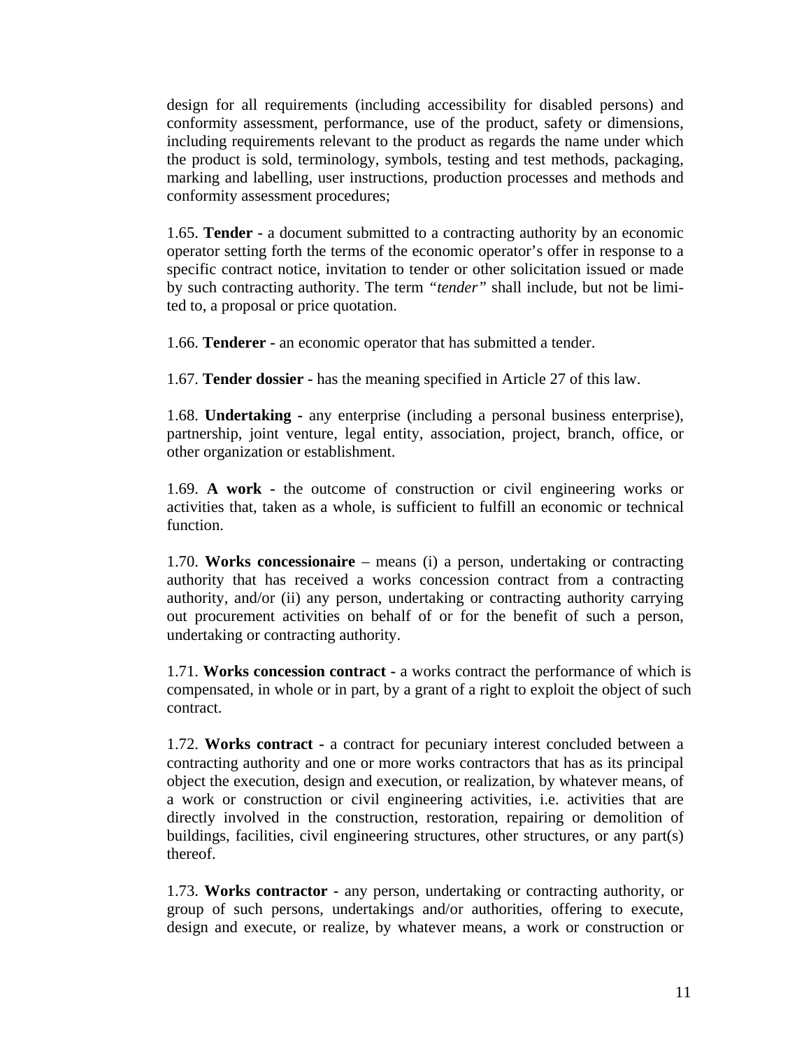design for all requirements (including accessibility for disabled persons) and conformity assessment, performance, use of the product, safety or dimensions, including requirements relevant to the product as regards the name under which the product is sold, terminology, symbols, testing and test methods, packaging, marking and labelling, user instructions, production processes and methods and conformity assessment procedures;

1.65. **Tender -** a document submitted to a contracting authority by an economic operator setting forth the terms of the economic operator's offer in response to a specific contract notice, invitation to tender or other solicitation issued or made by such contracting authority. The term *"tender"* shall include, but not be limited to, a proposal or price quotation.

1.66. **Tenderer -** an economic operator that has submitted a tender.

1.67. **Tender dossier -** has the meaning specified in Article 27 of this law.

1.68. **Undertaking -** any enterprise (including a personal business enterprise), partnership, joint venture, legal entity, association, project, branch, office, or other organization or establishment.

1.69. **A work -** the outcome of construction or civil engineering works or activities that, taken as a whole, is sufficient to fulfill an economic or technical function.

1.70. **Works concessionaire** – means (i) a person, undertaking or contracting authority that has received a works concession contract from a contracting authority, and/or (ii) any person, undertaking or contracting authority carrying out procurement activities on behalf of or for the benefit of such a person, undertaking or contracting authority.

1.71. **Works concession contract -** a works contract the performance of which is compensated, in whole or in part, by a grant of a right to exploit the object of such contract.

1.72. **Works contract -** a contract for pecuniary interest concluded between a contracting authority and one or more works contractors that has as its principal object the execution, design and execution, or realization, by whatever means, of a work or construction or civil engineering activities, i.e. activities that are directly involved in the construction, restoration, repairing or demolition of buildings, facilities, civil engineering structures, other structures, or any part(s) thereof.

1.73. **Works contractor -** any person, undertaking or contracting authority, or group of such persons, undertakings and/or authorities, offering to execute, design and execute, or realize, by whatever means, a work or construction or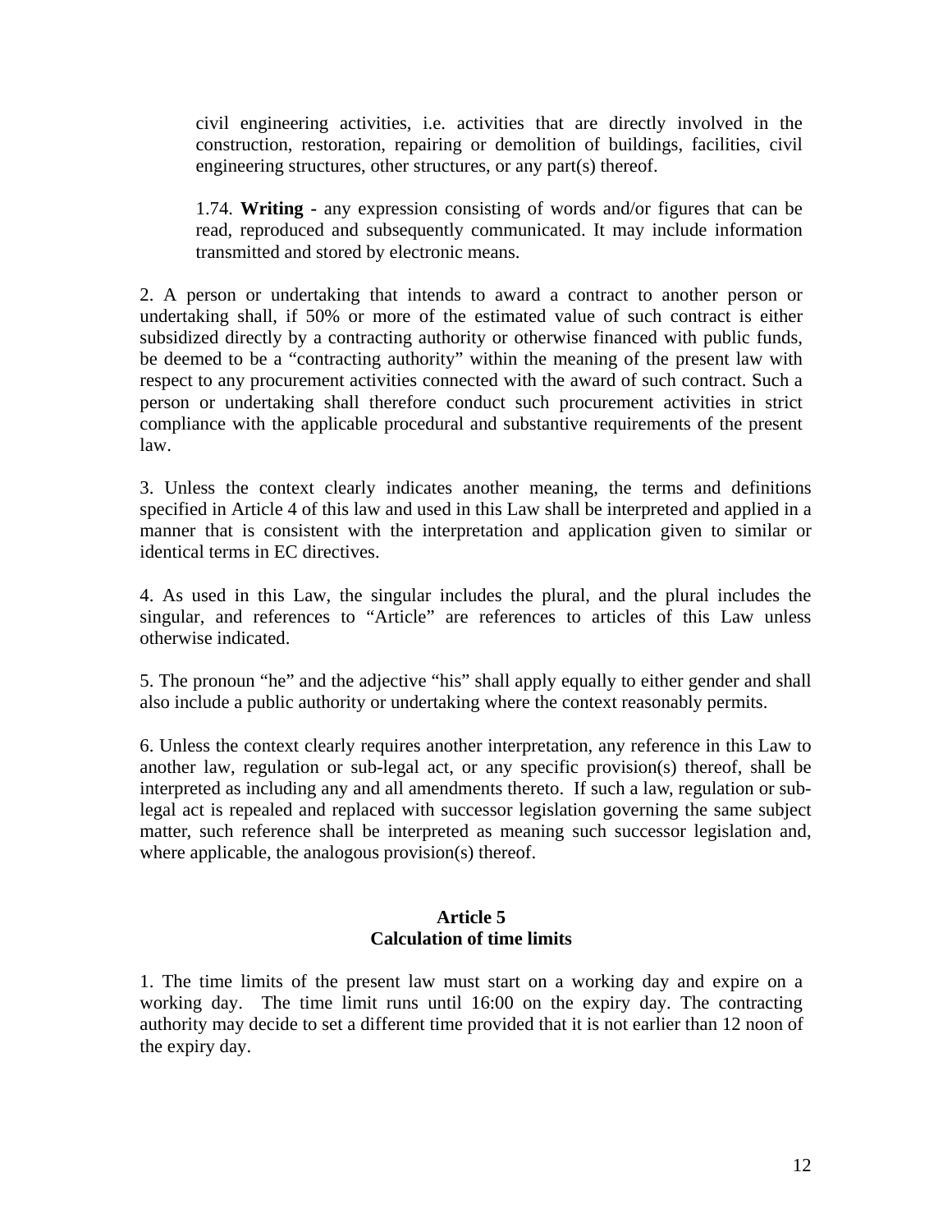civil engineering activities, i.e. activities that are directly involved in the construction, restoration, repairing or demolition of buildings, facilities, civil engineering structures, other structures, or any part(s) thereof.

1.74. **Writing -** any expression consisting of words and/or figures that can be read, reproduced and subsequently communicated. It may include information transmitted and stored by electronic means.

2. A person or undertaking that intends to award a contract to another person or undertaking shall, if 50% or more of the estimated value of such contract is either subsidized directly by a contracting authority or otherwise financed with public funds, be deemed to be a "contracting authority" within the meaning of the present law with respect to any procurement activities connected with the award of such contract. Such a person or undertaking shall therefore conduct such procurement activities in strict compliance with the applicable procedural and substantive requirements of the present law.

3. Unless the context clearly indicates another meaning, the terms and definitions specified in Article 4 of this law and used in this Law shall be interpreted and applied in a manner that is consistent with the interpretation and application given to similar or identical terms in EC directives.

4. As used in this Law, the singular includes the plural, and the plural includes the singular, and references to "Article" are references to articles of this Law unless otherwise indicated.

5. The pronoun "he" and the adjective "his" shall apply equally to either gender and shall also include a public authority or undertaking where the context reasonably permits.

6. Unless the context clearly requires another interpretation, any reference in this Law to another law, regulation or sub-legal act, or any specific provision(s) thereof, shall be interpreted as including any and all amendments thereto. If such a law, regulation or sub-legal act is repealed and replaced with successor legislation governing the same subject matter, such reference shall be interpreted as meaning such successor legislation and, where applicable, the analogous provision(s) thereof.

## Article 5
## Calculation of time limits

1. The time limits of the present law must start on a working day and expire on a working day. The time limit runs until 16:00 on the expiry day. The contracting authority may decide to set a different time provided that it is not earlier than 12 noon of the expiry day.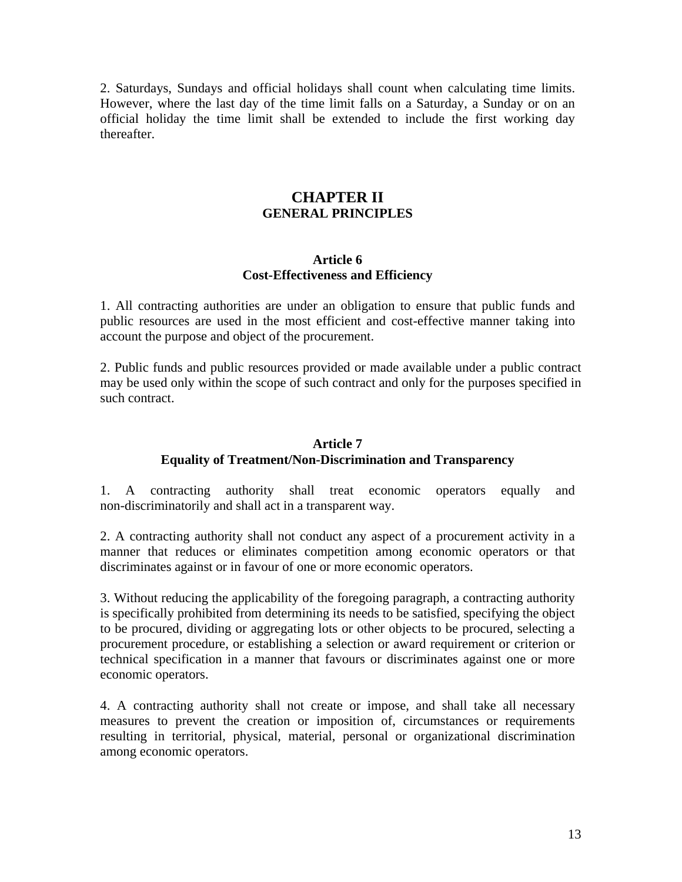2. Saturdays, Sundays and official holidays shall count when calculating time limits. However, where the last day of the time limit falls on a Saturday, a Sunday or on an official holiday the time limit shall be extended to include the first working day thereafter.

## CHAPTER II
## GENERAL PRINCIPLES

### Article 6
### Cost-Effectiveness and Efficiency

1. All contracting authorities are under an obligation to ensure that public funds and public resources are used in the most efficient and cost-effective manner taking into account the purpose and object of the procurement.

2. Public funds and public resources provided or made available under a public contract may be used only within the scope of such contract and only for the purposes specified in such contract.

### Article 7
### Equality of Treatment/Non-Discrimination and Transparency

1. A contracting authority shall treat economic operators equally and non-discriminatorily and shall act in a transparent way.

2. A contracting authority shall not conduct any aspect of a procurement activity in a manner that reduces or eliminates competition among economic operators or that discriminates against or in favour of one or more economic operators.

3. Without reducing the applicability of the foregoing paragraph, a contracting authority is specifically prohibited from determining its needs to be satisfied, specifying the object to be procured, dividing or aggregating lots or other objects to be procured, selecting a procurement procedure, or establishing a selection or award requirement or criterion or technical specification in a manner that favours or discriminates against one or more economic operators.

4. A contracting authority shall not create or impose, and shall take all necessary measures to prevent the creation or imposition of, circumstances or requirements resulting in territorial, physical, material, personal or organizational discrimination among economic operators.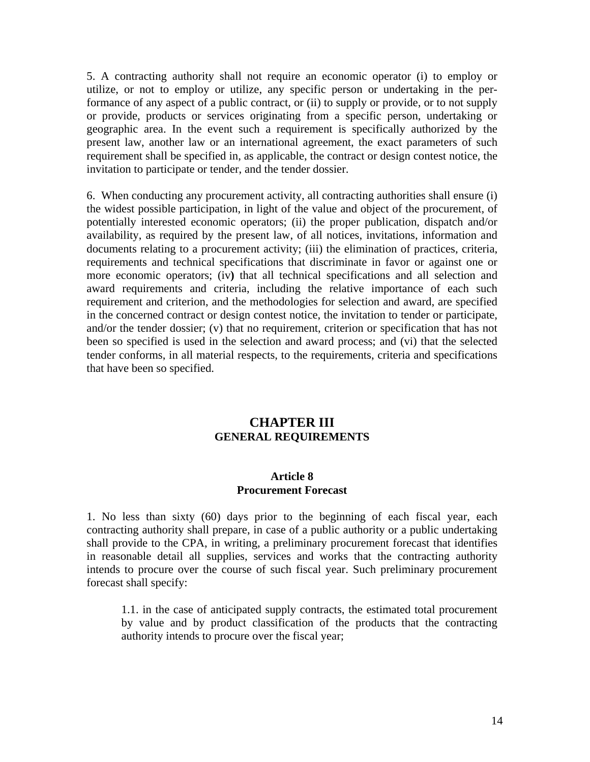5. A contracting authority shall not require an economic operator (i) to employ or utilize, or not to employ or utilize, any specific person or undertaking in the performance of any aspect of a public contract, or (ii) to supply or provide, or to not supply or provide, products or services originating from a specific person, undertaking or geographic area. In the event such a requirement is specifically authorized by the present law, another law or an international agreement, the exact parameters of such requirement shall be specified in, as applicable, the contract or design contest notice, the invitation to participate or tender, and the tender dossier.

6. When conducting any procurement activity, all contracting authorities shall ensure (i) the widest possible participation, in light of the value and object of the procurement, of potentially interested economic operators; (ii) the proper publication, dispatch and/or availability, as required by the present law, of all notices, invitations, information and documents relating to a procurement activity; (iii) the elimination of practices, criteria, requirements and technical specifications that discriminate in favor or against one or more economic operators; (iv) that all technical specifications and all selection and award requirements and criteria, including the relative importance of each such requirement and criterion, and the methodologies for selection and award, are specified in the concerned contract or design contest notice, the invitation to tender or participate, and/or the tender dossier; (v) that no requirement, criterion or specification that has not been so specified is used in the selection and award process; and (vi) that the selected tender conforms, in all material respects, to the requirements, criteria and specifications that have been so specified.

## CHAPTER III
### GENERAL REQUIREMENTS

#### Article 8
#### Procurement Forecast

1. No less than sixty (60) days prior to the beginning of each fiscal year, each contracting authority shall prepare, in case of a public authority or a public undertaking shall provide to the CPA, in writing, a preliminary procurement forecast that identifies in reasonable detail all supplies, services and works that the contracting authority intends to procure over the course of such fiscal year. Such preliminary procurement forecast shall specify:

> 1.1. in the case of anticipated supply contracts, the estimated total procurement by value and by product classification of the products that the contracting authority intends to procure over the fiscal year;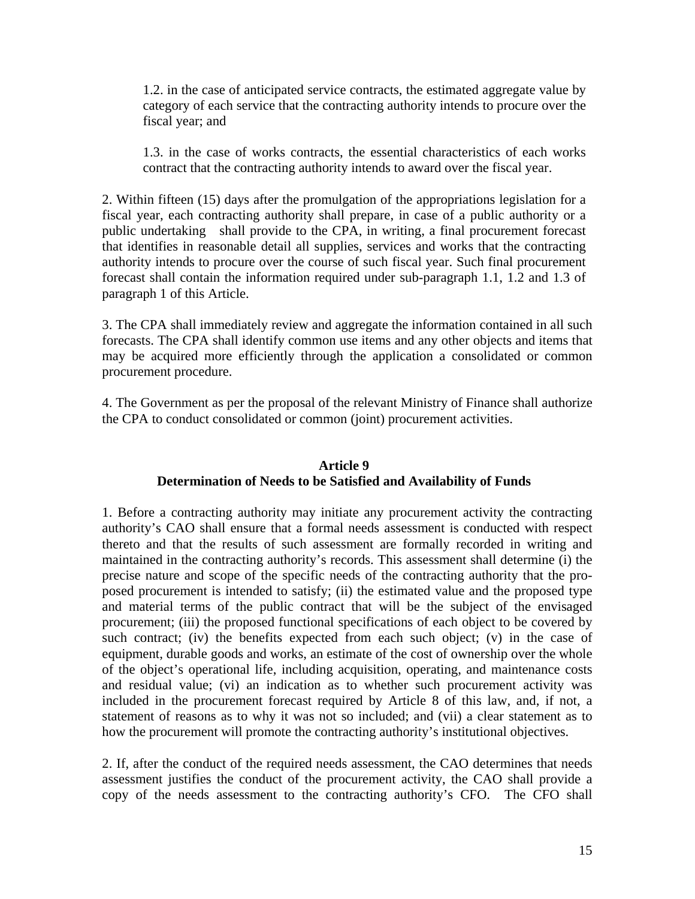1.2. in the case of anticipated service contracts, the estimated aggregate value by category of each service that the contracting authority intends to procure over the fiscal year; and

1.3. in the case of works contracts, the essential characteristics of each works contract that the contracting authority intends to award over the fiscal year.

2. Within fifteen (15) days after the promulgation of the appropriations legislation for a fiscal year, each contracting authority shall prepare, in case of a public authority or a public undertaking shall provide to the CPA, in writing, a final procurement forecast that identifies in reasonable detail all supplies, services and works that the contracting authority intends to procure over the course of such fiscal year. Such final procurement forecast shall contain the information required under sub-paragraph 1.1, 1.2 and 1.3 of paragraph 1 of this Article.

3. The CPA shall immediately review and aggregate the information contained in all such forecasts. The CPA shall identify common use items and any other objects and items that may be acquired more efficiently through the application a consolidated or common procurement procedure.

4. The Government as per the proposal of the relevant Ministry of Finance shall authorize the CPA to conduct consolidated or common (joint) procurement activities.

## Article 9
## Determination of Needs to be Satisfied and Availability of Funds

1. Before a contracting authority may initiate any procurement activity the contracting authority's CAO shall ensure that a formal needs assessment is conducted with respect thereto and that the results of such assessment are formally recorded in writing and maintained in the contracting authority's records. This assessment shall determine (i) the precise nature and scope of the specific needs of the contracting authority that the proposed procurement is intended to satisfy; (ii) the estimated value and the proposed type and material terms of the public contract that will be the subject of the envisaged procurement; (iii) the proposed functional specifications of each object to be covered by such contract; (iv) the benefits expected from each such object; (v) in the case of equipment, durable goods and works, an estimate of the cost of ownership over the whole of the object's operational life, including acquisition, operating, and maintenance costs and residual value; (vi) an indication as to whether such procurement activity was included in the procurement forecast required by Article 8 of this law, and, if not, a statement of reasons as to why it was not so included; and (vii) a clear statement as to how the procurement will promote the contracting authority's institutional objectives.

2. If, after the conduct of the required needs assessment, the CAO determines that needs assessment justifies the conduct of the procurement activity, the CAO shall provide a copy of the needs assessment to the contracting authority's CFO. The CFO shall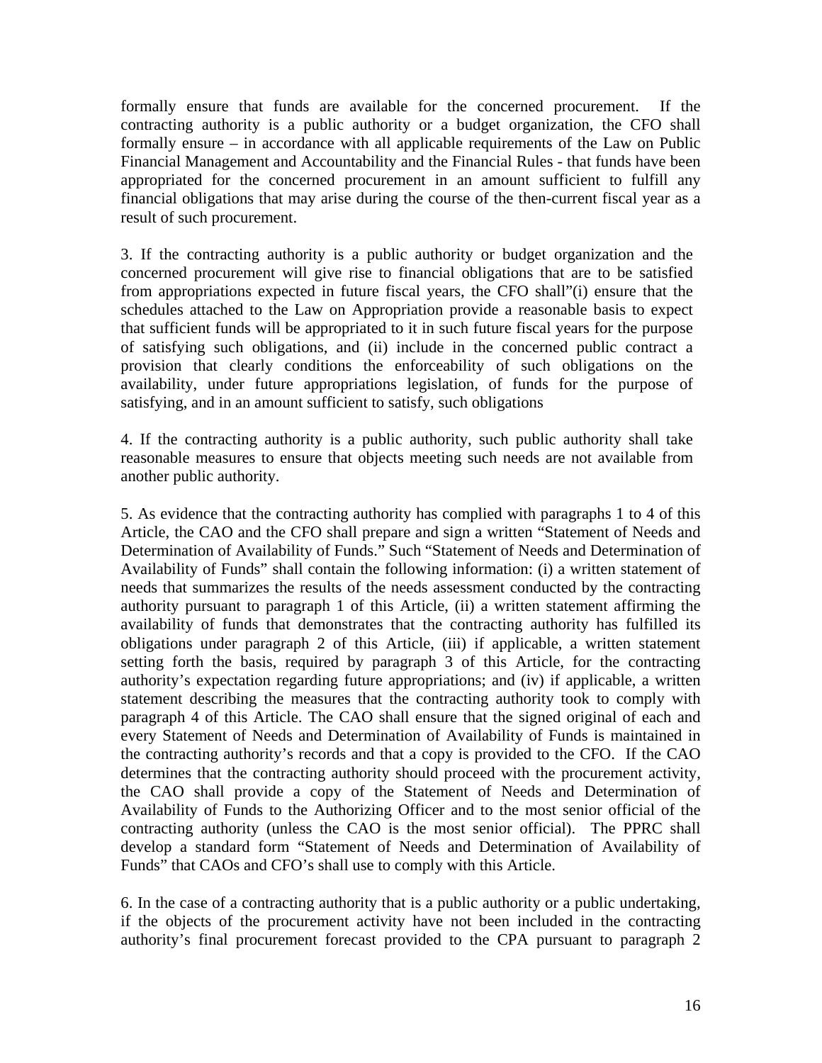formally ensure that funds are available for the concerned procurement. If the contracting authority is a public authority or a budget organization, the CFO shall formally ensure – in accordance with all applicable requirements of the Law on Public Financial Management and Accountability and the Financial Rules - that funds have been appropriated for the concerned procurement in an amount sufficient to fulfill any financial obligations that may arise during the course of the then-current fiscal year as a result of such procurement.

3. If the contracting authority is a public authority or budget organization and the concerned procurement will give rise to financial obligations that are to be satisfied from appropriations expected in future fiscal years, the CFO shall"(i) ensure that the schedules attached to the Law on Appropriation provide a reasonable basis to expect that sufficient funds will be appropriated to it in such future fiscal years for the purpose of satisfying such obligations, and (ii) include in the concerned public contract a provision that clearly conditions the enforceability of such obligations on the availability, under future appropriations legislation, of funds for the purpose of satisfying, and in an amount sufficient to satisfy, such obligations

4. If the contracting authority is a public authority, such public authority shall take reasonable measures to ensure that objects meeting such needs are not available from another public authority.

5. As evidence that the contracting authority has complied with paragraphs 1 to 4 of this Article, the CAO and the CFO shall prepare and sign a written "Statement of Needs and Determination of Availability of Funds." Such "Statement of Needs and Determination of Availability of Funds" shall contain the following information: (i) a written statement of needs that summarizes the results of the needs assessment conducted by the contracting authority pursuant to paragraph 1 of this Article, (ii) a written statement affirming the availability of funds that demonstrates that the contracting authority has fulfilled its obligations under paragraph 2 of this Article, (iii) if applicable, a written statement setting forth the basis, required by paragraph 3 of this Article, for the contracting authority's expectation regarding future appropriations; and (iv) if applicable, a written statement describing the measures that the contracting authority took to comply with paragraph 4 of this Article. The CAO shall ensure that the signed original of each and every Statement of Needs and Determination of Availability of Funds is maintained in the contracting authority's records and that a copy is provided to the CFO. If the CAO determines that the contracting authority should proceed with the procurement activity, the CAO shall provide a copy of the Statement of Needs and Determination of Availability of Funds to the Authorizing Officer and to the most senior official of the contracting authority (unless the CAO is the most senior official). The PPRC shall develop a standard form "Statement of Needs and Determination of Availability of Funds" that CAOs and CFO's shall use to comply with this Article.

6. In the case of a contracting authority that is a public authority or a public undertaking, if the objects of the procurement activity have not been included in the contracting authority's final procurement forecast provided to the CPA pursuant to paragraph 2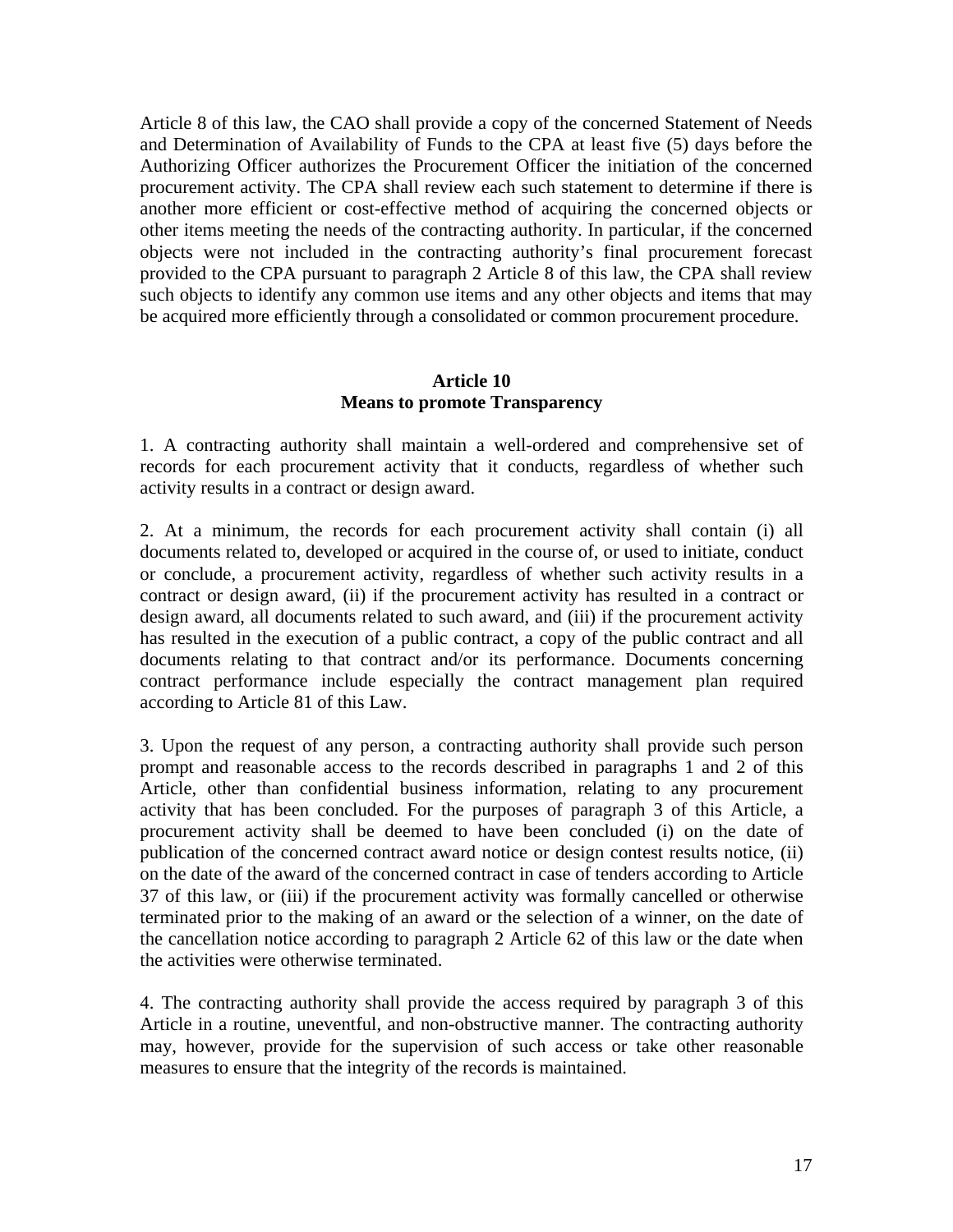Article 8 of this law, the CAO shall provide a copy of the concerned Statement of Needs and Determination of Availability of Funds to the CPA at least five (5) days before the Authorizing Officer authorizes the Procurement Officer the initiation of the concerned procurement activity. The CPA shall review each such statement to determine if there is another more efficient or cost-effective method of acquiring the concerned objects or other items meeting the needs of the contracting authority. In particular, if the concerned objects were not included in the contracting authority's final procurement forecast provided to the CPA pursuant to paragraph 2 Article 8 of this law, the CPA shall review such objects to identify any common use items and any other objects and items that may be acquired more efficiently through a consolidated or common procurement procedure.

### Article 10
### Means to promote Transparency

1. A contracting authority shall maintain a well-ordered and comprehensive set of records for each procurement activity that it conducts, regardless of whether such activity results in a contract or design award.

2. At a minimum, the records for each procurement activity shall contain (i) all documents related to, developed or acquired in the course of, or used to initiate, conduct or conclude, a procurement activity, regardless of whether such activity results in a contract or design award, (ii) if the procurement activity has resulted in a contract or design award, all documents related to such award, and (iii) if the procurement activity has resulted in the execution of a public contract, a copy of the public contract and all documents relating to that contract and/or its performance. Documents concerning contract performance include especially the contract management plan required according to Article 81 of this Law.

3. Upon the request of any person, a contracting authority shall provide such person prompt and reasonable access to the records described in paragraphs 1 and 2 of this Article, other than confidential business information, relating to any procurement activity that has been concluded. For the purposes of paragraph 3 of this Article, a procurement activity shall be deemed to have been concluded (i) on the date of publication of the concerned contract award notice or design contest results notice, (ii) on the date of the award of the concerned contract in case of tenders according to Article 37 of this law, or (iii) if the procurement activity was formally cancelled or otherwise terminated prior to the making of an award or the selection of a winner, on the date of the cancellation notice according to paragraph 2 Article 62 of this law or the date when the activities were otherwise terminated.

4. The contracting authority shall provide the access required by paragraph 3 of this Article in a routine, uneventful, and non-obstructive manner. The contracting authority may, however, provide for the supervision of such access or take other reasonable measures to ensure that the integrity of the records is maintained.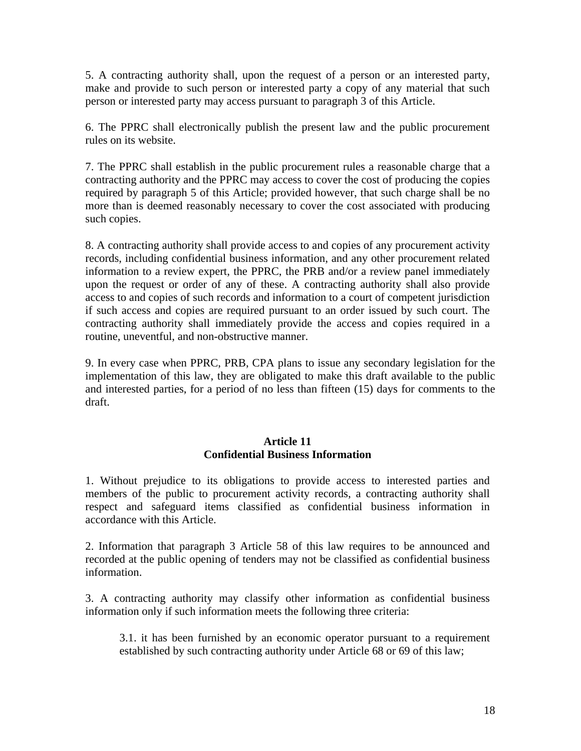5. A contracting authority shall, upon the request of a person or an interested party, make and provide to such person or interested party a copy of any material that such person or interested party may access pursuant to paragraph 3 of this Article.

6. The PPRC shall electronically publish the present law and the public procurement rules on its website.

7. The PPRC shall establish in the public procurement rules a reasonable charge that a contracting authority and the PPRC may access to cover the cost of producing the copies required by paragraph 5 of this Article; provided however, that such charge shall be no more than is deemed reasonably necessary to cover the cost associated with producing such copies.

8. A contracting authority shall provide access to and copies of any procurement activity records, including confidential business information, and any other procurement related information to a review expert, the PPRC, the PRB and/or a review panel immediately upon the request or order of any of these. A contracting authority shall also provide access to and copies of such records and information to a court of competent jurisdiction if such access and copies are required pursuant to an order issued by such court. The contracting authority shall immediately provide the access and copies required in a routine, uneventful, and non-obstructive manner.

9. In every case when PPRC, PRB, CPA plans to issue any secondary legislation for the implementation of this law, they are obligated to make this draft available to the public and interested parties, for a period of no less than fifteen (15) days for comments to the draft.

### Article 11
### Confidential Business Information

1. Without prejudice to its obligations to provide access to interested parties and members of the public to procurement activity records, a contracting authority shall respect and safeguard items classified as confidential business information in accordance with this Article.

2. Information that paragraph 3 Article 58 of this law requires to be announced and recorded at the public opening of tenders may not be classified as confidential business information.

3. A contracting authority may classify other information as confidential business information only if such information meets the following three criteria:

3.1. it has been furnished by an economic operator pursuant to a requirement established by such contracting authority under Article 68 or 69 of this law;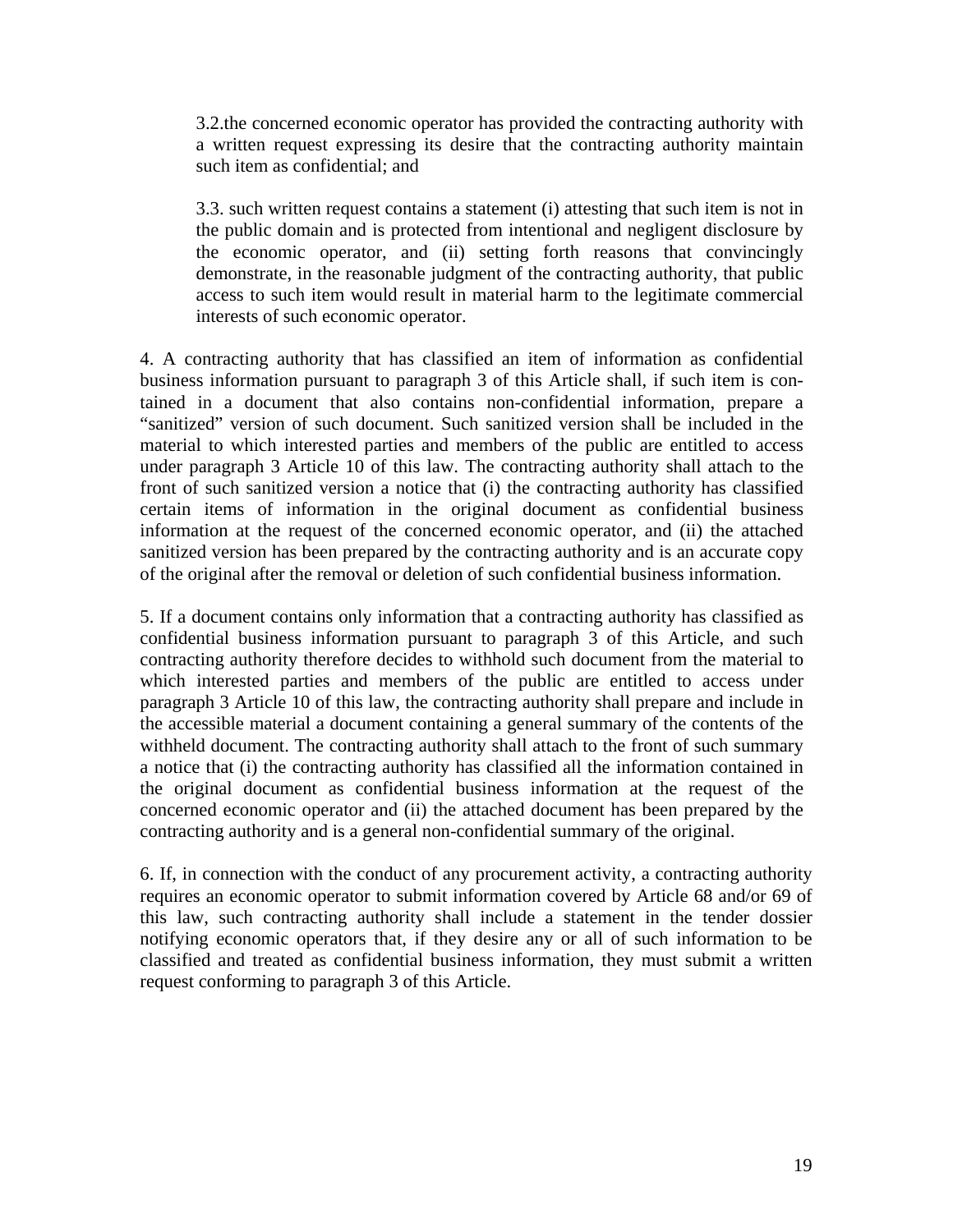3.2.the concerned economic operator has provided the contracting authority with a written request expressing its desire that the contracting authority maintain such item as confidential; and

3.3. such written request contains a statement (i) attesting that such item is not in the public domain and is protected from intentional and negligent disclosure by the economic operator, and (ii) setting forth reasons that convincingly demonstrate, in the reasonable judgment of the contracting authority, that public access to such item would result in material harm to the legitimate commercial interests of such economic operator.

4. A contracting authority that has classified an item of information as confidential business information pursuant to paragraph 3 of this Article shall, if such item is contained in a document that also contains non-confidential information, prepare a "sanitized" version of such document. Such sanitized version shall be included in the material to which interested parties and members of the public are entitled to access under paragraph 3 Article 10 of this law. The contracting authority shall attach to the front of such sanitized version a notice that (i) the contracting authority has classified certain items of information in the original document as confidential business information at the request of the concerned economic operator, and (ii) the attached sanitized version has been prepared by the contracting authority and is an accurate copy of the original after the removal or deletion of such confidential business information.

5. If a document contains only information that a contracting authority has classified as confidential business information pursuant to paragraph 3 of this Article, and such contracting authority therefore decides to withhold such document from the material to which interested parties and members of the public are entitled to access under paragraph 3 Article 10 of this law, the contracting authority shall prepare and include in the accessible material a document containing a general summary of the contents of the withheld document. The contracting authority shall attach to the front of such summary a notice that (i) the contracting authority has classified all the information contained in the original document as confidential business information at the request of the concerned economic operator and (ii) the attached document has been prepared by the contracting authority and is a general non-confidential summary of the original.

6. If, in connection with the conduct of any procurement activity, a contracting authority requires an economic operator to submit information covered by Article 68 and/or 69 of this law, such contracting authority shall include a statement in the tender dossier notifying economic operators that, if they desire any or all of such information to be classified and treated as confidential business information, they must submit a written request conforming to paragraph 3 of this Article.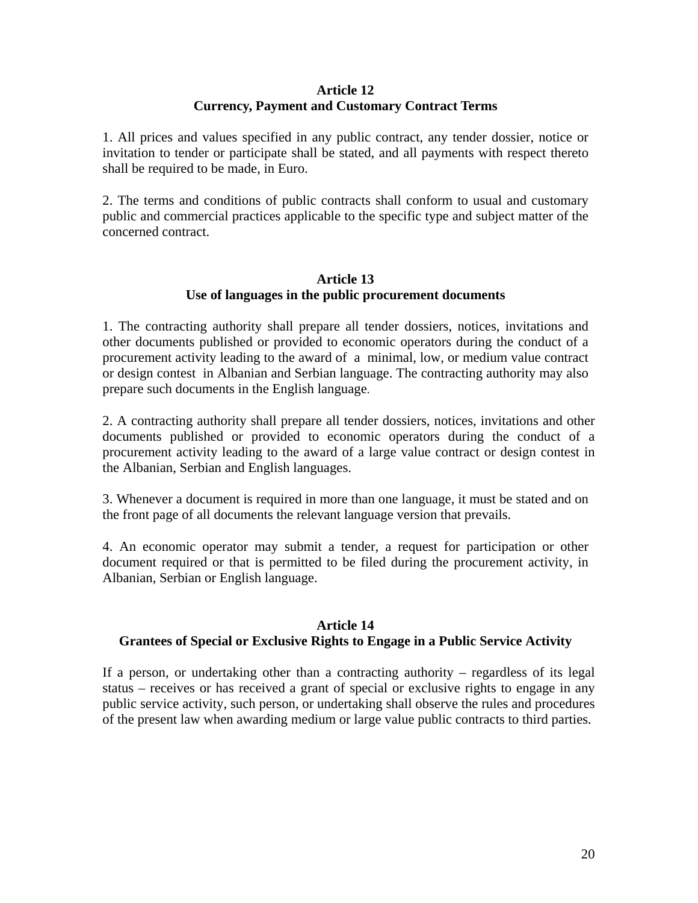### Article 12
### Currency, Payment and Customary Contract Terms

1. All prices and values specified in any public contract, any tender dossier, notice or invitation to tender or participate shall be stated, and all payments with respect thereto shall be required to be made, in Euro.

2. The terms and conditions of public contracts shall conform to usual and customary public and commercial practices applicable to the specific type and subject matter of the concerned contract.

### Article 13
### Use of languages in the public procurement documents

1. The contracting authority shall prepare all tender dossiers, notices, invitations and other documents published or provided to economic operators during the conduct of a procurement activity leading to the award of a minimal, low, or medium value contract or design contest in Albanian and Serbian language. The contracting authority may also prepare such documents in the English language.

2. A contracting authority shall prepare all tender dossiers, notices, invitations and other documents published or provided to economic operators during the conduct of a procurement activity leading to the award of a large value contract or design contest in the Albanian, Serbian and English languages.

3. Whenever a document is required in more than one language, it must be stated and on the front page of all documents the relevant language version that prevails.

4. An economic operator may submit a tender, a request for participation or other document required or that is permitted to be filed during the procurement activity, in Albanian, Serbian or English language.

### Article 14
### Grantees of Special or Exclusive Rights to Engage in a Public Service Activity

If a person, or undertaking other than a contracting authority – regardless of its legal status – receives or has received a grant of special or exclusive rights to engage in any public service activity, such person, or undertaking shall observe the rules and procedures of the present law when awarding medium or large value public contracts to third parties.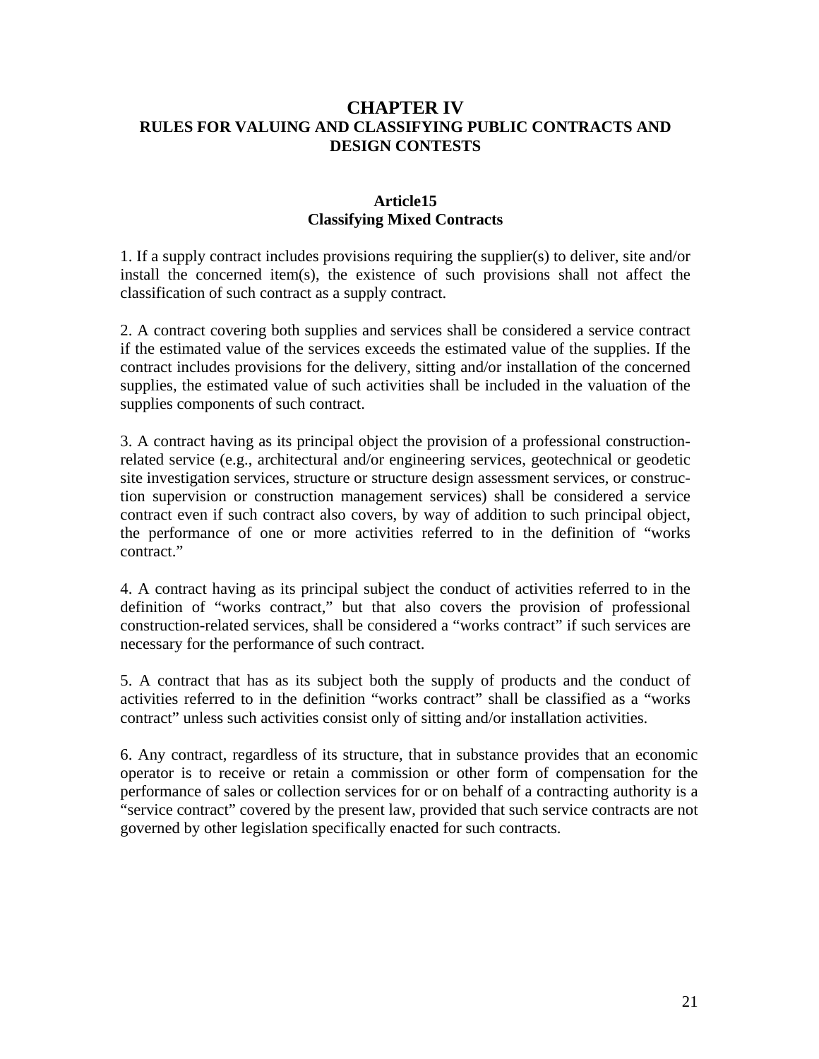# CHAPTER IV
## RULES FOR VALUING AND CLASSIFYING PUBLIC CONTRACTS AND DESIGN CONTESTS

### Article15
### Classifying Mixed Contracts

1. If a supply contract includes provisions requiring the supplier(s) to deliver, site and/or install the concerned item(s), the existence of such provisions shall not affect the classification of such contract as a supply contract.

2. A contract covering both supplies and services shall be considered a service contract if the estimated value of the services exceeds the estimated value of the supplies. If the contract includes provisions for the delivery, sitting and/or installation of the concerned supplies, the estimated value of such activities shall be included in the valuation of the supplies components of such contract.

3. A contract having as its principal object the provision of a professional construction-related service (e.g., architectural and/or engineering services, geotechnical or geodetic site investigation services, structure or structure design assessment services, or construction supervision or construction management services) shall be considered a service contract even if such contract also covers, by way of addition to such principal object, the performance of one or more activities referred to in the definition of "works contract."

4. A contract having as its principal subject the conduct of activities referred to in the definition of "works contract," but that also covers the provision of professional construction-related services, shall be considered a "works contract" if such services are necessary for the performance of such contract.

5. A contract that has as its subject both the supply of products and the conduct of activities referred to in the definition "works contract" shall be classified as a "works contract" unless such activities consist only of sitting and/or installation activities.

6. Any contract, regardless of its structure, that in substance provides that an economic operator is to receive or retain a commission or other form of compensation for the performance of sales or collection services for or on behalf of a contracting authority is a "service contract" covered by the present law, provided that such service contracts are not governed by other legislation specifically enacted for such contracts.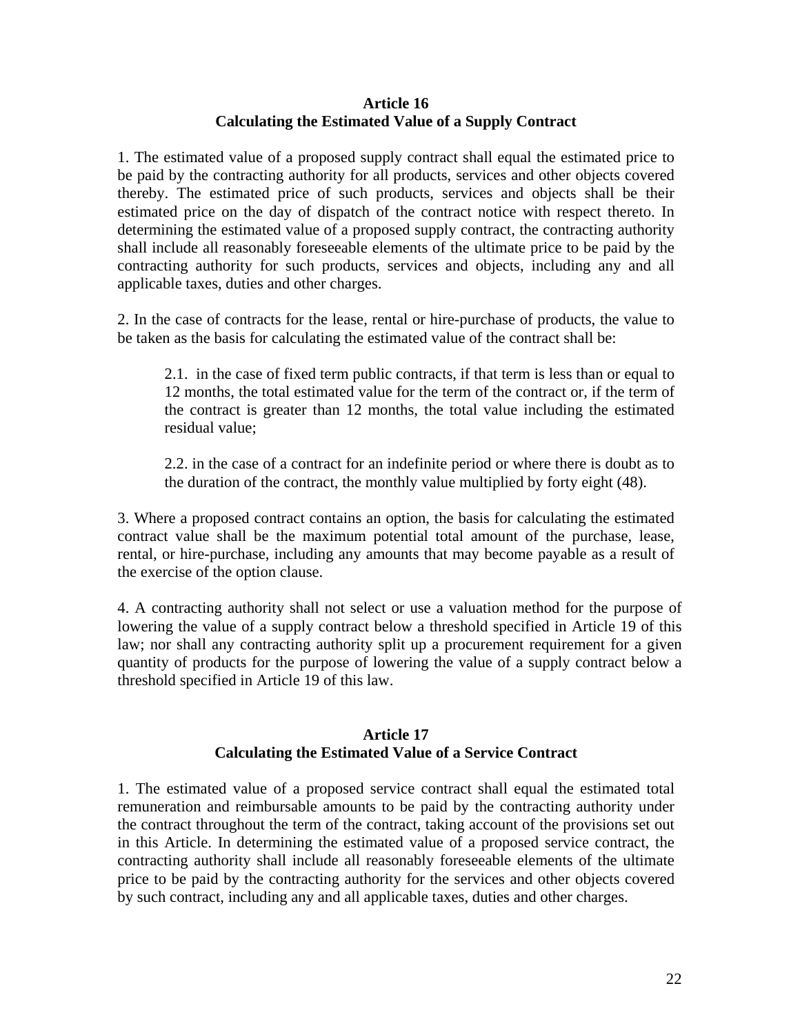## Article 16
## Calculating the Estimated Value of a Supply Contract

1. The estimated value of a proposed supply contract shall equal the estimated price to be paid by the contracting authority for all products, services and other objects covered thereby. The estimated price of such products, services and objects shall be their estimated price on the day of dispatch of the contract notice with respect thereto. In determining the estimated value of a proposed supply contract, the contracting authority shall include all reasonably foreseeable elements of the ultimate price to be paid by the contracting authority for such products, services and objects, including any and all applicable taxes, duties and other charges.

2. In the case of contracts for the lease, rental or hire-purchase of products, the value to be taken as the basis for calculating the estimated value of the contract shall be:

> 2.1. in the case of fixed term public contracts, if that term is less than or equal to 12 months, the total estimated value for the term of the contract or, if the term of the contract is greater than 12 months, the total value including the estimated residual value;
>
> 2.2. in the case of a contract for an indefinite period or where there is doubt as to the duration of the contract, the monthly value multiplied by forty eight (48).

3. Where a proposed contract contains an option, the basis for calculating the estimated contract value shall be the maximum potential total amount of the purchase, lease, rental, or hire-purchase, including any amounts that may become payable as a result of the exercise of the option clause.

4. A contracting authority shall not select or use a valuation method for the purpose of lowering the value of a supply contract below a threshold specified in Article 19 of this law; nor shall any contracting authority split up a procurement requirement for a given quantity of products for the purpose of lowering the value of a supply contract below a threshold specified in Article 19 of this law.

## Article 17
## Calculating the Estimated Value of a Service Contract

1. The estimated value of a proposed service contract shall equal the estimated total remuneration and reimbursable amounts to be paid by the contracting authority under the contract throughout the term of the contract, taking account of the provisions set out in this Article. In determining the estimated value of a proposed service contract, the contracting authority shall include all reasonably foreseeable elements of the ultimate price to be paid by the contracting authority for the services and other objects covered by such contract, including any and all applicable taxes, duties and other charges.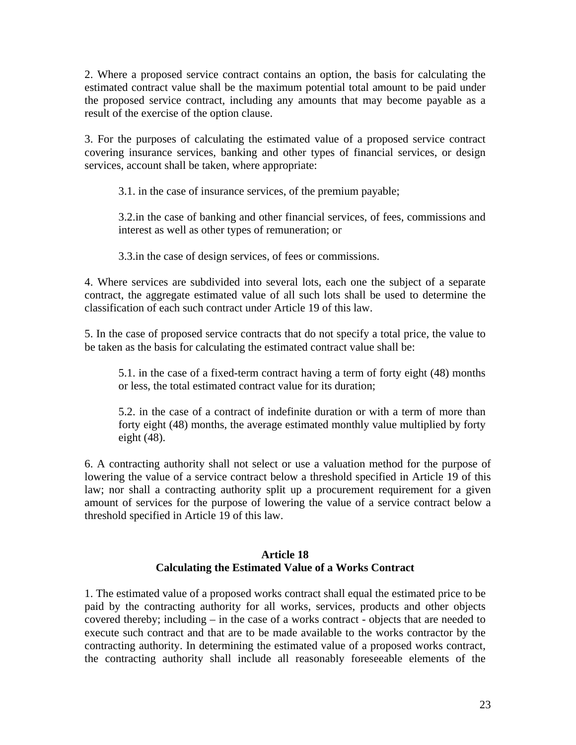2. Where a proposed service contract contains an option, the basis for calculating the estimated contract value shall be the maximum potential total amount to be paid under the proposed service contract, including any amounts that may become payable as a result of the exercise of the option clause.

3. For the purposes of calculating the estimated value of a proposed service contract covering insurance services, banking and other types of financial services, or design services, account shall be taken, where appropriate:

> 3.1. in the case of insurance services, of the premium payable;
>
> 3.2.in the case of banking and other financial services, of fees, commissions and interest as well as other types of remuneration; or
>
> 3.3.in the case of design services, of fees or commissions.

4. Where services are subdivided into several lots, each one the subject of a separate contract, the aggregate estimated value of all such lots shall be used to determine the classification of each such contract under Article 19 of this law.

5. In the case of proposed service contracts that do not specify a total price, the value to be taken as the basis for calculating the estimated contract value shall be:

> 5.1. in the case of a fixed-term contract having a term of forty eight (48) months or less, the total estimated contract value for its duration;
>
> 5.2. in the case of a contract of indefinite duration or with a term of more than forty eight (48) months, the average estimated monthly value multiplied by forty eight (48).

6. A contracting authority shall not select or use a valuation method for the purpose of lowering the value of a service contract below a threshold specified in Article 19 of this law; nor shall a contracting authority split up a procurement requirement for a given amount of services for the purpose of lowering the value of a service contract below a threshold specified in Article 19 of this law.

### Article 18
### Calculating the Estimated Value of a Works Contract

1. The estimated value of a proposed works contract shall equal the estimated price to be paid by the contracting authority for all works, services, products and other objects covered thereby; including – in the case of a works contract - objects that are needed to execute such contract and that are to be made available to the works contractor by the contracting authority. In determining the estimated value of a proposed works contract, the contracting authority shall include all reasonably foreseeable elements of the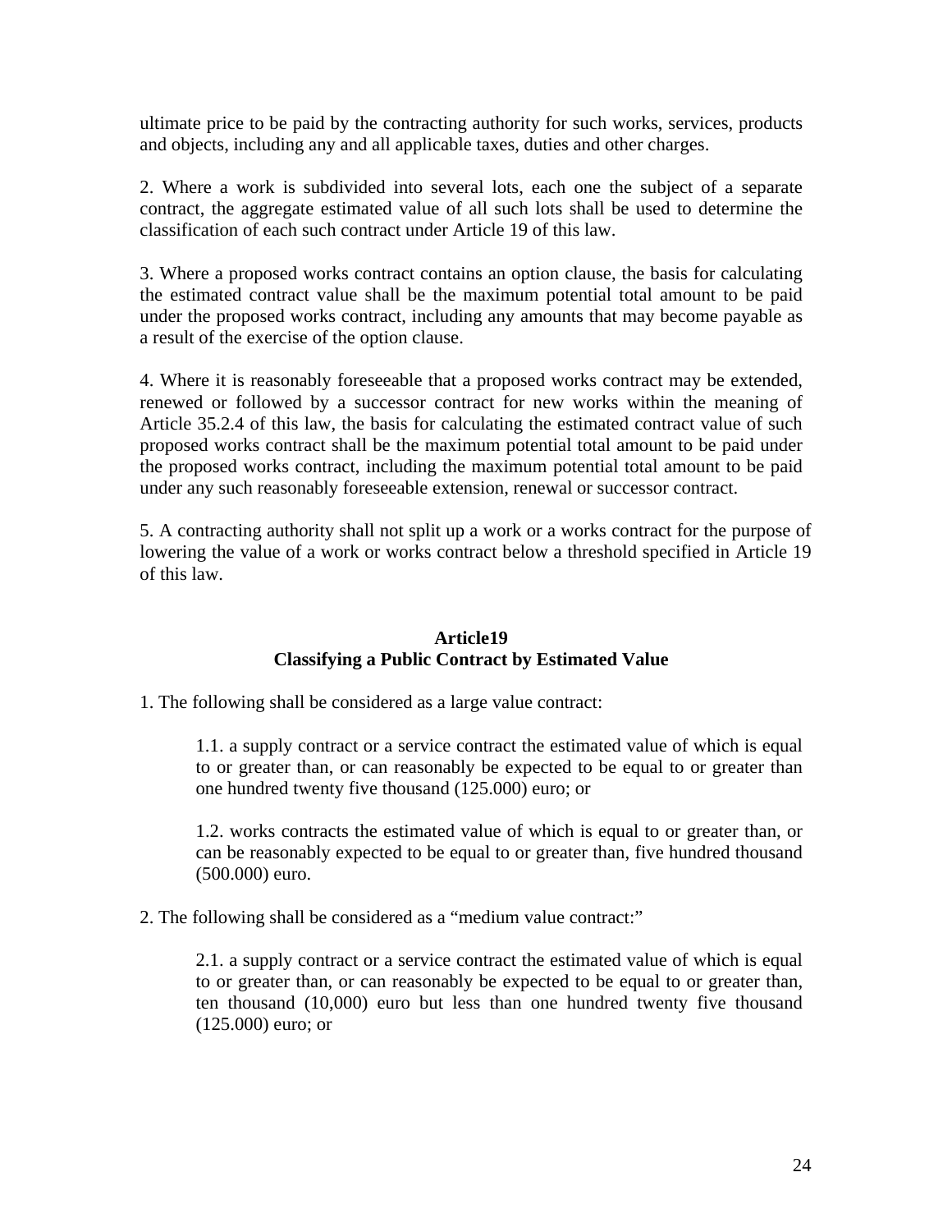ultimate price to be paid by the contracting authority for such works, services, products and objects, including any and all applicable taxes, duties and other charges.

2. Where a work is subdivided into several lots, each one the subject of a separate contract, the aggregate estimated value of all such lots shall be used to determine the classification of each such contract under Article 19 of this law.

3. Where a proposed works contract contains an option clause, the basis for calculating the estimated contract value shall be the maximum potential total amount to be paid under the proposed works contract, including any amounts that may become payable as a result of the exercise of the option clause.

4. Where it is reasonably foreseeable that a proposed works contract may be extended, renewed or followed by a successor contract for new works within the meaning of Article 35.2.4 of this law, the basis for calculating the estimated contract value of such proposed works contract shall be the maximum potential total amount to be paid under the proposed works contract, including the maximum potential total amount to be paid under any such reasonably foreseeable extension, renewal or successor contract.

5. A contracting authority shall not split up a work or a works contract for the purpose of lowering the value of a work or works contract below a threshold specified in Article 19 of this law.

**Article19**
**Classifying a Public Contract by Estimated Value**

1. The following shall be considered as a large value contract:

> 1.1. a supply contract or a service contract the estimated value of which is equal to or greater than, or can reasonably be expected to be equal to or greater than one hundred twenty five thousand (125.000) euro; or
>
> 1.2. works contracts the estimated value of which is equal to or greater than, or can be reasonably expected to be equal to or greater than, five hundred thousand (500.000) euro.

2. The following shall be considered as a “medium value contract:”

> 2.1. a supply contract or a service contract the estimated value of which is equal to or greater than, or can reasonably be expected to be equal to or greater than, ten thousand (10,000) euro but less than one hundred twenty five thousand (125.000) euro; or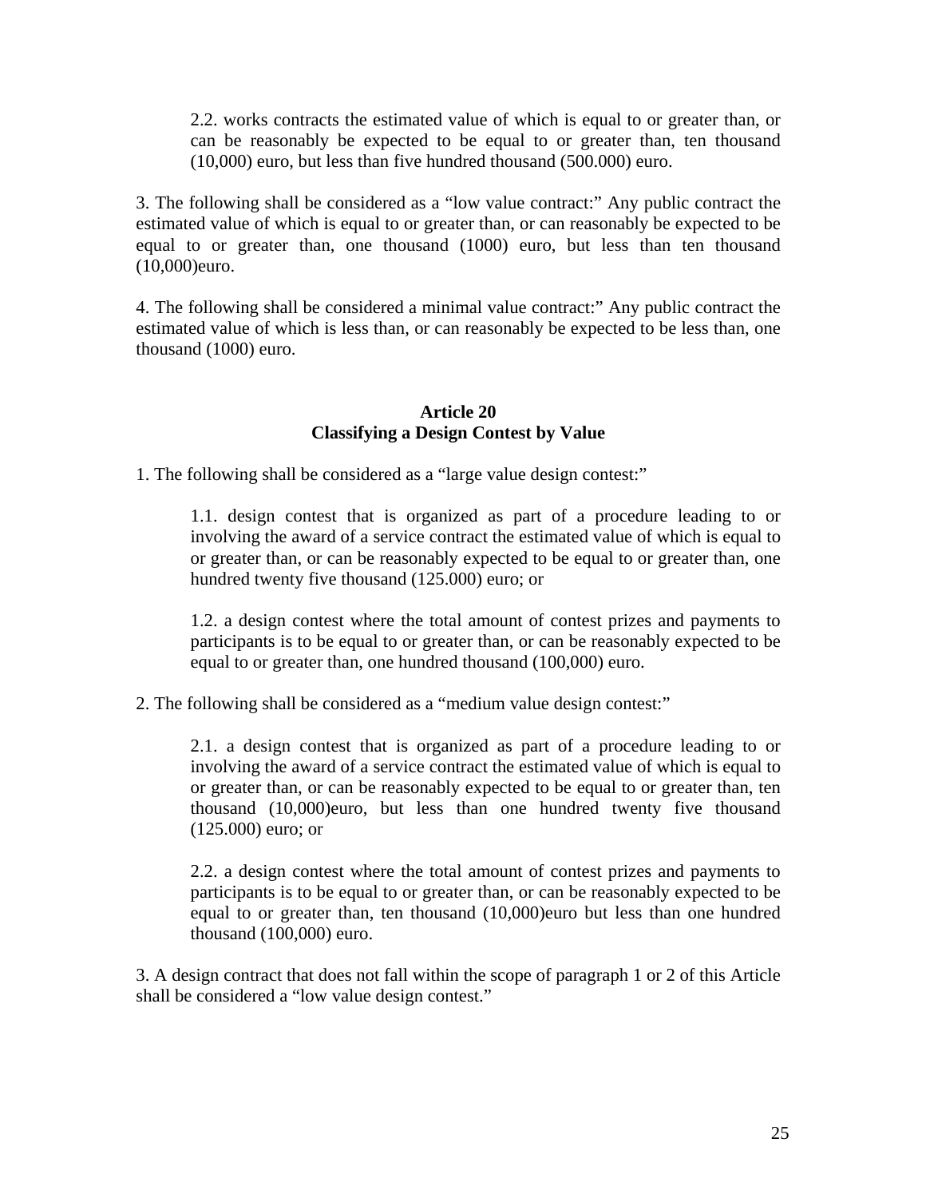2.2. works contracts the estimated value of which is equal to or greater than, or can be reasonably be expected to be equal to or greater than, ten thousand (10,000) euro, but less than five hundred thousand (500.000) euro.

3. The following shall be considered as a "low value contract:" Any public contract the estimated value of which is equal to or greater than, or can reasonably be expected to be equal to or greater than, one thousand (1000) euro, but less than ten thousand (10,000)euro.

4. The following shall be considered a minimal value contract:" Any public contract the estimated value of which is less than, or can reasonably be expected to be less than, one thousand (1000) euro.

### Article 20
### Classifying a Design Contest by Value

1. The following shall be considered as a "large value design contest:"

> 1.1. design contest that is organized as part of a procedure leading to or involving the award of a service contract the estimated value of which is equal to or greater than, or can be reasonably expected to be equal to or greater than, one hundred twenty five thousand (125.000) euro; or
>
> 1.2. a design contest where the total amount of contest prizes and payments to participants is to be equal to or greater than, or can be reasonably expected to be equal to or greater than, one hundred thousand (100,000) euro.

2. The following shall be considered as a "medium value design contest:"

> 2.1. a design contest that is organized as part of a procedure leading to or involving the award of a service contract the estimated value of which is equal to or greater than, or can be reasonably expected to be equal to or greater than, ten thousand (10,000)euro, but less than one hundred twenty five thousand (125.000) euro; or
>
> 2.2. a design contest where the total amount of contest prizes and payments to participants is to be equal to or greater than, or can be reasonably expected to be equal to or greater than, ten thousand (10,000)euro but less than one hundred thousand (100,000) euro.

3. A design contract that does not fall within the scope of paragraph 1 or 2 of this Article shall be considered a "low value design contest."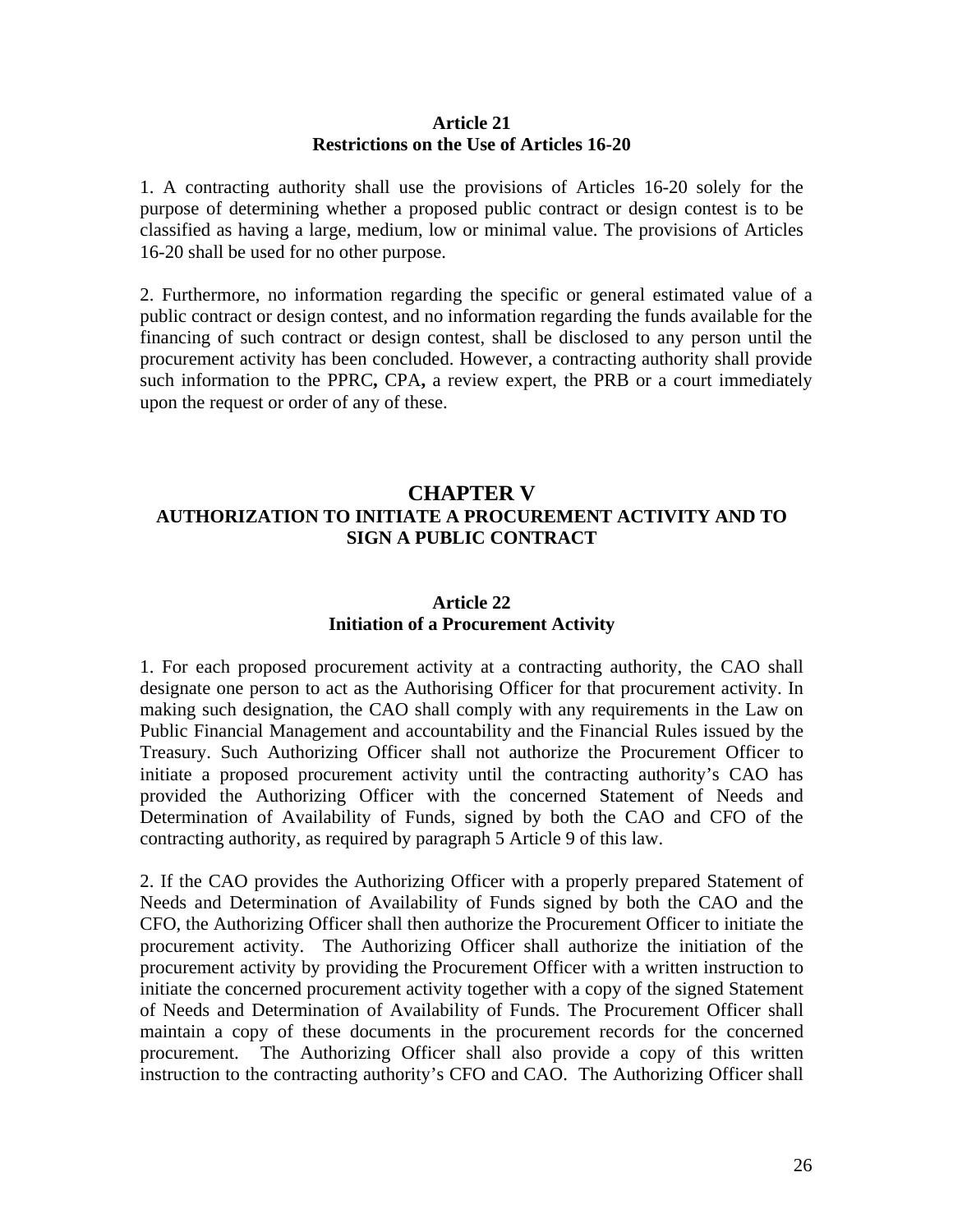### Article 21
### Restrictions on the Use of Articles 16-20

1. A contracting authority shall use the provisions of Articles 16-20 solely for the purpose of determining whether a proposed public contract or design contest is to be classified as having a large, medium, low or minimal value. The provisions of Articles 16-20 shall be used for no other purpose.

2. Furthermore, no information regarding the specific or general estimated value of a public contract or design contest, and no information regarding the funds available for the financing of such contract or design contest, shall be disclosed to any person until the procurement activity has been concluded. However, a contracting authority shall provide such information to the PPRC**,** CPA**,** a review expert, the PRB or a court immediately upon the request or order of any of these.

## CHAPTER V
## AUTHORIZATION TO INITIATE A PROCUREMENT ACTIVITY AND TO SIGN A PUBLIC CONTRACT

### Article 22
### Initiation of a Procurement Activity

1. For each proposed procurement activity at a contracting authority, the CAO shall designate one person to act as the Authorising Officer for that procurement activity. In making such designation, the CAO shall comply with any requirements in the Law on Public Financial Management and accountability and the Financial Rules issued by the Treasury. Such Authorizing Officer shall not authorize the Procurement Officer to initiate a proposed procurement activity until the contracting authority's CAO has provided the Authorizing Officer with the concerned Statement of Needs and Determination of Availability of Funds, signed by both the CAO and CFO of the contracting authority, as required by paragraph 5 Article 9 of this law.

2. If the CAO provides the Authorizing Officer with a properly prepared Statement of Needs and Determination of Availability of Funds signed by both the CAO and the CFO, the Authorizing Officer shall then authorize the Procurement Officer to initiate the procurement activity. The Authorizing Officer shall authorize the initiation of the procurement activity by providing the Procurement Officer with a written instruction to initiate the concerned procurement activity together with a copy of the signed Statement of Needs and Determination of Availability of Funds. The Procurement Officer shall maintain a copy of these documents in the procurement records for the concerned procurement. The Authorizing Officer shall also provide a copy of this written instruction to the contracting authority's CFO and CAO. The Authorizing Officer shall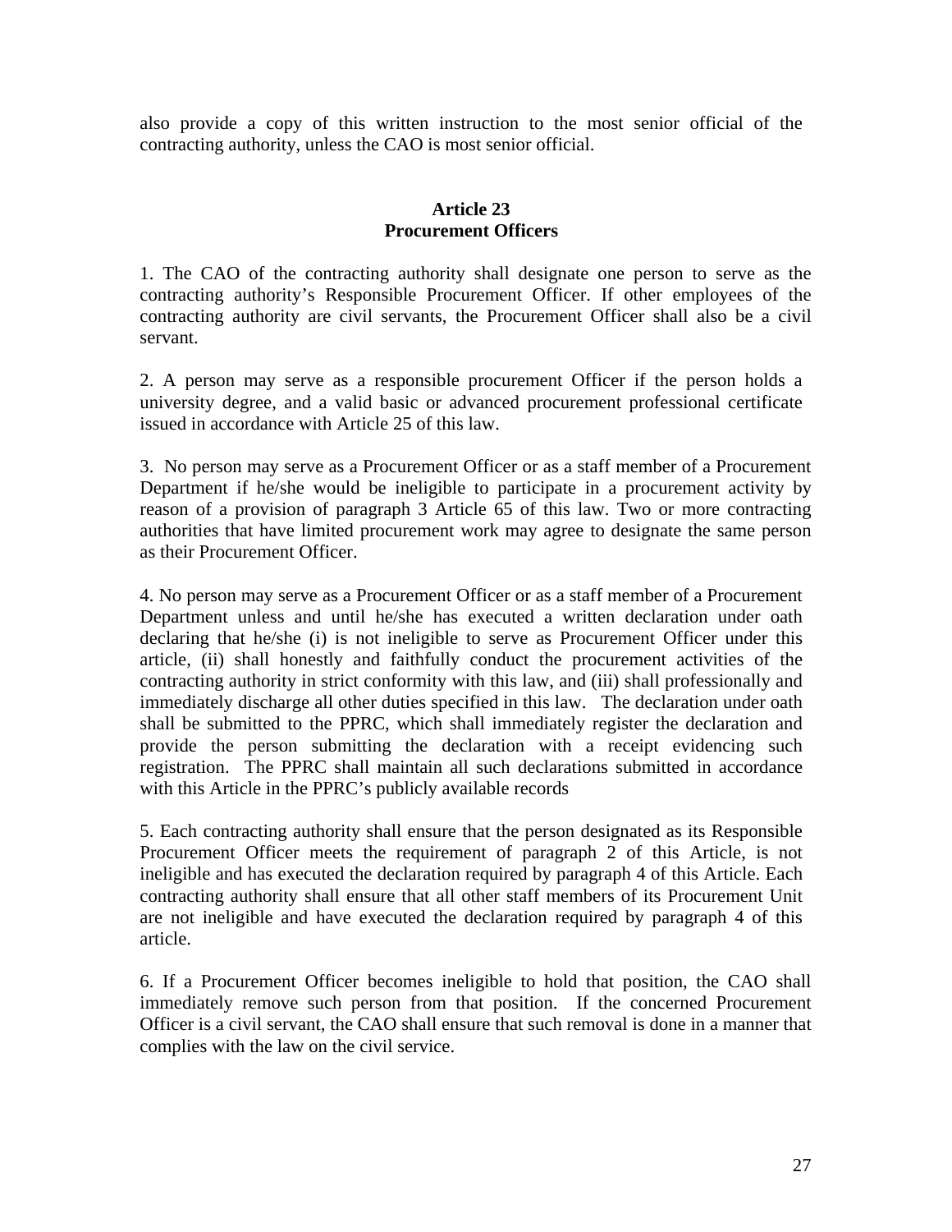also provide a copy of this written instruction to the most senior official of the contracting authority, unless the CAO is most senior official.

## Article 23
## Procurement Officers

1. The CAO of the contracting authority shall designate one person to serve as the contracting authority's Responsible Procurement Officer. If other employees of the contracting authority are civil servants, the Procurement Officer shall also be a civil servant.

2. A person may serve as a responsible procurement Officer if the person holds a university degree, and a valid basic or advanced procurement professional certificate issued in accordance with Article 25 of this law.

3. No person may serve as a Procurement Officer or as a staff member of a Procurement Department if he/she would be ineligible to participate in a procurement activity by reason of a provision of paragraph 3 Article 65 of this law. Two or more contracting authorities that have limited procurement work may agree to designate the same person as their Procurement Officer.

4. No person may serve as a Procurement Officer or as a staff member of a Procurement Department unless and until he/she has executed a written declaration under oath declaring that he/she (i) is not ineligible to serve as Procurement Officer under this article, (ii) shall honestly and faithfully conduct the procurement activities of the contracting authority in strict conformity with this law, and (iii) shall professionally and immediately discharge all other duties specified in this law. The declaration under oath shall be submitted to the PPRC, which shall immediately register the declaration and provide the person submitting the declaration with a receipt evidencing such registration. The PPRC shall maintain all such declarations submitted in accordance with this Article in the PPRC's publicly available records

5. Each contracting authority shall ensure that the person designated as its Responsible Procurement Officer meets the requirement of paragraph 2 of this Article, is not ineligible and has executed the declaration required by paragraph 4 of this Article. Each contracting authority shall ensure that all other staff members of its Procurement Unit are not ineligible and have executed the declaration required by paragraph 4 of this article.

6. If a Procurement Officer becomes ineligible to hold that position, the CAO shall immediately remove such person from that position. If the concerned Procurement Officer is a civil servant, the CAO shall ensure that such removal is done in a manner that complies with the law on the civil service.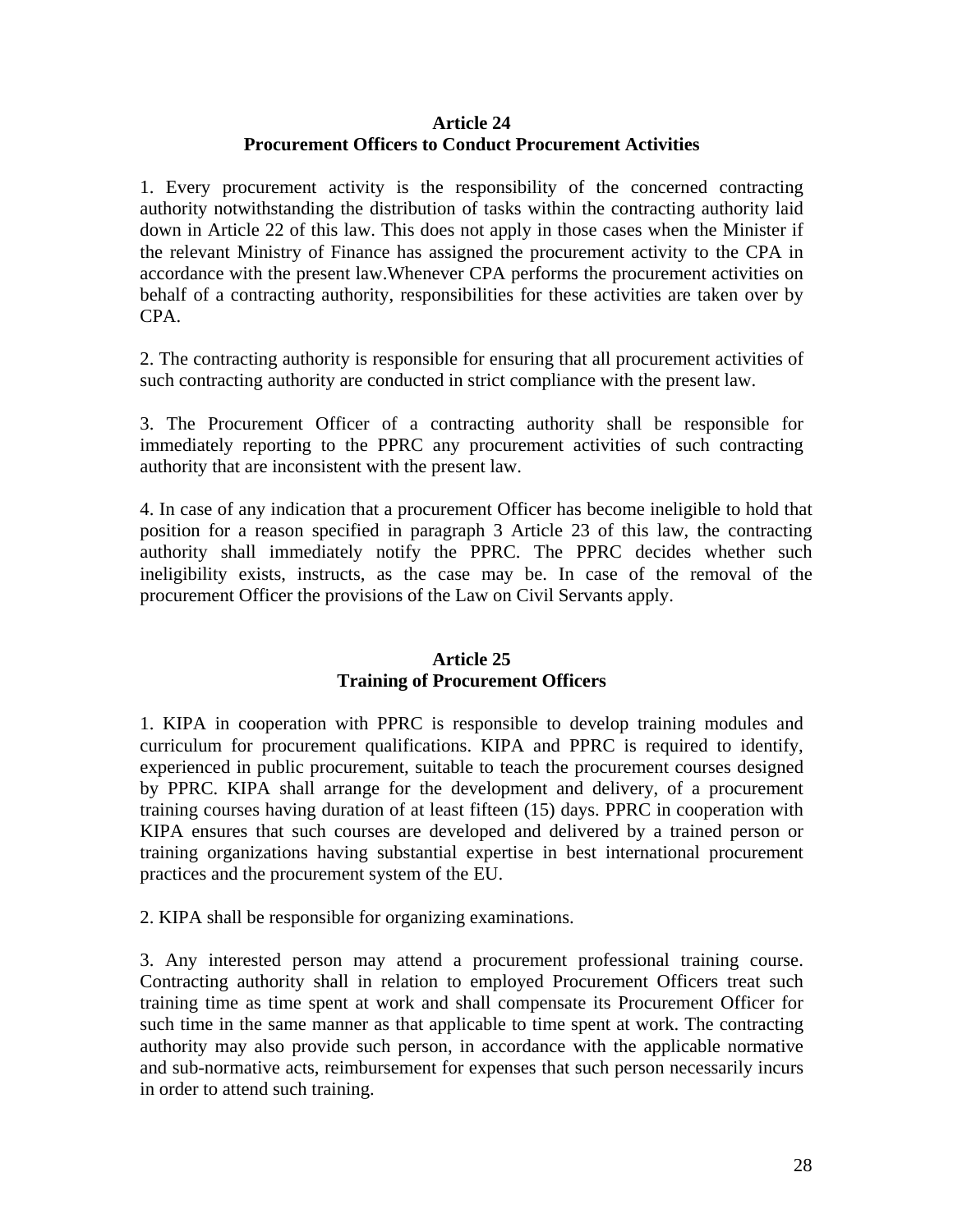**Article 24**
**Procurement Officers to Conduct Procurement Activities**

1. Every procurement activity is the responsibility of the concerned contracting authority notwithstanding the distribution of tasks within the contracting authority laid down in Article 22 of this law. This does not apply in those cases when the Minister if the relevant Ministry of Finance has assigned the procurement activity to the CPA in accordance with the present law.Whenever CPA performs the procurement activities on behalf of a contracting authority, responsibilities for these activities are taken over by CPA.

2. The contracting authority is responsible for ensuring that all procurement activities of such contracting authority are conducted in strict compliance with the present law.

3. The Procurement Officer of a contracting authority shall be responsible for immediately reporting to the PPRC any procurement activities of such contracting authority that are inconsistent with the present law.

4. In case of any indication that a procurement Officer has become ineligible to hold that position for a reason specified in paragraph 3 Article 23 of this law, the contracting authority shall immediately notify the PPRC. The PPRC decides whether such ineligibility exists, instructs, as the case may be. In case of the removal of the procurement Officer the provisions of the Law on Civil Servants apply.

**Article 25**
**Training of Procurement Officers**

1. KIPA in cooperation with PPRC is responsible to develop training modules and curriculum for procurement qualifications. KIPA and PPRC is required to identify, experienced in public procurement, suitable to teach the procurement courses designed by PPRC. KIPA shall arrange for the development and delivery, of a procurement training courses having duration of at least fifteen (15) days. PPRC in cooperation with KIPA ensures that such courses are developed and delivered by a trained person or training organizations having substantial expertise in best international procurement practices and the procurement system of the EU.

2. KIPA shall be responsible for organizing examinations.

3. Any interested person may attend a procurement professional training course. Contracting authority shall in relation to employed Procurement Officers treat such training time as time spent at work and shall compensate its Procurement Officer for such time in the same manner as that applicable to time spent at work. The contracting authority may also provide such person, in accordance with the applicable normative and sub-normative acts, reimbursement for expenses that such person necessarily incurs in order to attend such training.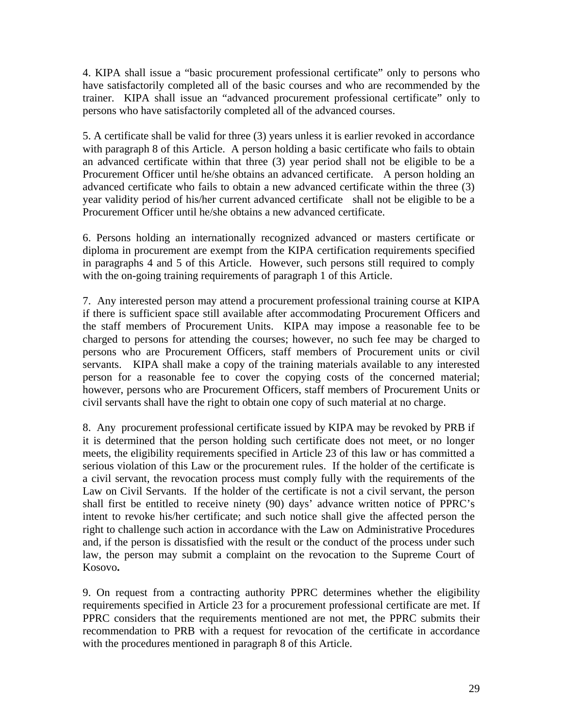4. KIPA shall issue a “basic procurement professional certificate” only to persons who have satisfactorily completed all of the basic courses and who are recommended by the trainer. KIPA shall issue an “advanced procurement professional certificate” only to persons who have satisfactorily completed all of the advanced courses.

5. A certificate shall be valid for three (3) years unless it is earlier revoked in accordance with paragraph 8 of this Article. A person holding a basic certificate who fails to obtain an advanced certificate within that three (3) year period shall not be eligible to be a Procurement Officer until he/she obtains an advanced certificate. A person holding an advanced certificate who fails to obtain a new advanced certificate within the three (3) year validity period of his/her current advanced certificate shall not be eligible to be a Procurement Officer until he/she obtains a new advanced certificate.

6. Persons holding an internationally recognized advanced or masters certificate or diploma in procurement are exempt from the KIPA certification requirements specified in paragraphs 4 and 5 of this Article. However, such persons still required to comply with the on-going training requirements of paragraph 1 of this Article.

7. Any interested person may attend a procurement professional training course at KIPA if there is sufficient space still available after accommodating Procurement Officers and the staff members of Procurement Units. KIPA may impose a reasonable fee to be charged to persons for attending the courses; however, no such fee may be charged to persons who are Procurement Officers, staff members of Procurement units or civil servants. KIPA shall make a copy of the training materials available to any interested person for a reasonable fee to cover the copying costs of the concerned material; however, persons who are Procurement Officers, staff members of Procurement Units or civil servants shall have the right to obtain one copy of such material at no charge.

8. Any procurement professional certificate issued by KIPA may be revoked by PRB if it is determined that the person holding such certificate does not meet, or no longer meets, the eligibility requirements specified in Article 23 of this law or has committed a serious violation of this Law or the procurement rules. If the holder of the certificate is a civil servant, the revocation process must comply fully with the requirements of the Law on Civil Servants. If the holder of the certificate is not a civil servant, the person shall first be entitled to receive ninety (90) days’ advance written notice of PPRC’s intent to revoke his/her certificate; and such notice shall give the affected person the right to challenge such action in accordance with the Law on Administrative Procedures and, if the person is dissatisfied with the result or the conduct of the process under such law, the person may submit a complaint on the revocation to the Supreme Court of Kosovo**.**

9. On request from a contracting authority PPRC determines whether the eligibility requirements specified in Article 23 for a procurement professional certificate are met. If PPRC considers that the requirements mentioned are not met, the PPRC submits their recommendation to PRB with a request for revocation of the certificate in accordance with the procedures mentioned in paragraph 8 of this Article.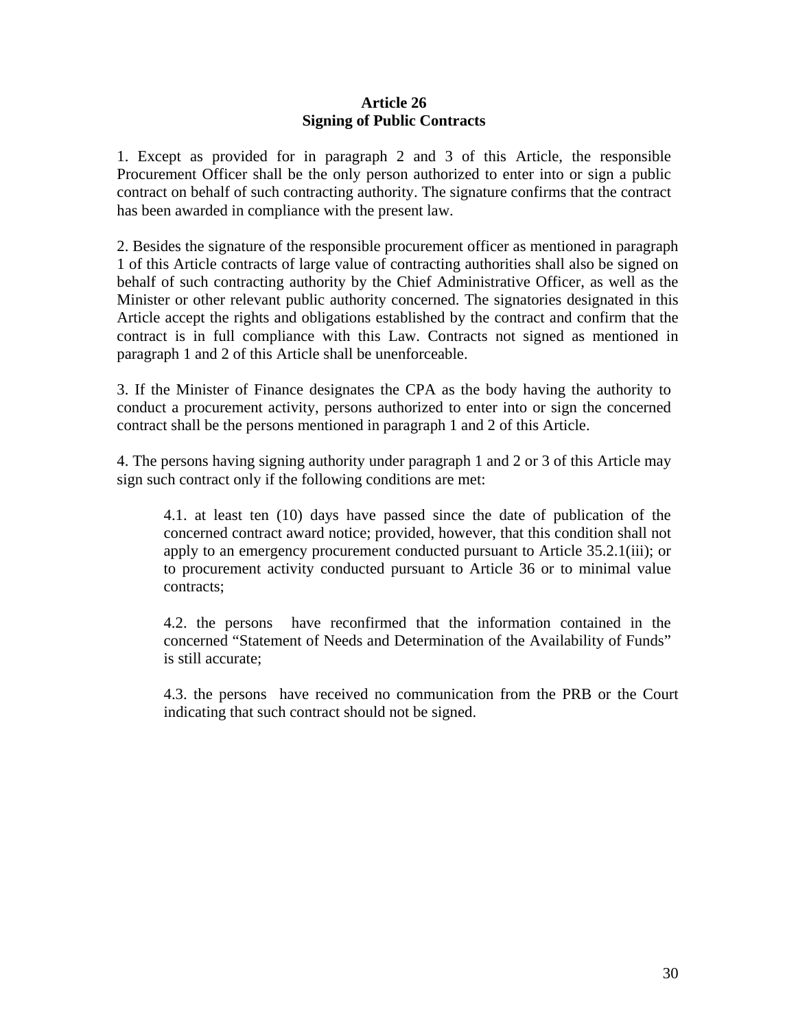**Article 26**
**Signing of Public Contracts**

1. Except as provided for in paragraph 2 and 3 of this Article, the responsible Procurement Officer shall be the only person authorized to enter into or sign a public contract on behalf of such contracting authority. The signature confirms that the contract has been awarded in compliance with the present law.

2. Besides the signature of the responsible procurement officer as mentioned in paragraph 1 of this Article contracts of large value of contracting authorities shall also be signed on behalf of such contracting authority by the Chief Administrative Officer, as well as the Minister or other relevant public authority concerned. The signatories designated in this Article accept the rights and obligations established by the contract and confirm that the contract is in full compliance with this Law. Contracts not signed as mentioned in paragraph 1 and 2 of this Article shall be unenforceable.

3. If the Minister of Finance designates the CPA as the body having the authority to conduct a procurement activity, persons authorized to enter into or sign the concerned contract shall be the persons mentioned in paragraph 1 and 2 of this Article.

4. The persons having signing authority under paragraph 1 and 2 or 3 of this Article may sign such contract only if the following conditions are met:

> 4.1. at least ten (10) days have passed since the date of publication of the concerned contract award notice; provided, however, that this condition shall not apply to an emergency procurement conducted pursuant to Article 35.2.1(iii); or to procurement activity conducted pursuant to Article 36 or to minimal value contracts;
>
> 4.2. the persons have reconfirmed that the information contained in the concerned "Statement of Needs and Determination of the Availability of Funds" is still accurate;
>
> 4.3. the persons have received no communication from the PRB or the Court indicating that such contract should not be signed.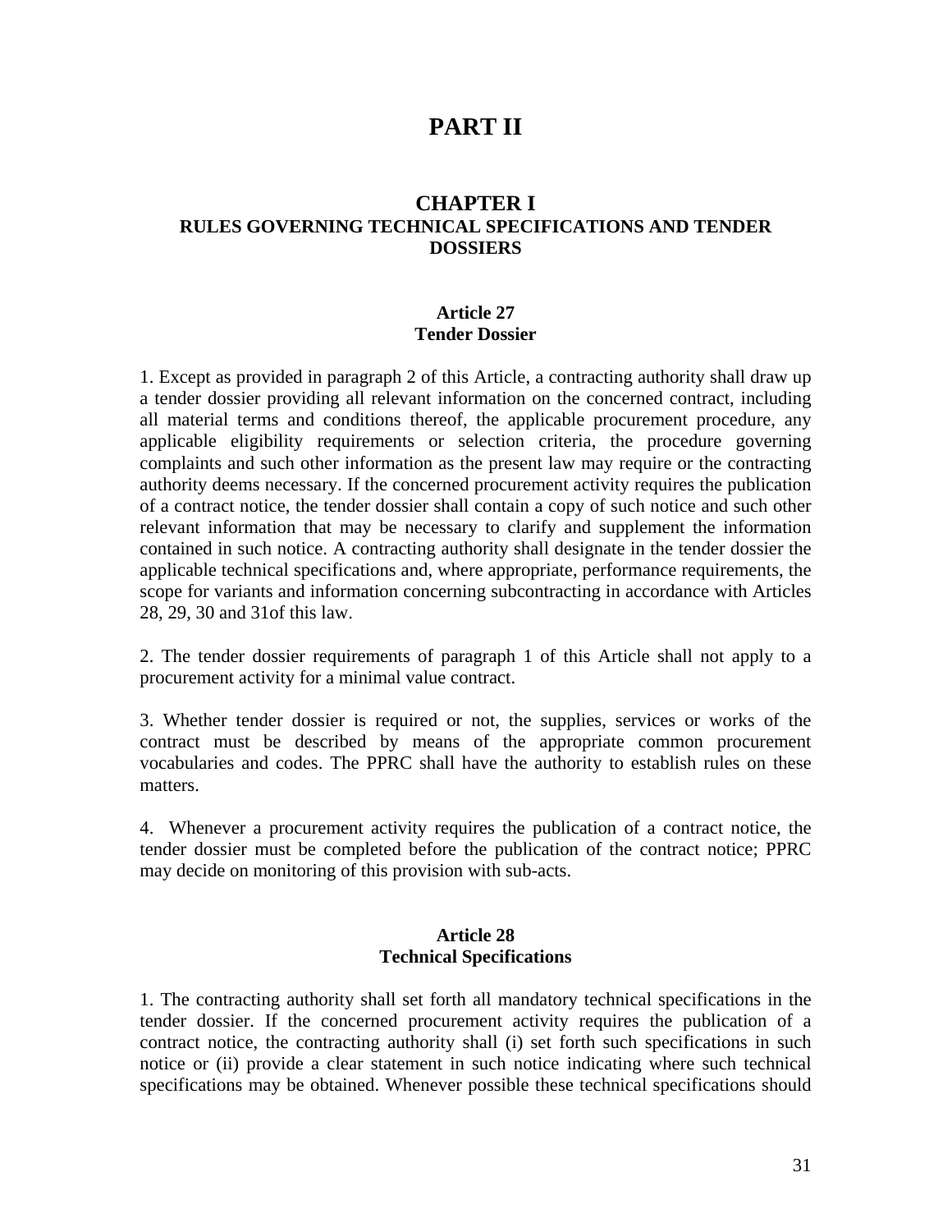# PART II

## CHAPTER I
## RULES GOVERNING TECHNICAL SPECIFICATIONS AND TENDER DOSSIERS

### Article 27
### Tender Dossier

1. Except as provided in paragraph 2 of this Article, a contracting authority shall draw up a tender dossier providing all relevant information on the concerned contract, including all material terms and conditions thereof, the applicable procurement procedure, any applicable eligibility requirements or selection criteria, the procedure governing complaints and such other information as the present law may require or the contracting authority deems necessary. If the concerned procurement activity requires the publication of a contract notice, the tender dossier shall contain a copy of such notice and such other relevant information that may be necessary to clarify and supplement the information contained in such notice. A contracting authority shall designate in the tender dossier the applicable technical specifications and, where appropriate, performance requirements, the scope for variants and information concerning subcontracting in accordance with Articles 28, 29, 30 and 31of this law.

2. The tender dossier requirements of paragraph 1 of this Article shall not apply to a procurement activity for a minimal value contract.

3. Whether tender dossier is required or not, the supplies, services or works of the contract must be described by means of the appropriate common procurement vocabularies and codes. The PPRC shall have the authority to establish rules on these matters.

4. Whenever a procurement activity requires the publication of a contract notice, the tender dossier must be completed before the publication of the contract notice; PPRC may decide on monitoring of this provision with sub-acts.

### Article 28
### Technical Specifications

1. The contracting authority shall set forth all mandatory technical specifications in the tender dossier. If the concerned procurement activity requires the publication of a contract notice, the contracting authority shall (i) set forth such specifications in such notice or (ii) provide a clear statement in such notice indicating where such technical specifications may be obtained. Whenever possible these technical specifications should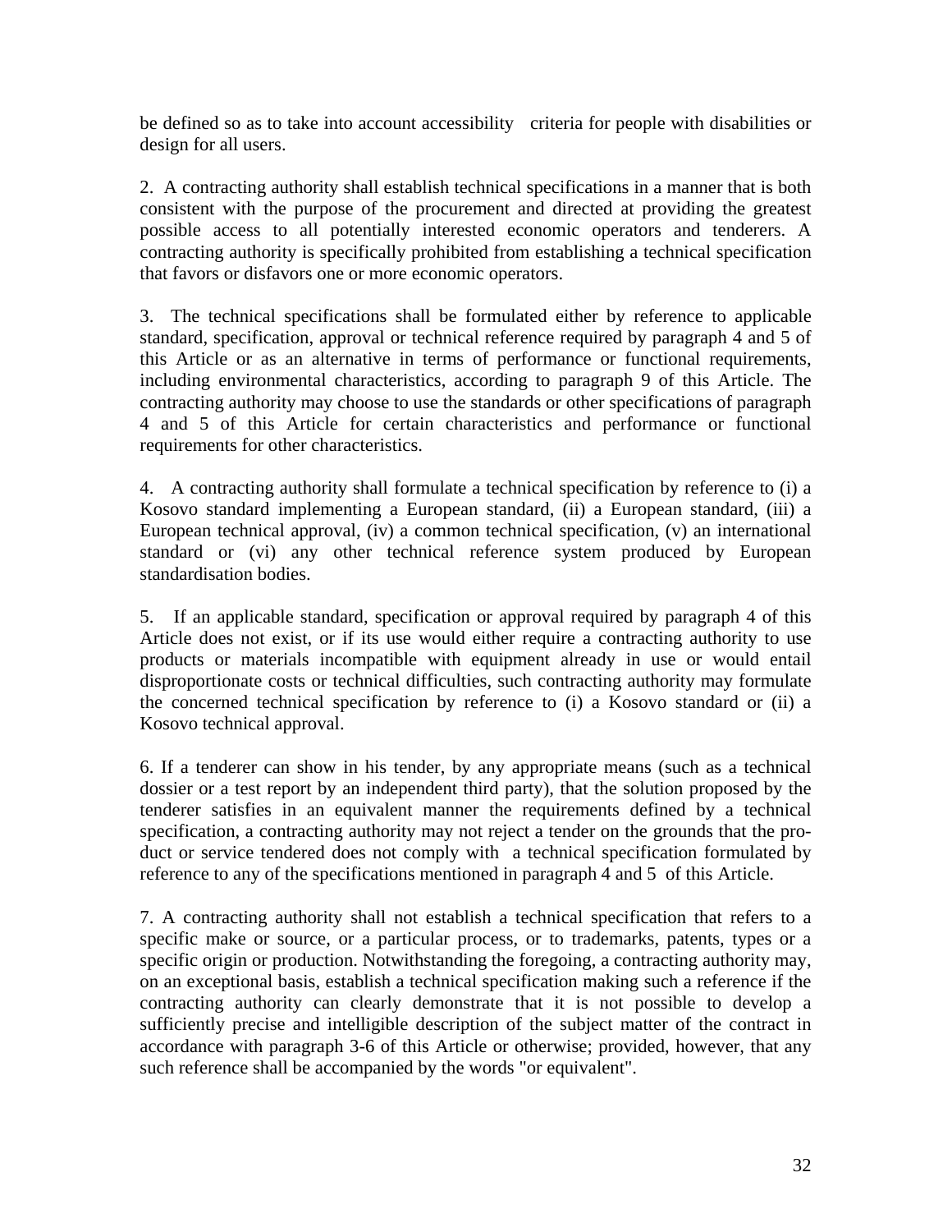be defined so as to take into account accessibility criteria for people with disabilities or design for all users.

2. A contracting authority shall establish technical specifications in a manner that is both consistent with the purpose of the procurement and directed at providing the greatest possible access to all potentially interested economic operators and tenderers. A contracting authority is specifically prohibited from establishing a technical specification that favors or disfavors one or more economic operators.

3. The technical specifications shall be formulated either by reference to applicable standard, specification, approval or technical reference required by paragraph 4 and 5 of this Article or as an alternative in terms of performance or functional requirements, including environmental characteristics, according to paragraph 9 of this Article. The contracting authority may choose to use the standards or other specifications of paragraph 4 and 5 of this Article for certain characteristics and performance or functional requirements for other characteristics.

4. A contracting authority shall formulate a technical specification by reference to (i) a Kosovo standard implementing a European standard, (ii) a European standard, (iii) a European technical approval, (iv) a common technical specification, (v) an international standard or (vi) any other technical reference system produced by European standardisation bodies.

5. If an applicable standard, specification or approval required by paragraph 4 of this Article does not exist, or if its use would either require a contracting authority to use products or materials incompatible with equipment already in use or would entail disproportionate costs or technical difficulties, such contracting authority may formulate the concerned technical specification by reference to (i) a Kosovo standard or (ii) a Kosovo technical approval.

6. If a tenderer can show in his tender, by any appropriate means (such as a technical dossier or a test report by an independent third party), that the solution proposed by the tenderer satisfies in an equivalent manner the requirements defined by a technical specification, a contracting authority may not reject a tender on the grounds that the product or service tendered does not comply with a technical specification formulated by reference to any of the specifications mentioned in paragraph 4 and 5 of this Article.

7. A contracting authority shall not establish a technical specification that refers to a specific make or source, or a particular process, or to trademarks, patents, types or a specific origin or production. Notwithstanding the foregoing, a contracting authority may, on an exceptional basis, establish a technical specification making such a reference if the contracting authority can clearly demonstrate that it is not possible to develop a sufficiently precise and intelligible description of the subject matter of the contract in accordance with paragraph 3-6 of this Article or otherwise; provided, however, that any such reference shall be accompanied by the words "or equivalent".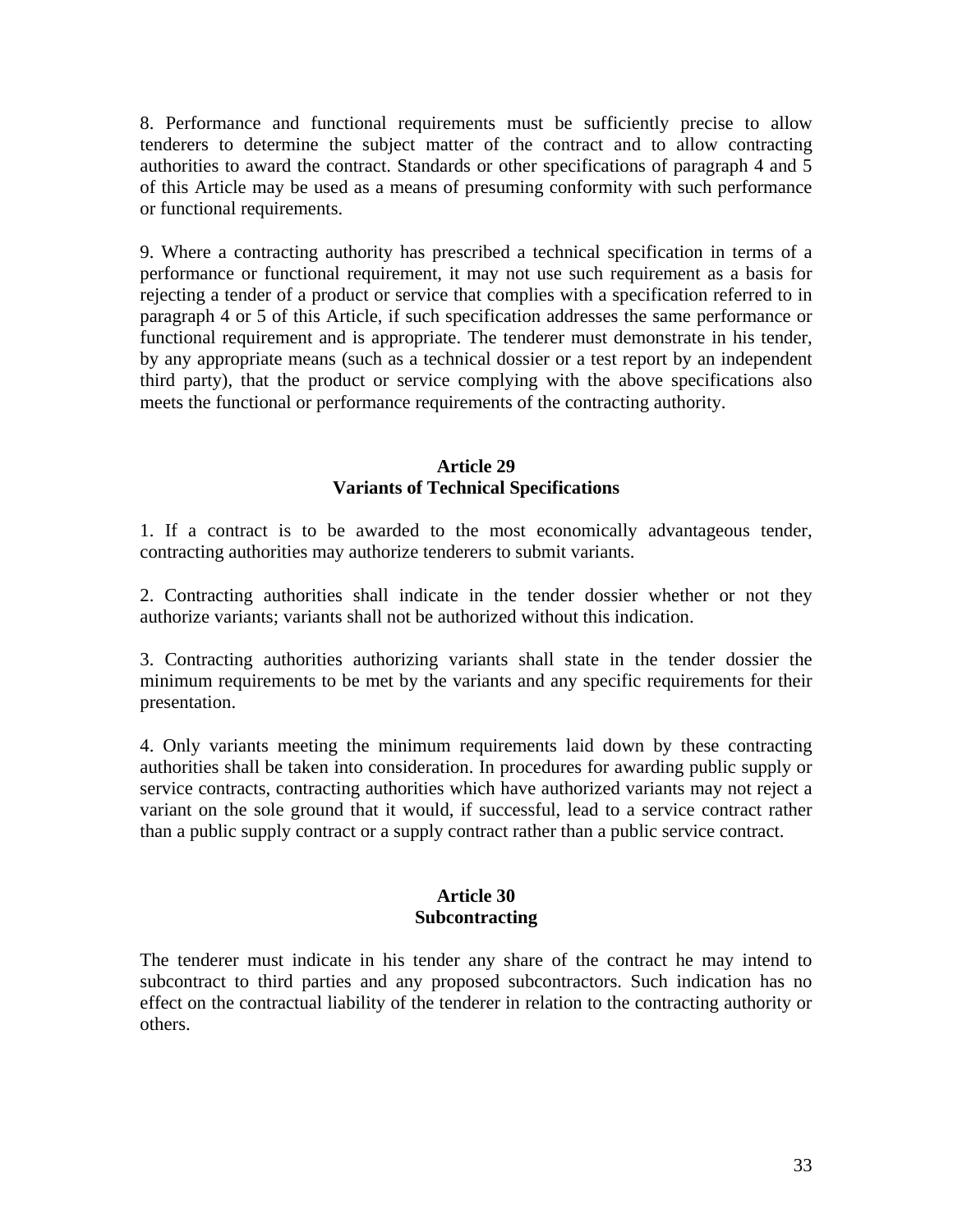8. Performance and functional requirements must be sufficiently precise to allow tenderers to determine the subject matter of the contract and to allow contracting authorities to award the contract. Standards or other specifications of paragraph 4 and 5 of this Article may be used as a means of presuming conformity with such performance or functional requirements.

9. Where a contracting authority has prescribed a technical specification in terms of a performance or functional requirement, it may not use such requirement as a basis for rejecting a tender of a product or service that complies with a specification referred to in paragraph 4 or 5 of this Article, if such specification addresses the same performance or functional requirement and is appropriate. The tenderer must demonstrate in his tender, by any appropriate means (such as a technical dossier or a test report by an independent third party), that the product or service complying with the above specifications also meets the functional or performance requirements of the contracting authority.

### Article 29
### Variants of Technical Specifications

1. If a contract is to be awarded to the most economically advantageous tender, contracting authorities may authorize tenderers to submit variants.

2. Contracting authorities shall indicate in the tender dossier whether or not they authorize variants; variants shall not be authorized without this indication.

3. Contracting authorities authorizing variants shall state in the tender dossier the minimum requirements to be met by the variants and any specific requirements for their presentation.

4. Only variants meeting the minimum requirements laid down by these contracting authorities shall be taken into consideration. In procedures for awarding public supply or service contracts, contracting authorities which have authorized variants may not reject a variant on the sole ground that it would, if successful, lead to a service contract rather than a public supply contract or a supply contract rather than a public service contract.

### Article 30
### Subcontracting

The tenderer must indicate in his tender any share of the contract he may intend to subcontract to third parties and any proposed subcontractors. Such indication has no effect on the contractual liability of the tenderer in relation to the contracting authority or others.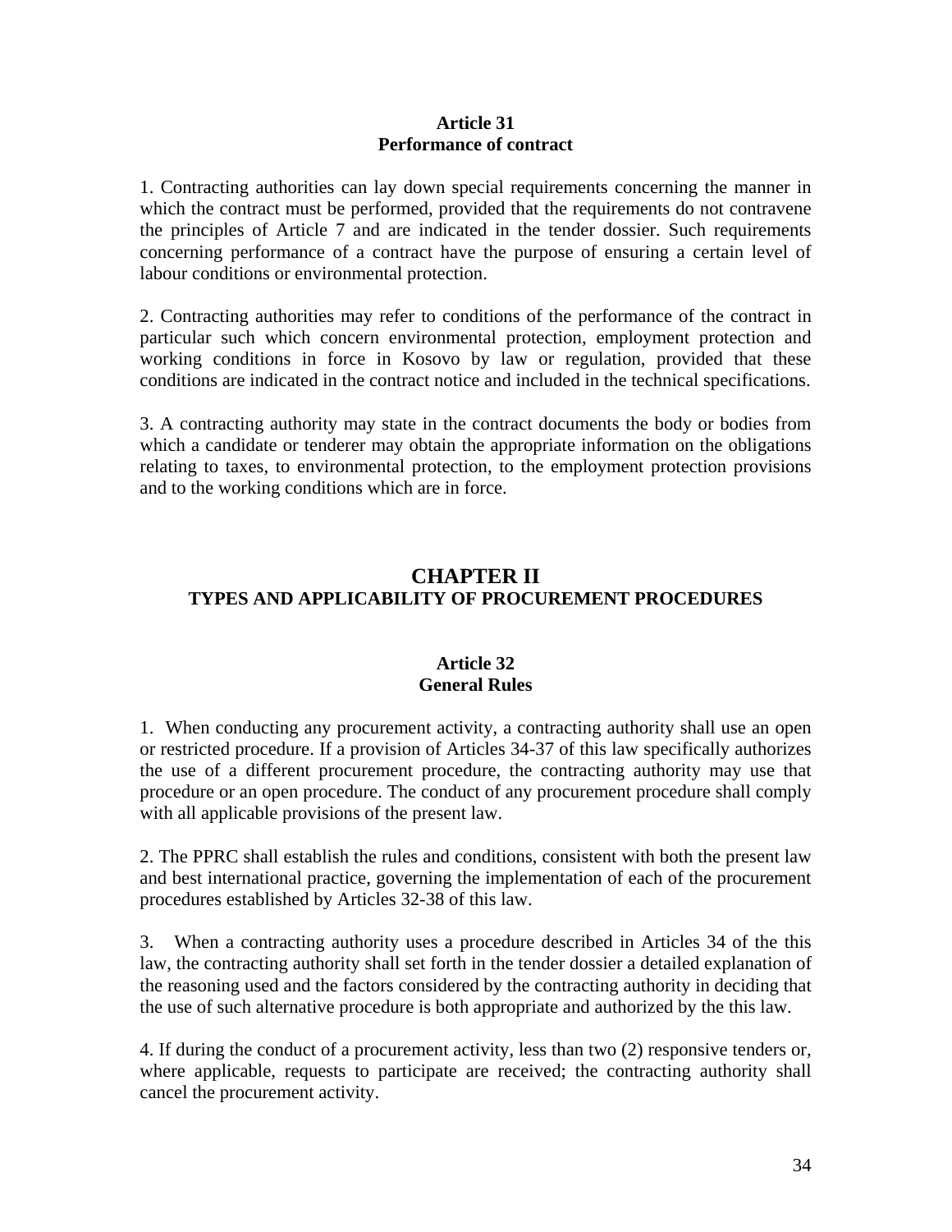### Article 31
### Performance of contract

1. Contracting authorities can lay down special requirements concerning the manner in which the contract must be performed, provided that the requirements do not contravene the principles of Article 7 and are indicated in the tender dossier. Such requirements concerning performance of a contract have the purpose of ensuring a certain level of labour conditions or environmental protection.

2. Contracting authorities may refer to conditions of the performance of the contract in particular such which concern environmental protection, employment protection and working conditions in force in Kosovo by law or regulation, provided that these conditions are indicated in the contract notice and included in the technical specifications.

3. A contracting authority may state in the contract documents the body or bodies from which a candidate or tenderer may obtain the appropriate information on the obligations relating to taxes, to environmental protection, to the employment protection provisions and to the working conditions which are in force.

## CHAPTER II
## TYPES AND APPLICABILITY OF PROCUREMENT PROCEDURES

### Article 32
### General Rules

1. When conducting any procurement activity, a contracting authority shall use an open or restricted procedure. If a provision of Articles 34-37 of this law specifically authorizes the use of a different procurement procedure, the contracting authority may use that procedure or an open procedure. The conduct of any procurement procedure shall comply with all applicable provisions of the present law.

2. The PPRC shall establish the rules and conditions, consistent with both the present law and best international practice, governing the implementation of each of the procurement procedures established by Articles 32-38 of this law.

3. When a contracting authority uses a procedure described in Articles 34 of the this law, the contracting authority shall set forth in the tender dossier a detailed explanation of the reasoning used and the factors considered by the contracting authority in deciding that the use of such alternative procedure is both appropriate and authorized by the this law.

4. If during the conduct of a procurement activity, less than two (2) responsive tenders or, where applicable, requests to participate are received; the contracting authority shall cancel the procurement activity.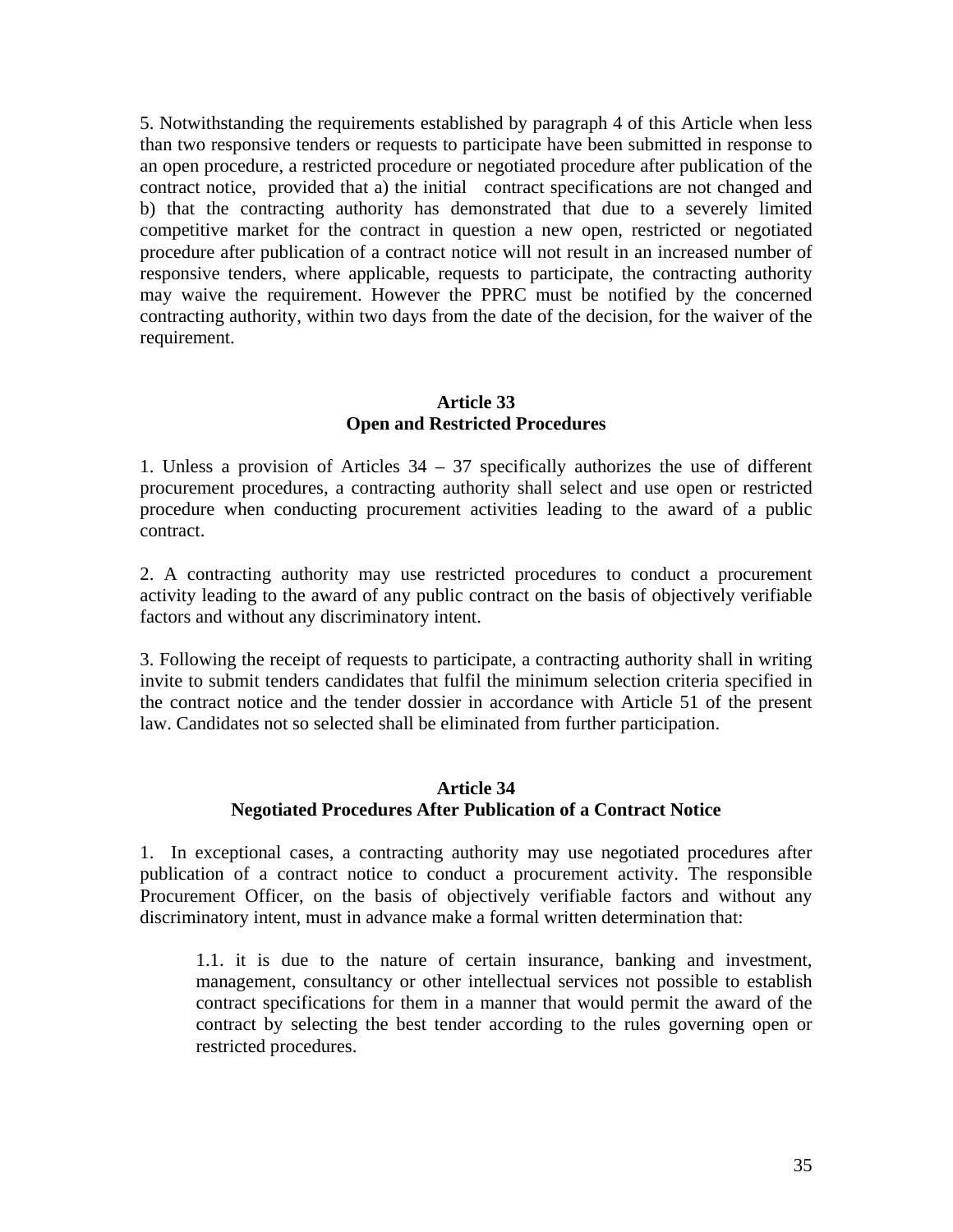5. Notwithstanding the requirements established by paragraph 4 of this Article when less than two responsive tenders or requests to participate have been submitted in response to an open procedure, a restricted procedure or negotiated procedure after publication of the contract notice, provided that a) the initial contract specifications are not changed and b) that the contracting authority has demonstrated that due to a severely limited competitive market for the contract in question a new open, restricted or negotiated procedure after publication of a contract notice will not result in an increased number of responsive tenders, where applicable, requests to participate, the contracting authority may waive the requirement. However the PPRC must be notified by the concerned contracting authority, within two days from the date of the decision, for the waiver of the requirement.

### Article 33
### Open and Restricted Procedures

1. Unless a provision of Articles 34 – 37 specifically authorizes the use of different procurement procedures, a contracting authority shall select and use open or restricted procedure when conducting procurement activities leading to the award of a public contract.

2. A contracting authority may use restricted procedures to conduct a procurement activity leading to the award of any public contract on the basis of objectively verifiable factors and without any discriminatory intent.

3. Following the receipt of requests to participate, a contracting authority shall in writing invite to submit tenders candidates that fulfil the minimum selection criteria specified in the contract notice and the tender dossier in accordance with Article 51 of the present law. Candidates not so selected shall be eliminated from further participation.

### Article 34
### Negotiated Procedures After Publication of a Contract Notice

1. In exceptional cases, a contracting authority may use negotiated procedures after publication of a contract notice to conduct a procurement activity. The responsible Procurement Officer, on the basis of objectively verifiable factors and without any discriminatory intent, must in advance make a formal written determination that:

> 1.1. it is due to the nature of certain insurance, banking and investment, management, consultancy or other intellectual services not possible to establish contract specifications for them in a manner that would permit the award of the contract by selecting the best tender according to the rules governing open or restricted procedures.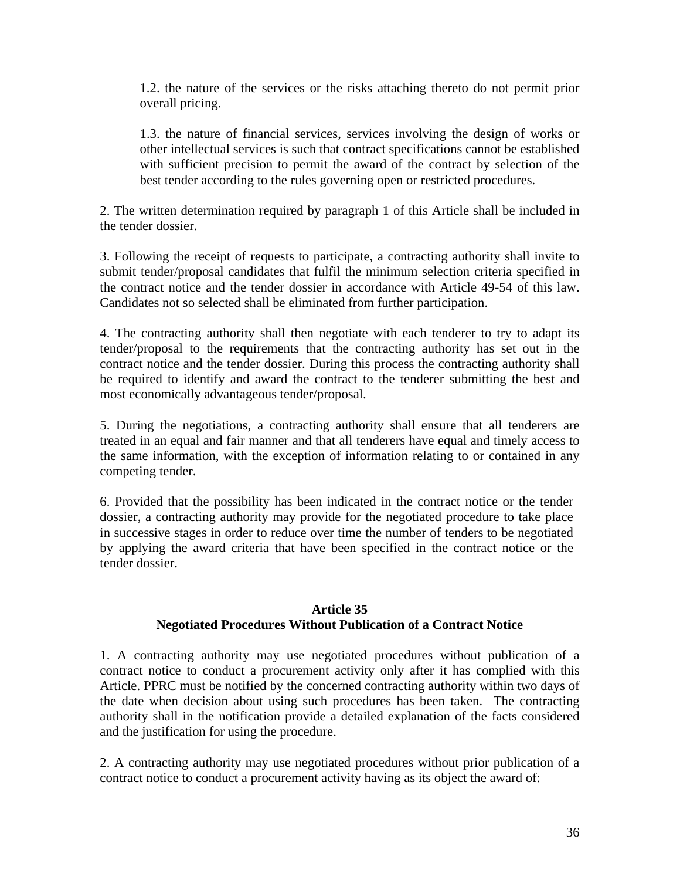1.2. the nature of the services or the risks attaching thereto do not permit prior overall pricing.

1.3. the nature of financial services, services involving the design of works or other intellectual services is such that contract specifications cannot be established with sufficient precision to permit the award of the contract by selection of the best tender according to the rules governing open or restricted procedures.

2. The written determination required by paragraph 1 of this Article shall be included in the tender dossier.

3. Following the receipt of requests to participate, a contracting authority shall invite to submit tender/proposal candidates that fulfil the minimum selection criteria specified in the contract notice and the tender dossier in accordance with Article 49-54 of this law. Candidates not so selected shall be eliminated from further participation.

4. The contracting authority shall then negotiate with each tenderer to try to adapt its tender/proposal to the requirements that the contracting authority has set out in the contract notice and the tender dossier. During this process the contracting authority shall be required to identify and award the contract to the tenderer submitting the best and most economically advantageous tender/proposal.

5. During the negotiations, a contracting authority shall ensure that all tenderers are treated in an equal and fair manner and that all tenderers have equal and timely access to the same information, with the exception of information relating to or contained in any competing tender.

6. Provided that the possibility has been indicated in the contract notice or the tender dossier, a contracting authority may provide for the negotiated procedure to take place in successive stages in order to reduce over time the number of tenders to be negotiated by applying the award criteria that have been specified in the contract notice or the tender dossier.

### Article 35
### Negotiated Procedures Without Publication of a Contract Notice

1. A contracting authority may use negotiated procedures without publication of a contract notice to conduct a procurement activity only after it has complied with this Article. PPRC must be notified by the concerned contracting authority within two days of the date when decision about using such procedures has been taken. The contracting authority shall in the notification provide a detailed explanation of the facts considered and the justification for using the procedure.

2. A contracting authority may use negotiated procedures without prior publication of a contract notice to conduct a procurement activity having as its object the award of: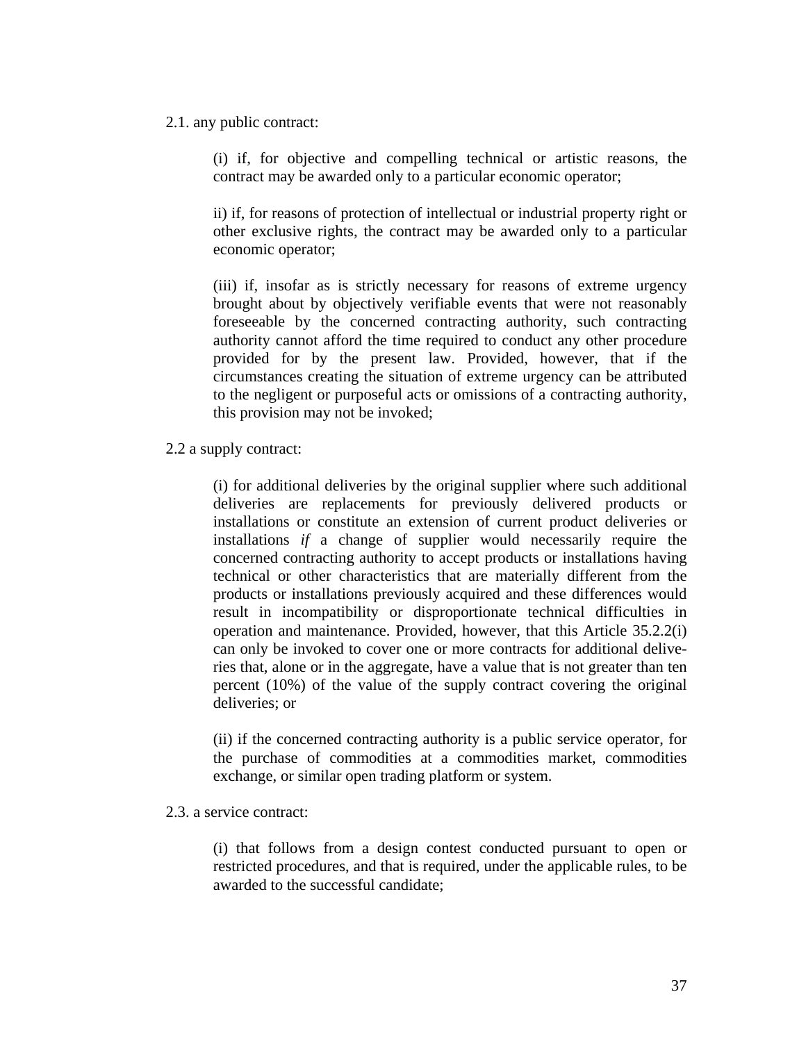2.1. any public contract:

(i) if, for objective and compelling technical or artistic reasons, the contract may be awarded only to a particular economic operator;

ii) if, for reasons of protection of intellectual or industrial property right or other exclusive rights, the contract may be awarded only to a particular economic operator;

(iii) if, insofar as is strictly necessary for reasons of extreme urgency brought about by objectively verifiable events that were not reasonably foreseeable by the concerned contracting authority, such contracting authority cannot afford the time required to conduct any other procedure provided for by the present law. Provided, however, that if the circumstances creating the situation of extreme urgency can be attributed to the negligent or purposeful acts or omissions of a contracting authority, this provision may not be invoked;

2.2 a supply contract:

(i) for additional deliveries by the original supplier where such additional deliveries are replacements for previously delivered products or installations or constitute an extension of current product deliveries or installations *if* a change of supplier would necessarily require the concerned contracting authority to accept products or installations having technical or other characteristics that are materially different from the products or installations previously acquired and these differences would result in incompatibility or disproportionate technical difficulties in operation and maintenance. Provided, however, that this Article 35.2.2(i) can only be invoked to cover one or more contracts for additional deliveries that, alone or in the aggregate, have a value that is not greater than ten percent (10%) of the value of the supply contract covering the original deliveries; or

(ii) if the concerned contracting authority is a public service operator, for the purchase of commodities at a commodities market, commodities exchange, or similar open trading platform or system.

2.3. a service contract:

(i) that follows from a design contest conducted pursuant to open or restricted procedures, and that is required, under the applicable rules, to be awarded to the successful candidate;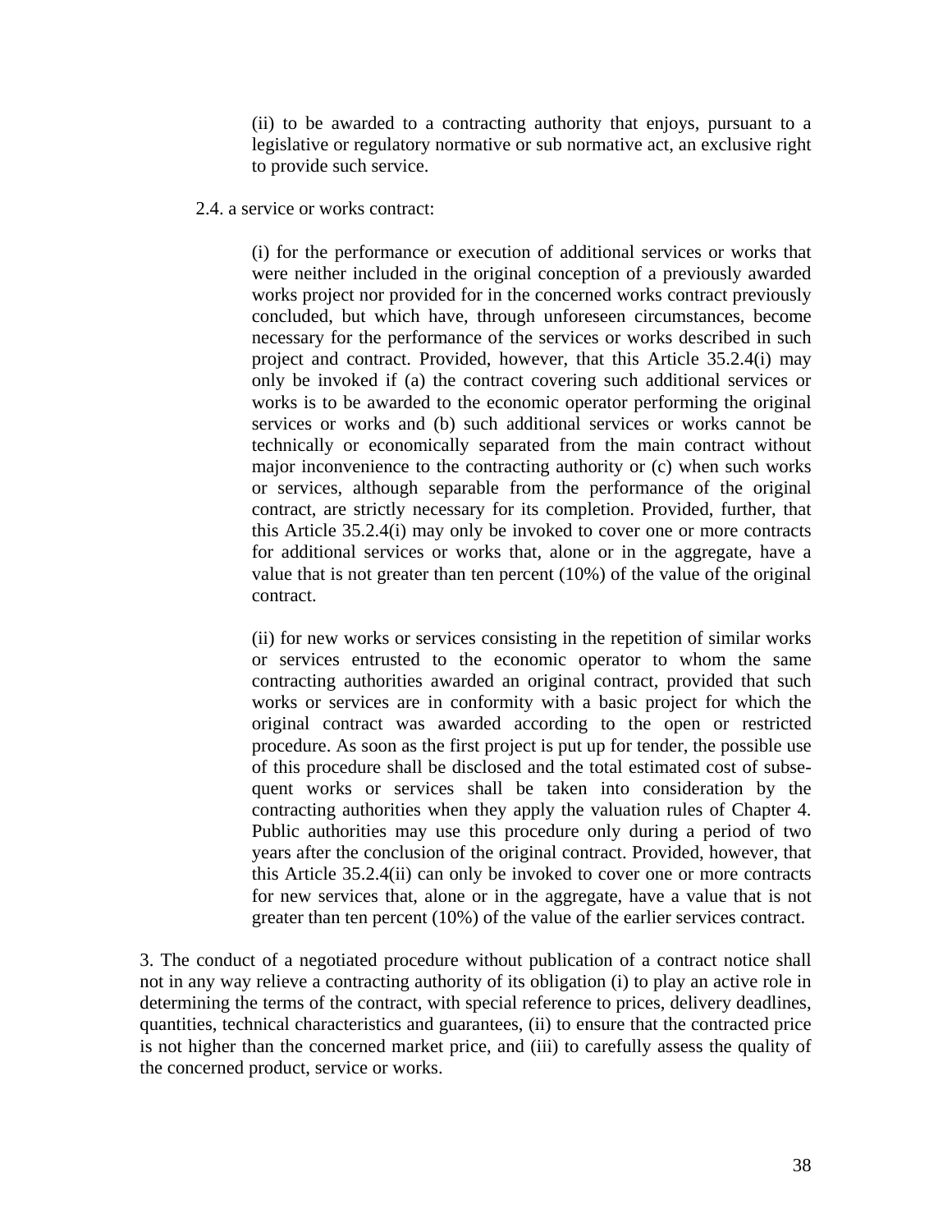(ii) to be awarded to a contracting authority that enjoys, pursuant to a legislative or regulatory normative or sub normative act, an exclusive right to provide such service.

2.4. a service or works contract:

(i) for the performance or execution of additional services or works that were neither included in the original conception of a previously awarded works project nor provided for in the concerned works contract previously concluded, but which have, through unforeseen circumstances, become necessary for the performance of the services or works described in such project and contract. Provided, however, that this Article 35.2.4(i) may only be invoked if (a) the contract covering such additional services or works is to be awarded to the economic operator performing the original services or works and (b) such additional services or works cannot be technically or economically separated from the main contract without major inconvenience to the contracting authority or (c) when such works or services, although separable from the performance of the original contract, are strictly necessary for its completion. Provided, further, that this Article 35.2.4(i) may only be invoked to cover one or more contracts for additional services or works that, alone or in the aggregate, have a value that is not greater than ten percent (10%) of the value of the original contract.

(ii) for new works or services consisting in the repetition of similar works or services entrusted to the economic operator to whom the same contracting authorities awarded an original contract, provided that such works or services are in conformity with a basic project for which the original contract was awarded according to the open or restricted procedure. As soon as the first project is put up for tender, the possible use of this procedure shall be disclosed and the total estimated cost of subsequent works or services shall be taken into consideration by the contracting authorities when they apply the valuation rules of Chapter 4. Public authorities may use this procedure only during a period of two years after the conclusion of the original contract. Provided, however, that this Article 35.2.4(ii) can only be invoked to cover one or more contracts for new services that, alone or in the aggregate, have a value that is not greater than ten percent (10%) of the value of the earlier services contract.

3. The conduct of a negotiated procedure without publication of a contract notice shall not in any way relieve a contracting authority of its obligation (i) to play an active role in determining the terms of the contract, with special reference to prices, delivery deadlines, quantities, technical characteristics and guarantees, (ii) to ensure that the contracted price is not higher than the concerned market price, and (iii) to carefully assess the quality of the concerned product, service or works.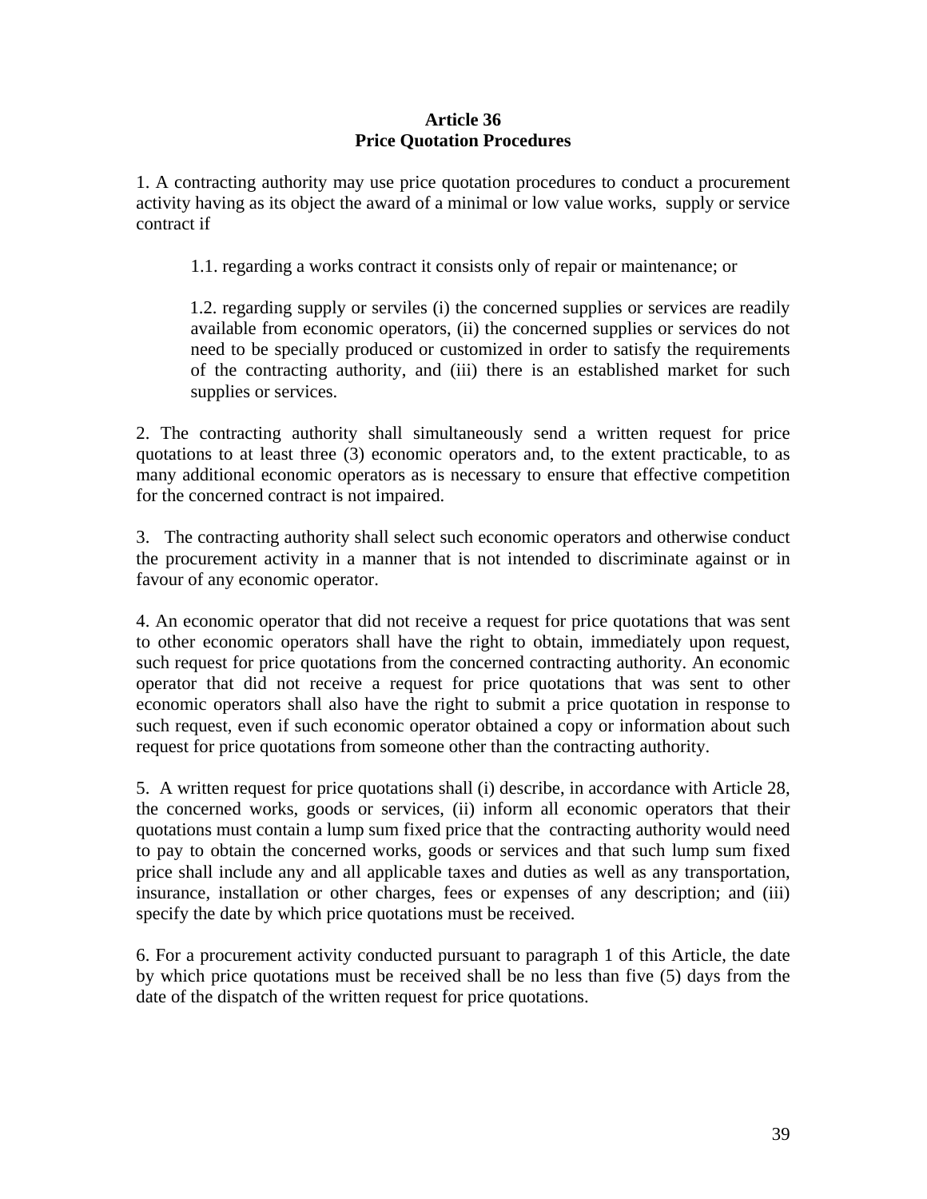**Article 36**
**Price Quotation Procedures**

1. A contracting authority may use price quotation procedures to conduct a procurement activity having as its object the award of a minimal or low value works, supply or service contract if

> 1.1. regarding a works contract it consists only of repair or maintenance; or
>
> 1.2. regarding supply or serviles (i) the concerned supplies or services are readily available from economic operators, (ii) the concerned supplies or services do not need to be specially produced or customized in order to satisfy the requirements of the contracting authority, and (iii) there is an established market for such supplies or services.

2. The contracting authority shall simultaneously send a written request for price quotations to at least three (3) economic operators and, to the extent practicable, to as many additional economic operators as is necessary to ensure that effective competition for the concerned contract is not impaired.

3. The contracting authority shall select such economic operators and otherwise conduct the procurement activity in a manner that is not intended to discriminate against or in favour of any economic operator.

4. An economic operator that did not receive a request for price quotations that was sent to other economic operators shall have the right to obtain, immediately upon request, such request for price quotations from the concerned contracting authority. An economic operator that did not receive a request for price quotations that was sent to other economic operators shall also have the right to submit a price quotation in response to such request, even if such economic operator obtained a copy or information about such request for price quotations from someone other than the contracting authority.

5. A written request for price quotations shall (i) describe, in accordance with Article 28, the concerned works, goods or services, (ii) inform all economic operators that their quotations must contain a lump sum fixed price that the contracting authority would need to pay to obtain the concerned works, goods or services and that such lump sum fixed price shall include any and all applicable taxes and duties as well as any transportation, insurance, installation or other charges, fees or expenses of any description; and (iii) specify the date by which price quotations must be received.

6. For a procurement activity conducted pursuant to paragraph 1 of this Article, the date by which price quotations must be received shall be no less than five (5) days from the date of the dispatch of the written request for price quotations.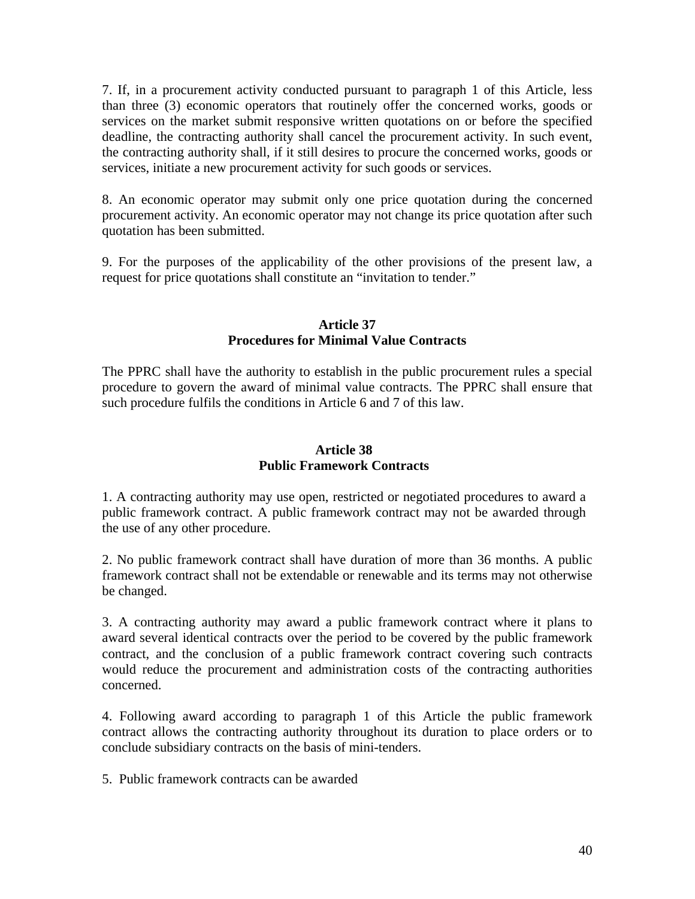7. If, in a procurement activity conducted pursuant to paragraph 1 of this Article, less than three (3) economic operators that routinely offer the concerned works, goods or services on the market submit responsive written quotations on or before the specified deadline, the contracting authority shall cancel the procurement activity. In such event, the contracting authority shall, if it still desires to procure the concerned works, goods or services, initiate a new procurement activity for such goods or services.

8. An economic operator may submit only one price quotation during the concerned procurement activity. An economic operator may not change its price quotation after such quotation has been submitted.

9. For the purposes of the applicability of the other provisions of the present law, a request for price quotations shall constitute an "invitation to tender."

## Article 37
## Procedures for Minimal Value Contracts

The PPRC shall have the authority to establish in the public procurement rules a special procedure to govern the award of minimal value contracts. The PPRC shall ensure that such procedure fulfils the conditions in Article 6 and 7 of this law.

## Article 38
## Public Framework Contracts

1. A contracting authority may use open, restricted or negotiated procedures to award a public framework contract. A public framework contract may not be awarded through the use of any other procedure.

2. No public framework contract shall have duration of more than 36 months. A public framework contract shall not be extendable or renewable and its terms may not otherwise be changed.

3. A contracting authority may award a public framework contract where it plans to award several identical contracts over the period to be covered by the public framework contract, and the conclusion of a public framework contract covering such contracts would reduce the procurement and administration costs of the contracting authorities concerned.

4. Following award according to paragraph 1 of this Article the public framework contract allows the contracting authority throughout its duration to place orders or to conclude subsidiary contracts on the basis of mini-tenders.

5. Public framework contracts can be awarded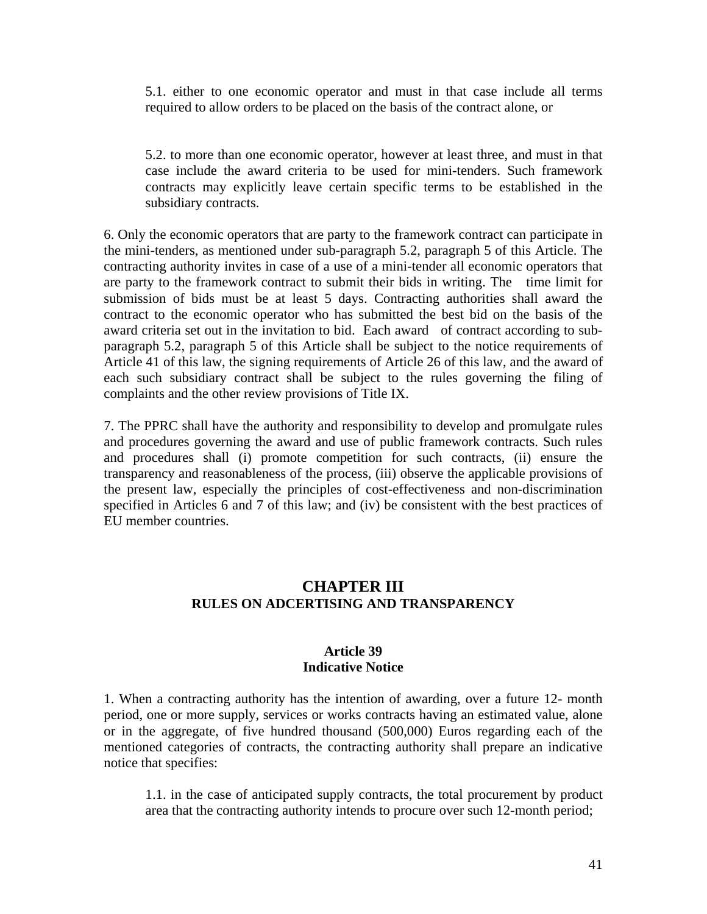5.1. either to one economic operator and must in that case include all terms required to allow orders to be placed on the basis of the contract alone, or

5.2. to more than one economic operator, however at least three, and must in that case include the award criteria to be used for mini-tenders. Such framework contracts may explicitly leave certain specific terms to be established in the subsidiary contracts.

6. Only the economic operators that are party to the framework contract can participate in the mini-tenders, as mentioned under sub-paragraph 5.2, paragraph 5 of this Article. The contracting authority invites in case of a use of a mini-tender all economic operators that are party to the framework contract to submit their bids in writing. The time limit for submission of bids must be at least 5 days. Contracting authorities shall award the contract to the economic operator who has submitted the best bid on the basis of the award criteria set out in the invitation to bid. Each award of contract according to sub-paragraph 5.2, paragraph 5 of this Article shall be subject to the notice requirements of Article 41 of this law, the signing requirements of Article 26 of this law, and the award of each such subsidiary contract shall be subject to the rules governing the filing of complaints and the other review provisions of Title IX.

7. The PPRC shall have the authority and responsibility to develop and promulgate rules and procedures governing the award and use of public framework contracts. Such rules and procedures shall (i) promote competition for such contracts, (ii) ensure the transparency and reasonableness of the process, (iii) observe the applicable provisions of the present law, especially the principles of cost-effectiveness and non-discrimination specified in Articles 6 and 7 of this law; and (iv) be consistent with the best practices of EU member countries.

## CHAPTER III
## RULES ON ADCERTISING AND TRANSPARENCY

### Article 39
### Indicative Notice

1. When a contracting authority has the intention of awarding, over a future 12- month period, one or more supply, services or works contracts having an estimated value, alone or in the aggregate, of five hundred thousand (500,000) Euros regarding each of the mentioned categories of contracts, the contracting authority shall prepare an indicative notice that specifies:

1.1. in the case of anticipated supply contracts, the total procurement by product area that the contracting authority intends to procure over such 12-month period;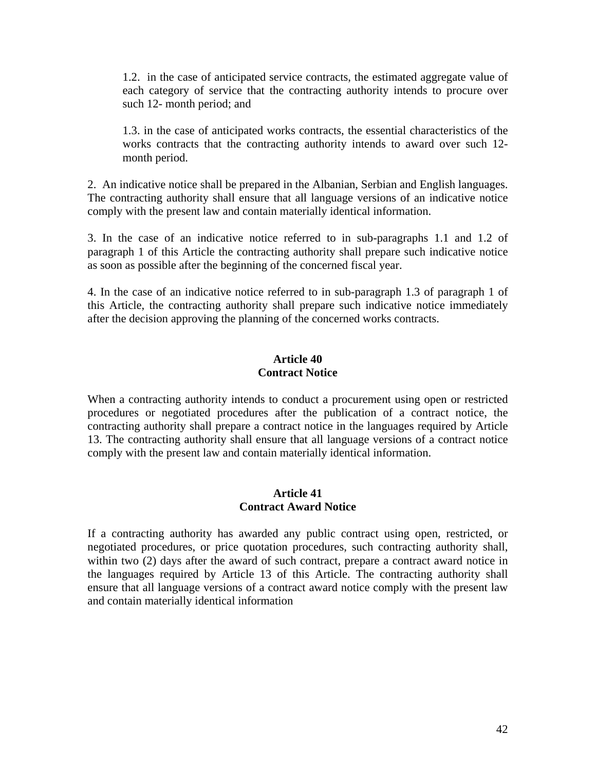1.2. in the case of anticipated service contracts, the estimated aggregate value of each category of service that the contracting authority intends to procure over such 12- month period; and

1.3. in the case of anticipated works contracts, the essential characteristics of the works contracts that the contracting authority intends to award over such 12-month period.

2. An indicative notice shall be prepared in the Albanian, Serbian and English languages. The contracting authority shall ensure that all language versions of an indicative notice comply with the present law and contain materially identical information.

3. In the case of an indicative notice referred to in sub-paragraphs 1.1 and 1.2 of paragraph 1 of this Article the contracting authority shall prepare such indicative notice as soon as possible after the beginning of the concerned fiscal year.

4. In the case of an indicative notice referred to in sub-paragraph 1.3 of paragraph 1 of this Article, the contracting authority shall prepare such indicative notice immediately after the decision approving the planning of the concerned works contracts.

### Article 40
### Contract Notice

When a contracting authority intends to conduct a procurement using open or restricted procedures or negotiated procedures after the publication of a contract notice, the contracting authority shall prepare a contract notice in the languages required by Article 13. The contracting authority shall ensure that all language versions of a contract notice comply with the present law and contain materially identical information.

### Article 41
### Contract Award Notice

If a contracting authority has awarded any public contract using open, restricted, or negotiated procedures, or price quotation procedures, such contracting authority shall, within two (2) days after the award of such contract, prepare a contract award notice in the languages required by Article 13 of this Article. The contracting authority shall ensure that all language versions of a contract award notice comply with the present law and contain materially identical information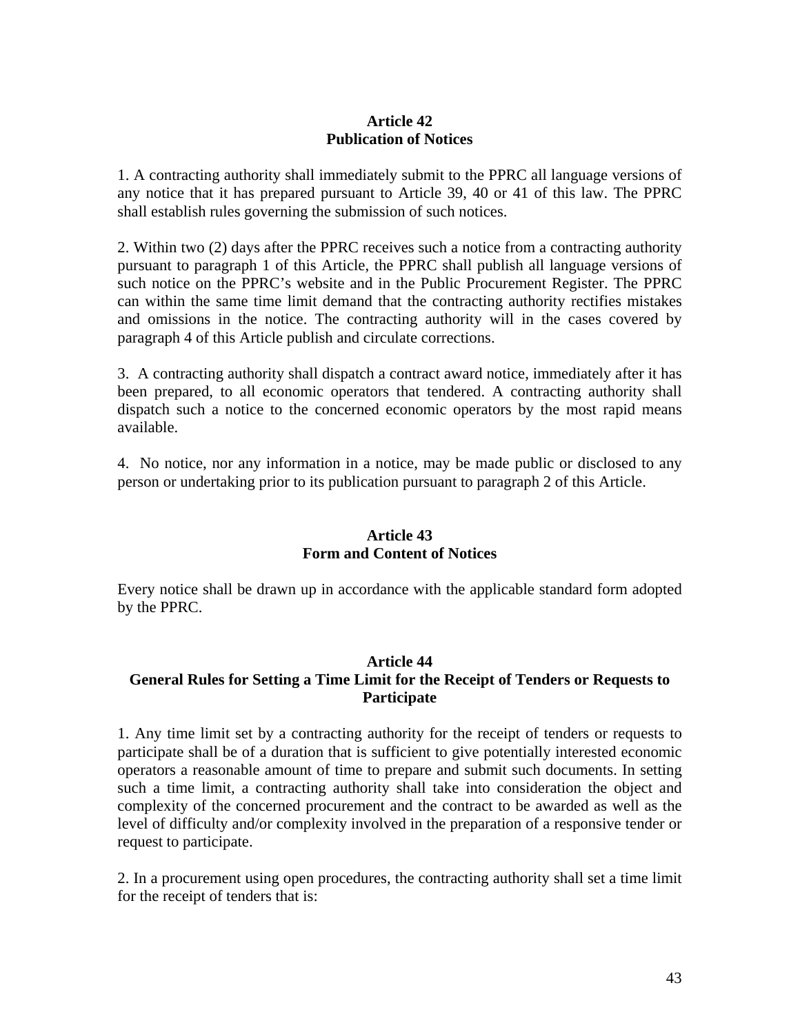## Article 42
## Publication of Notices

1. A contracting authority shall immediately submit to the PPRC all language versions of any notice that it has prepared pursuant to Article 39, 40 or 41 of this law. The PPRC shall establish rules governing the submission of such notices.

2. Within two (2) days after the PPRC receives such a notice from a contracting authority pursuant to paragraph 1 of this Article, the PPRC shall publish all language versions of such notice on the PPRC's website and in the Public Procurement Register. The PPRC can within the same time limit demand that the contracting authority rectifies mistakes and omissions in the notice. The contracting authority will in the cases covered by paragraph 4 of this Article publish and circulate corrections.

3. A contracting authority shall dispatch a contract award notice, immediately after it has been prepared, to all economic operators that tendered. A contracting authority shall dispatch such a notice to the concerned economic operators by the most rapid means available.

4. No notice, nor any information in a notice, may be made public or disclosed to any person or undertaking prior to its publication pursuant to paragraph 2 of this Article.

## Article 43
## Form and Content of Notices

Every notice shall be drawn up in accordance with the applicable standard form adopted by the PPRC.

## Article 44
## General Rules for Setting a Time Limit for the Receipt of Tenders or Requests to Participate

1. Any time limit set by a contracting authority for the receipt of tenders or requests to participate shall be of a duration that is sufficient to give potentially interested economic operators a reasonable amount of time to prepare and submit such documents. In setting such a time limit, a contracting authority shall take into consideration the object and complexity of the concerned procurement and the contract to be awarded as well as the level of difficulty and/or complexity involved in the preparation of a responsive tender or request to participate.

2. In a procurement using open procedures, the contracting authority shall set a time limit for the receipt of tenders that is: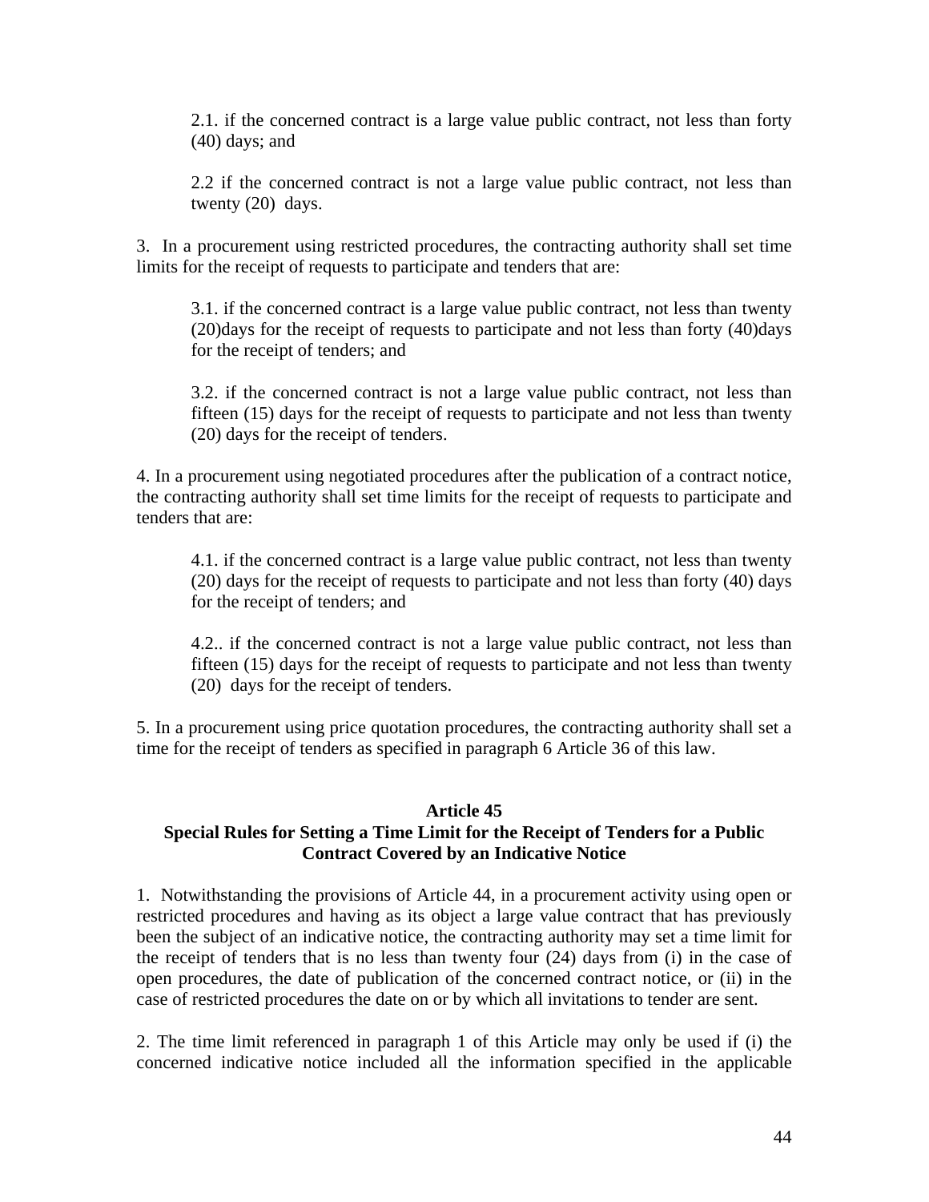2.1. if the concerned contract is a large value public contract, not less than forty (40) days; and

2.2 if the concerned contract is not a large value public contract, not less than twenty (20) days.

3. In a procurement using restricted procedures, the contracting authority shall set time limits for the receipt of requests to participate and tenders that are:

3.1. if the concerned contract is a large value public contract, not less than twenty (20)days for the receipt of requests to participate and not less than forty (40)days for the receipt of tenders; and

3.2. if the concerned contract is not a large value public contract, not less than fifteen (15) days for the receipt of requests to participate and not less than twenty (20) days for the receipt of tenders.

4. In a procurement using negotiated procedures after the publication of a contract notice, the contracting authority shall set time limits for the receipt of requests to participate and tenders that are:

4.1. if the concerned contract is a large value public contract, not less than twenty (20) days for the receipt of requests to participate and not less than forty (40) days for the receipt of tenders; and

4.2.. if the concerned contract is not a large value public contract, not less than fifteen (15) days for the receipt of requests to participate and not less than twenty (20) days for the receipt of tenders.

5. In a procurement using price quotation procedures, the contracting authority shall set a time for the receipt of tenders as specified in paragraph 6 Article 36 of this law.

**Article 45**
**Special Rules for Setting a Time Limit for the Receipt of Tenders for a Public Contract Covered by an Indicative Notice**

1. Notwithstanding the provisions of Article 44, in a procurement activity using open or restricted procedures and having as its object a large value contract that has previously been the subject of an indicative notice, the contracting authority may set a time limit for the receipt of tenders that is no less than twenty four (24) days from (i) in the case of open procedures, the date of publication of the concerned contract notice, or (ii) in the case of restricted procedures the date on or by which all invitations to tender are sent.

2. The time limit referenced in paragraph 1 of this Article may only be used if (i) the concerned indicative notice included all the information specified in the applicable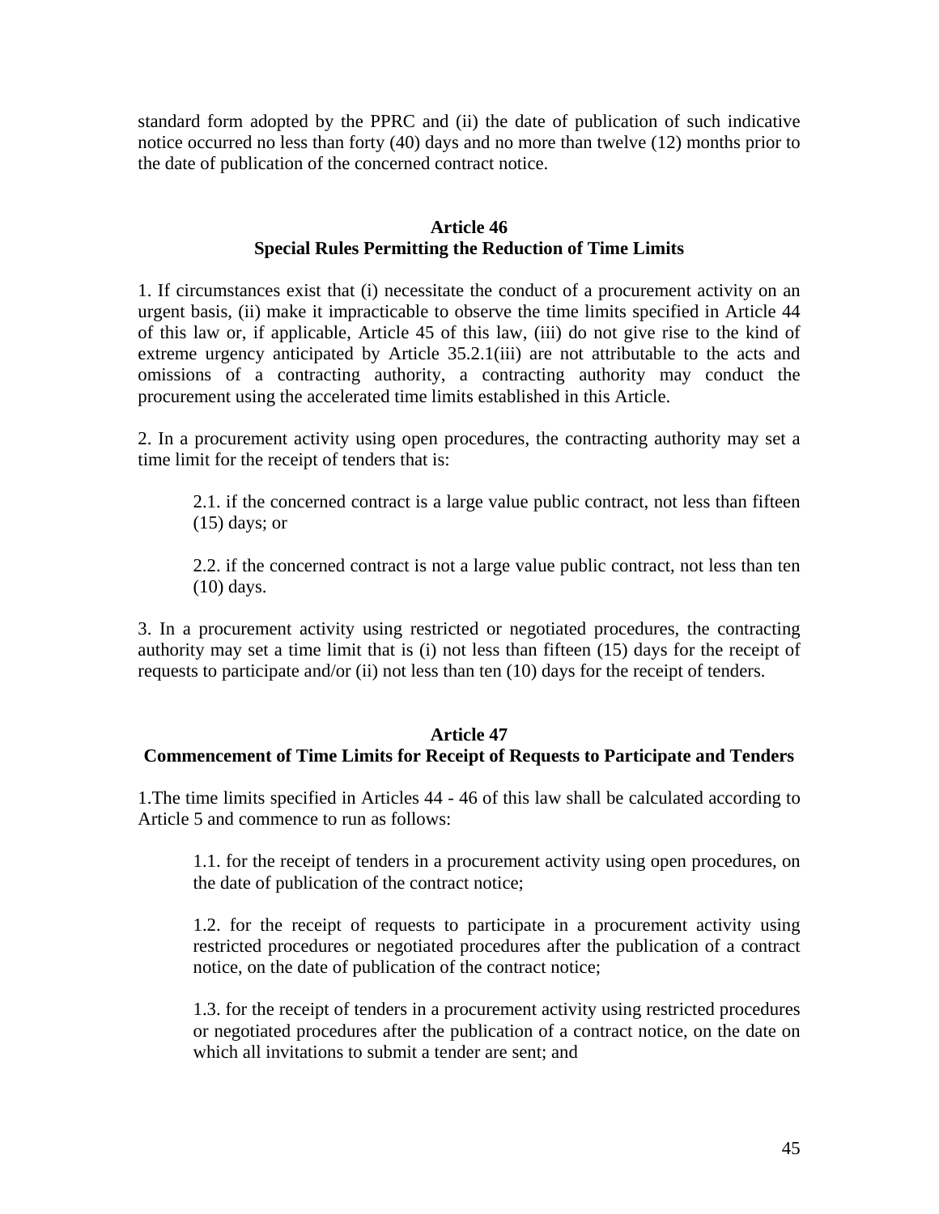standard form adopted by the PPRC and (ii) the date of publication of such indicative notice occurred no less than forty (40) days and no more than twelve (12) months prior to the date of publication of the concerned contract notice.

**Article 46**
**Special Rules Permitting the Reduction of Time Limits**

1. If circumstances exist that (i) necessitate the conduct of a procurement activity on an urgent basis, (ii) make it impracticable to observe the time limits specified in Article 44 of this law or, if applicable, Article 45 of this law, (iii) do not give rise to the kind of extreme urgency anticipated by Article 35.2.1(iii) are not attributable to the acts and omissions of a contracting authority, a contracting authority may conduct the procurement using the accelerated time limits established in this Article.

2. In a procurement activity using open procedures, the contracting authority may set a time limit for the receipt of tenders that is:

> 2.1. if the concerned contract is a large value public contract, not less than fifteen (15) days; or
>
> 2.2. if the concerned contract is not a large value public contract, not less than ten (10) days.

3. In a procurement activity using restricted or negotiated procedures, the contracting authority may set a time limit that is (i) not less than fifteen (15) days for the receipt of requests to participate and/or (ii) not less than ten (10) days for the receipt of tenders.

**Article 47**
**Commencement of Time Limits for Receipt of Requests to Participate and Tenders**

1.The time limits specified in Articles 44 - 46 of this law shall be calculated according to Article 5 and commence to run as follows:

> 1.1. for the receipt of tenders in a procurement activity using open procedures, on the date of publication of the contract notice;
>
> 1.2. for the receipt of requests to participate in a procurement activity using restricted procedures or negotiated procedures after the publication of a contract notice, on the date of publication of the contract notice;
>
> 1.3. for the receipt of tenders in a procurement activity using restricted procedures or negotiated procedures after the publication of a contract notice, on the date on which all invitations to submit a tender are sent; and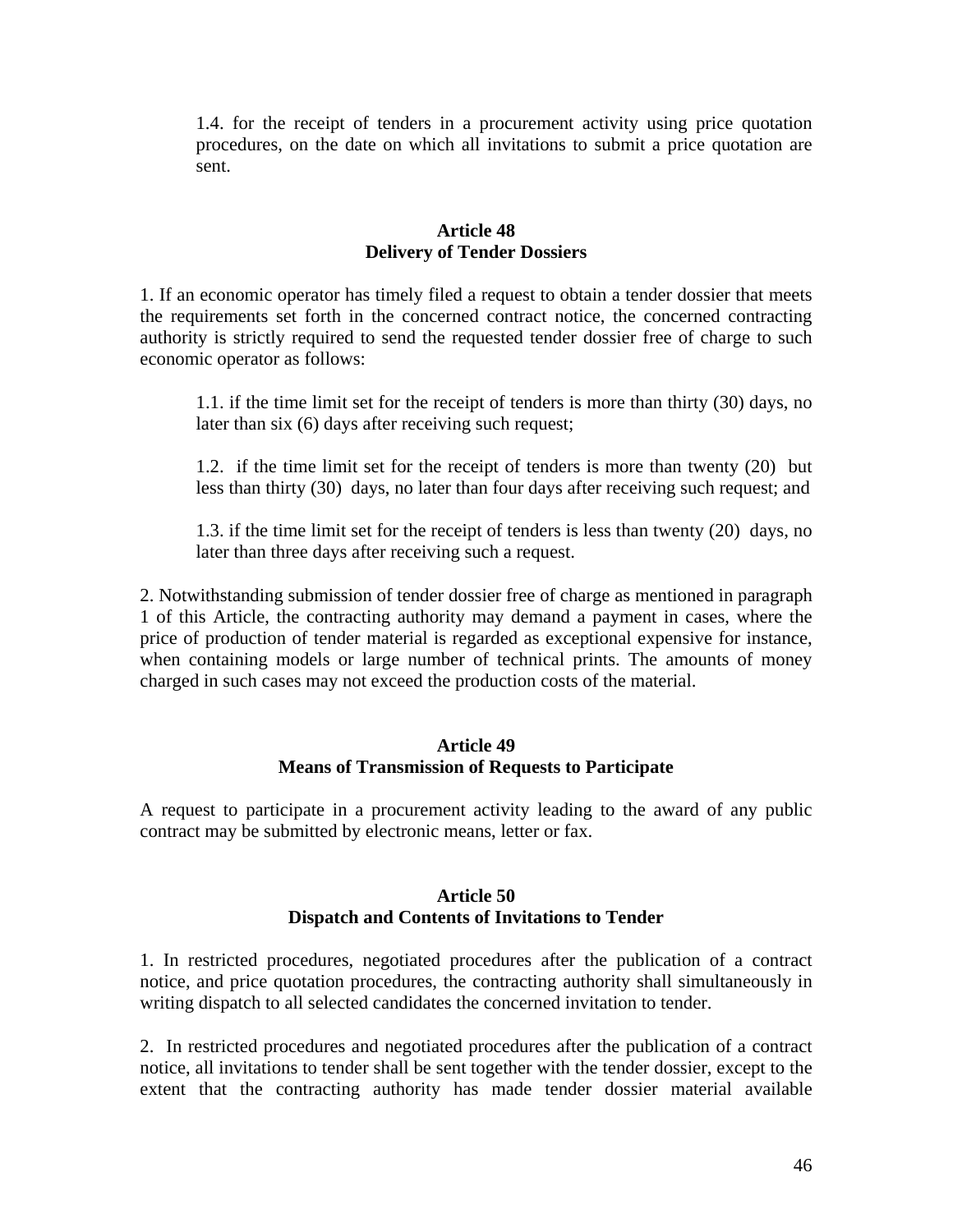1.4. for the receipt of tenders in a procurement activity using price quotation procedures, on the date on which all invitations to submit a price quotation are sent.

### Article 48
### Delivery of Tender Dossiers

1. If an economic operator has timely filed a request to obtain a tender dossier that meets the requirements set forth in the concerned contract notice, the concerned contracting authority is strictly required to send the requested tender dossier free of charge to such economic operator as follows:

 1.1. if the time limit set for the receipt of tenders is more than thirty (30) days, no later than six (6) days after receiving such request;

 1.2. if the time limit set for the receipt of tenders is more than twenty (20) but less than thirty (30) days, no later than four days after receiving such request; and

 1.3. if the time limit set for the receipt of tenders is less than twenty (20) days, no later than three days after receiving such a request.

2. Notwithstanding submission of tender dossier free of charge as mentioned in paragraph 1 of this Article, the contracting authority may demand a payment in cases, where the price of production of tender material is regarded as exceptional expensive for instance, when containing models or large number of technical prints. The amounts of money charged in such cases may not exceed the production costs of the material.

### Article 49
### Means of Transmission of Requests to Participate

A request to participate in a procurement activity leading to the award of any public contract may be submitted by electronic means, letter or fax.

### Article 50
### Dispatch and Contents of Invitations to Tender

1. In restricted procedures, negotiated procedures after the publication of a contract notice, and price quotation procedures, the contracting authority shall simultaneously in writing dispatch to all selected candidates the concerned invitation to tender.

2. In restricted procedures and negotiated procedures after the publication of a contract notice, all invitations to tender shall be sent together with the tender dossier, except to the extent that the contracting authority has made tender dossier material available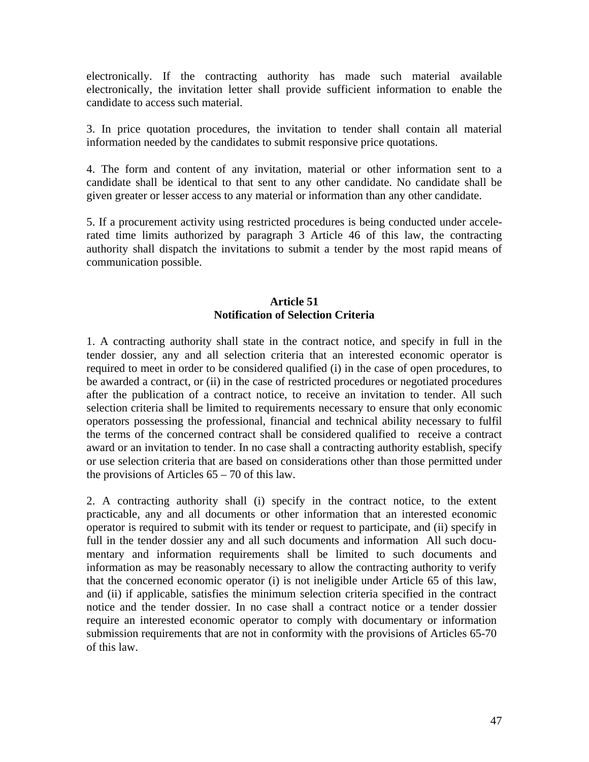electronically. If the contracting authority has made such material available electronically, the invitation letter shall provide sufficient information to enable the candidate to access such material.

3. In price quotation procedures, the invitation to tender shall contain all material information needed by the candidates to submit responsive price quotations.

4. The form and content of any invitation, material or other information sent to a candidate shall be identical to that sent to any other candidate. No candidate shall be given greater or lesser access to any material or information than any other candidate.

5. If a procurement activity using restricted procedures is being conducted under accelerated time limits authorized by paragraph 3 Article 46 of this law, the contracting authority shall dispatch the invitations to submit a tender by the most rapid means of communication possible.

**Article 51**
**Notification of Selection Criteria**

1. A contracting authority shall state in the contract notice, and specify in full in the tender dossier, any and all selection criteria that an interested economic operator is required to meet in order to be considered qualified (i) in the case of open procedures, to be awarded a contract, or (ii) in the case of restricted procedures or negotiated procedures after the publication of a contract notice, to receive an invitation to tender. All such selection criteria shall be limited to requirements necessary to ensure that only economic operators possessing the professional, financial and technical ability necessary to fulfil the terms of the concerned contract shall be considered qualified to receive a contract award or an invitation to tender. In no case shall a contracting authority establish, specify or use selection criteria that are based on considerations other than those permitted under the provisions of Articles 65 – 70 of this law.

2. A contracting authority shall (i) specify in the contract notice, to the extent practicable, any and all documents or other information that an interested economic operator is required to submit with its tender or request to participate, and (ii) specify in full in the tender dossier any and all such documents and information All such documentary and information requirements shall be limited to such documents and information as may be reasonably necessary to allow the contracting authority to verify that the concerned economic operator (i) is not ineligible under Article 65 of this law, and (ii) if applicable, satisfies the minimum selection criteria specified in the contract notice and the tender dossier. In no case shall a contract notice or a tender dossier require an interested economic operator to comply with documentary or information submission requirements that are not in conformity with the provisions of Articles 65-70 of this law.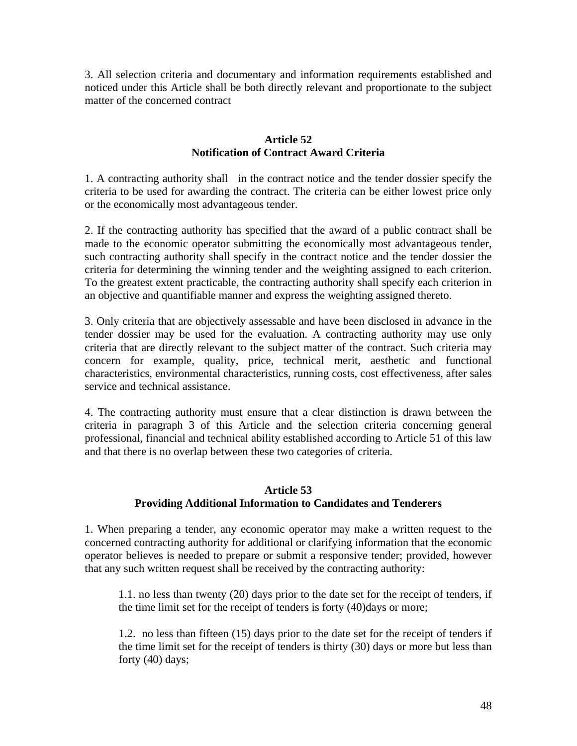3. All selection criteria and documentary and information requirements established and noticed under this Article shall be both directly relevant and proportionate to the subject matter of the concerned contract

## Article 52
## Notification of Contract Award Criteria

1. A contracting authority shall in the contract notice and the tender dossier specify the criteria to be used for awarding the contract. The criteria can be either lowest price only or the economically most advantageous tender.

2. If the contracting authority has specified that the award of a public contract shall be made to the economic operator submitting the economically most advantageous tender, such contracting authority shall specify in the contract notice and the tender dossier the criteria for determining the winning tender and the weighting assigned to each criterion. To the greatest extent practicable, the contracting authority shall specify each criterion in an objective and quantifiable manner and express the weighting assigned thereto.

3. Only criteria that are objectively assessable and have been disclosed in advance in the tender dossier may be used for the evaluation. A contracting authority may use only criteria that are directly relevant to the subject matter of the contract. Such criteria may concern for example, quality, price, technical merit, aesthetic and functional characteristics, environmental characteristics, running costs, cost effectiveness, after sales service and technical assistance.

4. The contracting authority must ensure that a clear distinction is drawn between the criteria in paragraph 3 of this Article and the selection criteria concerning general professional, financial and technical ability established according to Article 51 of this law and that there is no overlap between these two categories of criteria.

## Article 53
## Providing Additional Information to Candidates and Tenderers

1. When preparing a tender, any economic operator may make a written request to the concerned contracting authority for additional or clarifying information that the economic operator believes is needed to prepare or submit a responsive tender; provided, however that any such written request shall be received by the contracting authority:

> 1.1. no less than twenty (20) days prior to the date set for the receipt of tenders, if the time limit set for the receipt of tenders is forty (40)days or more;
>
> 1.2. no less than fifteen (15) days prior to the date set for the receipt of tenders if the time limit set for the receipt of tenders is thirty (30) days or more but less than forty (40) days;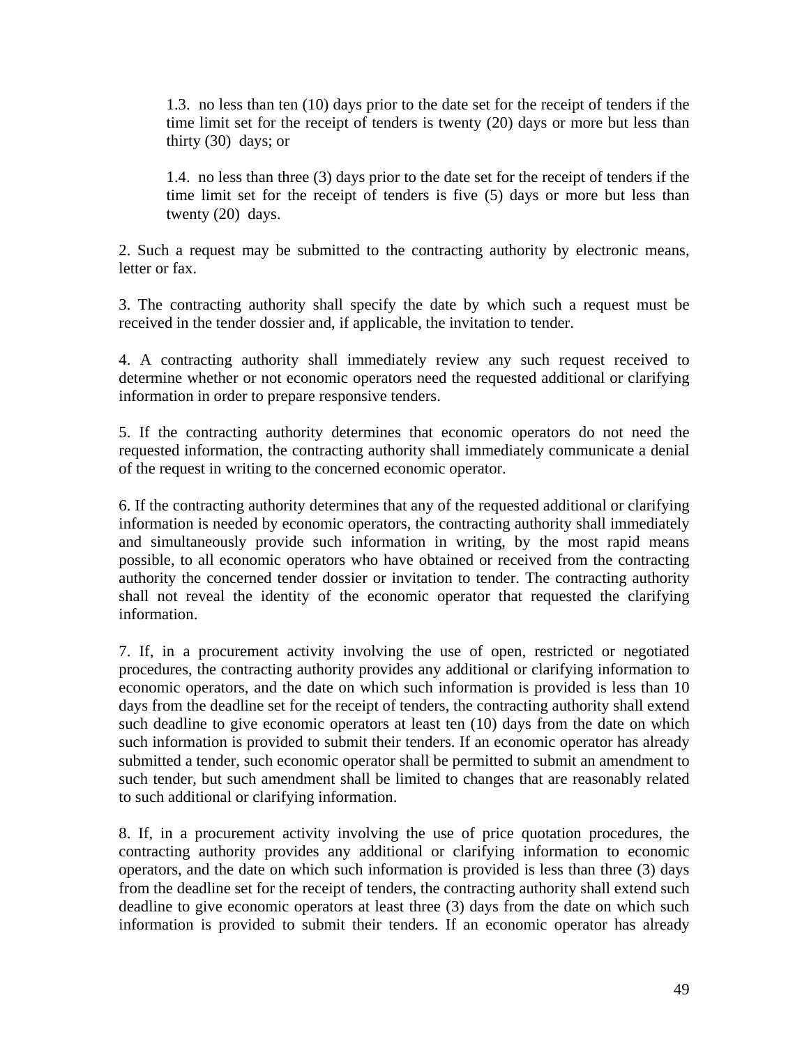1.3. no less than ten (10) days prior to the date set for the receipt of tenders if the time limit set for the receipt of tenders is twenty (20) days or more but less than thirty (30) days; or

1.4. no less than three (3) days prior to the date set for the receipt of tenders if the time limit set for the receipt of tenders is five (5) days or more but less than twenty (20) days.

2. Such a request may be submitted to the contracting authority by electronic means, letter or fax.

3. The contracting authority shall specify the date by which such a request must be received in the tender dossier and, if applicable, the invitation to tender.

4. A contracting authority shall immediately review any such request received to determine whether or not economic operators need the requested additional or clarifying information in order to prepare responsive tenders.

5. If the contracting authority determines that economic operators do not need the requested information, the contracting authority shall immediately communicate a denial of the request in writing to the concerned economic operator.

6. If the contracting authority determines that any of the requested additional or clarifying information is needed by economic operators, the contracting authority shall immediately and simultaneously provide such information in writing, by the most rapid means possible, to all economic operators who have obtained or received from the contracting authority the concerned tender dossier or invitation to tender. The contracting authority shall not reveal the identity of the economic operator that requested the clarifying information.

7. If, in a procurement activity involving the use of open, restricted or negotiated procedures, the contracting authority provides any additional or clarifying information to economic operators, and the date on which such information is provided is less than 10 days from the deadline set for the receipt of tenders, the contracting authority shall extend such deadline to give economic operators at least ten (10) days from the date on which such information is provided to submit their tenders. If an economic operator has already submitted a tender, such economic operator shall be permitted to submit an amendment to such tender, but such amendment shall be limited to changes that are reasonably related to such additional or clarifying information.

8. If, in a procurement activity involving the use of price quotation procedures, the contracting authority provides any additional or clarifying information to economic operators, and the date on which such information is provided is less than three (3) days from the deadline set for the receipt of tenders, the contracting authority shall extend such deadline to give economic operators at least three (3) days from the date on which such information is provided to submit their tenders. If an economic operator has already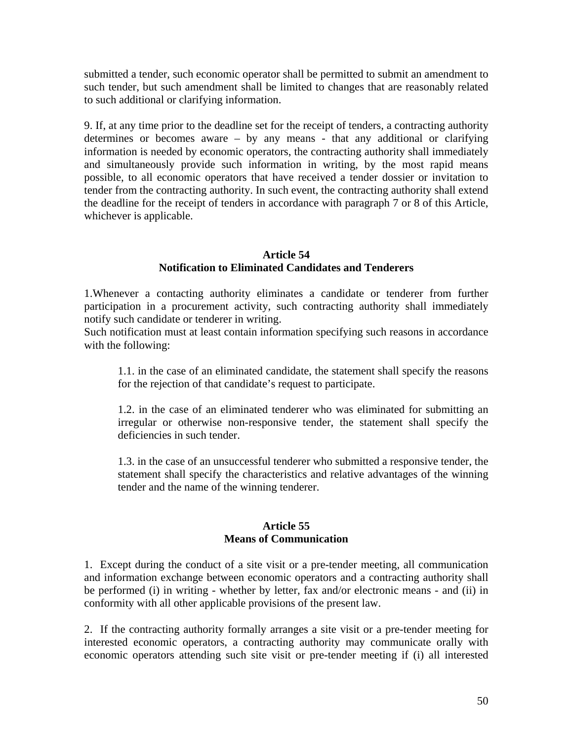submitted a tender, such economic operator shall be permitted to submit an amendment to such tender, but such amendment shall be limited to changes that are reasonably related to such additional or clarifying information.

9. If, at any time prior to the deadline set for the receipt of tenders, a contracting authority determines or becomes aware – by any means - that any additional or clarifying information is needed by economic operators, the contracting authority shall immediately and simultaneously provide such information in writing, by the most rapid means possible, to all economic operators that have received a tender dossier or invitation to tender from the contracting authority. In such event, the contracting authority shall extend the deadline for the receipt of tenders in accordance with paragraph 7 or 8 of this Article, whichever is applicable.

### Article 54
### Notification to Eliminated Candidates and Tenderers

1.Whenever a contacting authority eliminates a candidate or tenderer from further participation in a procurement activity, such contracting authority shall immediately notify such candidate or tenderer in writing.
Such notification must at least contain information specifying such reasons in accordance with the following:

1.1. in the case of an eliminated candidate, the statement shall specify the reasons for the rejection of that candidate's request to participate.

1.2. in the case of an eliminated tenderer who was eliminated for submitting an irregular or otherwise non-responsive tender, the statement shall specify the deficiencies in such tender.

1.3. in the case of an unsuccessful tenderer who submitted a responsive tender, the statement shall specify the characteristics and relative advantages of the winning tender and the name of the winning tenderer.

### Article 55
### Means of Communication

1. Except during the conduct of a site visit or a pre-tender meeting, all communication and information exchange between economic operators and a contracting authority shall be performed (i) in writing - whether by letter, fax and/or electronic means - and (ii) in conformity with all other applicable provisions of the present law.

2. If the contracting authority formally arranges a site visit or a pre-tender meeting for interested economic operators, a contracting authority may communicate orally with economic operators attending such site visit or pre-tender meeting if (i) all interested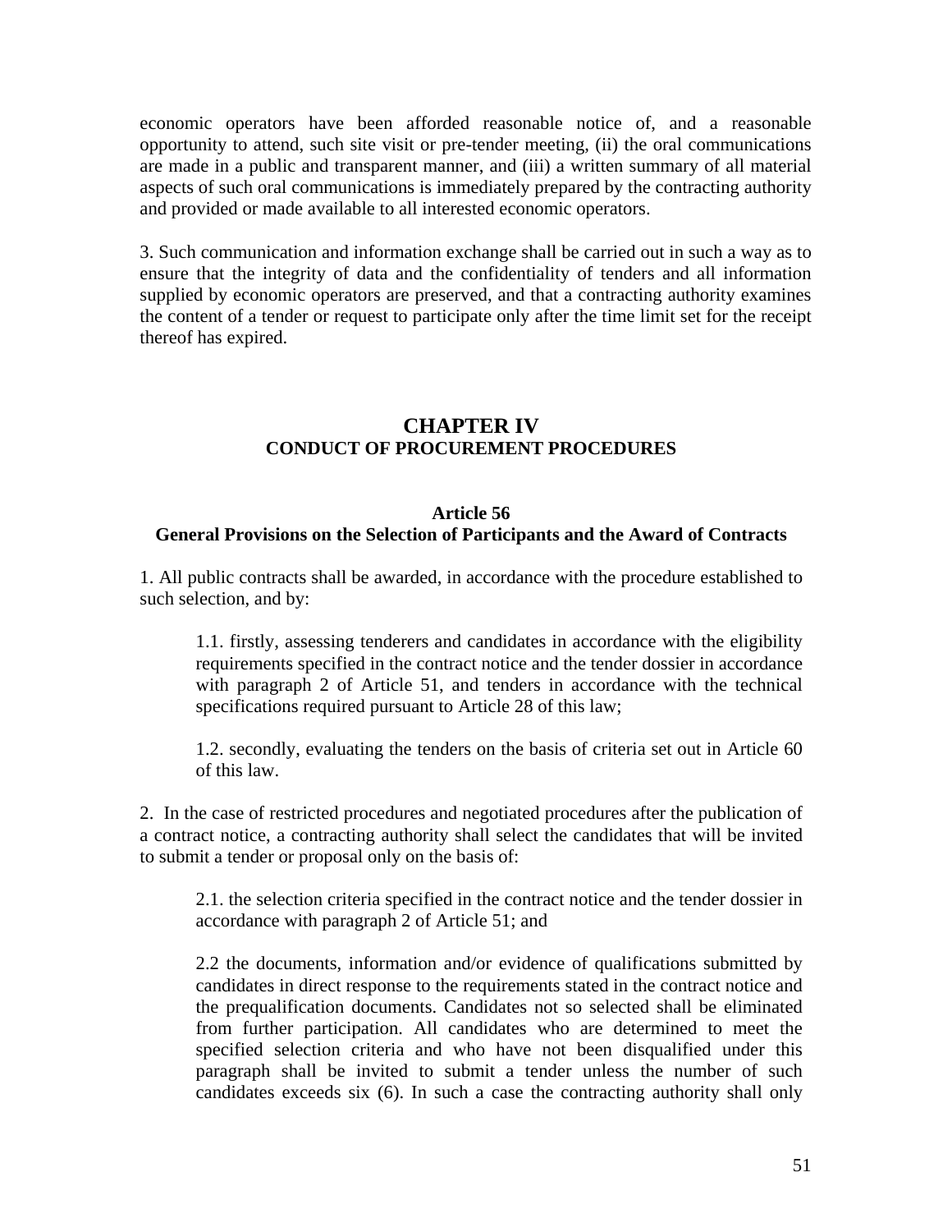economic operators have been afforded reasonable notice of, and a reasonable opportunity to attend, such site visit or pre-tender meeting, (ii) the oral communications are made in a public and transparent manner, and (iii) a written summary of all material aspects of such oral communications is immediately prepared by the contracting authority and provided or made available to all interested economic operators.

3. Such communication and information exchange shall be carried out in such a way as to ensure that the integrity of data and the confidentiality of tenders and all information supplied by economic operators are preserved, and that a contracting authority examines the content of a tender or request to participate only after the time limit set for the receipt thereof has expired.

## CHAPTER IV
## CONDUCT OF PROCUREMENT PROCEDURES

### Article 56
### General Provisions on the Selection of Participants and the Award of Contracts

1. All public contracts shall be awarded, in accordance with the procedure established to such selection, and by:

> 1.1. firstly, assessing tenderers and candidates in accordance with the eligibility requirements specified in the contract notice and the tender dossier in accordance with paragraph 2 of Article 51, and tenders in accordance with the technical specifications required pursuant to Article 28 of this law;
>
> 1.2. secondly, evaluating the tenders on the basis of criteria set out in Article 60 of this law.

2. In the case of restricted procedures and negotiated procedures after the publication of a contract notice, a contracting authority shall select the candidates that will be invited to submit a tender or proposal only on the basis of:

> 2.1. the selection criteria specified in the contract notice and the tender dossier in accordance with paragraph 2 of Article 51; and
>
> 2.2 the documents, information and/or evidence of qualifications submitted by candidates in direct response to the requirements stated in the contract notice and the prequalification documents. Candidates not so selected shall be eliminated from further participation. All candidates who are determined to meet the specified selection criteria and who have not been disqualified under this paragraph shall be invited to submit a tender unless the number of such candidates exceeds six (6). In such a case the contracting authority shall only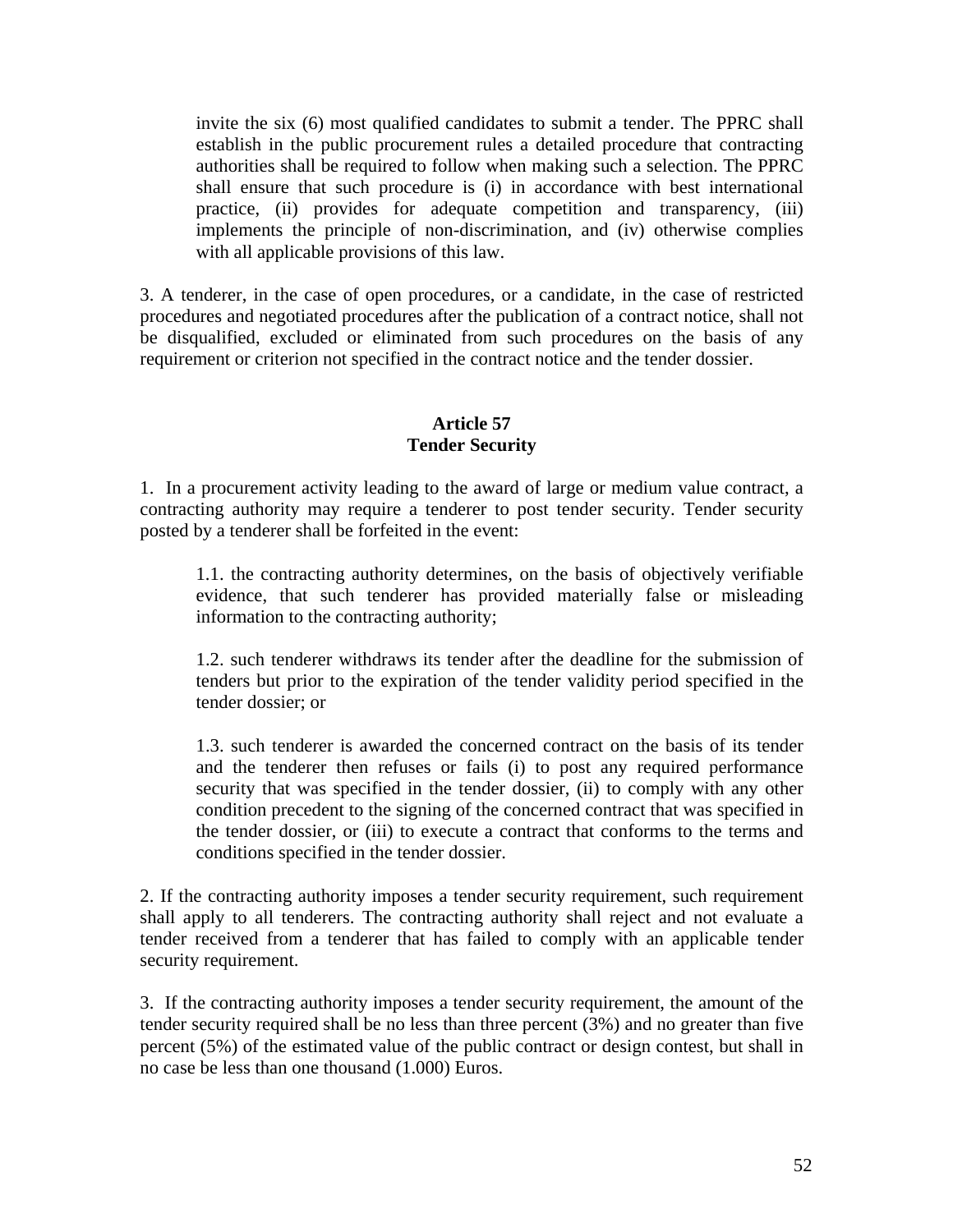invite the six (6) most qualified candidates to submit a tender. The PPRC shall establish in the public procurement rules a detailed procedure that contracting authorities shall be required to follow when making such a selection. The PPRC shall ensure that such procedure is (i) in accordance with best international practice, (ii) provides for adequate competition and transparency, (iii) implements the principle of non-discrimination, and (iv) otherwise complies with all applicable provisions of this law.

3. A tenderer, in the case of open procedures, or a candidate, in the case of restricted procedures and negotiated procedures after the publication of a contract notice, shall not be disqualified, excluded or eliminated from such procedures on the basis of any requirement or criterion not specified in the contract notice and the tender dossier.

## Article 57
## Tender Security

1. In a procurement activity leading to the award of large or medium value contract, a contracting authority may require a tenderer to post tender security. Tender security posted by a tenderer shall be forfeited in the event:

> 1.1. the contracting authority determines, on the basis of objectively verifiable evidence, that such tenderer has provided materially false or misleading information to the contracting authority;
>
> 1.2. such tenderer withdraws its tender after the deadline for the submission of tenders but prior to the expiration of the tender validity period specified in the tender dossier; or
>
> 1.3. such tenderer is awarded the concerned contract on the basis of its tender and the tenderer then refuses or fails (i) to post any required performance security that was specified in the tender dossier, (ii) to comply with any other condition precedent to the signing of the concerned contract that was specified in the tender dossier, or (iii) to execute a contract that conforms to the terms and conditions specified in the tender dossier.

2. If the contracting authority imposes a tender security requirement, such requirement shall apply to all tenderers. The contracting authority shall reject and not evaluate a tender received from a tenderer that has failed to comply with an applicable tender security requirement.

3. If the contracting authority imposes a tender security requirement, the amount of the tender security required shall be no less than three percent (3%) and no greater than five percent (5%) of the estimated value of the public contract or design contest, but shall in no case be less than one thousand (1.000) Euros.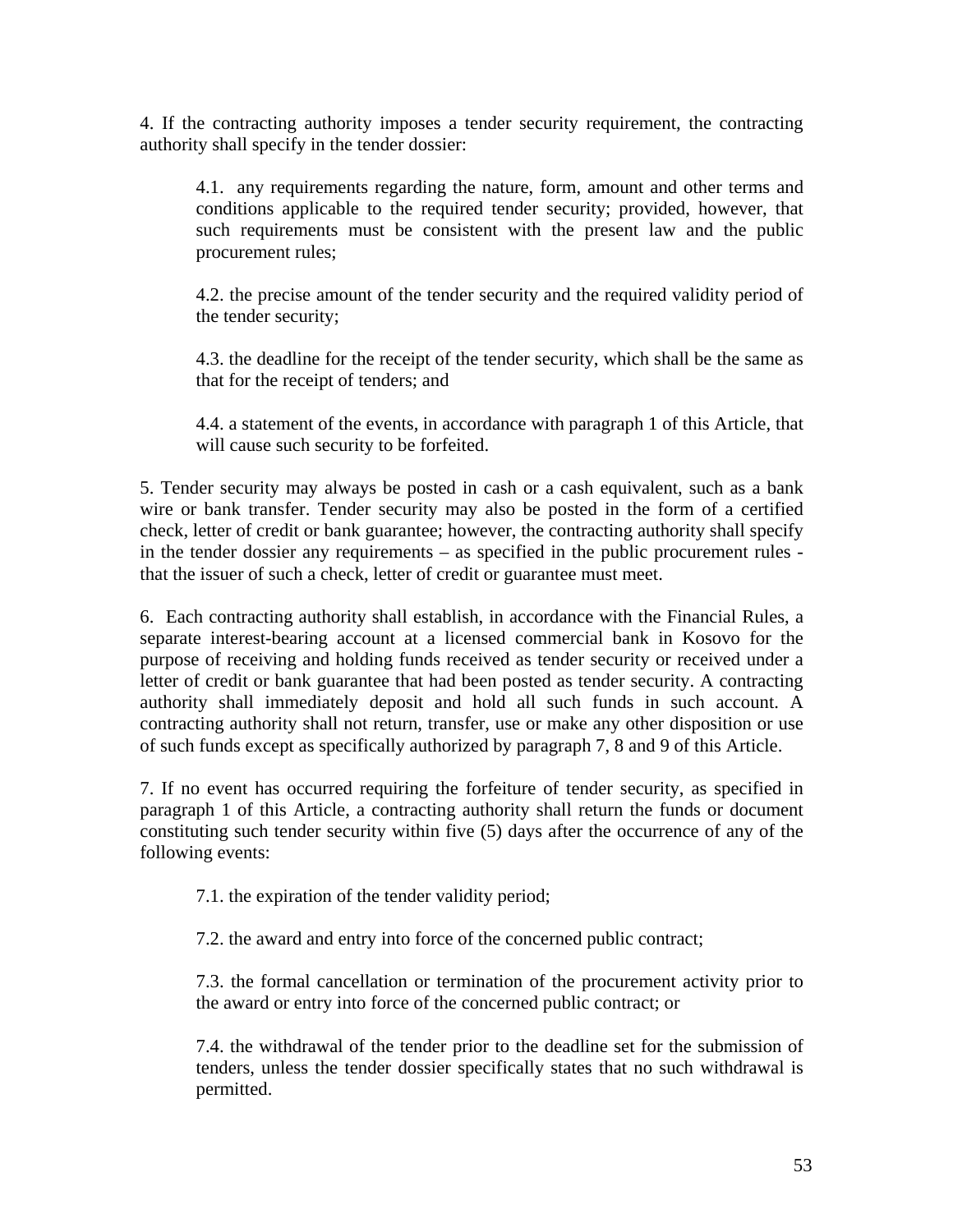4. If the contracting authority imposes a tender security requirement, the contracting authority shall specify in the tender dossier:

> 4.1. any requirements regarding the nature, form, amount and other terms and conditions applicable to the required tender security; provided, however, that such requirements must be consistent with the present law and the public procurement rules;
>
> 4.2. the precise amount of the tender security and the required validity period of the tender security;
>
> 4.3. the deadline for the receipt of the tender security, which shall be the same as that for the receipt of tenders; and
>
> 4.4. a statement of the events, in accordance with paragraph 1 of this Article, that will cause such security to be forfeited.

5. Tender security may always be posted in cash or a cash equivalent, such as a bank wire or bank transfer. Tender security may also be posted in the form of a certified check, letter of credit or bank guarantee; however, the contracting authority shall specify in the tender dossier any requirements – as specified in the public procurement rules - that the issuer of such a check, letter of credit or guarantee must meet.

6. Each contracting authority shall establish, in accordance with the Financial Rules, a separate interest-bearing account at a licensed commercial bank in Kosovo for the purpose of receiving and holding funds received as tender security or received under a letter of credit or bank guarantee that had been posted as tender security. A contracting authority shall immediately deposit and hold all such funds in such account. A contracting authority shall not return, transfer, use or make any other disposition or use of such funds except as specifically authorized by paragraph 7, 8 and 9 of this Article.

7. If no event has occurred requiring the forfeiture of tender security, as specified in paragraph 1 of this Article, a contracting authority shall return the funds or document constituting such tender security within five (5) days after the occurrence of any of the following events:

> 7.1. the expiration of the tender validity period;
>
> 7.2. the award and entry into force of the concerned public contract;
>
> 7.3. the formal cancellation or termination of the procurement activity prior to the award or entry into force of the concerned public contract; or
>
> 7.4. the withdrawal of the tender prior to the deadline set for the submission of tenders, unless the tender dossier specifically states that no such withdrawal is permitted.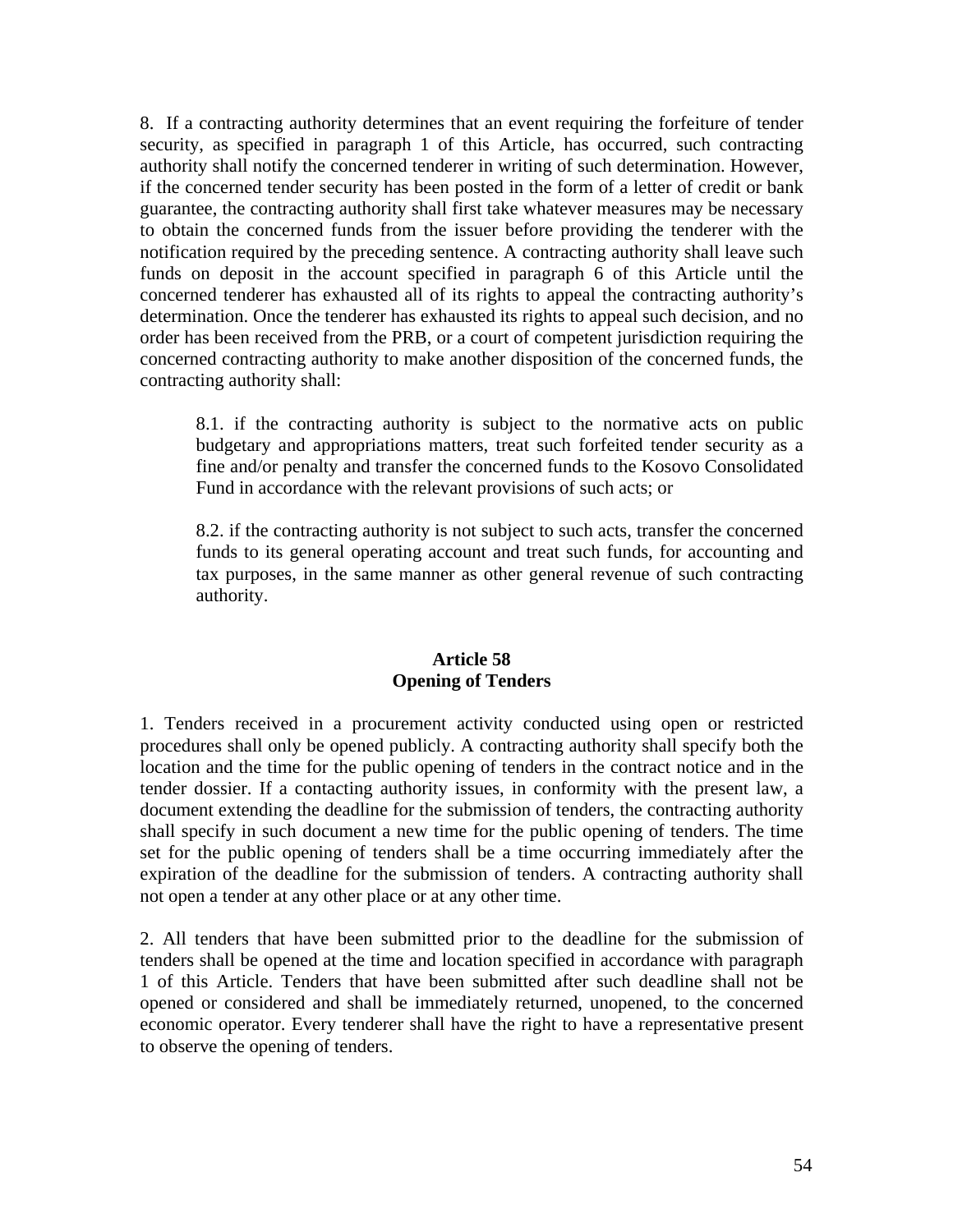8. If a contracting authority determines that an event requiring the forfeiture of tender security, as specified in paragraph 1 of this Article, has occurred, such contracting authority shall notify the concerned tenderer in writing of such determination. However, if the concerned tender security has been posted in the form of a letter of credit or bank guarantee, the contracting authority shall first take whatever measures may be necessary to obtain the concerned funds from the issuer before providing the tenderer with the notification required by the preceding sentence. A contracting authority shall leave such funds on deposit in the account specified in paragraph 6 of this Article until the concerned tenderer has exhausted all of its rights to appeal the contracting authority's determination. Once the tenderer has exhausted its rights to appeal such decision, and no order has been received from the PRB, or a court of competent jurisdiction requiring the concerned contracting authority to make another disposition of the concerned funds, the contracting authority shall:

> 8.1. if the contracting authority is subject to the normative acts on public budgetary and appropriations matters, treat such forfeited tender security as a fine and/or penalty and transfer the concerned funds to the Kosovo Consolidated Fund in accordance with the relevant provisions of such acts; or
>
> 8.2. if the contracting authority is not subject to such acts, transfer the concerned funds to its general operating account and treat such funds, for accounting and tax purposes, in the same manner as other general revenue of such contracting authority.

**Article 58**
**Opening of Tenders**

1. Tenders received in a procurement activity conducted using open or restricted procedures shall only be opened publicly. A contracting authority shall specify both the location and the time for the public opening of tenders in the contract notice and in the tender dossier. If a contacting authority issues, in conformity with the present law, a document extending the deadline for the submission of tenders, the contracting authority shall specify in such document a new time for the public opening of tenders. The time set for the public opening of tenders shall be a time occurring immediately after the expiration of the deadline for the submission of tenders. A contracting authority shall not open a tender at any other place or at any other time.

2. All tenders that have been submitted prior to the deadline for the submission of tenders shall be opened at the time and location specified in accordance with paragraph 1 of this Article. Tenders that have been submitted after such deadline shall not be opened or considered and shall be immediately returned, unopened, to the concerned economic operator. Every tenderer shall have the right to have a representative present to observe the opening of tenders.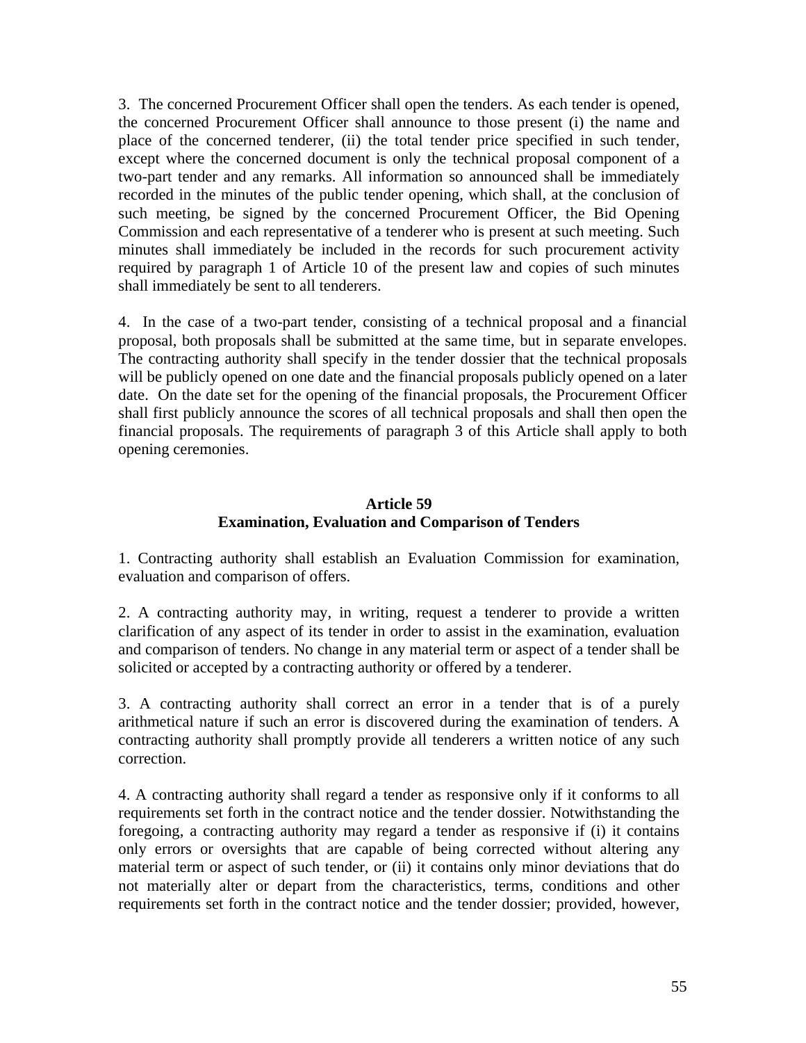3. The concerned Procurement Officer shall open the tenders. As each tender is opened, the concerned Procurement Officer shall announce to those present (i) the name and place of the concerned tenderer, (ii) the total tender price specified in such tender, except where the concerned document is only the technical proposal component of a two-part tender and any remarks. All information so announced shall be immediately recorded in the minutes of the public tender opening, which shall, at the conclusion of such meeting, be signed by the concerned Procurement Officer, the Bid Opening Commission and each representative of a tenderer who is present at such meeting. Such minutes shall immediately be included in the records for such procurement activity required by paragraph 1 of Article 10 of the present law and copies of such minutes shall immediately be sent to all tenderers.

4. In the case of a two-part tender, consisting of a technical proposal and a financial proposal, both proposals shall be submitted at the same time, but in separate envelopes. The contracting authority shall specify in the tender dossier that the technical proposals will be publicly opened on one date and the financial proposals publicly opened on a later date. On the date set for the opening of the financial proposals, the Procurement Officer shall first publicly announce the scores of all technical proposals and shall then open the financial proposals. The requirements of paragraph 3 of this Article shall apply to both opening ceremonies.

## Article 59
## Examination, Evaluation and Comparison of Tenders

1. Contracting authority shall establish an Evaluation Commission for examination, evaluation and comparison of offers.

2. A contracting authority may, in writing, request a tenderer to provide a written clarification of any aspect of its tender in order to assist in the examination, evaluation and comparison of tenders. No change in any material term or aspect of a tender shall be solicited or accepted by a contracting authority or offered by a tenderer.

3. A contracting authority shall correct an error in a tender that is of a purely arithmetical nature if such an error is discovered during the examination of tenders. A contracting authority shall promptly provide all tenderers a written notice of any such correction.

4. A contracting authority shall regard a tender as responsive only if it conforms to all requirements set forth in the contract notice and the tender dossier. Notwithstanding the foregoing, a contracting authority may regard a tender as responsive if (i) it contains only errors or oversights that are capable of being corrected without altering any material term or aspect of such tender, or (ii) it contains only minor deviations that do not materially alter or depart from the characteristics, terms, conditions and other requirements set forth in the contract notice and the tender dossier; provided, however,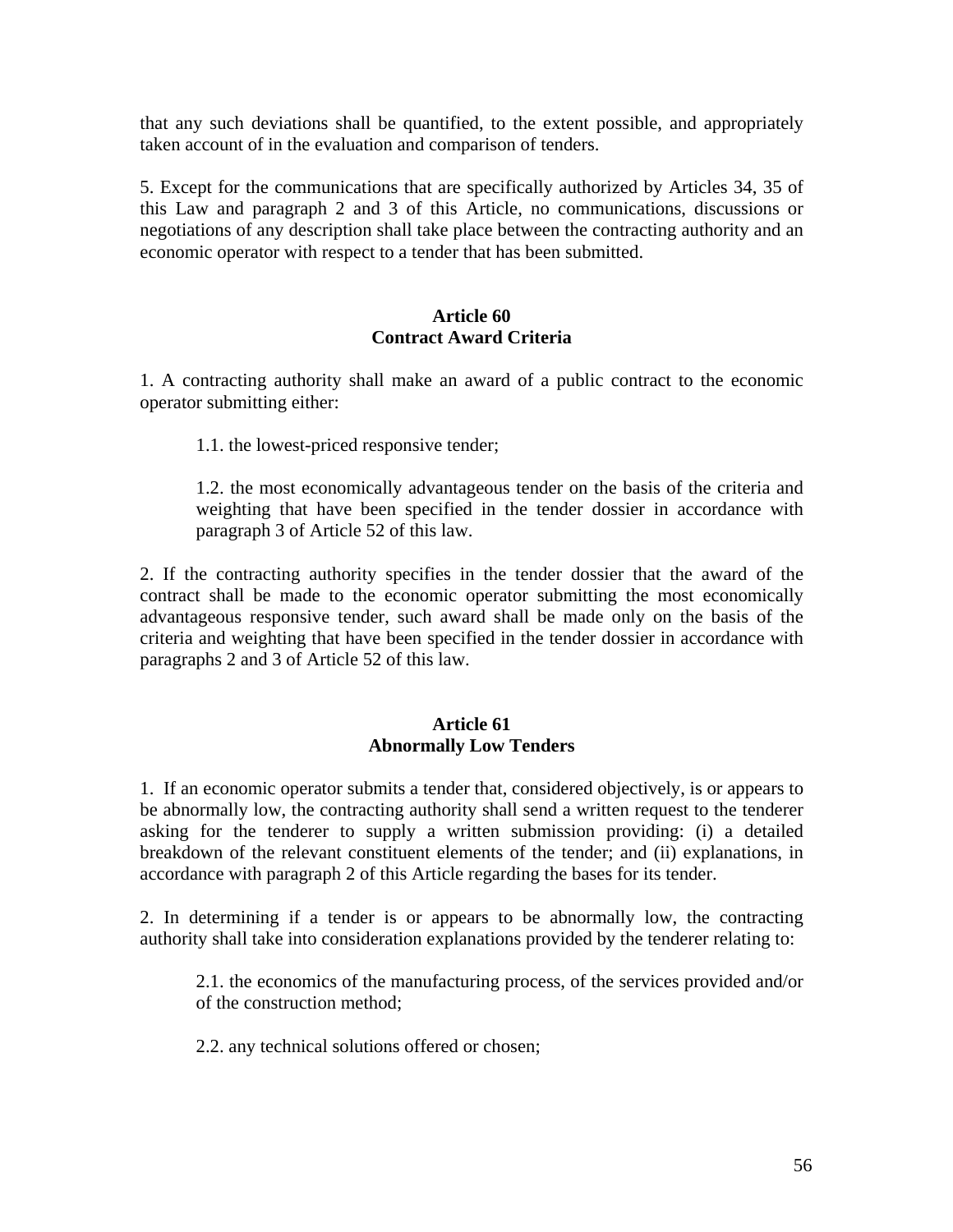that any such deviations shall be quantified, to the extent possible, and appropriately taken account of in the evaluation and comparison of tenders.

5. Except for the communications that are specifically authorized by Articles 34, 35 of this Law and paragraph 2 and 3 of this Article, no communications, discussions or negotiations of any description shall take place between the contracting authority and an economic operator with respect to a tender that has been submitted.

### Article 60
### Contract Award Criteria

1. A contracting authority shall make an award of a public contract to the economic operator submitting either:

 1.1. the lowest-priced responsive tender;

 1.2. the most economically advantageous tender on the basis of the criteria and weighting that have been specified in the tender dossier in accordance with paragraph 3 of Article 52 of this law.

2. If the contracting authority specifies in the tender dossier that the award of the contract shall be made to the economic operator submitting the most economically advantageous responsive tender, such award shall be made only on the basis of the criteria and weighting that have been specified in the tender dossier in accordance with paragraphs 2 and 3 of Article 52 of this law.

### Article 61
### Abnormally Low Tenders

1. If an economic operator submits a tender that, considered objectively, is or appears to be abnormally low, the contracting authority shall send a written request to the tenderer asking for the tenderer to supply a written submission providing: (i) a detailed breakdown of the relevant constituent elements of the tender; and (ii) explanations, in accordance with paragraph 2 of this Article regarding the bases for its tender.

2. In determining if a tender is or appears to be abnormally low, the contracting authority shall take into consideration explanations provided by the tenderer relating to:

 2.1. the economics of the manufacturing process, of the services provided and/or of the construction method;

 2.2. any technical solutions offered or chosen;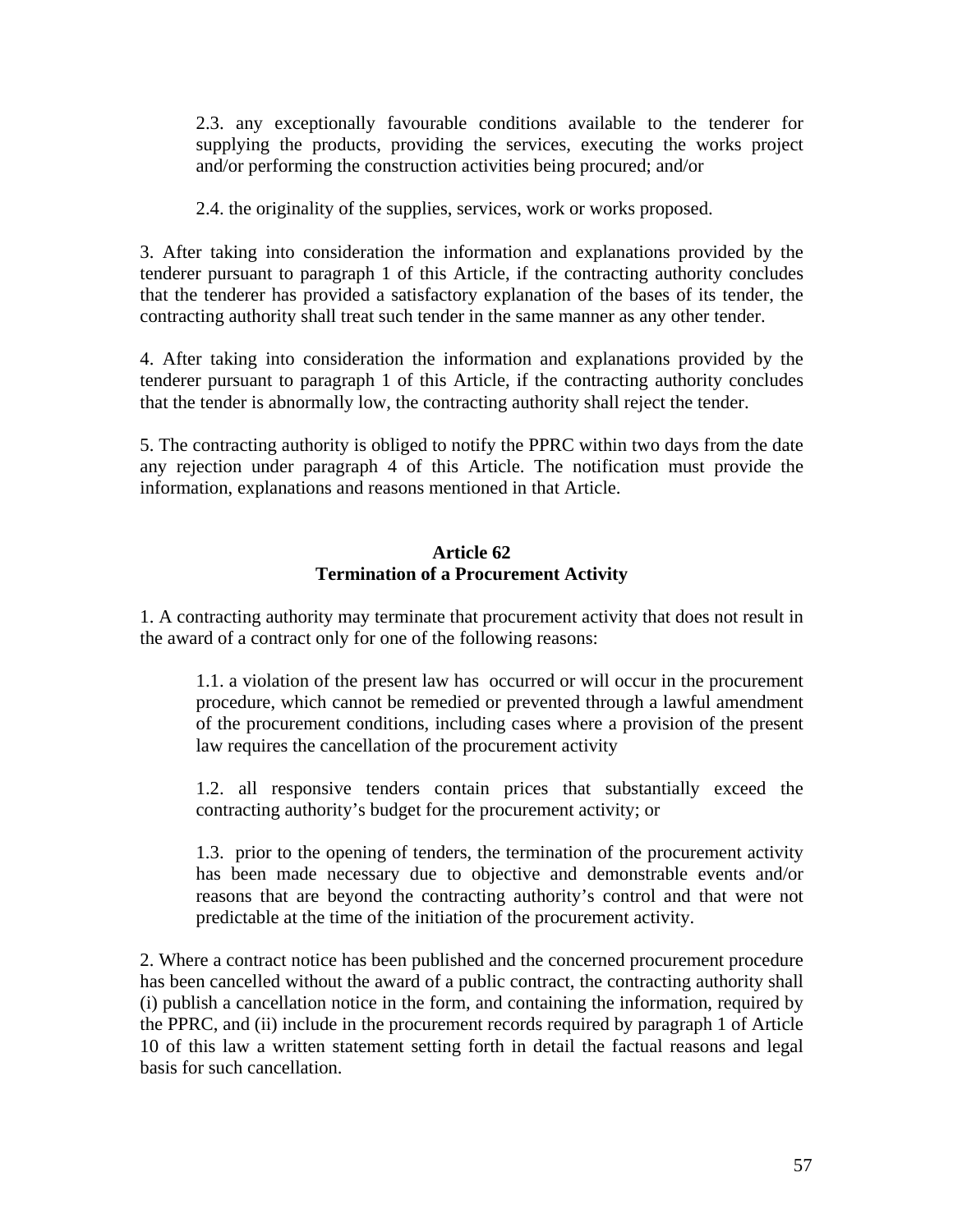2.3. any exceptionally favourable conditions available to the tenderer for supplying the products, providing the services, executing the works project and/or performing the construction activities being procured; and/or

2.4. the originality of the supplies, services, work or works proposed.

3. After taking into consideration the information and explanations provided by the tenderer pursuant to paragraph 1 of this Article, if the contracting authority concludes that the tenderer has provided a satisfactory explanation of the bases of its tender, the contracting authority shall treat such tender in the same manner as any other tender.

4. After taking into consideration the information and explanations provided by the tenderer pursuant to paragraph 1 of this Article, if the contracting authority concludes that the tender is abnormally low, the contracting authority shall reject the tender.

5. The contracting authority is obliged to notify the PPRC within two days from the date any rejection under paragraph 4 of this Article. The notification must provide the information, explanations and reasons mentioned in that Article.

**Article 62**
**Termination of a Procurement Activity**

1. A contracting authority may terminate that procurement activity that does not result in the award of a contract only for one of the following reasons:

1.1. a violation of the present law has occurred or will occur in the procurement procedure, which cannot be remedied or prevented through a lawful amendment of the procurement conditions, including cases where a provision of the present law requires the cancellation of the procurement activity

1.2. all responsive tenders contain prices that substantially exceed the contracting authority's budget for the procurement activity; or

1.3. prior to the opening of tenders, the termination of the procurement activity has been made necessary due to objective and demonstrable events and/or reasons that are beyond the contracting authority's control and that were not predictable at the time of the initiation of the procurement activity.

2. Where a contract notice has been published and the concerned procurement procedure has been cancelled without the award of a public contract, the contracting authority shall (i) publish a cancellation notice in the form, and containing the information, required by the PPRC, and (ii) include in the procurement records required by paragraph 1 of Article 10 of this law a written statement setting forth in detail the factual reasons and legal basis for such cancellation.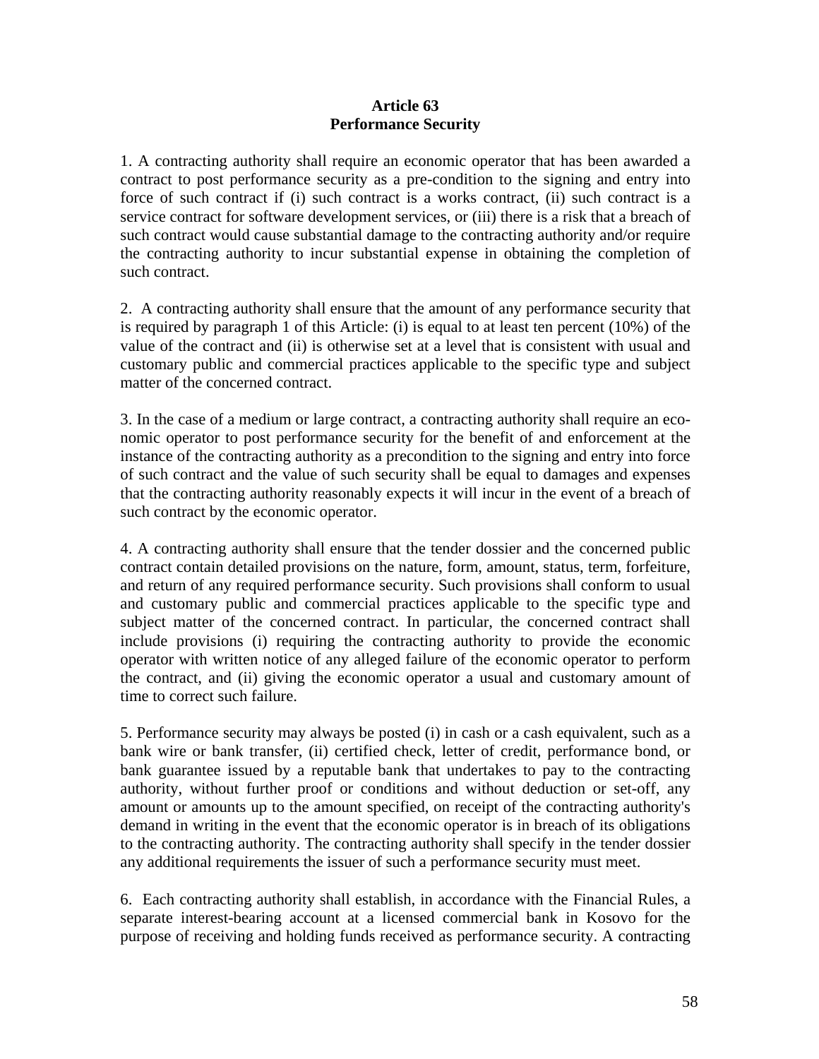**Article 63**
**Performance Security**

1. A contracting authority shall require an economic operator that has been awarded a contract to post performance security as a pre-condition to the signing and entry into force of such contract if (i) such contract is a works contract, (ii) such contract is a service contract for software development services, or (iii) there is a risk that a breach of such contract would cause substantial damage to the contracting authority and/or require the contracting authority to incur substantial expense in obtaining the completion of such contract.

2. A contracting authority shall ensure that the amount of any performance security that is required by paragraph 1 of this Article: (i) is equal to at least ten percent (10%) of the value of the contract and (ii) is otherwise set at a level that is consistent with usual and customary public and commercial practices applicable to the specific type and subject matter of the concerned contract.

3. In the case of a medium or large contract, a contracting authority shall require an economic operator to post performance security for the benefit of and enforcement at the instance of the contracting authority as a precondition to the signing and entry into force of such contract and the value of such security shall be equal to damages and expenses that the contracting authority reasonably expects it will incur in the event of a breach of such contract by the economic operator.

4. A contracting authority shall ensure that the tender dossier and the concerned public contract contain detailed provisions on the nature, form, amount, status, term, forfeiture, and return of any required performance security. Such provisions shall conform to usual and customary public and commercial practices applicable to the specific type and subject matter of the concerned contract. In particular, the concerned contract shall include provisions (i) requiring the contracting authority to provide the economic operator with written notice of any alleged failure of the economic operator to perform the contract, and (ii) giving the economic operator a usual and customary amount of time to correct such failure.

5. Performance security may always be posted (i) in cash or a cash equivalent, such as a bank wire or bank transfer, (ii) certified check, letter of credit, performance bond, or bank guarantee issued by a reputable bank that undertakes to pay to the contracting authority, without further proof or conditions and without deduction or set-off, any amount or amounts up to the amount specified, on receipt of the contracting authority's demand in writing in the event that the economic operator is in breach of its obligations to the contracting authority. The contracting authority shall specify in the tender dossier any additional requirements the issuer of such a performance security must meet.

6. Each contracting authority shall establish, in accordance with the Financial Rules, a separate interest-bearing account at a licensed commercial bank in Kosovo for the purpose of receiving and holding funds received as performance security. A contracting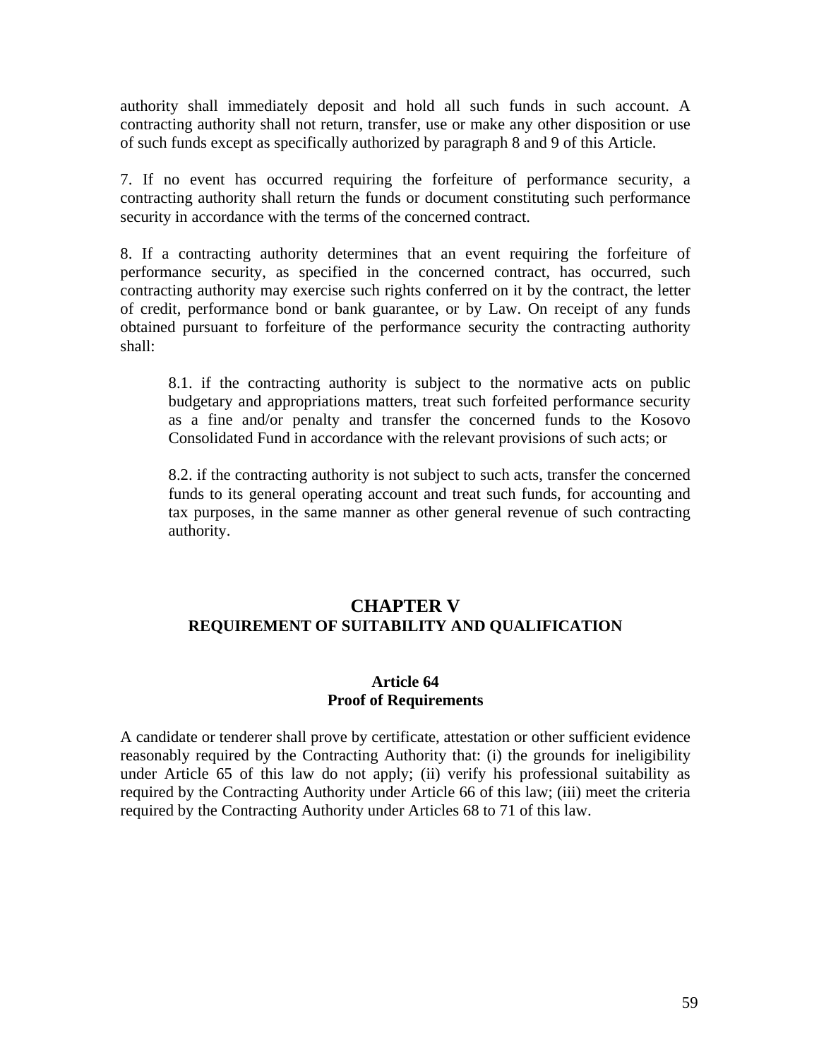authority shall immediately deposit and hold all such funds in such account. A contracting authority shall not return, transfer, use or make any other disposition or use of such funds except as specifically authorized by paragraph 8 and 9 of this Article.

7. If no event has occurred requiring the forfeiture of performance security, a contracting authority shall return the funds or document constituting such performance security in accordance with the terms of the concerned contract.

8. If a contracting authority determines that an event requiring the forfeiture of performance security, as specified in the concerned contract, has occurred, such contracting authority may exercise such rights conferred on it by the contract, the letter of credit, performance bond or bank guarantee, or by Law. On receipt of any funds obtained pursuant to forfeiture of the performance security the contracting authority shall:

> 8.1. if the contracting authority is subject to the normative acts on public budgetary and appropriations matters, treat such forfeited performance security as a fine and/or penalty and transfer the concerned funds to the Kosovo Consolidated Fund in accordance with the relevant provisions of such acts; or
>
> 8.2. if the contracting authority is not subject to such acts, transfer the concerned funds to its general operating account and treat such funds, for accounting and tax purposes, in the same manner as other general revenue of such contracting authority.

## CHAPTER V
## REQUIREMENT OF SUITABILITY AND QUALIFICATION

### Article 64
### Proof of Requirements

A candidate or tenderer shall prove by certificate, attestation or other sufficient evidence reasonably required by the Contracting Authority that: (i) the grounds for ineligibility under Article 65 of this law do not apply; (ii) verify his professional suitability as required by the Contracting Authority under Article 66 of this law; (iii) meet the criteria required by the Contracting Authority under Articles 68 to 71 of this law.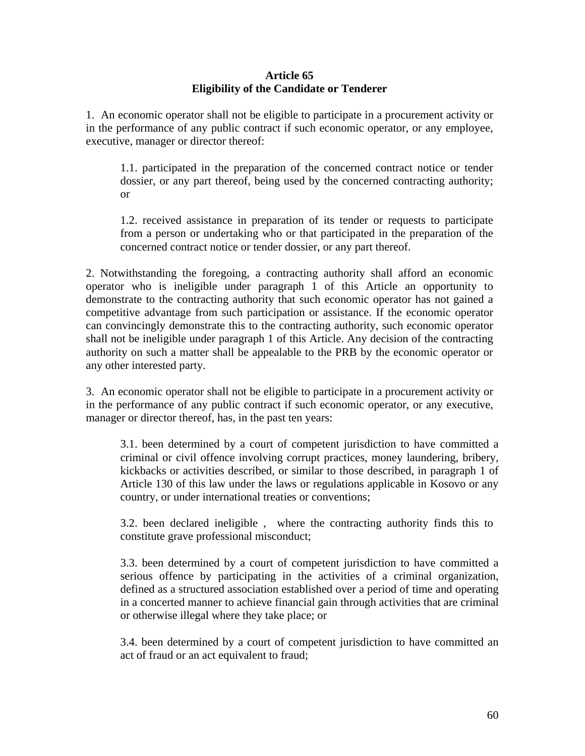## Article 65
## Eligibility of the Candidate or Tenderer

1. An economic operator shall not be eligible to participate in a procurement activity or in the performance of any public contract if such economic operator, or any employee, executive, manager or director thereof:

 1.1. participated in the preparation of the concerned contract notice or tender dossier, or any part thereof, being used by the concerned contracting authority; or

 1.2. received assistance in preparation of its tender or requests to participate from a person or undertaking who or that participated in the preparation of the concerned contract notice or tender dossier, or any part thereof.

2. Notwithstanding the foregoing, a contracting authority shall afford an economic operator who is ineligible under paragraph 1 of this Article an opportunity to demonstrate to the contracting authority that such economic operator has not gained a competitive advantage from such participation or assistance. If the economic operator can convincingly demonstrate this to the contracting authority, such economic operator shall not be ineligible under paragraph 1 of this Article. Any decision of the contracting authority on such a matter shall be appealable to the PRB by the economic operator or any other interested party.

3. An economic operator shall not be eligible to participate in a procurement activity or in the performance of any public contract if such economic operator, or any executive, manager or director thereof, has, in the past ten years:

 3.1. been determined by a court of competent jurisdiction to have committed a criminal or civil offence involving corrupt practices, money laundering, bribery, kickbacks or activities described, or similar to those described, in paragraph 1 of Article 130 of this law under the laws or regulations applicable in Kosovo or any country, or under international treaties or conventions;

 3.2. been declared ineligible , where the contracting authority finds this to constitute grave professional misconduct;

 3.3. been determined by a court of competent jurisdiction to have committed a serious offence by participating in the activities of a criminal organization, defined as a structured association established over a period of time and operating in a concerted manner to achieve financial gain through activities that are criminal or otherwise illegal where they take place; or

 3.4. been determined by a court of competent jurisdiction to have committed an act of fraud or an act equivalent to fraud;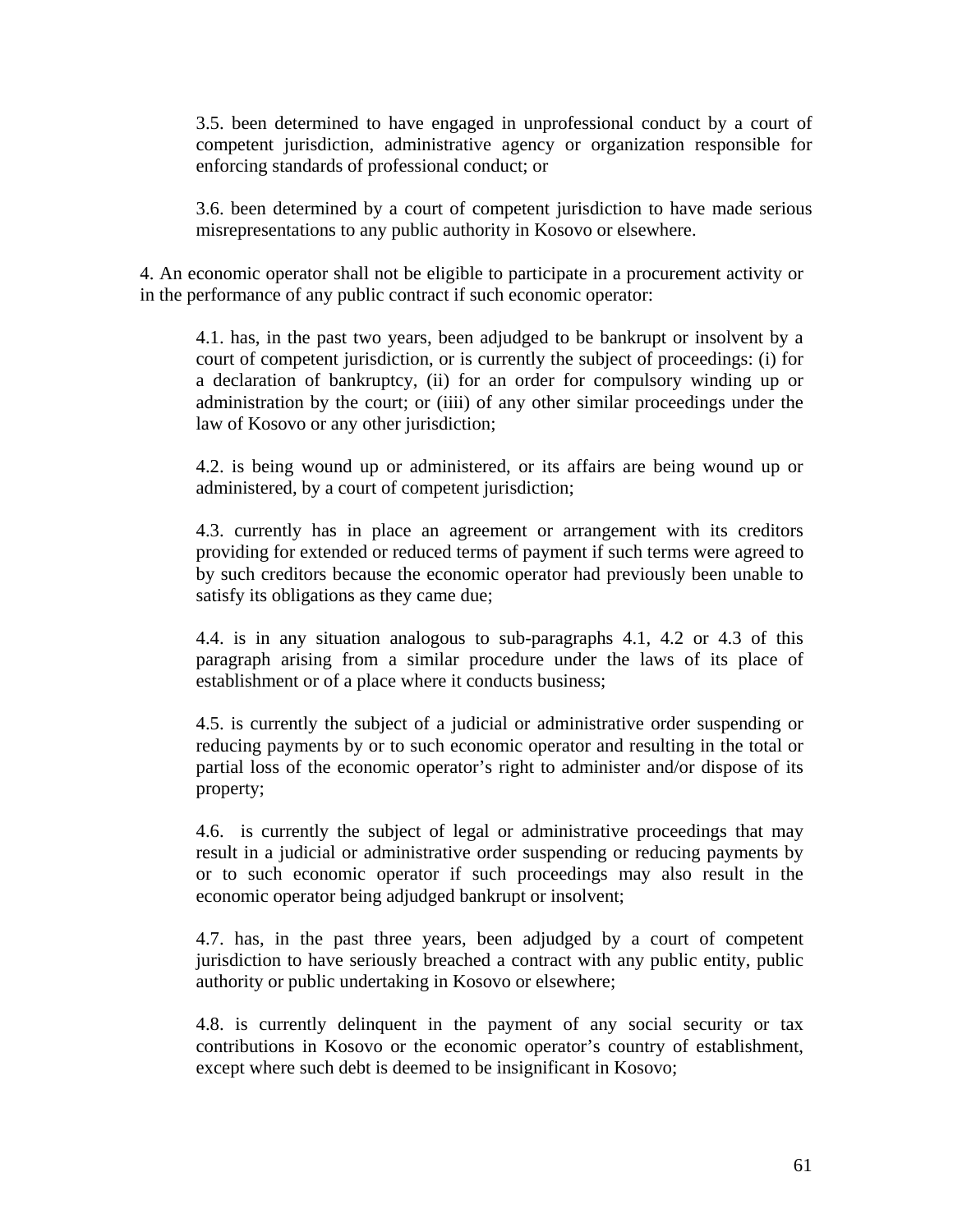3.5. been determined to have engaged in unprofessional conduct by a court of competent jurisdiction, administrative agency or organization responsible for enforcing standards of professional conduct; or

3.6. been determined by a court of competent jurisdiction to have made serious misrepresentations to any public authority in Kosovo or elsewhere.

4. An economic operator shall not be eligible to participate in a procurement activity or in the performance of any public contract if such economic operator:

4.1. has, in the past two years, been adjudged to be bankrupt or insolvent by a court of competent jurisdiction, or is currently the subject of proceedings: (i) for a declaration of bankruptcy, (ii) for an order for compulsory winding up or administration by the court; or (iiii) of any other similar proceedings under the law of Kosovo or any other jurisdiction;

4.2. is being wound up or administered, or its affairs are being wound up or administered, by a court of competent jurisdiction;

4.3. currently has in place an agreement or arrangement with its creditors providing for extended or reduced terms of payment if such terms were agreed to by such creditors because the economic operator had previously been unable to satisfy its obligations as they came due;

4.4. is in any situation analogous to sub-paragraphs 4.1, 4.2 or 4.3 of this paragraph arising from a similar procedure under the laws of its place of establishment or of a place where it conducts business;

4.5. is currently the subject of a judicial or administrative order suspending or reducing payments by or to such economic operator and resulting in the total or partial loss of the economic operator's right to administer and/or dispose of its property;

4.6. is currently the subject of legal or administrative proceedings that may result in a judicial or administrative order suspending or reducing payments by or to such economic operator if such proceedings may also result in the economic operator being adjudged bankrupt or insolvent;

4.7. has, in the past three years, been adjudged by a court of competent jurisdiction to have seriously breached a contract with any public entity, public authority or public undertaking in Kosovo or elsewhere;

4.8. is currently delinquent in the payment of any social security or tax contributions in Kosovo or the economic operator's country of establishment, except where such debt is deemed to be insignificant in Kosovo;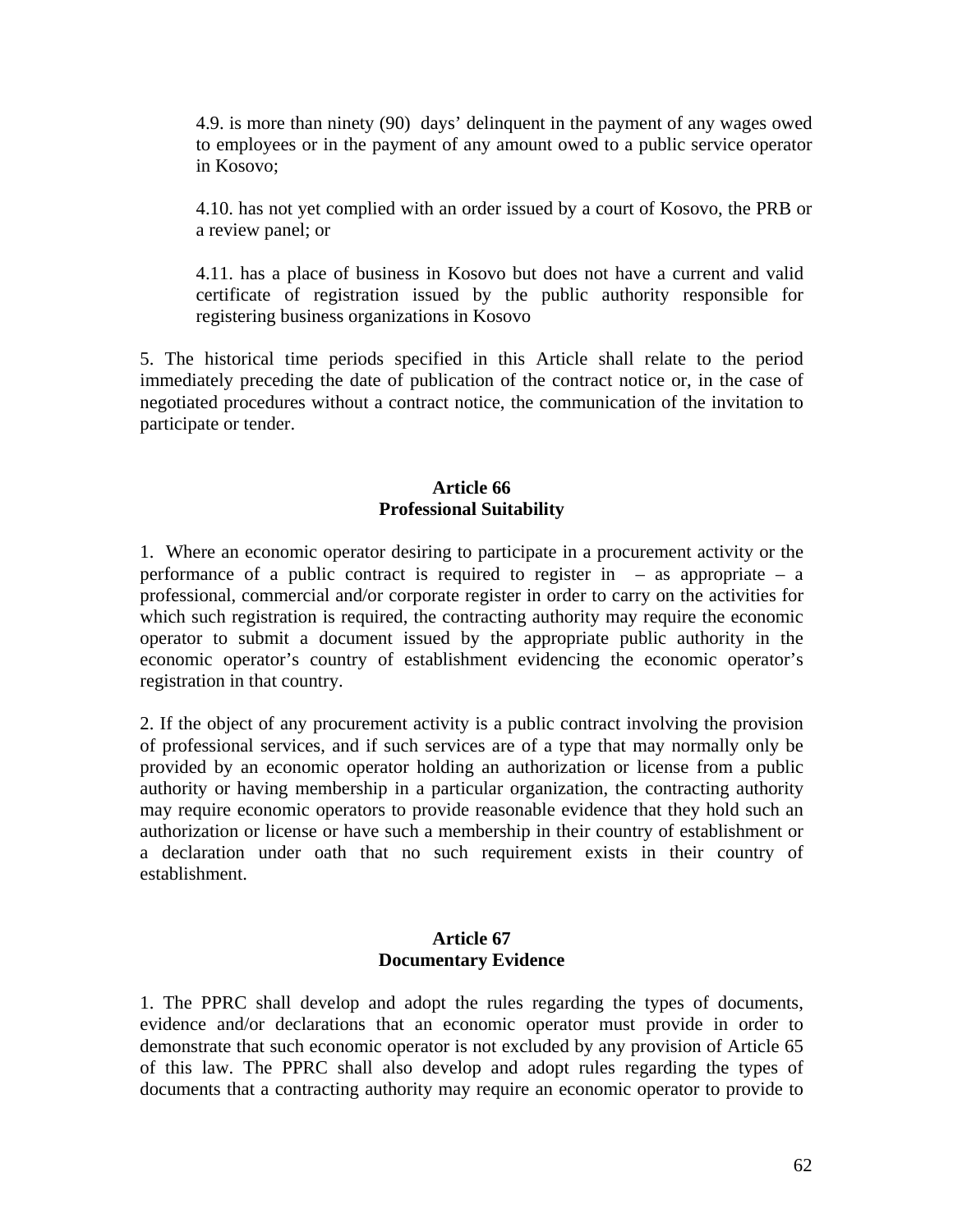4.9. is more than ninety (90) days' delinquent in the payment of any wages owed to employees or in the payment of any amount owed to a public service operator in Kosovo;

4.10. has not yet complied with an order issued by a court of Kosovo, the PRB or a review panel; or

4.11. has a place of business in Kosovo but does not have a current and valid certificate of registration issued by the public authority responsible for registering business organizations in Kosovo

5. The historical time periods specified in this Article shall relate to the period immediately preceding the date of publication of the contract notice or, in the case of negotiated procedures without a contract notice, the communication of the invitation to participate or tender.

**Article 66**
**Professional Suitability**

1. Where an economic operator desiring to participate in a procurement activity or the performance of a public contract is required to register in – as appropriate – a professional, commercial and/or corporate register in order to carry on the activities for which such registration is required, the contracting authority may require the economic operator to submit a document issued by the appropriate public authority in the economic operator's country of establishment evidencing the economic operator's registration in that country.

2. If the object of any procurement activity is a public contract involving the provision of professional services, and if such services are of a type that may normally only be provided by an economic operator holding an authorization or license from a public authority or having membership in a particular organization, the contracting authority may require economic operators to provide reasonable evidence that they hold such an authorization or license or have such a membership in their country of establishment or a declaration under oath that no such requirement exists in their country of establishment.

**Article 67**
**Documentary Evidence**

1. The PPRC shall develop and adopt the rules regarding the types of documents, evidence and/or declarations that an economic operator must provide in order to demonstrate that such economic operator is not excluded by any provision of Article 65 of this law. The PPRC shall also develop and adopt rules regarding the types of documents that a contracting authority may require an economic operator to provide to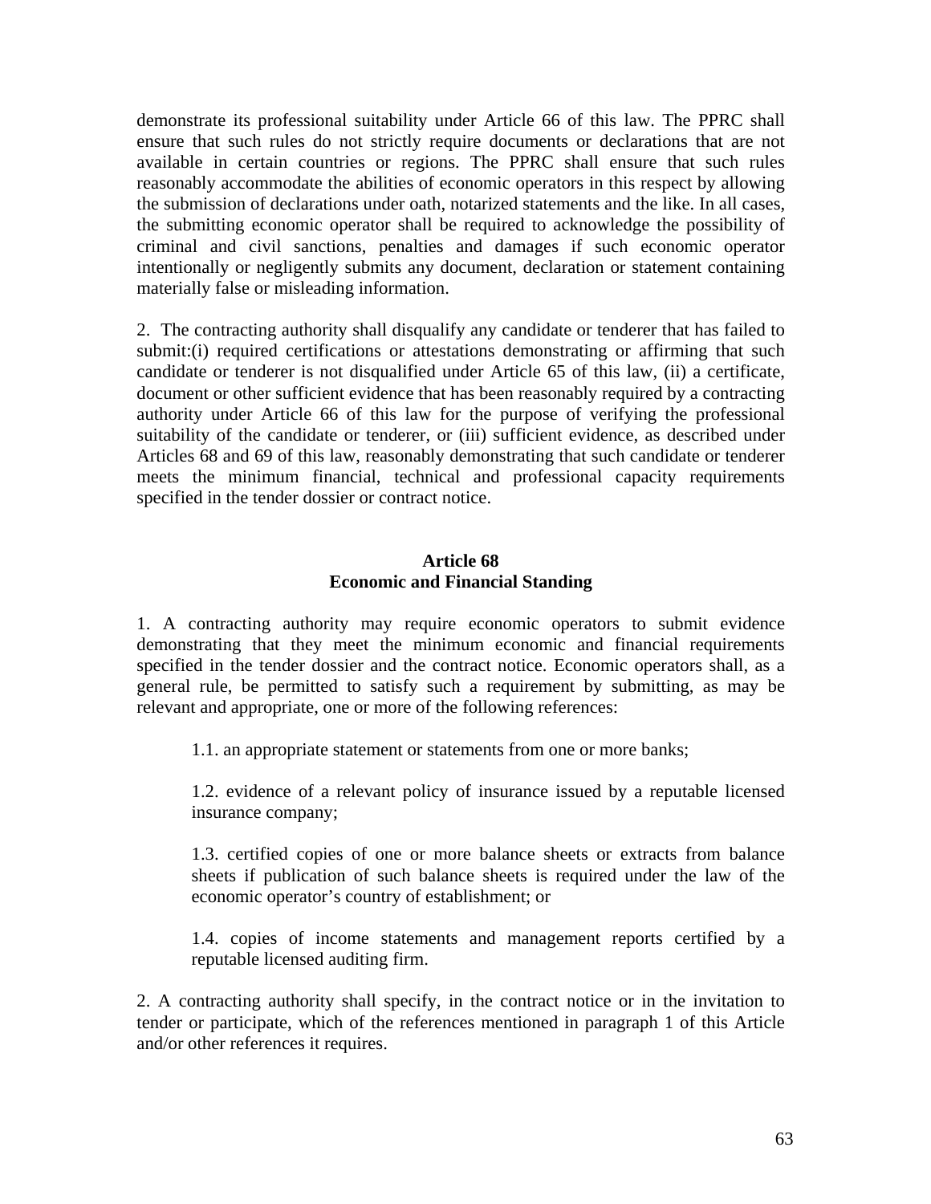demonstrate its professional suitability under Article 66 of this law. The PPRC shall ensure that such rules do not strictly require documents or declarations that are not available in certain countries or regions. The PPRC shall ensure that such rules reasonably accommodate the abilities of economic operators in this respect by allowing the submission of declarations under oath, notarized statements and the like. In all cases, the submitting economic operator shall be required to acknowledge the possibility of criminal and civil sanctions, penalties and damages if such economic operator intentionally or negligently submits any document, declaration or statement containing materially false or misleading information.

2. The contracting authority shall disqualify any candidate or tenderer that has failed to submit:(i) required certifications or attestations demonstrating or affirming that such candidate or tenderer is not disqualified under Article 65 of this law, (ii) a certificate, document or other sufficient evidence that has been reasonably required by a contracting authority under Article 66 of this law for the purpose of verifying the professional suitability of the candidate or tenderer, or (iii) sufficient evidence, as described under Articles 68 and 69 of this law, reasonably demonstrating that such candidate or tenderer meets the minimum financial, technical and professional capacity requirements specified in the tender dossier or contract notice.

## Article 68
## Economic and Financial Standing

1. A contracting authority may require economic operators to submit evidence demonstrating that they meet the minimum economic and financial requirements specified in the tender dossier and the contract notice. Economic operators shall, as a general rule, be permitted to satisfy such a requirement by submitting, as may be relevant and appropriate, one or more of the following references:

1.1. an appropriate statement or statements from one or more banks;

1.2. evidence of a relevant policy of insurance issued by a reputable licensed insurance company;

1.3. certified copies of one or more balance sheets or extracts from balance sheets if publication of such balance sheets is required under the law of the economic operator's country of establishment; or

1.4. copies of income statements and management reports certified by a reputable licensed auditing firm.

2. A contracting authority shall specify, in the contract notice or in the invitation to tender or participate, which of the references mentioned in paragraph 1 of this Article and/or other references it requires.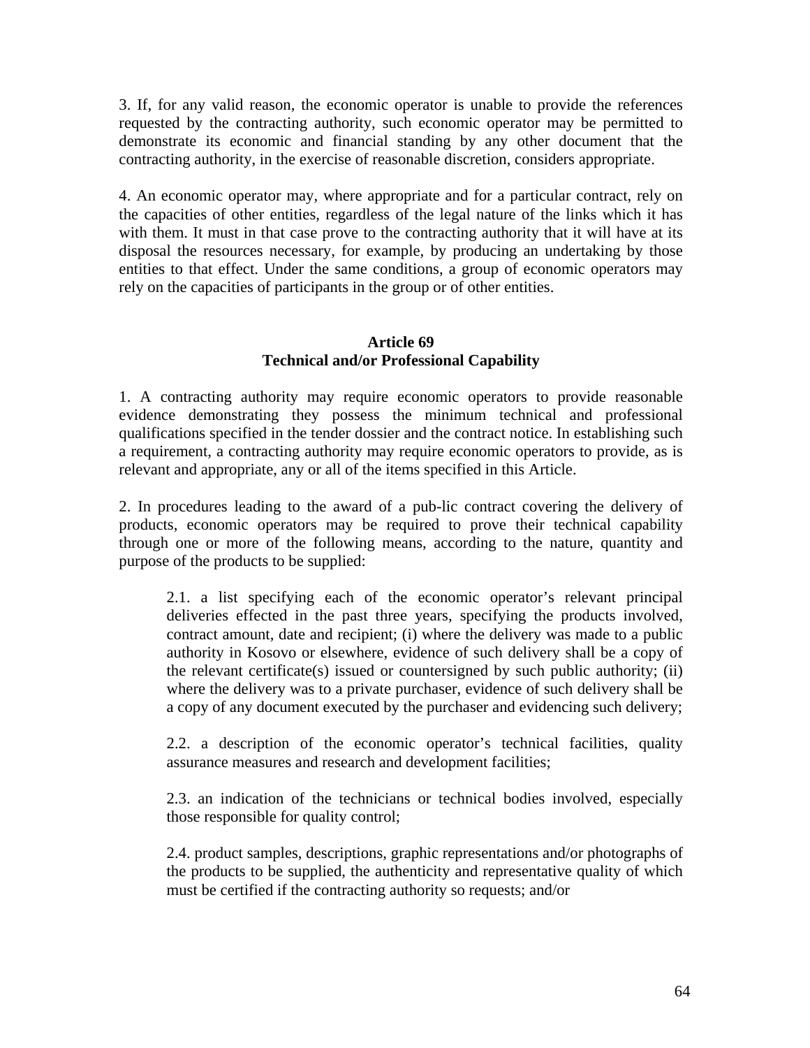3. If, for any valid reason, the economic operator is unable to provide the references requested by the contracting authority, such economic operator may be permitted to demonstrate its economic and financial standing by any other document that the contracting authority, in the exercise of reasonable discretion, considers appropriate.

4. An economic operator may, where appropriate and for a particular contract, rely on the capacities of other entities, regardless of the legal nature of the links which it has with them. It must in that case prove to the contracting authority that it will have at its disposal the resources necessary, for example, by producing an undertaking by those entities to that effect. Under the same conditions, a group of economic operators may rely on the capacities of participants in the group or of other entities.

### Article 69
### Technical and/or Professional Capability

1. A contracting authority may require economic operators to provide reasonable evidence demonstrating they possess the minimum technical and professional qualifications specified in the tender dossier and the contract notice. In establishing such a requirement, a contracting authority may require economic operators to provide, as is relevant and appropriate, any or all of the items specified in this Article.

2. In procedures leading to the award of a pub-lic contract covering the delivery of products, economic operators may be required to prove their technical capability through one or more of the following means, according to the nature, quantity and purpose of the products to be supplied:

> 2.1. a list specifying each of the economic operator's relevant principal deliveries effected in the past three years, specifying the products involved, contract amount, date and recipient; (i) where the delivery was made to a public authority in Kosovo or elsewhere, evidence of such delivery shall be a copy of the relevant certificate(s) issued or countersigned by such public authority; (ii) where the delivery was to a private purchaser, evidence of such delivery shall be a copy of any document executed by the purchaser and evidencing such delivery;
>
> 2.2. a description of the economic operator's technical facilities, quality assurance measures and research and development facilities;
>
> 2.3. an indication of the technicians or technical bodies involved, especially those responsible for quality control;
>
> 2.4. product samples, descriptions, graphic representations and/or photographs of the products to be supplied, the authenticity and representative quality of which must be certified if the contracting authority so requests; and/or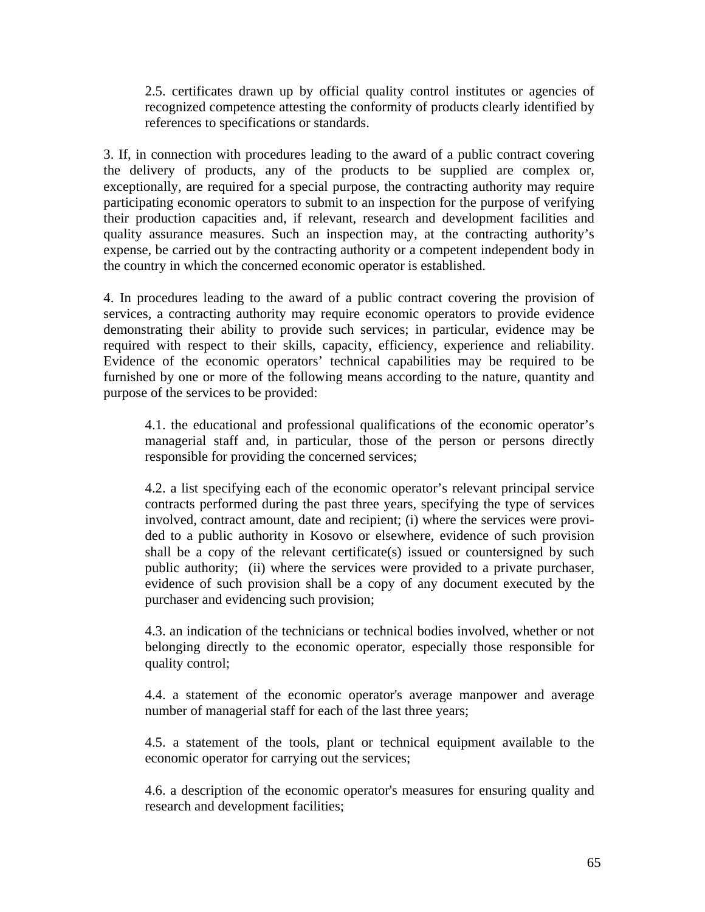2.5. certificates drawn up by official quality control institutes or agencies of recognized competence attesting the conformity of products clearly identified by references to specifications or standards.

3. If, in connection with procedures leading to the award of a public contract covering the delivery of products, any of the products to be supplied are complex or, exceptionally, are required for a special purpose, the contracting authority may require participating economic operators to submit to an inspection for the purpose of verifying their production capacities and, if relevant, research and development facilities and quality assurance measures. Such an inspection may, at the contracting authority's expense, be carried out by the contracting authority or a competent independent body in the country in which the concerned economic operator is established.

4. In procedures leading to the award of a public contract covering the provision of services, a contracting authority may require economic operators to provide evidence demonstrating their ability to provide such services; in particular, evidence may be required with respect to their skills, capacity, efficiency, experience and reliability. Evidence of the economic operators' technical capabilities may be required to be furnished by one or more of the following means according to the nature, quantity and purpose of the services to be provided:

4.1. the educational and professional qualifications of the economic operator's managerial staff and, in particular, those of the person or persons directly responsible for providing the concerned services;

4.2. a list specifying each of the economic operator's relevant principal service contracts performed during the past three years, specifying the type of services involved, contract amount, date and recipient; (i) where the services were provided to a public authority in Kosovo or elsewhere, evidence of such provision shall be a copy of the relevant certificate(s) issued or countersigned by such public authority; (ii) where the services were provided to a private purchaser, evidence of such provision shall be a copy of any document executed by the purchaser and evidencing such provision;

4.3. an indication of the technicians or technical bodies involved, whether or not belonging directly to the economic operator, especially those responsible for quality control;

4.4. a statement of the economic operator's average manpower and average number of managerial staff for each of the last three years;

4.5. a statement of the tools, plant or technical equipment available to the economic operator for carrying out the services;

4.6. a description of the economic operator's measures for ensuring quality and research and development facilities;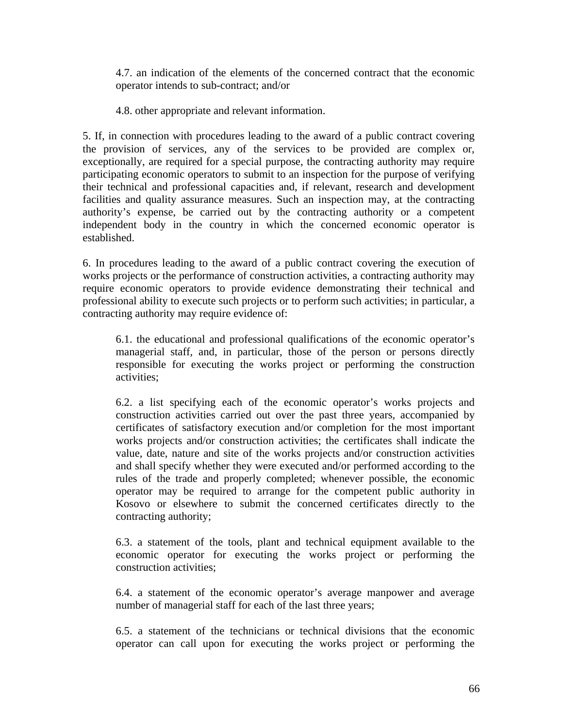4.7. an indication of the elements of the concerned contract that the economic operator intends to sub-contract; and/or

4.8. other appropriate and relevant information.

5. If, in connection with procedures leading to the award of a public contract covering the provision of services, any of the services to be provided are complex or, exceptionally, are required for a special purpose, the contracting authority may require participating economic operators to submit to an inspection for the purpose of verifying their technical and professional capacities and, if relevant, research and development facilities and quality assurance measures. Such an inspection may, at the contracting authority's expense, be carried out by the contracting authority or a competent independent body in the country in which the concerned economic operator is established.

6. In procedures leading to the award of a public contract covering the execution of works projects or the performance of construction activities, a contracting authority may require economic operators to provide evidence demonstrating their technical and professional ability to execute such projects or to perform such activities; in particular, a contracting authority may require evidence of:

6.1. the educational and professional qualifications of the economic operator's managerial staff, and, in particular, those of the person or persons directly responsible for executing the works project or performing the construction activities;

6.2. a list specifying each of the economic operator's works projects and construction activities carried out over the past three years, accompanied by certificates of satisfactory execution and/or completion for the most important works projects and/or construction activities; the certificates shall indicate the value, date, nature and site of the works projects and/or construction activities and shall specify whether they were executed and/or performed according to the rules of the trade and properly completed; whenever possible, the economic operator may be required to arrange for the competent public authority in Kosovo or elsewhere to submit the concerned certificates directly to the contracting authority;

6.3. a statement of the tools, plant and technical equipment available to the economic operator for executing the works project or performing the construction activities;

6.4. a statement of the economic operator's average manpower and average number of managerial staff for each of the last three years;

6.5. a statement of the technicians or technical divisions that the economic operator can call upon for executing the works project or performing the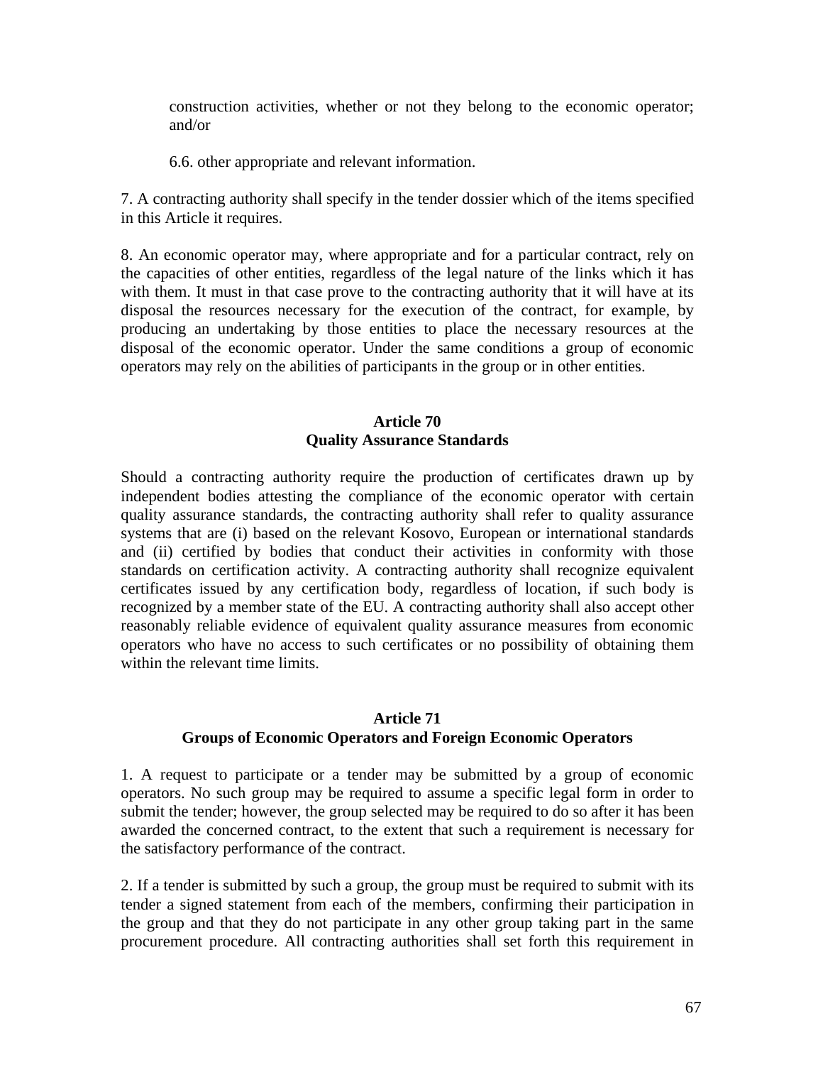construction activities, whether or not they belong to the economic operator; and/or

6.6. other appropriate and relevant information.

7. A contracting authority shall specify in the tender dossier which of the items specified in this Article it requires.

8. An economic operator may, where appropriate and for a particular contract, rely on the capacities of other entities, regardless of the legal nature of the links which it has with them. It must in that case prove to the contracting authority that it will have at its disposal the resources necessary for the execution of the contract, for example, by producing an undertaking by those entities to place the necessary resources at the disposal of the economic operator. Under the same conditions a group of economic operators may rely on the abilities of participants in the group or in other entities.

### Article 70
### Quality Assurance Standards

Should a contracting authority require the production of certificates drawn up by independent bodies attesting the compliance of the economic operator with certain quality assurance standards, the contracting authority shall refer to quality assurance systems that are (i) based on the relevant Kosovo, European or international standards and (ii) certified by bodies that conduct their activities in conformity with those standards on certification activity. A contracting authority shall recognize equivalent certificates issued by any certification body, regardless of location, if such body is recognized by a member state of the EU. A contracting authority shall also accept other reasonably reliable evidence of equivalent quality assurance measures from economic operators who have no access to such certificates or no possibility of obtaining them within the relevant time limits.

### Article 71
### Groups of Economic Operators and Foreign Economic Operators

1. A request to participate or a tender may be submitted by a group of economic operators. No such group may be required to assume a specific legal form in order to submit the tender; however, the group selected may be required to do so after it has been awarded the concerned contract, to the extent that such a requirement is necessary for the satisfactory performance of the contract.

2. If a tender is submitted by such a group, the group must be required to submit with its tender a signed statement from each of the members, confirming their participation in the group and that they do not participate in any other group taking part in the same procurement procedure. All contracting authorities shall set forth this requirement in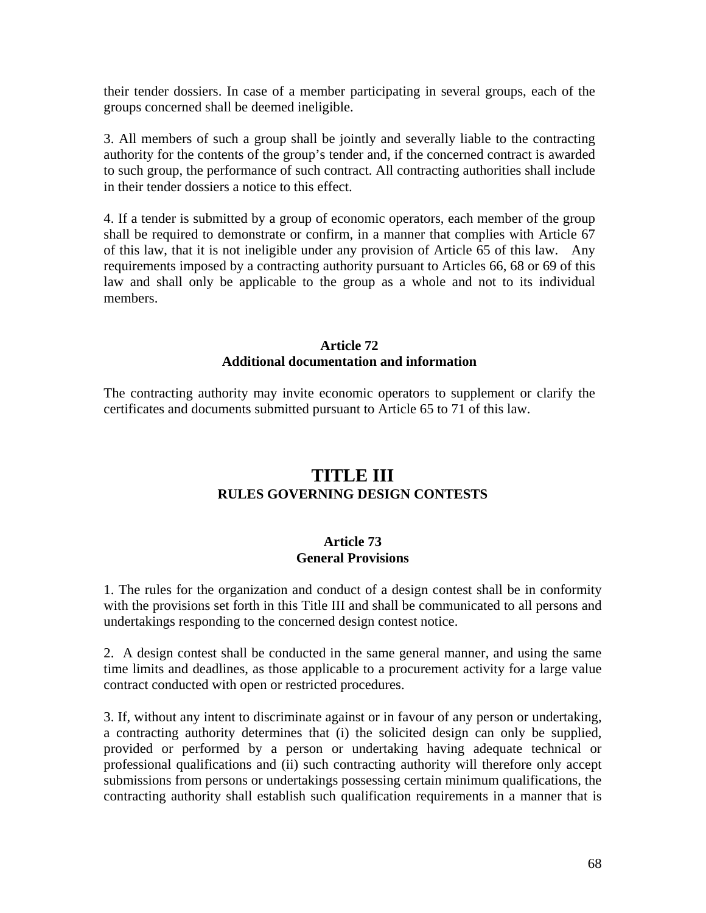their tender dossiers. In case of a member participating in several groups, each of the groups concerned shall be deemed ineligible.

3. All members of such a group shall be jointly and severally liable to the contracting authority for the contents of the group's tender and, if the concerned contract is awarded to such group, the performance of such contract. All contracting authorities shall include in their tender dossiers a notice to this effect.

4. If a tender is submitted by a group of economic operators, each member of the group shall be required to demonstrate or confirm, in a manner that complies with Article 67 of this law, that it is not ineligible under any provision of Article 65 of this law. Any requirements imposed by a contracting authority pursuant to Articles 66, 68 or 69 of this law and shall only be applicable to the group as a whole and not to its individual members.

### Article 72
### Additional documentation and information

The contracting authority may invite economic operators to supplement or clarify the certificates and documents submitted pursuant to Article 65 to 71 of this law.

# TITLE III
## RULES GOVERNING DESIGN CONTESTS

### Article 73
### General Provisions

1. The rules for the organization and conduct of a design contest shall be in conformity with the provisions set forth in this Title III and shall be communicated to all persons and undertakings responding to the concerned design contest notice.

2. A design contest shall be conducted in the same general manner, and using the same time limits and deadlines, as those applicable to a procurement activity for a large value contract conducted with open or restricted procedures.

3. If, without any intent to discriminate against or in favour of any person or undertaking, a contracting authority determines that (i) the solicited design can only be supplied, provided or performed by a person or undertaking having adequate technical or professional qualifications and (ii) such contracting authority will therefore only accept submissions from persons or undertakings possessing certain minimum qualifications, the contracting authority shall establish such qualification requirements in a manner that is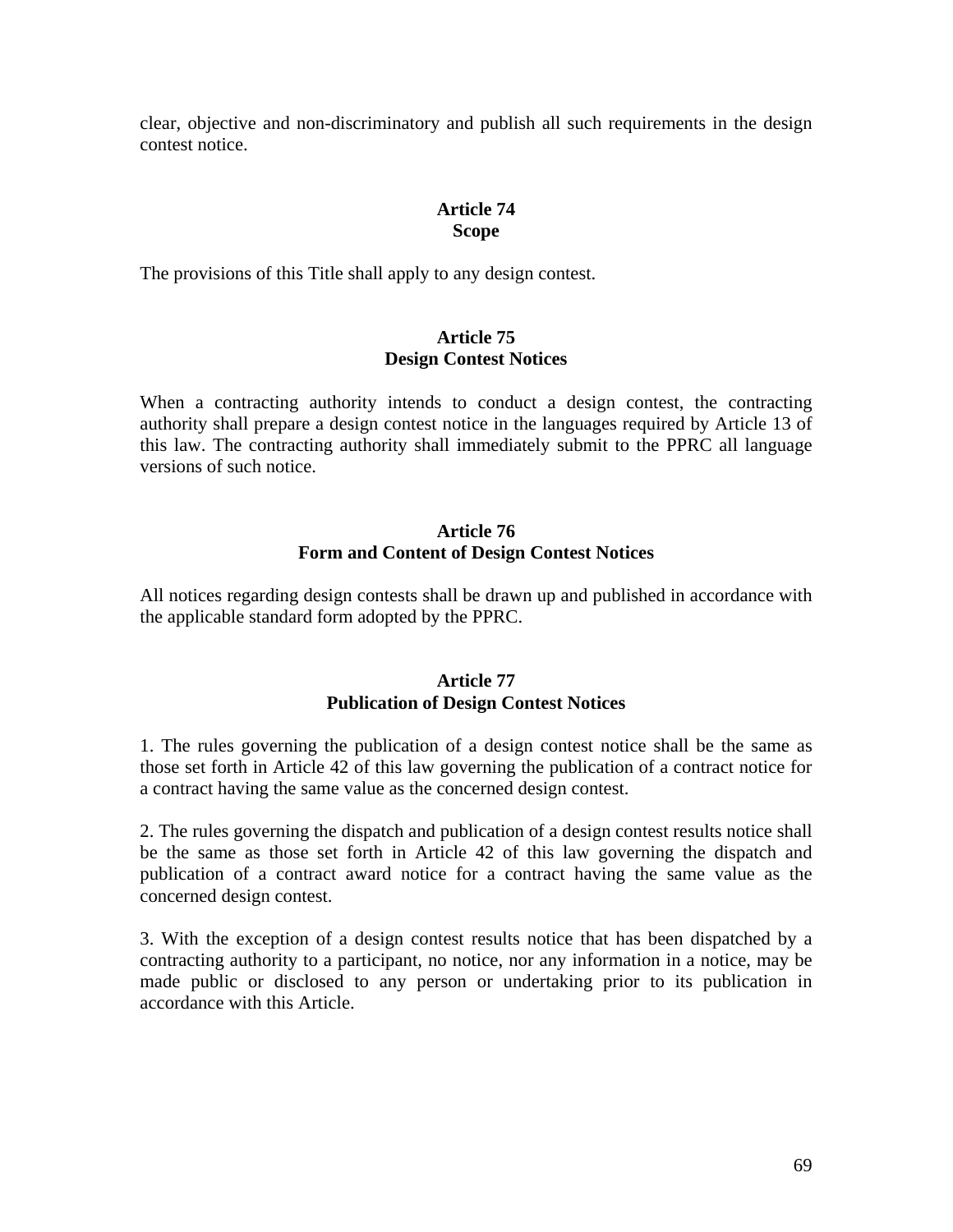clear, objective and non-discriminatory and publish all such requirements in the design contest notice.

**Article 74**
**Scope**

The provisions of this Title shall apply to any design contest.

**Article 75**
**Design Contest Notices**

When a contracting authority intends to conduct a design contest, the contracting authority shall prepare a design contest notice in the languages required by Article 13 of this law. The contracting authority shall immediately submit to the PPRC all language versions of such notice.

**Article 76**
**Form and Content of Design Contest Notices**

All notices regarding design contests shall be drawn up and published in accordance with the applicable standard form adopted by the PPRC.

**Article 77**
**Publication of Design Contest Notices**

1. The rules governing the publication of a design contest notice shall be the same as those set forth in Article 42 of this law governing the publication of a contract notice for a contract having the same value as the concerned design contest.

2. The rules governing the dispatch and publication of a design contest results notice shall be the same as those set forth in Article 42 of this law governing the dispatch and publication of a contract award notice for a contract having the same value as the concerned design contest.

3. With the exception of a design contest results notice that has been dispatched by a contracting authority to a participant, no notice, nor any information in a notice, may be made public or disclosed to any person or undertaking prior to its publication in accordance with this Article.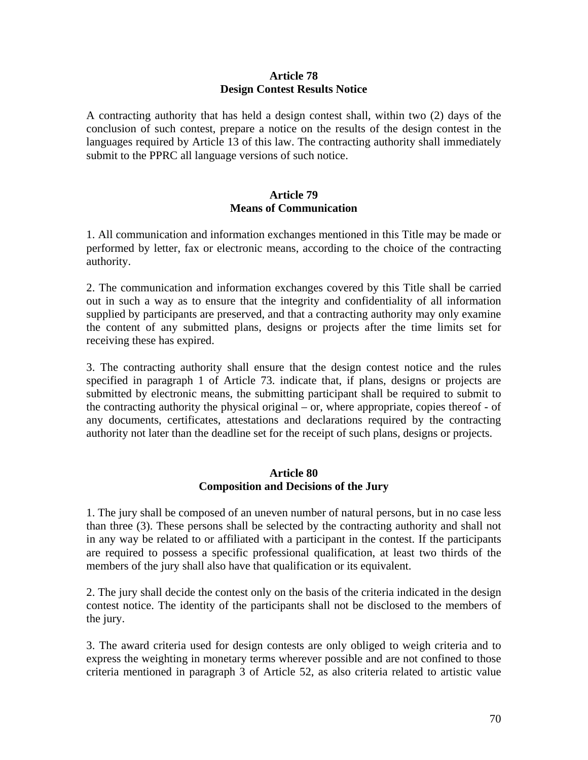**Article 78**
**Design Contest Results Notice**

A contracting authority that has held a design contest shall, within two (2) days of the conclusion of such contest, prepare a notice on the results of the design contest in the languages required by Article 13 of this law. The contracting authority shall immediately submit to the PPRC all language versions of such notice.

**Article 79**
**Means of Communication**

1. All communication and information exchanges mentioned in this Title may be made or performed by letter, fax or electronic means, according to the choice of the contracting authority.

2. The communication and information exchanges covered by this Title shall be carried out in such a way as to ensure that the integrity and confidentiality of all information supplied by participants are preserved, and that a contracting authority may only examine the content of any submitted plans, designs or projects after the time limits set for receiving these has expired.

3. The contracting authority shall ensure that the design contest notice and the rules specified in paragraph 1 of Article 73. indicate that, if plans, designs or projects are submitted by electronic means, the submitting participant shall be required to submit to the contracting authority the physical original – or, where appropriate, copies thereof - of any documents, certificates, attestations and declarations required by the contracting authority not later than the deadline set for the receipt of such plans, designs or projects.

**Article 80**
**Composition and Decisions of the Jury**

1. The jury shall be composed of an uneven number of natural persons, but in no case less than three (3). These persons shall be selected by the contracting authority and shall not in any way be related to or affiliated with a participant in the contest. If the participants are required to possess a specific professional qualification, at least two thirds of the members of the jury shall also have that qualification or its equivalent.

2. The jury shall decide the contest only on the basis of the criteria indicated in the design contest notice. The identity of the participants shall not be disclosed to the members of the jury.

3. The award criteria used for design contests are only obliged to weigh criteria and to express the weighting in monetary terms wherever possible and are not confined to those criteria mentioned in paragraph 3 of Article 52, as also criteria related to artistic value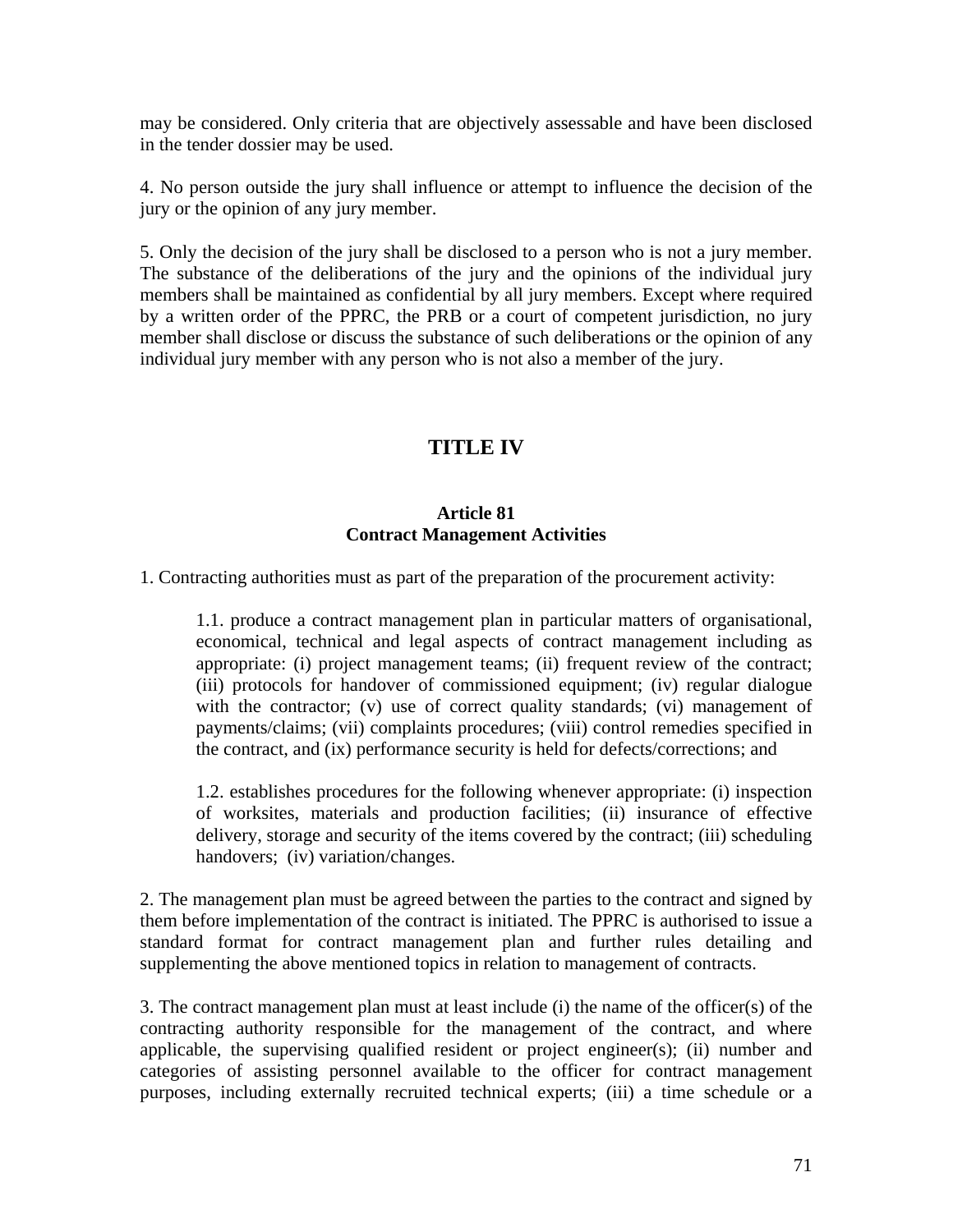may be considered. Only criteria that are objectively assessable and have been disclosed in the tender dossier may be used.

4. No person outside the jury shall influence or attempt to influence the decision of the jury or the opinion of any jury member.

5. Only the decision of the jury shall be disclosed to a person who is not a jury member. The substance of the deliberations of the jury and the opinions of the individual jury members shall be maintained as confidential by all jury members. Except where required by a written order of the PPRC, the PRB or a court of competent jurisdiction, no jury member shall disclose or discuss the substance of such deliberations or the opinion of any individual jury member with any person who is not also a member of the jury.

# TITLE IV

### Article 81
### Contract Management Activities

1. Contracting authorities must as part of the preparation of the procurement activity:

    1.1. produce a contract management plan in particular matters of organisational, economical, technical and legal aspects of contract management including as appropriate: (i) project management teams; (ii) frequent review of the contract; (iii) protocols for handover of commissioned equipment; (iv) regular dialogue with the contractor; (v) use of correct quality standards; (vi) management of payments/claims; (vii) complaints procedures; (viii) control remedies specified in the contract, and (ix) performance security is held for defects/corrections; and

    1.2. establishes procedures for the following whenever appropriate: (i) inspection of worksites, materials and production facilities; (ii) insurance of effective delivery, storage and security of the items covered by the contract; (iii) scheduling handovers; (iv) variation/changes.

2. The management plan must be agreed between the parties to the contract and signed by them before implementation of the contract is initiated. The PPRC is authorised to issue a standard format for contract management plan and further rules detailing and supplementing the above mentioned topics in relation to management of contracts.

3. The contract management plan must at least include (i) the name of the officer(s) of the contracting authority responsible for the management of the contract, and where applicable, the supervising qualified resident or project engineer(s); (ii) number and categories of assisting personnel available to the officer for contract management purposes, including externally recruited technical experts; (iii) a time schedule or a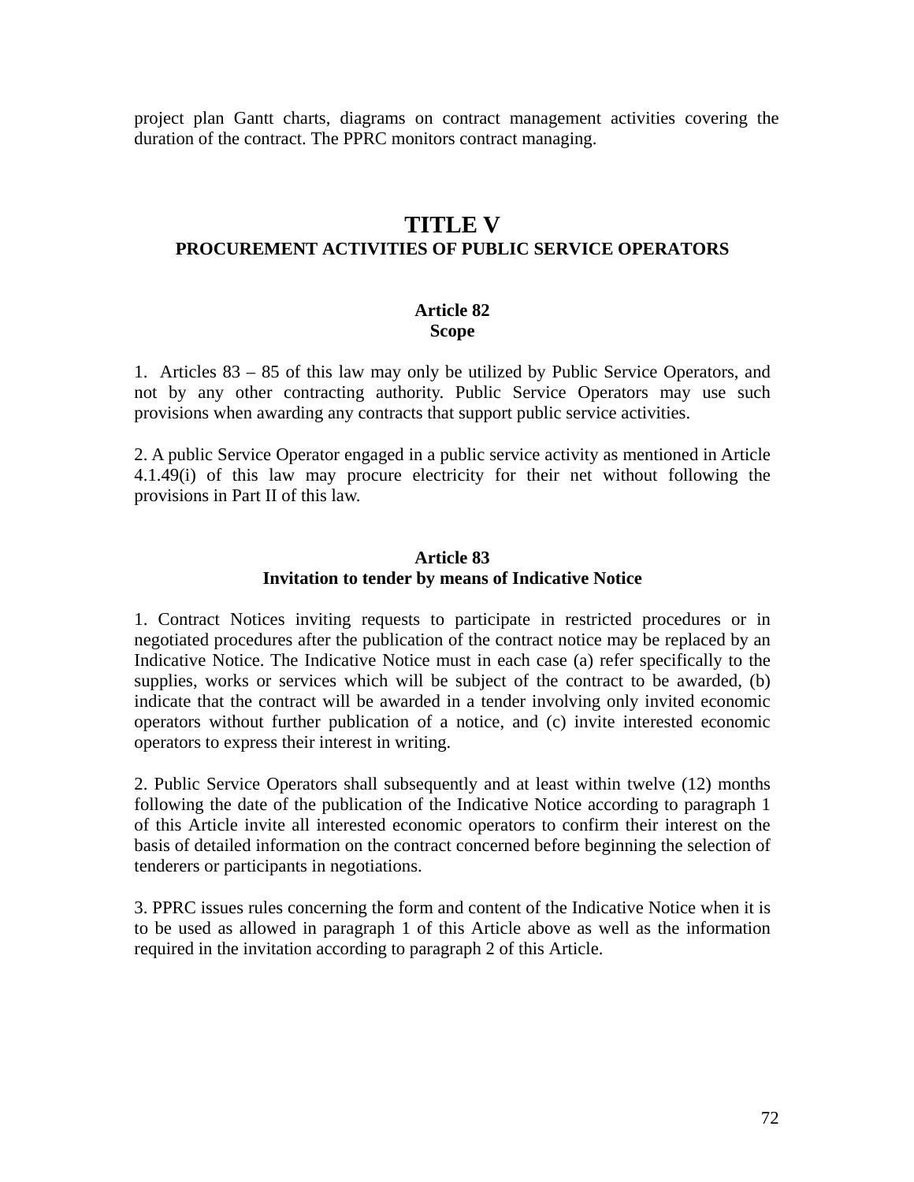project plan Gantt charts, diagrams on contract management activities covering the duration of the contract. The PPRC monitors contract managing.

# TITLE V
## PROCUREMENT ACTIVITIES OF PUBLIC SERVICE OPERATORS

### Article 82
### Scope

1. Articles 83 – 85 of this law may only be utilized by Public Service Operators, and not by any other contracting authority. Public Service Operators may use such provisions when awarding any contracts that support public service activities.

2. A public Service Operator engaged in a public service activity as mentioned in Article 4.1.49(i) of this law may procure electricity for their net without following the provisions in Part II of this law.

### Article 83
### Invitation to tender by means of Indicative Notice

1. Contract Notices inviting requests to participate in restricted procedures or in negotiated procedures after the publication of the contract notice may be replaced by an Indicative Notice. The Indicative Notice must in each case (a) refer specifically to the supplies, works or services which will be subject of the contract to be awarded, (b) indicate that the contract will be awarded in a tender involving only invited economic operators without further publication of a notice, and (c) invite interested economic operators to express their interest in writing.

2. Public Service Operators shall subsequently and at least within twelve (12) months following the date of the publication of the Indicative Notice according to paragraph 1 of this Article invite all interested economic operators to confirm their interest on the basis of detailed information on the contract concerned before beginning the selection of tenderers or participants in negotiations.

3. PPRC issues rules concerning the form and content of the Indicative Notice when it is to be used as allowed in paragraph 1 of this Article above as well as the information required in the invitation according to paragraph 2 of this Article.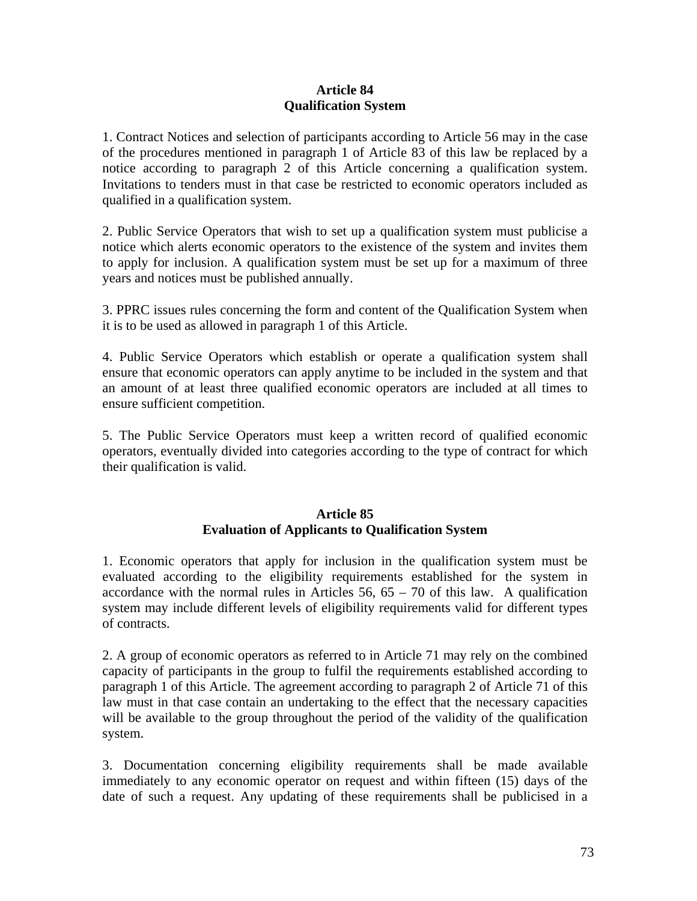## Article 84
## Qualification System

1. Contract Notices and selection of participants according to Article 56 may in the case of the procedures mentioned in paragraph 1 of Article 83 of this law be replaced by a notice according to paragraph 2 of this Article concerning a qualification system. Invitations to tenders must in that case be restricted to economic operators included as qualified in a qualification system.

2. Public Service Operators that wish to set up a qualification system must publicise a notice which alerts economic operators to the existence of the system and invites them to apply for inclusion. A qualification system must be set up for a maximum of three years and notices must be published annually.

3. PPRC issues rules concerning the form and content of the Qualification System when it is to be used as allowed in paragraph 1 of this Article.

4. Public Service Operators which establish or operate a qualification system shall ensure that economic operators can apply anytime to be included in the system and that an amount of at least three qualified economic operators are included at all times to ensure sufficient competition.

5. The Public Service Operators must keep a written record of qualified economic operators, eventually divided into categories according to the type of contract for which their qualification is valid.

## Article 85
## Evaluation of Applicants to Qualification System

1. Economic operators that apply for inclusion in the qualification system must be evaluated according to the eligibility requirements established for the system in accordance with the normal rules in Articles 56, 65 – 70 of this law. A qualification system may include different levels of eligibility requirements valid for different types of contracts.

2. A group of economic operators as referred to in Article 71 may rely on the combined capacity of participants in the group to fulfil the requirements established according to paragraph 1 of this Article. The agreement according to paragraph 2 of Article 71 of this law must in that case contain an undertaking to the effect that the necessary capacities will be available to the group throughout the period of the validity of the qualification system.

3. Documentation concerning eligibility requirements shall be made available immediately to any economic operator on request and within fifteen (15) days of the date of such a request. Any updating of these requirements shall be publicised in a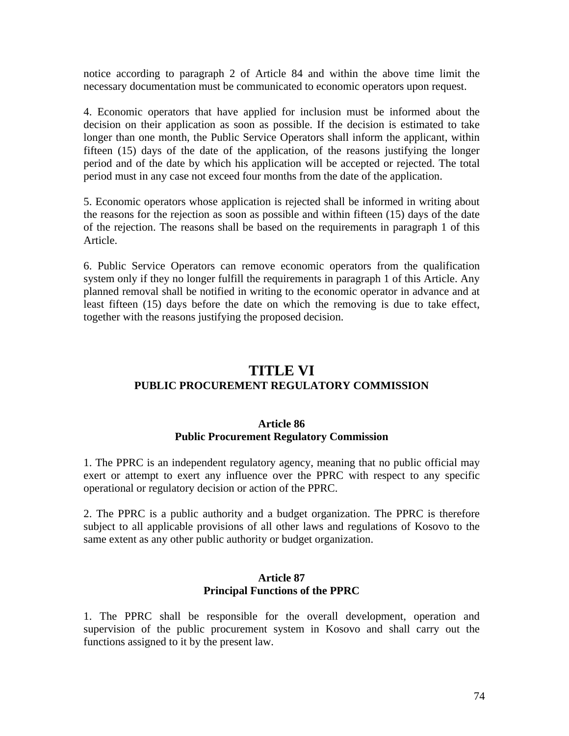notice according to paragraph 2 of Article 84 and within the above time limit the necessary documentation must be communicated to economic operators upon request.

4. Economic operators that have applied for inclusion must be informed about the decision on their application as soon as possible. If the decision is estimated to take longer than one month, the Public Service Operators shall inform the applicant, within fifteen (15) days of the date of the application, of the reasons justifying the longer period and of the date by which his application will be accepted or rejected. The total period must in any case not exceed four months from the date of the application.

5. Economic operators whose application is rejected shall be informed in writing about the reasons for the rejection as soon as possible and within fifteen (15) days of the date of the rejection. The reasons shall be based on the requirements in paragraph 1 of this Article.

6. Public Service Operators can remove economic operators from the qualification system only if they no longer fulfill the requirements in paragraph 1 of this Article. Any planned removal shall be notified in writing to the economic operator in advance and at least fifteen (15) days before the date on which the removing is due to take effect, together with the reasons justifying the proposed decision.

# TITLE VI
## PUBLIC PROCUREMENT REGULATORY COMMISSION

### Article 86
### Public Procurement Regulatory Commission

1. The PPRC is an independent regulatory agency, meaning that no public official may exert or attempt to exert any influence over the PPRC with respect to any specific operational or regulatory decision or action of the PPRC.

2. The PPRC is a public authority and a budget organization. The PPRC is therefore subject to all applicable provisions of all other laws and regulations of Kosovo to the same extent as any other public authority or budget organization.

### Article 87
### Principal Functions of the PPRC

1. The PPRC shall be responsible for the overall development, operation and supervision of the public procurement system in Kosovo and shall carry out the functions assigned to it by the present law.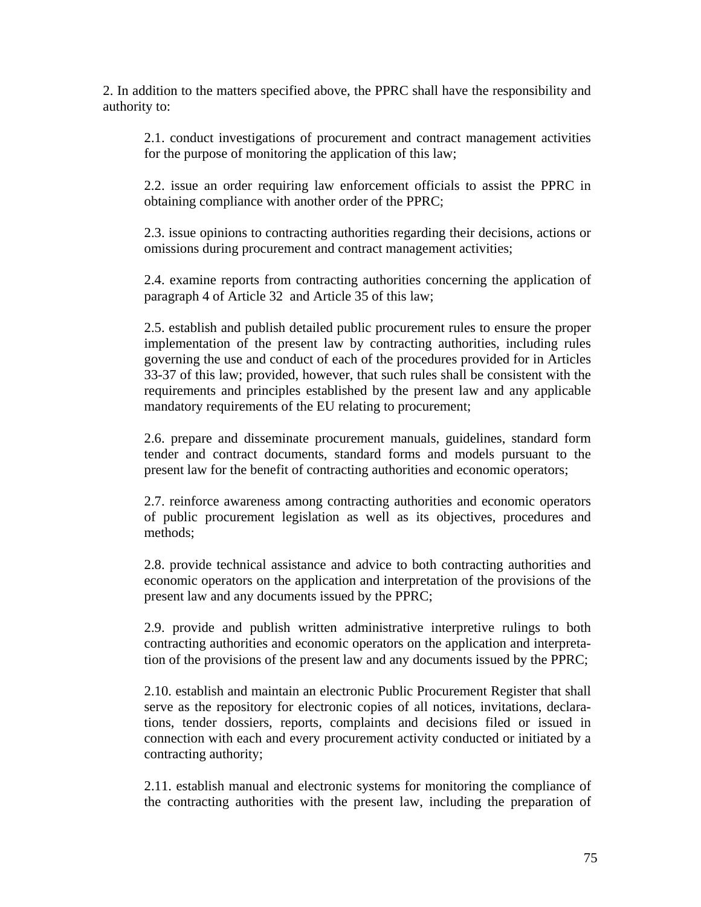2. In addition to the matters specified above, the PPRC shall have the responsibility and authority to:

2.1. conduct investigations of procurement and contract management activities for the purpose of monitoring the application of this law;

2.2. issue an order requiring law enforcement officials to assist the PPRC in obtaining compliance with another order of the PPRC;

2.3. issue opinions to contracting authorities regarding their decisions, actions or omissions during procurement and contract management activities;

2.4. examine reports from contracting authorities concerning the application of paragraph 4 of Article 32 and Article 35 of this law;

2.5. establish and publish detailed public procurement rules to ensure the proper implementation of the present law by contracting authorities, including rules governing the use and conduct of each of the procedures provided for in Articles 33-37 of this law; provided, however, that such rules shall be consistent with the requirements and principles established by the present law and any applicable mandatory requirements of the EU relating to procurement;

2.6. prepare and disseminate procurement manuals, guidelines, standard form tender and contract documents, standard forms and models pursuant to the present law for the benefit of contracting authorities and economic operators;

2.7. reinforce awareness among contracting authorities and economic operators of public procurement legislation as well as its objectives, procedures and methods;

2.8. provide technical assistance and advice to both contracting authorities and economic operators on the application and interpretation of the provisions of the present law and any documents issued by the PPRC;

2.9. provide and publish written administrative interpretive rulings to both contracting authorities and economic operators on the application and interpretation of the provisions of the present law and any documents issued by the PPRC;

2.10. establish and maintain an electronic Public Procurement Register that shall serve as the repository for electronic copies of all notices, invitations, declarations, tender dossiers, reports, complaints and decisions filed or issued in connection with each and every procurement activity conducted or initiated by a contracting authority;

2.11. establish manual and electronic systems for monitoring the compliance of the contracting authorities with the present law, including the preparation of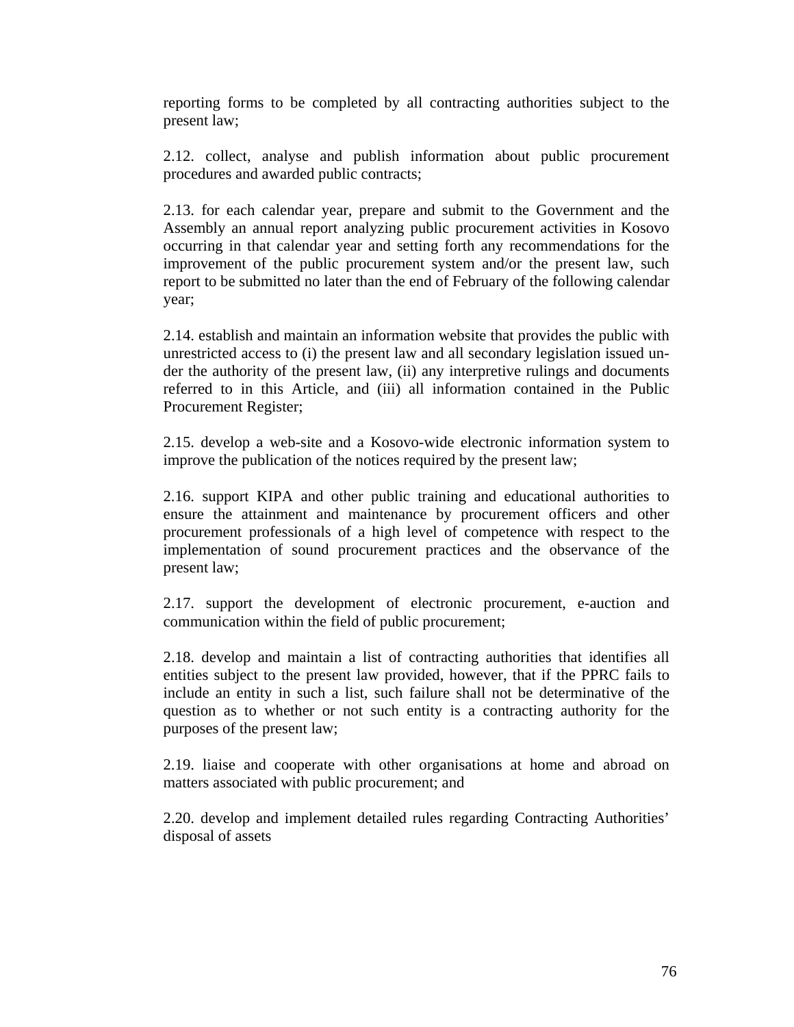reporting forms to be completed by all contracting authorities subject to the present law;

2.12. collect, analyse and publish information about public procurement procedures and awarded public contracts;

2.13. for each calendar year, prepare and submit to the Government and the Assembly an annual report analyzing public procurement activities in Kosovo occurring in that calendar year and setting forth any recommendations for the improvement of the public procurement system and/or the present law, such report to be submitted no later than the end of February of the following calendar year;

2.14. establish and maintain an information website that provides the public with unrestricted access to (i) the present law and all secondary legislation issued under the authority of the present law, (ii) any interpretive rulings and documents referred to in this Article, and (iii) all information contained in the Public Procurement Register;

2.15. develop a web-site and a Kosovo-wide electronic information system to improve the publication of the notices required by the present law;

2.16. support KIPA and other public training and educational authorities to ensure the attainment and maintenance by procurement officers and other procurement professionals of a high level of competence with respect to the implementation of sound procurement practices and the observance of the present law;

2.17. support the development of electronic procurement, e-auction and communication within the field of public procurement;

2.18. develop and maintain a list of contracting authorities that identifies all entities subject to the present law provided, however, that if the PPRC fails to include an entity in such a list, such failure shall not be determinative of the question as to whether or not such entity is a contracting authority for the purposes of the present law;

2.19. liaise and cooperate with other organisations at home and abroad on matters associated with public procurement; and

2.20. develop and implement detailed rules regarding Contracting Authorities' disposal of assets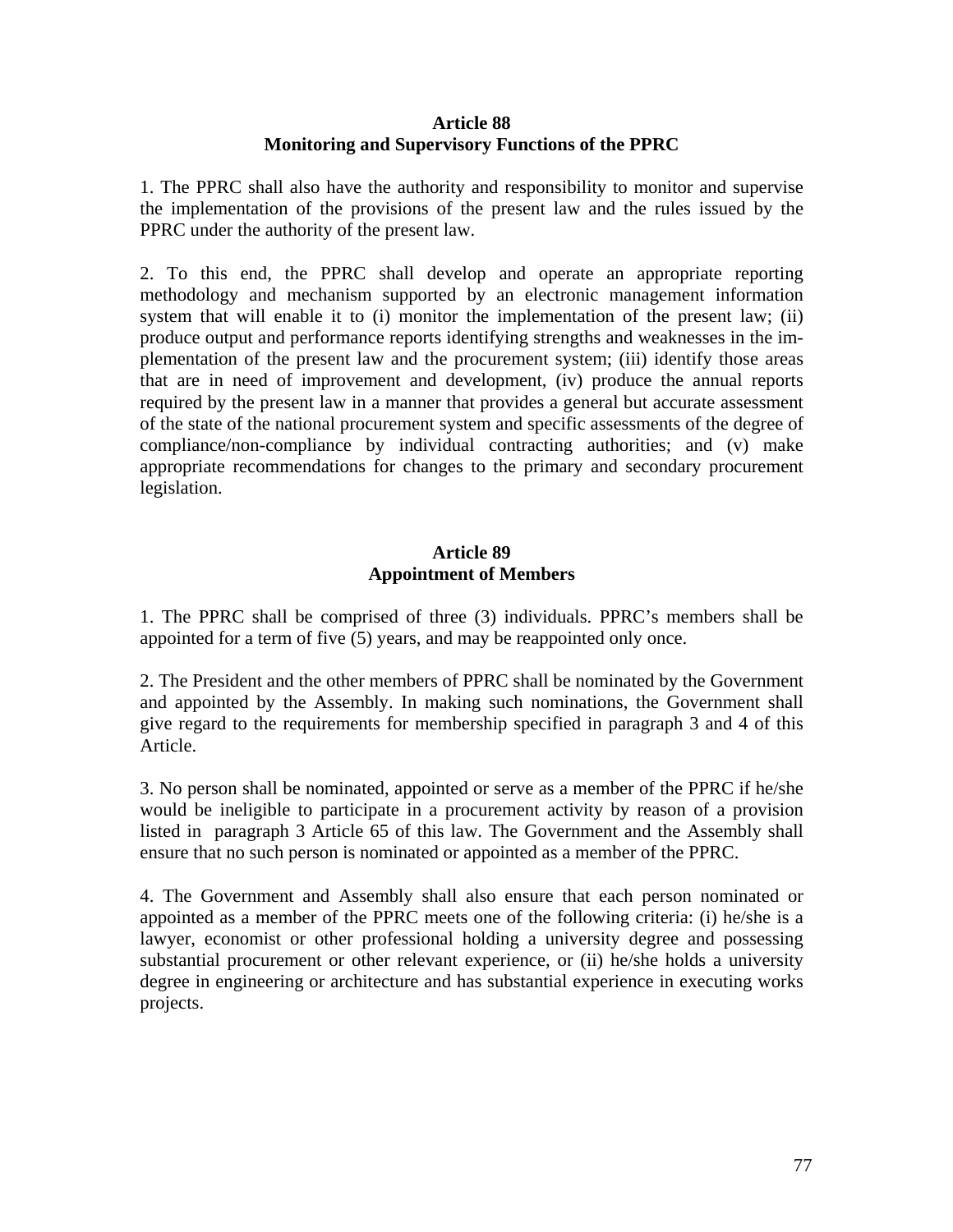## Article 88
## Monitoring and Supervisory Functions of the PPRC

1. The PPRC shall also have the authority and responsibility to monitor and supervise the implementation of the provisions of the present law and the rules issued by the PPRC under the authority of the present law.

2. To this end, the PPRC shall develop and operate an appropriate reporting methodology and mechanism supported by an electronic management information system that will enable it to (i) monitor the implementation of the present law; (ii) produce output and performance reports identifying strengths and weaknesses in the implementation of the present law and the procurement system; (iii) identify those areas that are in need of improvement and development, (iv) produce the annual reports required by the present law in a manner that provides a general but accurate assessment of the state of the national procurement system and specific assessments of the degree of compliance/non-compliance by individual contracting authorities; and (v) make appropriate recommendations for changes to the primary and secondary procurement legislation.

## Article 89
## Appointment of Members

1. The PPRC shall be comprised of three (3) individuals. PPRC's members shall be appointed for a term of five (5) years, and may be reappointed only once.

2. The President and the other members of PPRC shall be nominated by the Government and appointed by the Assembly. In making such nominations, the Government shall give regard to the requirements for membership specified in paragraph 3 and 4 of this Article.

3. No person shall be nominated, appointed or serve as a member of the PPRC if he/she would be ineligible to participate in a procurement activity by reason of a provision listed in paragraph 3 Article 65 of this law. The Government and the Assembly shall ensure that no such person is nominated or appointed as a member of the PPRC.

4. The Government and Assembly shall also ensure that each person nominated or appointed as a member of the PPRC meets one of the following criteria: (i) he/she is a lawyer, economist or other professional holding a university degree and possessing substantial procurement or other relevant experience, or (ii) he/she holds a university degree in engineering or architecture and has substantial experience in executing works projects.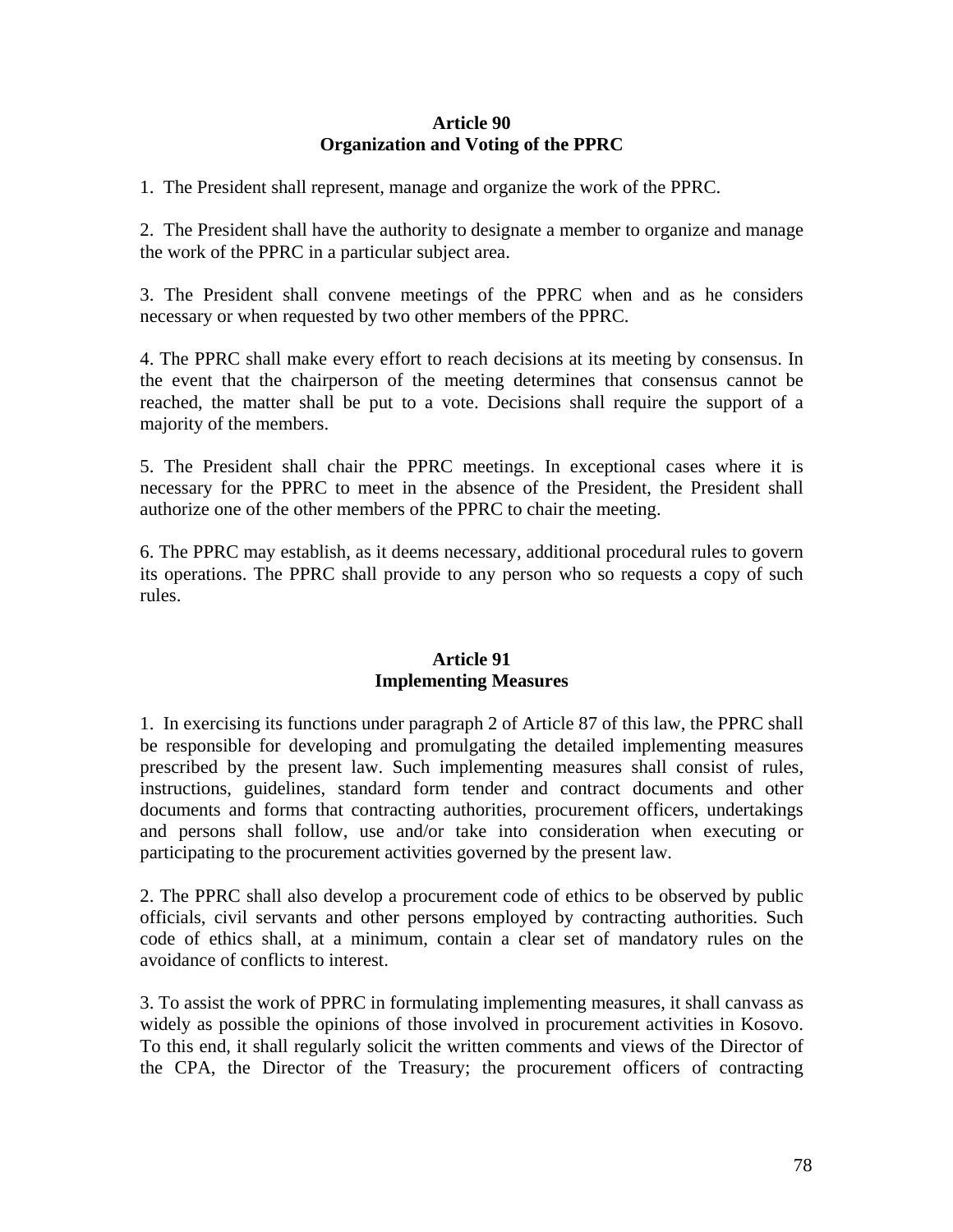## Article 90
## Organization and Voting of the PPRC

1. The President shall represent, manage and organize the work of the PPRC.

2. The President shall have the authority to designate a member to organize and manage the work of the PPRC in a particular subject area.

3. The President shall convene meetings of the PPRC when and as he considers necessary or when requested by two other members of the PPRC.

4. The PPRC shall make every effort to reach decisions at its meeting by consensus. In the event that the chairperson of the meeting determines that consensus cannot be reached, the matter shall be put to a vote. Decisions shall require the support of a majority of the members.

5. The President shall chair the PPRC meetings. In exceptional cases where it is necessary for the PPRC to meet in the absence of the President, the President shall authorize one of the other members of the PPRC to chair the meeting.

6. The PPRC may establish, as it deems necessary, additional procedural rules to govern its operations. The PPRC shall provide to any person who so requests a copy of such rules.

## Article 91
## Implementing Measures

1. In exercising its functions under paragraph 2 of Article 87 of this law, the PPRC shall be responsible for developing and promulgating the detailed implementing measures prescribed by the present law. Such implementing measures shall consist of rules, instructions, guidelines, standard form tender and contract documents and other documents and forms that contracting authorities, procurement officers, undertakings and persons shall follow, use and/or take into consideration when executing or participating to the procurement activities governed by the present law.

2. The PPRC shall also develop a procurement code of ethics to be observed by public officials, civil servants and other persons employed by contracting authorities. Such code of ethics shall, at a minimum, contain a clear set of mandatory rules on the avoidance of conflicts to interest.

3. To assist the work of PPRC in formulating implementing measures, it shall canvass as widely as possible the opinions of those involved in procurement activities in Kosovo. To this end, it shall regularly solicit the written comments and views of the Director of the CPA, the Director of the Treasury; the procurement officers of contracting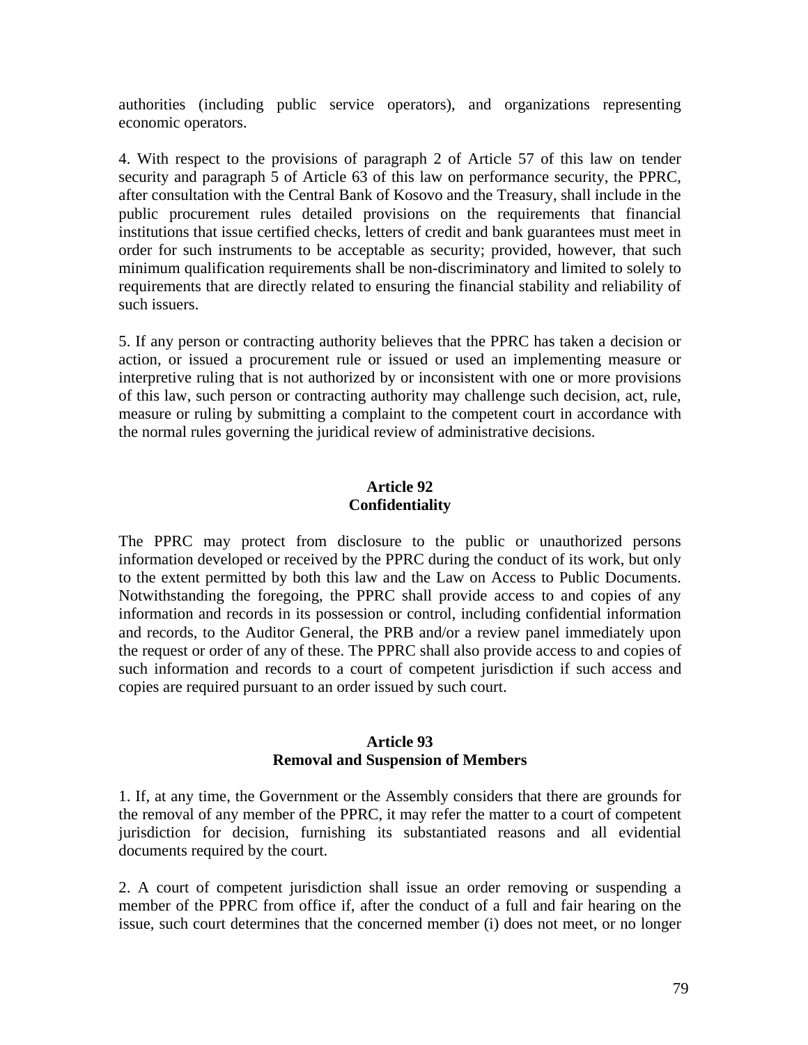authorities (including public service operators), and organizations representing economic operators.

4. With respect to the provisions of paragraph 2 of Article 57 of this law on tender security and paragraph 5 of Article 63 of this law on performance security, the PPRC, after consultation with the Central Bank of Kosovo and the Treasury, shall include in the public procurement rules detailed provisions on the requirements that financial institutions that issue certified checks, letters of credit and bank guarantees must meet in order for such instruments to be acceptable as security; provided, however, that such minimum qualification requirements shall be non-discriminatory and limited to solely to requirements that are directly related to ensuring the financial stability and reliability of such issuers.

5. If any person or contracting authority believes that the PPRC has taken a decision or action, or issued a procurement rule or issued or used an implementing measure or interpretive ruling that is not authorized by or inconsistent with one or more provisions of this law, such person or contracting authority may challenge such decision, act, rule, measure or ruling by submitting a complaint to the competent court in accordance with the normal rules governing the juridical review of administrative decisions.

### Article 92
### Confidentiality

The PPRC may protect from disclosure to the public or unauthorized persons information developed or received by the PPRC during the conduct of its work, but only to the extent permitted by both this law and the Law on Access to Public Documents. Notwithstanding the foregoing, the PPRC shall provide access to and copies of any information and records in its possession or control, including confidential information and records, to the Auditor General, the PRB and/or a review panel immediately upon the request or order of any of these. The PPRC shall also provide access to and copies of such information and records to a court of competent jurisdiction if such access and copies are required pursuant to an order issued by such court.

### Article 93
### Removal and Suspension of Members

1. If, at any time, the Government or the Assembly considers that there are grounds for the removal of any member of the PPRC, it may refer the matter to a court of competent jurisdiction for decision, furnishing its substantiated reasons and all evidential documents required by the court.

2. A court of competent jurisdiction shall issue an order removing or suspending a member of the PPRC from office if, after the conduct of a full and fair hearing on the issue, such court determines that the concerned member (i) does not meet, or no longer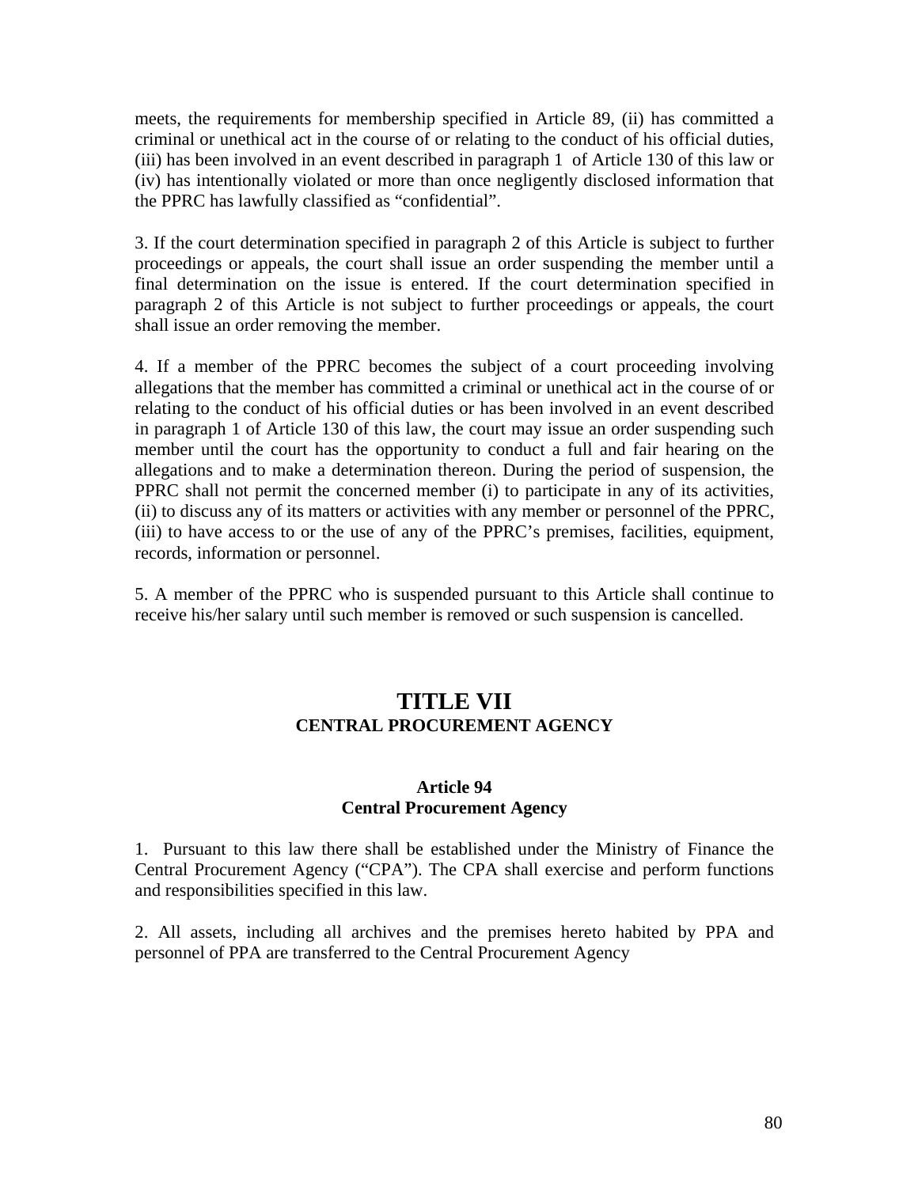meets, the requirements for membership specified in Article 89, (ii) has committed a criminal or unethical act in the course of or relating to the conduct of his official duties, (iii) has been involved in an event described in paragraph 1 of Article 130 of this law or (iv) has intentionally violated or more than once negligently disclosed information that the PPRC has lawfully classified as "confidential".

3. If the court determination specified in paragraph 2 of this Article is subject to further proceedings or appeals, the court shall issue an order suspending the member until a final determination on the issue is entered. If the court determination specified in paragraph 2 of this Article is not subject to further proceedings or appeals, the court shall issue an order removing the member.

4. If a member of the PPRC becomes the subject of a court proceeding involving allegations that the member has committed a criminal or unethical act in the course of or relating to the conduct of his official duties or has been involved in an event described in paragraph 1 of Article 130 of this law, the court may issue an order suspending such member until the court has the opportunity to conduct a full and fair hearing on the allegations and to make a determination thereon. During the period of suspension, the PPRC shall not permit the concerned member (i) to participate in any of its activities, (ii) to discuss any of its matters or activities with any member or personnel of the PPRC, (iii) to have access to or the use of any of the PPRC's premises, facilities, equipment, records, information or personnel.

5. A member of the PPRC who is suspended pursuant to this Article shall continue to receive his/her salary until such member is removed or such suspension is cancelled.

# TITLE VII
## CENTRAL PROCUREMENT AGENCY

### Article 94
### Central Procurement Agency

1. Pursuant to this law there shall be established under the Ministry of Finance the Central Procurement Agency ("CPA"). The CPA shall exercise and perform functions and responsibilities specified in this law.

2. All assets, including all archives and the premises hereto habited by PPA and personnel of PPA are transferred to the Central Procurement Agency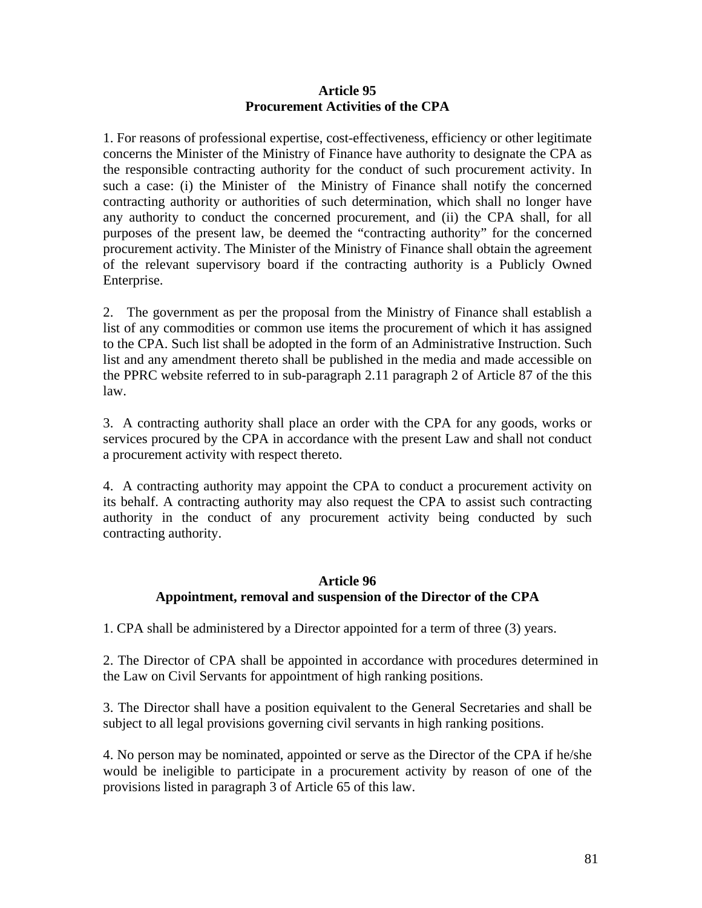**Article 95**
**Procurement Activities of the CPA**

1. For reasons of professional expertise, cost-effectiveness, efficiency or other legitimate concerns the Minister of the Ministry of Finance have authority to designate the CPA as the responsible contracting authority for the conduct of such procurement activity. In such a case: (i) the Minister of the Ministry of Finance shall notify the concerned contracting authority or authorities of such determination, which shall no longer have any authority to conduct the concerned procurement, and (ii) the CPA shall, for all purposes of the present law, be deemed the "contracting authority" for the concerned procurement activity. The Minister of the Ministry of Finance shall obtain the agreement of the relevant supervisory board if the contracting authority is a Publicly Owned Enterprise.

2. The government as per the proposal from the Ministry of Finance shall establish a list of any commodities or common use items the procurement of which it has assigned to the CPA. Such list shall be adopted in the form of an Administrative Instruction. Such list and any amendment thereto shall be published in the media and made accessible on the PPRC website referred to in sub-paragraph 2.11 paragraph 2 of Article 87 of the this law.

3. A contracting authority shall place an order with the CPA for any goods, works or services procured by the CPA in accordance with the present Law and shall not conduct a procurement activity with respect thereto.

4. A contracting authority may appoint the CPA to conduct a procurement activity on its behalf. A contracting authority may also request the CPA to assist such contracting authority in the conduct of any procurement activity being conducted by such contracting authority.

**Article 96**
**Appointment, removal and suspension of the Director of the CPA**

1. CPA shall be administered by a Director appointed for a term of three (3) years.

2. The Director of CPA shall be appointed in accordance with procedures determined in the Law on Civil Servants for appointment of high ranking positions.

3. The Director shall have a position equivalent to the General Secretaries and shall be subject to all legal provisions governing civil servants in high ranking positions.

4. No person may be nominated, appointed or serve as the Director of the CPA if he/she would be ineligible to participate in a procurement activity by reason of one of the provisions listed in paragraph 3 of Article 65 of this law.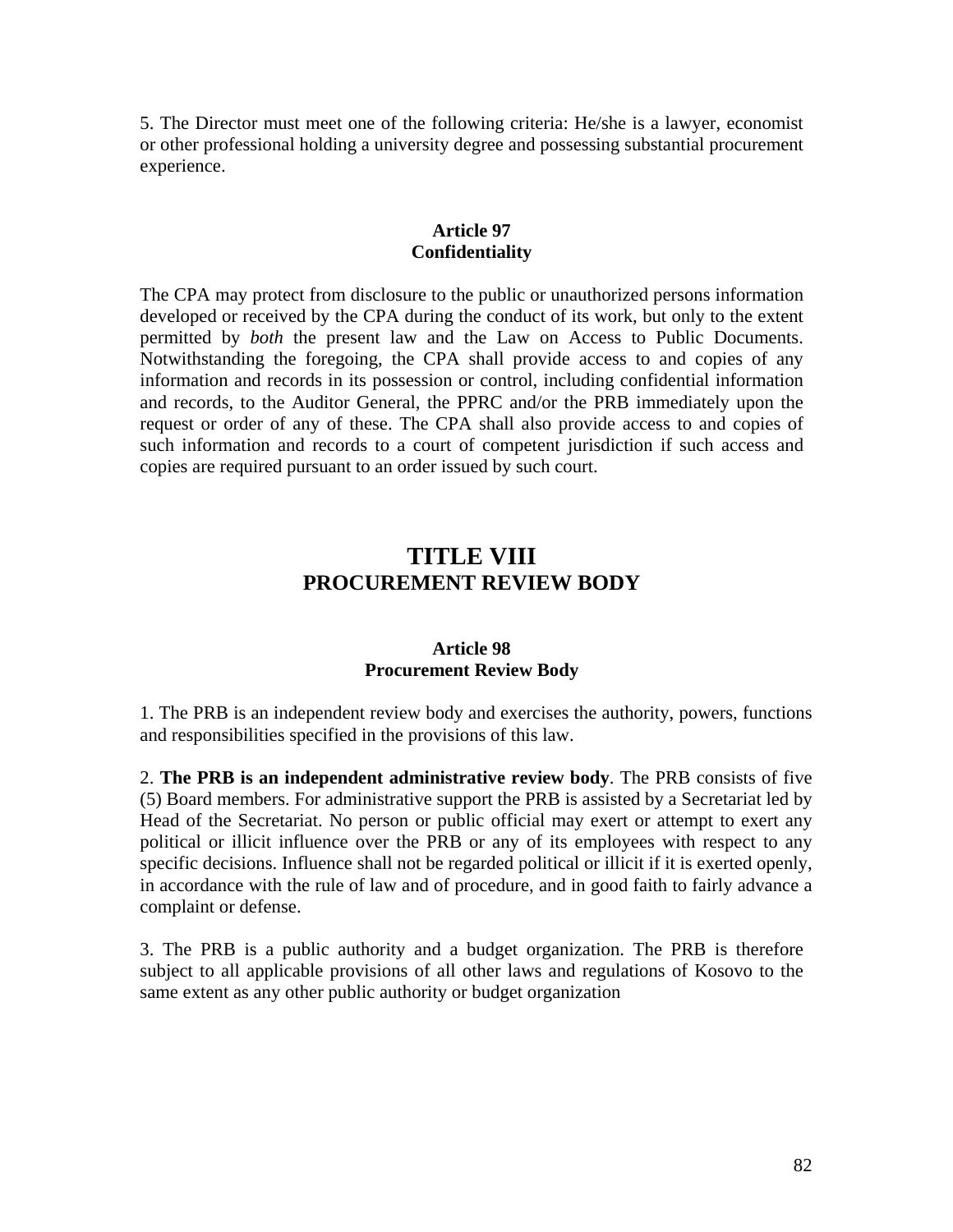5. The Director must meet one of the following criteria: He/she is a lawyer, economist or other professional holding a university degree and possessing substantial procurement experience.

### Article 97
### Confidentiality

The CPA may protect from disclosure to the public or unauthorized persons information developed or received by the CPA during the conduct of its work, but only to the extent permitted by *both* the present law and the Law on Access to Public Documents. Notwithstanding the foregoing, the CPA shall provide access to and copies of any information and records in its possession or control, including confidential information and records, to the Auditor General, the PPRC and/or the PRB immediately upon the request or order of any of these. The CPA shall also provide access to and copies of such information and records to a court of competent jurisdiction if such access and copies are required pursuant to an order issued by such court.

# TITLE VIII
# PROCUREMENT REVIEW BODY

### Article 98
### Procurement Review Body

1. The PRB is an independent review body and exercises the authority, powers, functions and responsibilities specified in the provisions of this law.

2. **The PRB is an independent administrative review body**. The PRB consists of five (5) Board members. For administrative support the PRB is assisted by a Secretariat led by Head of the Secretariat. No person or public official may exert or attempt to exert any political or illicit influence over the PRB or any of its employees with respect to any specific decisions. Influence shall not be regarded political or illicit if it is exerted openly, in accordance with the rule of law and of procedure, and in good faith to fairly advance a complaint or defense.

3. The PRB is a public authority and a budget organization. The PRB is therefore subject to all applicable provisions of all other laws and regulations of Kosovo to the same extent as any other public authority or budget organization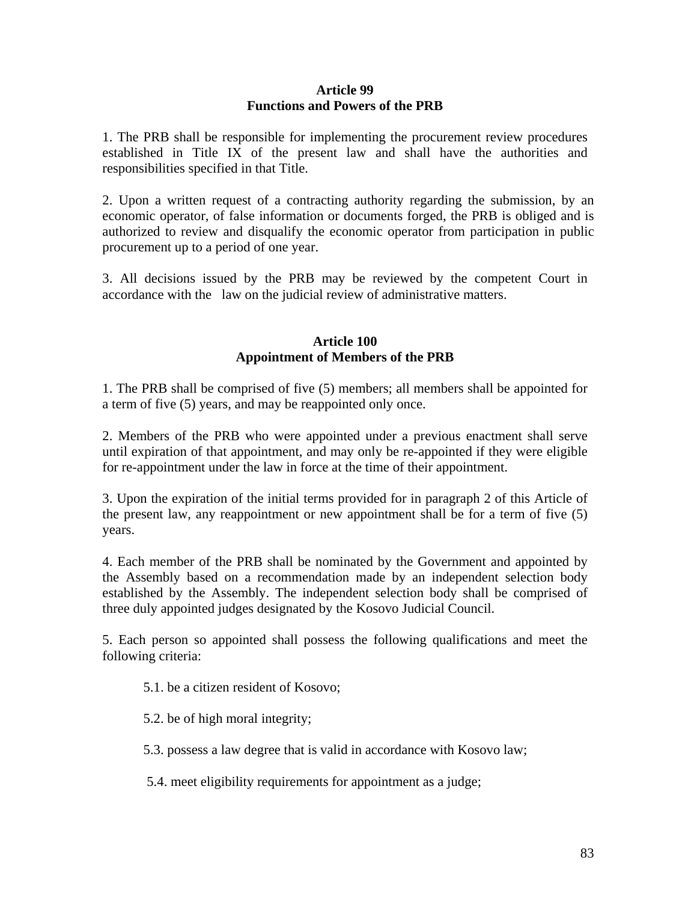### Article 99
### Functions and Powers of the PRB

1. The PRB shall be responsible for implementing the procurement review procedures established in Title IX of the present law and shall have the authorities and responsibilities specified in that Title.

2. Upon a written request of a contracting authority regarding the submission, by an economic operator, of false information or documents forged, the PRB is obliged and is authorized to review and disqualify the economic operator from participation in public procurement up to a period of one year.

3. All decisions issued by the PRB may be reviewed by the competent Court in accordance with the law on the judicial review of administrative matters.

### Article 100
### Appointment of Members of the PRB

1. The PRB shall be comprised of five (5) members; all members shall be appointed for a term of five (5) years, and may be reappointed only once.

2. Members of the PRB who were appointed under a previous enactment shall serve until expiration of that appointment, and may only be re-appointed if they were eligible for re-appointment under the law in force at the time of their appointment.

3. Upon the expiration of the initial terms provided for in paragraph 2 of this Article of the present law, any reappointment or new appointment shall be for a term of five (5) years.

4. Each member of the PRB shall be nominated by the Government and appointed by the Assembly based on a recommendation made by an independent selection body established by the Assembly. The independent selection body shall be comprised of three duly appointed judges designated by the Kosovo Judicial Council.

5. Each person so appointed shall possess the following qualifications and meet the following criteria:

- 5.1. be a citizen resident of Kosovo;
- 5.2. be of high moral integrity;
- 5.3. possess a law degree that is valid in accordance with Kosovo law;
- 5.4. meet eligibility requirements for appointment as a judge;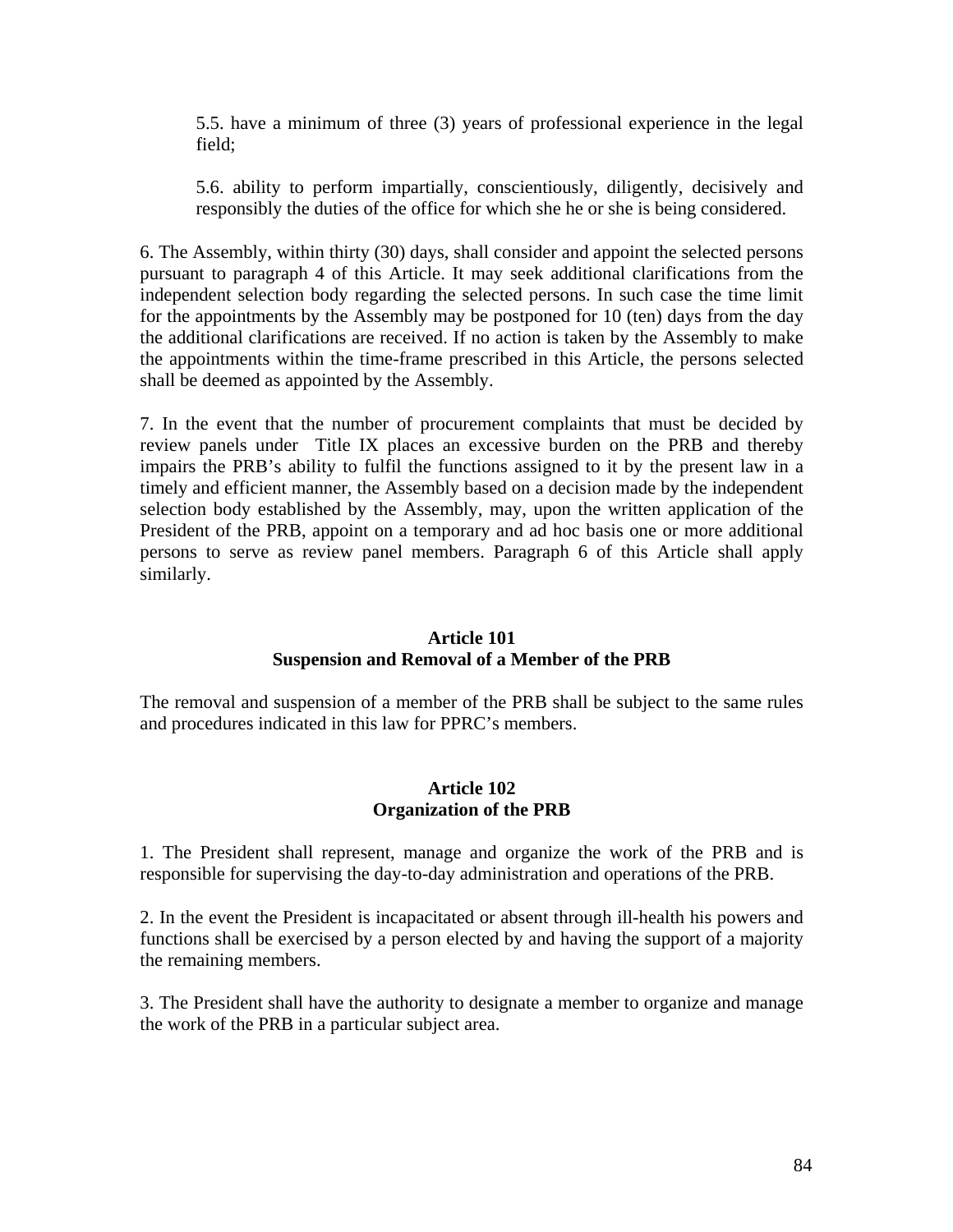5.5. have a minimum of three (3) years of professional experience in the legal field;

5.6. ability to perform impartially, conscientiously, diligently, decisively and responsibly the duties of the office for which she he or she is being considered.

6. The Assembly, within thirty (30) days, shall consider and appoint the selected persons pursuant to paragraph 4 of this Article. It may seek additional clarifications from the independent selection body regarding the selected persons. In such case the time limit for the appointments by the Assembly may be postponed for 10 (ten) days from the day the additional clarifications are received. If no action is taken by the Assembly to make the appointments within the time-frame prescribed in this Article, the persons selected shall be deemed as appointed by the Assembly.

7. In the event that the number of procurement complaints that must be decided by review panels under Title IX places an excessive burden on the PRB and thereby impairs the PRB's ability to fulfil the functions assigned to it by the present law in a timely and efficient manner, the Assembly based on a decision made by the independent selection body established by the Assembly, may, upon the written application of the President of the PRB, appoint on a temporary and ad hoc basis one or more additional persons to serve as review panel members. Paragraph 6 of this Article shall apply similarly.

**Article 101**
**Suspension and Removal of a Member of the PRB**

The removal and suspension of a member of the PRB shall be subject to the same rules and procedures indicated in this law for PPRC's members.

**Article 102**
**Organization of the PRB**

1. The President shall represent, manage and organize the work of the PRB and is responsible for supervising the day-to-day administration and operations of the PRB.

2. In the event the President is incapacitated or absent through ill-health his powers and functions shall be exercised by a person elected by and having the support of a majority the remaining members.

3. The President shall have the authority to designate a member to organize and manage the work of the PRB in a particular subject area.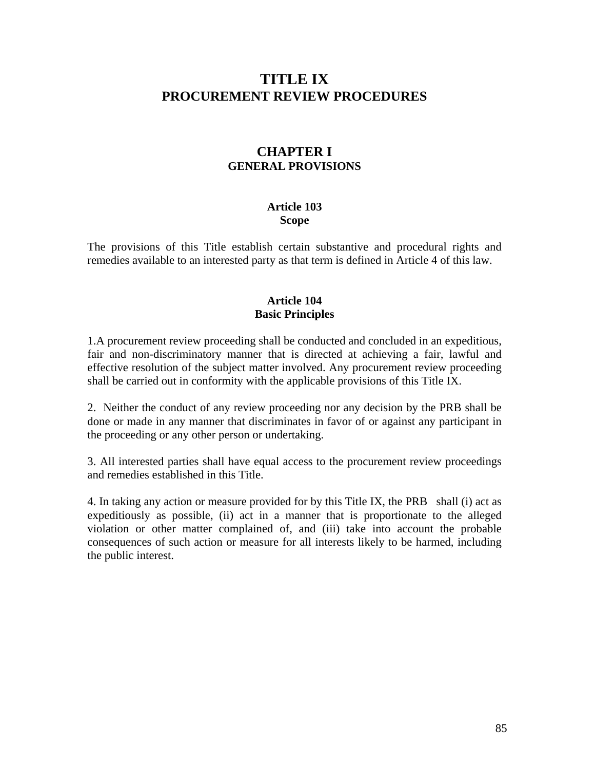# TITLE IX
# PROCUREMENT REVIEW PROCEDURES

## CHAPTER I
## GENERAL PROVISIONS

### Article 103
### Scope

The provisions of this Title establish certain substantive and procedural rights and remedies available to an interested party as that term is defined in Article 4 of this law.

### Article 104
### Basic Principles

1.A procurement review proceeding shall be conducted and concluded in an expeditious, fair and non-discriminatory manner that is directed at achieving a fair, lawful and effective resolution of the subject matter involved. Any procurement review proceeding shall be carried out in conformity with the applicable provisions of this Title IX.

2. Neither the conduct of any review proceeding nor any decision by the PRB shall be done or made in any manner that discriminates in favor of or against any participant in the proceeding or any other person or undertaking.

3. All interested parties shall have equal access to the procurement review proceedings and remedies established in this Title.

4. In taking any action or measure provided for by this Title IX, the PRB shall (i) act as expeditiously as possible, (ii) act in a manner that is proportionate to the alleged violation or other matter complained of, and (iii) take into account the probable consequences of such action or measure for all interests likely to be harmed, including the public interest.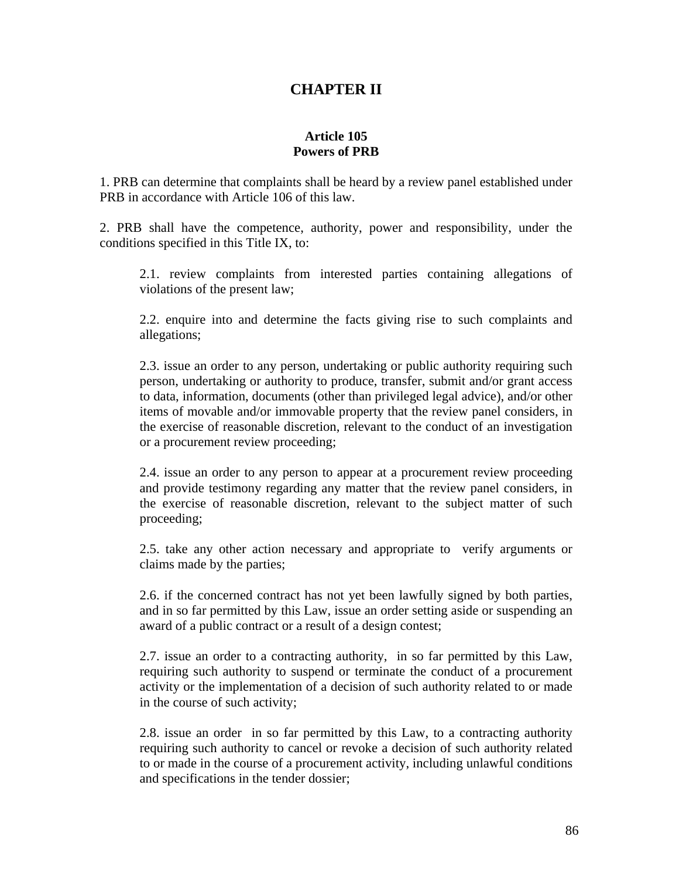# CHAPTER II

## Article 105
## Powers of PRB

1. PRB can determine that complaints shall be heard by a review panel established under PRB in accordance with Article 106 of this law.

2. PRB shall have the competence, authority, power and responsibility, under the conditions specified in this Title IX, to:

   2.1. review complaints from interested parties containing allegations of violations of the present law;

   2.2. enquire into and determine the facts giving rise to such complaints and allegations;

   2.3. issue an order to any person, undertaking or public authority requiring such person, undertaking or authority to produce, transfer, submit and/or grant access to data, information, documents (other than privileged legal advice), and/or other items of movable and/or immovable property that the review panel considers, in the exercise of reasonable discretion, relevant to the conduct of an investigation or a procurement review proceeding;

   2.4. issue an order to any person to appear at a procurement review proceeding and provide testimony regarding any matter that the review panel considers, in the exercise of reasonable discretion, relevant to the subject matter of such proceeding;

   2.5. take any other action necessary and appropriate to verify arguments or claims made by the parties;

   2.6. if the concerned contract has not yet been lawfully signed by both parties, and in so far permitted by this Law, issue an order setting aside or suspending an award of a public contract or a result of a design contest;

   2.7. issue an order to a contracting authority, in so far permitted by this Law, requiring such authority to suspend or terminate the conduct of a procurement activity or the implementation of a decision of such authority related to or made in the course of such activity;

   2.8. issue an order in so far permitted by this Law, to a contracting authority requiring such authority to cancel or revoke a decision of such authority related to or made in the course of a procurement activity, including unlawful conditions and specifications in the tender dossier;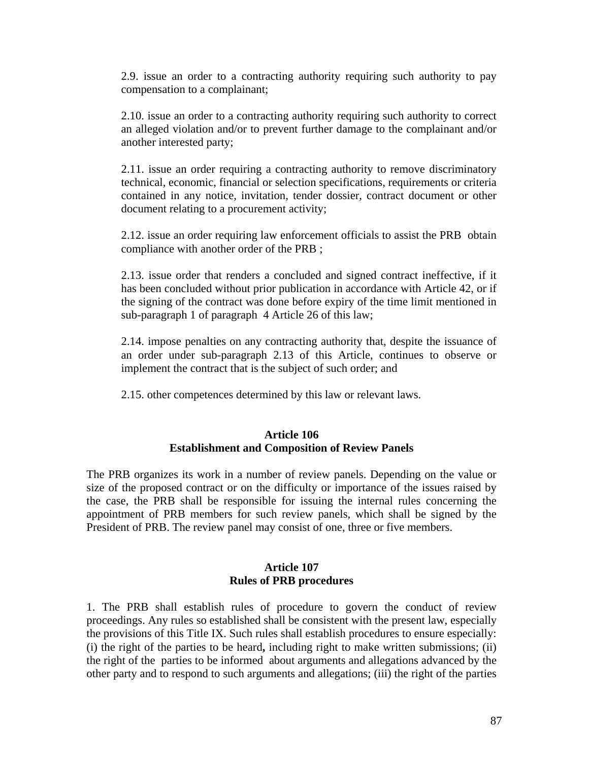2.9. issue an order to a contracting authority requiring such authority to pay compensation to a complainant;

2.10. issue an order to a contracting authority requiring such authority to correct an alleged violation and/or to prevent further damage to the complainant and/or another interested party;

2.11. issue an order requiring a contracting authority to remove discriminatory technical, economic, financial or selection specifications, requirements or criteria contained in any notice, invitation, tender dossier, contract document or other document relating to a procurement activity;

2.12. issue an order requiring law enforcement officials to assist the PRB obtain compliance with another order of the PRB ;

2.13. issue order that renders a concluded and signed contract ineffective, if it has been concluded without prior publication in accordance with Article 42, or if the signing of the contract was done before expiry of the time limit mentioned in sub-paragraph 1 of paragraph 4 Article 26 of this law;

2.14. impose penalties on any contracting authority that, despite the issuance of an order under sub-paragraph 2.13 of this Article, continues to observe or implement the contract that is the subject of such order; and

2.15. other competences determined by this law or relevant laws.

### Article 106
### Establishment and Composition of Review Panels

The PRB organizes its work in a number of review panels. Depending on the value or size of the proposed contract or on the difficulty or importance of the issues raised by the case, the PRB shall be responsible for issuing the internal rules concerning the appointment of PRB members for such review panels, which shall be signed by the President of PRB. The review panel may consist of one, three or five members.

### Article 107
### Rules of PRB procedures

1. The PRB shall establish rules of procedure to govern the conduct of review proceedings. Any rules so established shall be consistent with the present law, especially the provisions of this Title IX. Such rules shall establish procedures to ensure especially: (i) the right of the parties to be heard**,** including right to make written submissions; (ii) the right of the parties to be informed about arguments and allegations advanced by the other party and to respond to such arguments and allegations; (iii) the right of the parties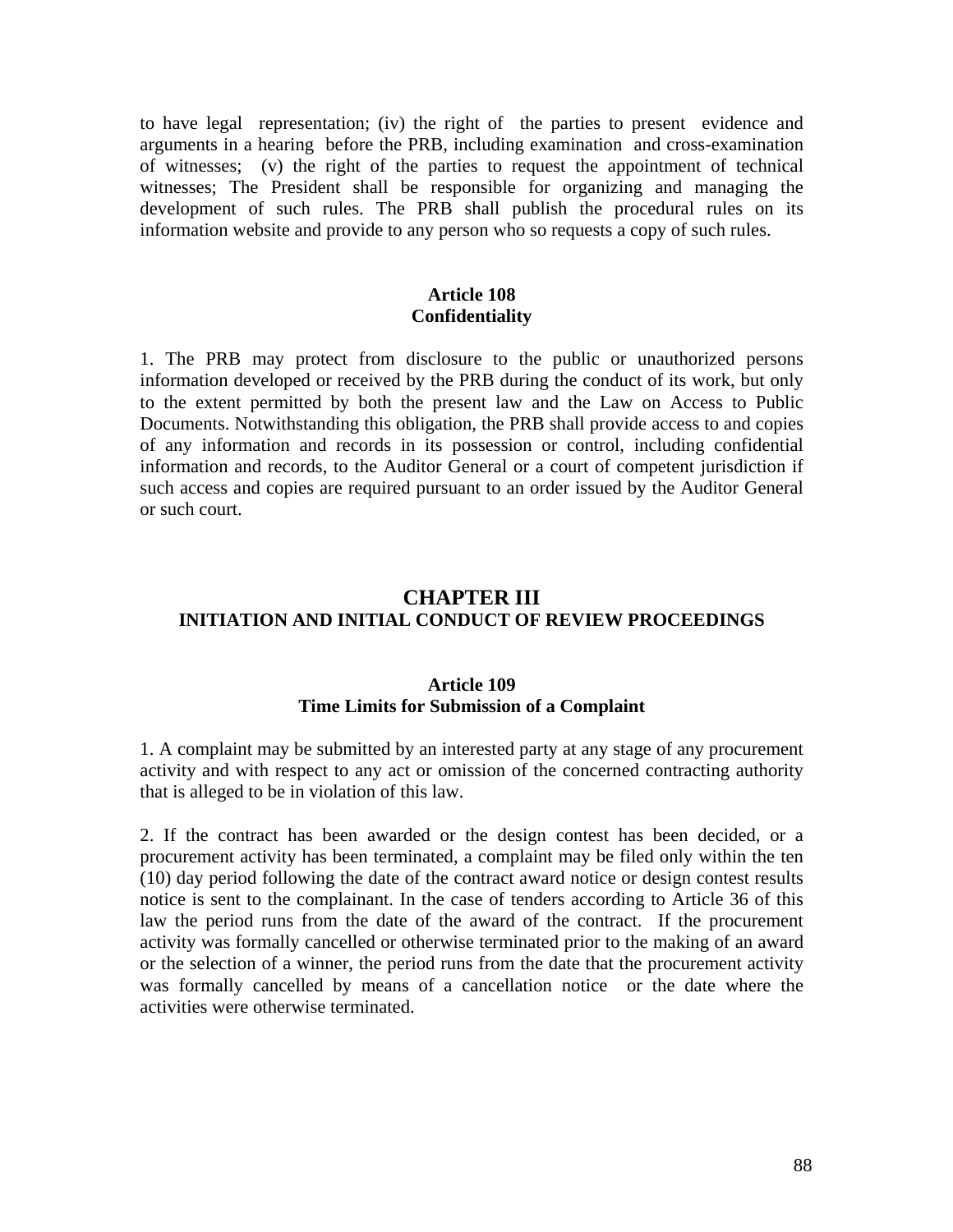to have legal representation; (iv) the right of the parties to present evidence and arguments in a hearing before the PRB, including examination and cross-examination of witnesses; (v) the right of the parties to request the appointment of technical witnesses; The President shall be responsible for organizing and managing the development of such rules. The PRB shall publish the procedural rules on its information website and provide to any person who so requests a copy of such rules.

### Article 108
### Confidentiality

1. The PRB may protect from disclosure to the public or unauthorized persons information developed or received by the PRB during the conduct of its work, but only to the extent permitted by both the present law and the Law on Access to Public Documents. Notwithstanding this obligation, the PRB shall provide access to and copies of any information and records in its possession or control, including confidential information and records, to the Auditor General or a court of competent jurisdiction if such access and copies are required pursuant to an order issued by the Auditor General or such court.

## CHAPTER III
## INITIATION AND INITIAL CONDUCT OF REVIEW PROCEEDINGS

### Article 109
### Time Limits for Submission of a Complaint

1. A complaint may be submitted by an interested party at any stage of any procurement activity and with respect to any act or omission of the concerned contracting authority that is alleged to be in violation of this law.

2. If the contract has been awarded or the design contest has been decided, or a procurement activity has been terminated, a complaint may be filed only within the ten (10) day period following the date of the contract award notice or design contest results notice is sent to the complainant. In the case of tenders according to Article 36 of this law the period runs from the date of the award of the contract. If the procurement activity was formally cancelled or otherwise terminated prior to the making of an award or the selection of a winner, the period runs from the date that the procurement activity was formally cancelled by means of a cancellation notice or the date where the activities were otherwise terminated.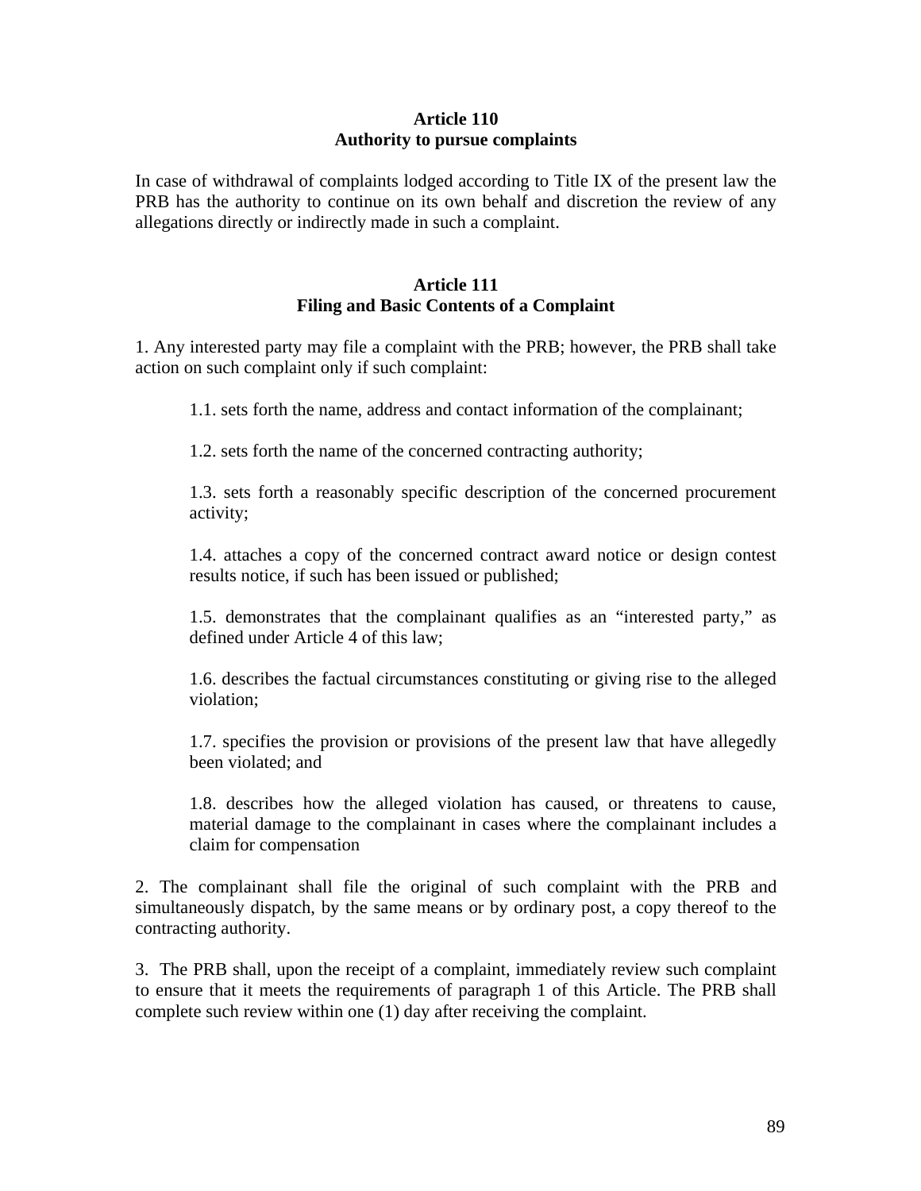**Article 110**
**Authority to pursue complaints**

In case of withdrawal of complaints lodged according to Title IX of the present law the PRB has the authority to continue on its own behalf and discretion the review of any allegations directly or indirectly made in such a complaint.

**Article 111**
**Filing and Basic Contents of a Complaint**

1. Any interested party may file a complaint with the PRB; however, the PRB shall take action on such complaint only if such complaint:

> 1.1. sets forth the name, address and contact information of the complainant;
>
> 1.2. sets forth the name of the concerned contracting authority;
>
> 1.3. sets forth a reasonably specific description of the concerned procurement activity;
>
> 1.4. attaches a copy of the concerned contract award notice or design contest results notice, if such has been issued or published;
>
> 1.5. demonstrates that the complainant qualifies as an "interested party," as defined under Article 4 of this law;
>
> 1.6. describes the factual circumstances constituting or giving rise to the alleged violation;
>
> 1.7. specifies the provision or provisions of the present law that have allegedly been violated; and
>
> 1.8. describes how the alleged violation has caused, or threatens to cause, material damage to the complainant in cases where the complainant includes a claim for compensation

2. The complainant shall file the original of such complaint with the PRB and simultaneously dispatch, by the same means or by ordinary post, a copy thereof to the contracting authority.

3. The PRB shall, upon the receipt of a complaint, immediately review such complaint to ensure that it meets the requirements of paragraph 1 of this Article. The PRB shall complete such review within one (1) day after receiving the complaint.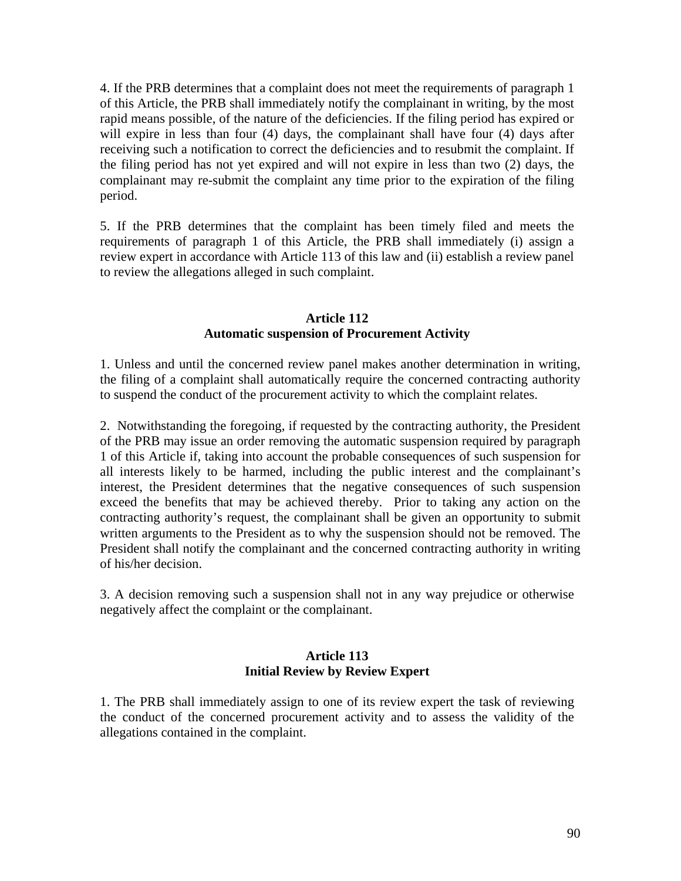4. If the PRB determines that a complaint does not meet the requirements of paragraph 1 of this Article, the PRB shall immediately notify the complainant in writing, by the most rapid means possible, of the nature of the deficiencies. If the filing period has expired or will expire in less than four (4) days, the complainant shall have four (4) days after receiving such a notification to correct the deficiencies and to resubmit the complaint. If the filing period has not yet expired and will not expire in less than two (2) days, the complainant may re-submit the complaint any time prior to the expiration of the filing period.

5. If the PRB determines that the complaint has been timely filed and meets the requirements of paragraph 1 of this Article, the PRB shall immediately (i) assign a review expert in accordance with Article 113 of this law and (ii) establish a review panel to review the allegations alleged in such complaint.

### Article 112
### Automatic suspension of Procurement Activity

1. Unless and until the concerned review panel makes another determination in writing, the filing of a complaint shall automatically require the concerned contracting authority to suspend the conduct of the procurement activity to which the complaint relates.

2. Notwithstanding the foregoing, if requested by the contracting authority, the President of the PRB may issue an order removing the automatic suspension required by paragraph 1 of this Article if, taking into account the probable consequences of such suspension for all interests likely to be harmed, including the public interest and the complainant's interest, the President determines that the negative consequences of such suspension exceed the benefits that may be achieved thereby. Prior to taking any action on the contracting authority's request, the complainant shall be given an opportunity to submit written arguments to the President as to why the suspension should not be removed. The President shall notify the complainant and the concerned contracting authority in writing of his/her decision.

3. A decision removing such a suspension shall not in any way prejudice or otherwise negatively affect the complaint or the complainant.

### Article 113
### Initial Review by Review Expert

1. The PRB shall immediately assign to one of its review expert the task of reviewing the conduct of the concerned procurement activity and to assess the validity of the allegations contained in the complaint.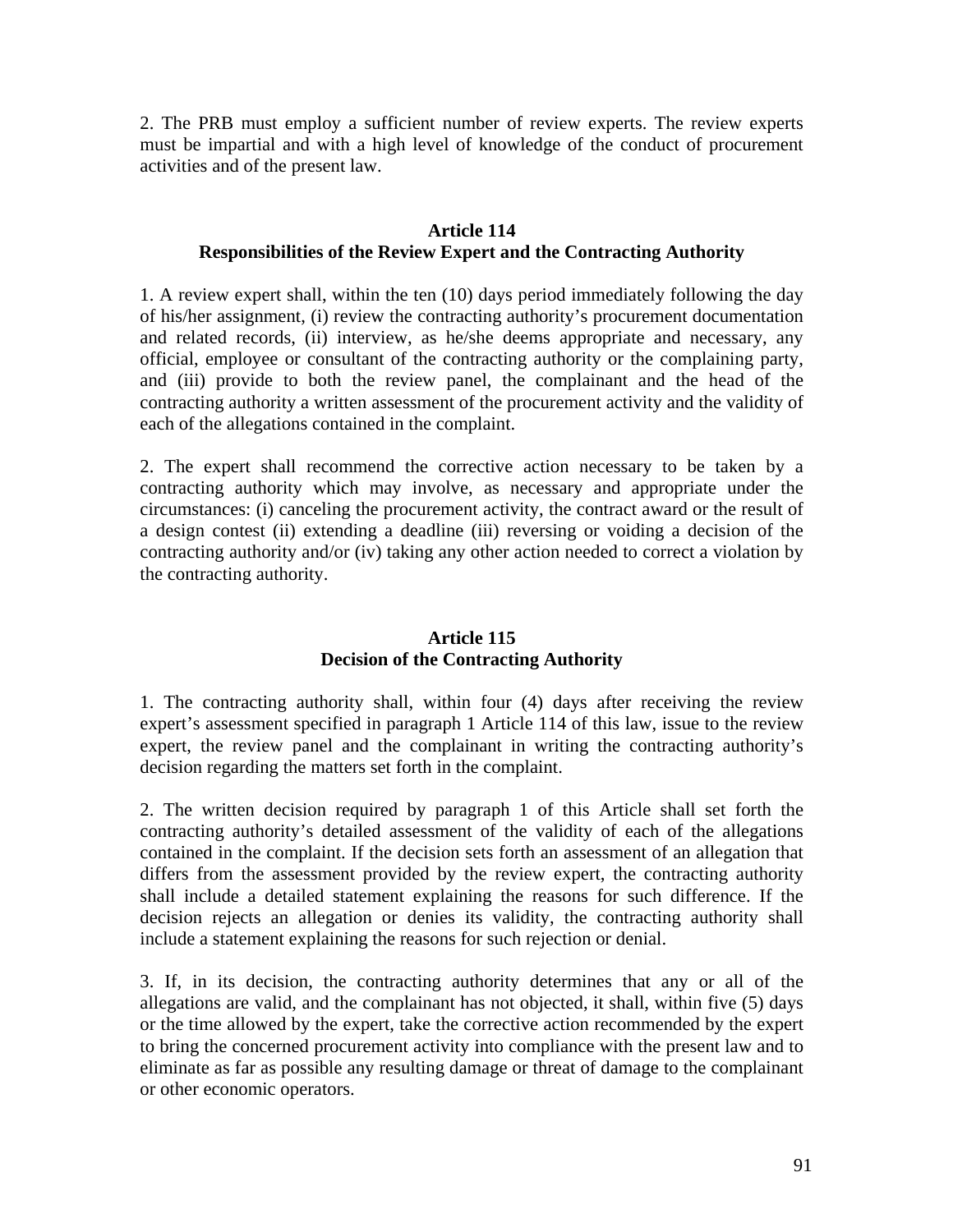2. The PRB must employ a sufficient number of review experts. The review experts must be impartial and with a high level of knowledge of the conduct of procurement activities and of the present law.

### Article 114
### Responsibilities of the Review Expert and the Contracting Authority

1. A review expert shall, within the ten (10) days period immediately following the day of his/her assignment, (i) review the contracting authority's procurement documentation and related records, (ii) interview, as he/she deems appropriate and necessary, any official, employee or consultant of the contracting authority or the complaining party, and (iii) provide to both the review panel, the complainant and the head of the contracting authority a written assessment of the procurement activity and the validity of each of the allegations contained in the complaint.

2. The expert shall recommend the corrective action necessary to be taken by a contracting authority which may involve, as necessary and appropriate under the circumstances: (i) canceling the procurement activity, the contract award or the result of a design contest (ii) extending a deadline (iii) reversing or voiding a decision of the contracting authority and/or (iv) taking any other action needed to correct a violation by the contracting authority.

### Article 115
### Decision of the Contracting Authority

1. The contracting authority shall, within four (4) days after receiving the review expert's assessment specified in paragraph 1 Article 114 of this law, issue to the review expert, the review panel and the complainant in writing the contracting authority's decision regarding the matters set forth in the complaint.

2. The written decision required by paragraph 1 of this Article shall set forth the contracting authority's detailed assessment of the validity of each of the allegations contained in the complaint. If the decision sets forth an assessment of an allegation that differs from the assessment provided by the review expert, the contracting authority shall include a detailed statement explaining the reasons for such difference. If the decision rejects an allegation or denies its validity, the contracting authority shall include a statement explaining the reasons for such rejection or denial.

3. If, in its decision, the contracting authority determines that any or all of the allegations are valid, and the complainant has not objected, it shall, within five (5) days or the time allowed by the expert, take the corrective action recommended by the expert to bring the concerned procurement activity into compliance with the present law and to eliminate as far as possible any resulting damage or threat of damage to the complainant or other economic operators.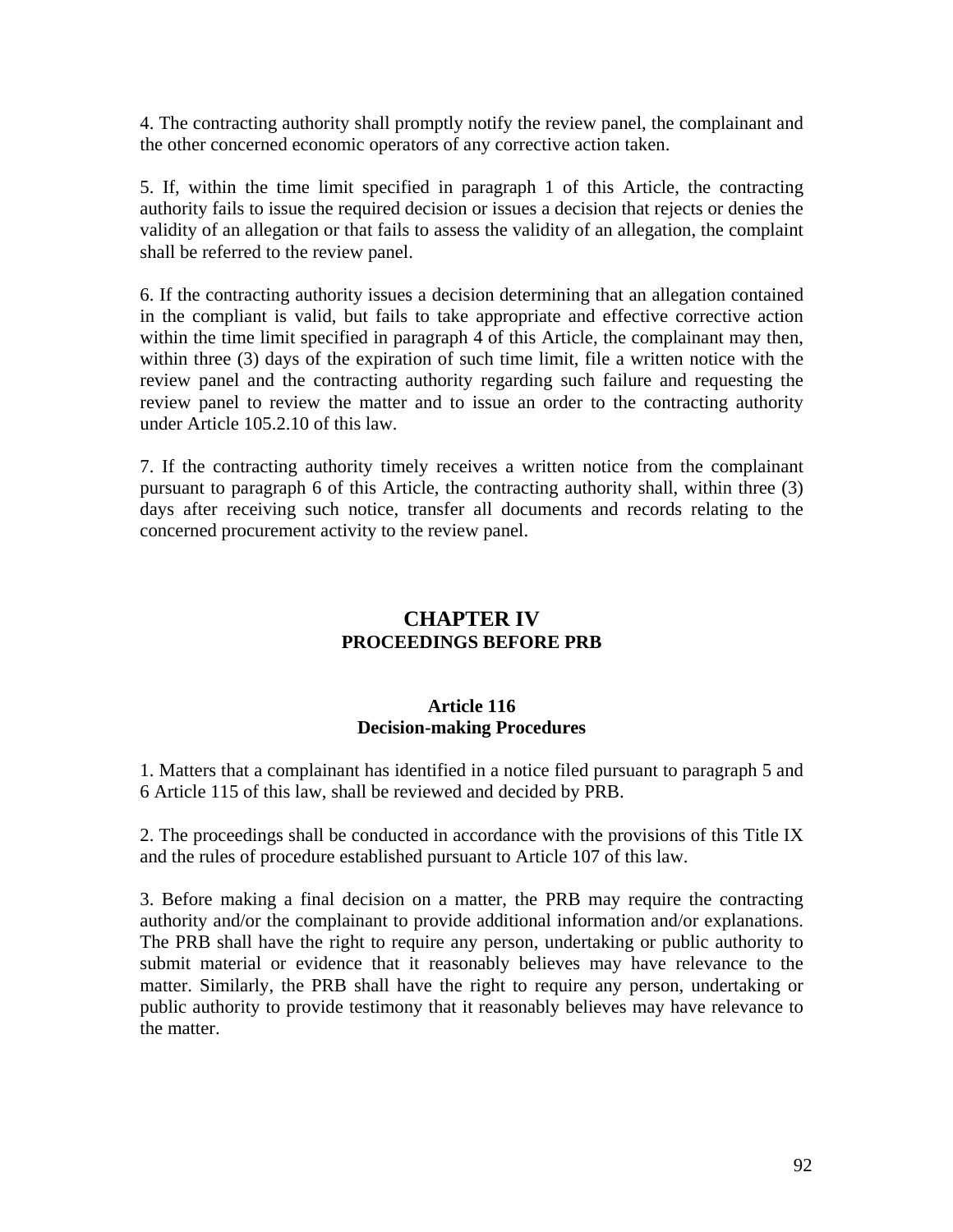4. The contracting authority shall promptly notify the review panel, the complainant and the other concerned economic operators of any corrective action taken.

5. If, within the time limit specified in paragraph 1 of this Article, the contracting authority fails to issue the required decision or issues a decision that rejects or denies the validity of an allegation or that fails to assess the validity of an allegation, the complaint shall be referred to the review panel.

6. If the contracting authority issues a decision determining that an allegation contained in the compliant is valid, but fails to take appropriate and effective corrective action within the time limit specified in paragraph 4 of this Article, the complainant may then, within three (3) days of the expiration of such time limit, file a written notice with the review panel and the contracting authority regarding such failure and requesting the review panel to review the matter and to issue an order to the contracting authority under Article 105.2.10 of this law.

7. If the contracting authority timely receives a written notice from the complainant pursuant to paragraph 6 of this Article, the contracting authority shall, within three (3) days after receiving such notice, transfer all documents and records relating to the concerned procurement activity to the review panel.

## CHAPTER IV
### PROCEEDINGS BEFORE PRB

#### Article 116
#### Decision-making Procedures

1. Matters that a complainant has identified in a notice filed pursuant to paragraph 5 and 6 Article 115 of this law, shall be reviewed and decided by PRB.

2. The proceedings shall be conducted in accordance with the provisions of this Title IX and the rules of procedure established pursuant to Article 107 of this law.

3. Before making a final decision on a matter, the PRB may require the contracting authority and/or the complainant to provide additional information and/or explanations. The PRB shall have the right to require any person, undertaking or public authority to submit material or evidence that it reasonably believes may have relevance to the matter. Similarly, the PRB shall have the right to require any person, undertaking or public authority to provide testimony that it reasonably believes may have relevance to the matter.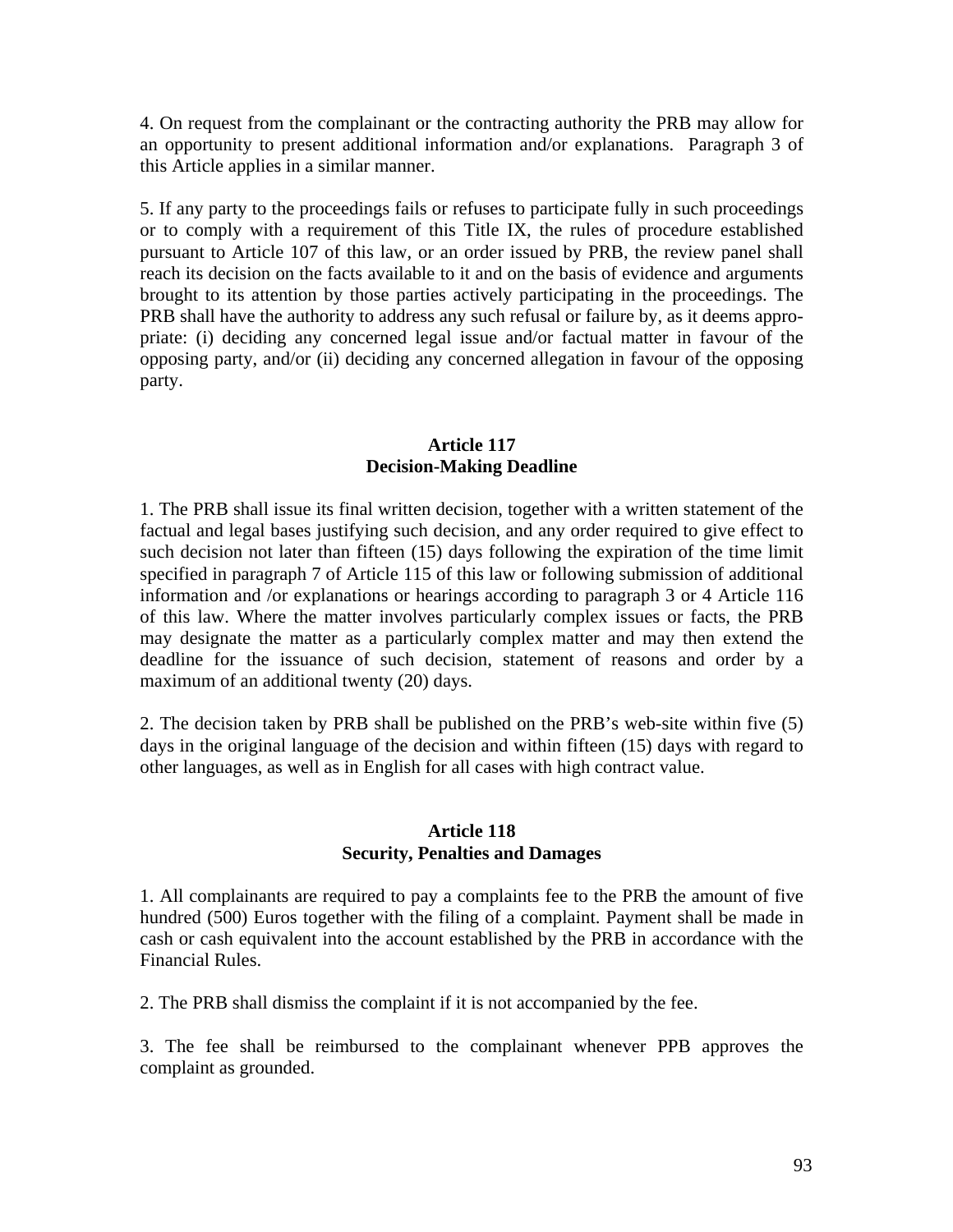4. On request from the complainant or the contracting authority the PRB may allow for an opportunity to present additional information and/or explanations. Paragraph 3 of this Article applies in a similar manner.

5. If any party to the proceedings fails or refuses to participate fully in such proceedings or to comply with a requirement of this Title IX, the rules of procedure established pursuant to Article 107 of this law, or an order issued by PRB, the review panel shall reach its decision on the facts available to it and on the basis of evidence and arguments brought to its attention by those parties actively participating in the proceedings. The PRB shall have the authority to address any such refusal or failure by, as it deems appropriate: (i) deciding any concerned legal issue and/or factual matter in favour of the opposing party, and/or (ii) deciding any concerned allegation in favour of the opposing party.

**Article 117**
**Decision-Making Deadline**

1. The PRB shall issue its final written decision, together with a written statement of the factual and legal bases justifying such decision, and any order required to give effect to such decision not later than fifteen (15) days following the expiration of the time limit specified in paragraph 7 of Article 115 of this law or following submission of additional information and /or explanations or hearings according to paragraph 3 or 4 Article 116 of this law. Where the matter involves particularly complex issues or facts, the PRB may designate the matter as a particularly complex matter and may then extend the deadline for the issuance of such decision, statement of reasons and order by a maximum of an additional twenty (20) days.

2. The decision taken by PRB shall be published on the PRB's web-site within five (5) days in the original language of the decision and within fifteen (15) days with regard to other languages, as well as in English for all cases with high contract value.

**Article 118**
**Security, Penalties and Damages**

1. All complainants are required to pay a complaints fee to the PRB the amount of five hundred (500) Euros together with the filing of a complaint. Payment shall be made in cash or cash equivalent into the account established by the PRB in accordance with the Financial Rules.

2. The PRB shall dismiss the complaint if it is not accompanied by the fee.

3. The fee shall be reimbursed to the complainant whenever PPB approves the complaint as grounded.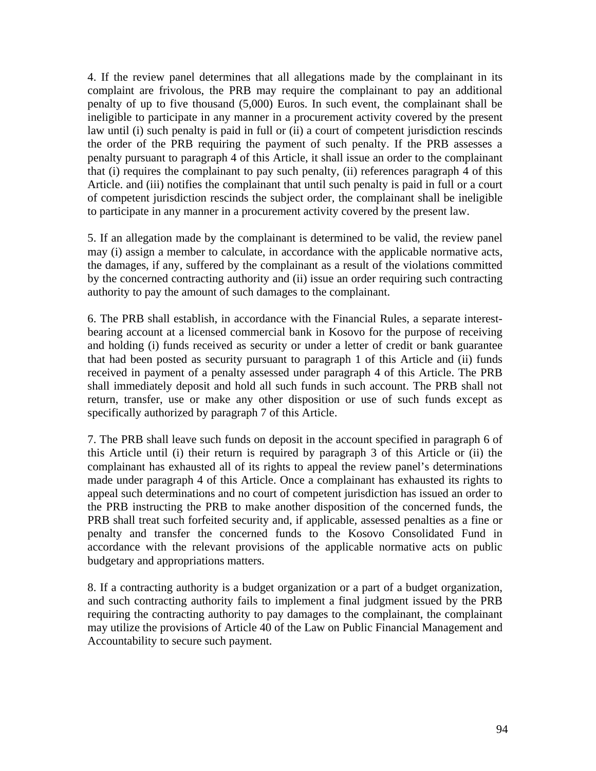4. If the review panel determines that all allegations made by the complainant in its complaint are frivolous, the PRB may require the complainant to pay an additional penalty of up to five thousand (5,000) Euros. In such event, the complainant shall be ineligible to participate in any manner in a procurement activity covered by the present law until (i) such penalty is paid in full or (ii) a court of competent jurisdiction rescinds the order of the PRB requiring the payment of such penalty. If the PRB assesses a penalty pursuant to paragraph 4 of this Article, it shall issue an order to the complainant that (i) requires the complainant to pay such penalty, (ii) references paragraph 4 of this Article. and (iii) notifies the complainant that until such penalty is paid in full or a court of competent jurisdiction rescinds the subject order, the complainant shall be ineligible to participate in any manner in a procurement activity covered by the present law.

5. If an allegation made by the complainant is determined to be valid, the review panel may (i) assign a member to calculate, in accordance with the applicable normative acts, the damages, if any, suffered by the complainant as a result of the violations committed by the concerned contracting authority and (ii) issue an order requiring such contracting authority to pay the amount of such damages to the complainant.

6. The PRB shall establish, in accordance with the Financial Rules, a separate interest-bearing account at a licensed commercial bank in Kosovo for the purpose of receiving and holding (i) funds received as security or under a letter of credit or bank guarantee that had been posted as security pursuant to paragraph 1 of this Article and (ii) funds received in payment of a penalty assessed under paragraph 4 of this Article. The PRB shall immediately deposit and hold all such funds in such account. The PRB shall not return, transfer, use or make any other disposition or use of such funds except as specifically authorized by paragraph 7 of this Article.

7. The PRB shall leave such funds on deposit in the account specified in paragraph 6 of this Article until (i) their return is required by paragraph 3 of this Article or (ii) the complainant has exhausted all of its rights to appeal the review panel's determinations made under paragraph 4 of this Article. Once a complainant has exhausted its rights to appeal such determinations and no court of competent jurisdiction has issued an order to the PRB instructing the PRB to make another disposition of the concerned funds, the PRB shall treat such forfeited security and, if applicable, assessed penalties as a fine or penalty and transfer the concerned funds to the Kosovo Consolidated Fund in accordance with the relevant provisions of the applicable normative acts on public budgetary and appropriations matters.

8. If a contracting authority is a budget organization or a part of a budget organization, and such contracting authority fails to implement a final judgment issued by the PRB requiring the contracting authority to pay damages to the complainant, the complainant may utilize the provisions of Article 40 of the Law on Public Financial Management and Accountability to secure such payment.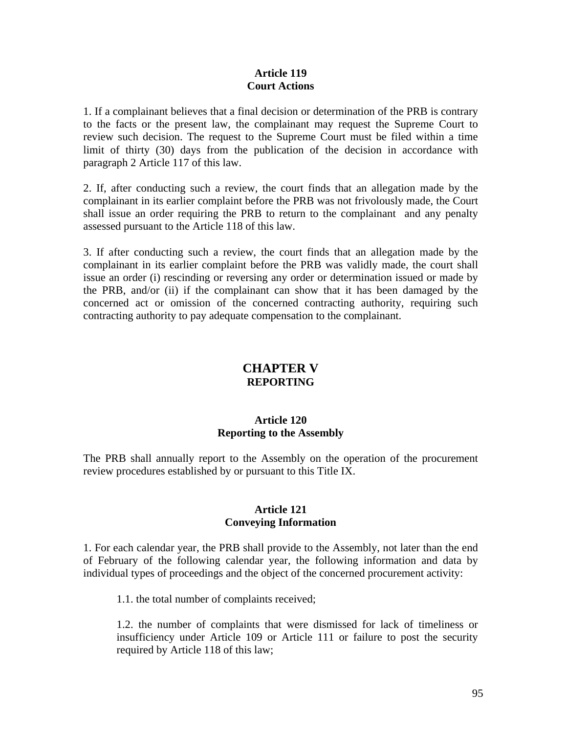**Article 119**
**Court Actions**

1. If a complainant believes that a final decision or determination of the PRB is contrary to the facts or the present law, the complainant may request the Supreme Court to review such decision. The request to the Supreme Court must be filed within a time limit of thirty (30) days from the publication of the decision in accordance with paragraph 2 Article 117 of this law.

2. If, after conducting such a review, the court finds that an allegation made by the complainant in its earlier complaint before the PRB was not frivolously made, the Court shall issue an order requiring the PRB to return to the complainant  and any penalty assessed pursuant to the Article 118 of this law.

3. If after conducting such a review, the court finds that an allegation made by the complainant in its earlier complaint before the PRB was validly made, the court shall issue an order (i) rescinding or reversing any order or determination issued or made by the PRB, and/or (ii) if the complainant can show that it has been damaged by the concerned act or omission of the concerned contracting authority, requiring such contracting authority to pay adequate compensation to the complainant.

## CHAPTER V
**REPORTING**

**Article 120**
**Reporting to the Assembly**

The PRB shall annually report to the Assembly on the operation of the procurement review procedures established by or pursuant to this Title IX.

**Article 121**
**Conveying Information**

1. For each calendar year, the PRB shall provide to the Assembly, not later than the end of February of the following calendar year, the following information and data by individual types of proceedings and the object of the concerned procurement activity:

1.1. the total number of complaints received;

1.2. the number of complaints that were dismissed for lack of timeliness or insufficiency under Article 109 or Article 111 or failure to post the security required by Article 118 of this law;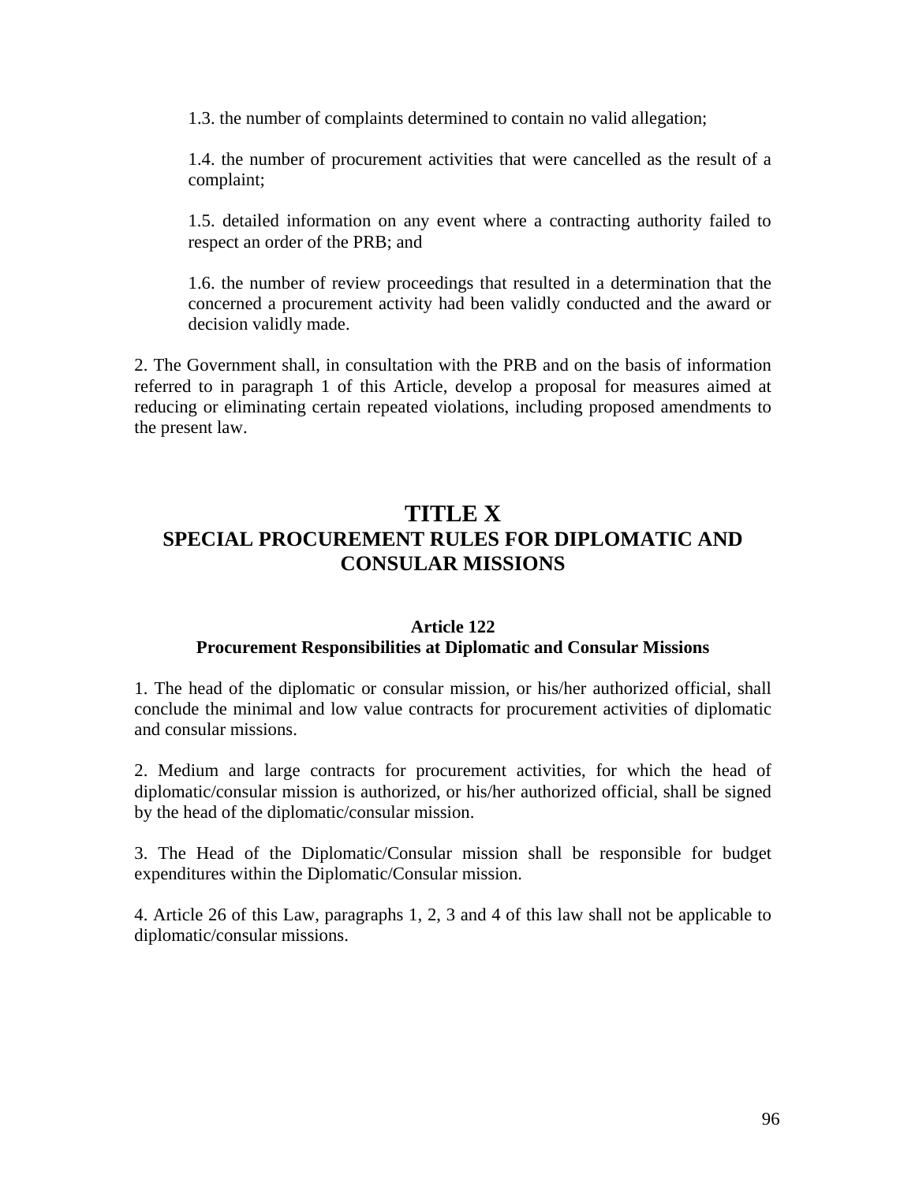1.3. the number of complaints determined to contain no valid allegation;

1.4. the number of procurement activities that were cancelled as the result of a complaint;

1.5. detailed information on any event where a contracting authority failed to respect an order of the PRB; and

1.6. the number of review proceedings that resulted in a determination that the concerned a procurement activity had been validly conducted and the award or decision validly made.

2. The Government shall, in consultation with the PRB and on the basis of information referred to in paragraph 1 of this Article, develop a proposal for measures aimed at reducing or eliminating certain repeated violations, including proposed amendments to the present law.

# TITLE X
# SPECIAL PROCUREMENT RULES FOR DIPLOMATIC AND CONSULAR MISSIONS

### Article 122
### Procurement Responsibilities at Diplomatic and Consular Missions

1. The head of the diplomatic or consular mission, or his/her authorized official, shall conclude the minimal and low value contracts for procurement activities of diplomatic and consular missions.

2. Medium and large contracts for procurement activities, for which the head of diplomatic/consular mission is authorized, or his/her authorized official, shall be signed by the head of the diplomatic/consular mission.

3. The Head of the Diplomatic/Consular mission shall be responsible for budget expenditures within the Diplomatic/Consular mission.

4. Article 26 of this Law, paragraphs 1, 2, 3 and 4 of this law shall not be applicable to diplomatic/consular missions.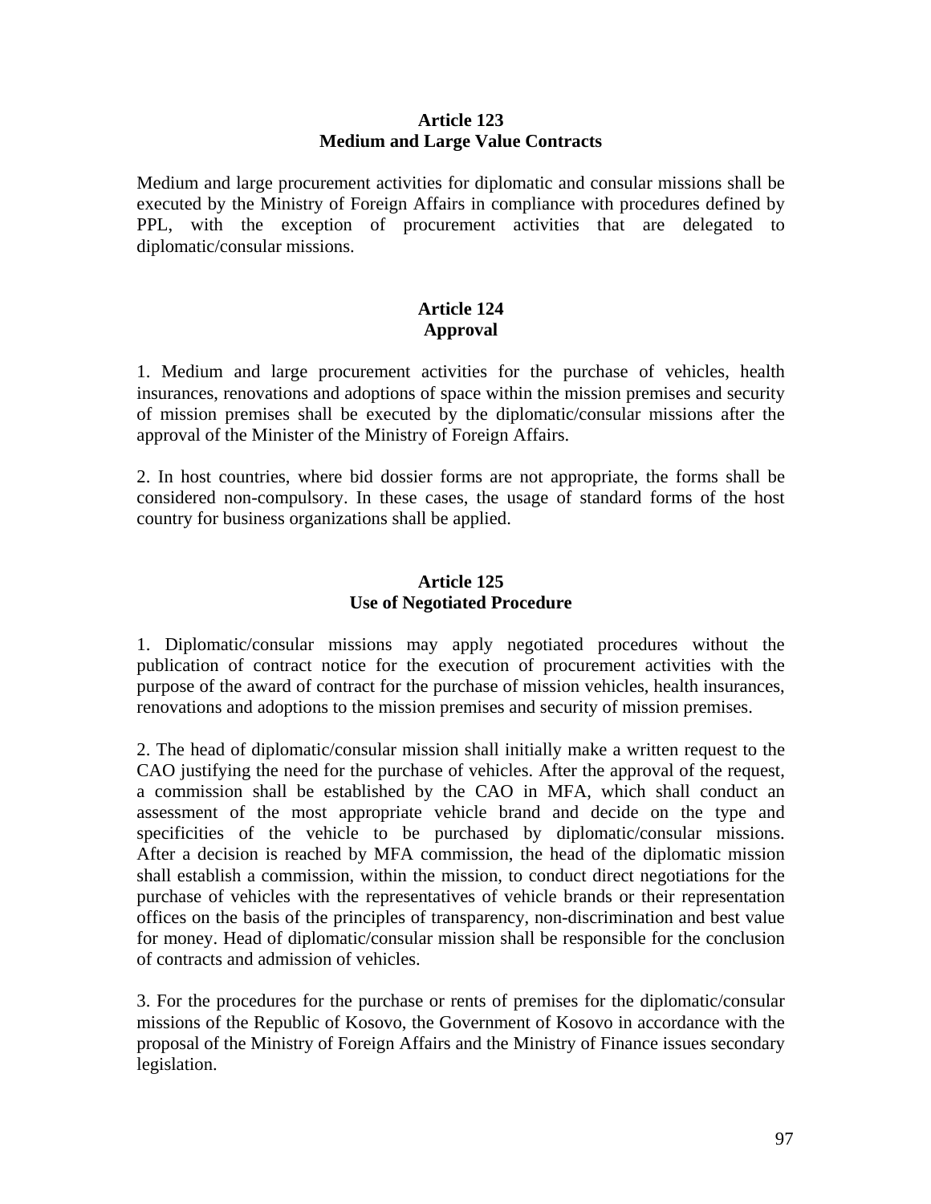## Article 123
## Medium and Large Value Contracts

Medium and large procurement activities for diplomatic and consular missions shall be executed by the Ministry of Foreign Affairs in compliance with procedures defined by PPL, with the exception of procurement activities that are delegated to diplomatic/consular missions.

## Article 124
## Approval

1. Medium and large procurement activities for the purchase of vehicles, health insurances, renovations and adoptions of space within the mission premises and security of mission premises shall be executed by the diplomatic/consular missions after the approval of the Minister of the Ministry of Foreign Affairs.

2. In host countries, where bid dossier forms are not appropriate, the forms shall be considered non-compulsory. In these cases, the usage of standard forms of the host country for business organizations shall be applied.

## Article 125
## Use of Negotiated Procedure

1. Diplomatic/consular missions may apply negotiated procedures without the publication of contract notice for the execution of procurement activities with the purpose of the award of contract for the purchase of mission vehicles, health insurances, renovations and adoptions to the mission premises and security of mission premises.

2. The head of diplomatic/consular mission shall initially make a written request to the CAO justifying the need for the purchase of vehicles. After the approval of the request, a commission shall be established by the CAO in MFA, which shall conduct an assessment of the most appropriate vehicle brand and decide on the type and specificities of the vehicle to be purchased by diplomatic/consular missions. After a decision is reached by MFA commission, the head of the diplomatic mission shall establish a commission, within the mission, to conduct direct negotiations for the purchase of vehicles with the representatives of vehicle brands or their representation offices on the basis of the principles of transparency, non-discrimination and best value for money. Head of diplomatic/consular mission shall be responsible for the conclusion of contracts and admission of vehicles.

3. For the procedures for the purchase or rents of premises for the diplomatic/consular missions of the Republic of Kosovo, the Government of Kosovo in accordance with the proposal of the Ministry of Foreign Affairs and the Ministry of Finance issues secondary legislation.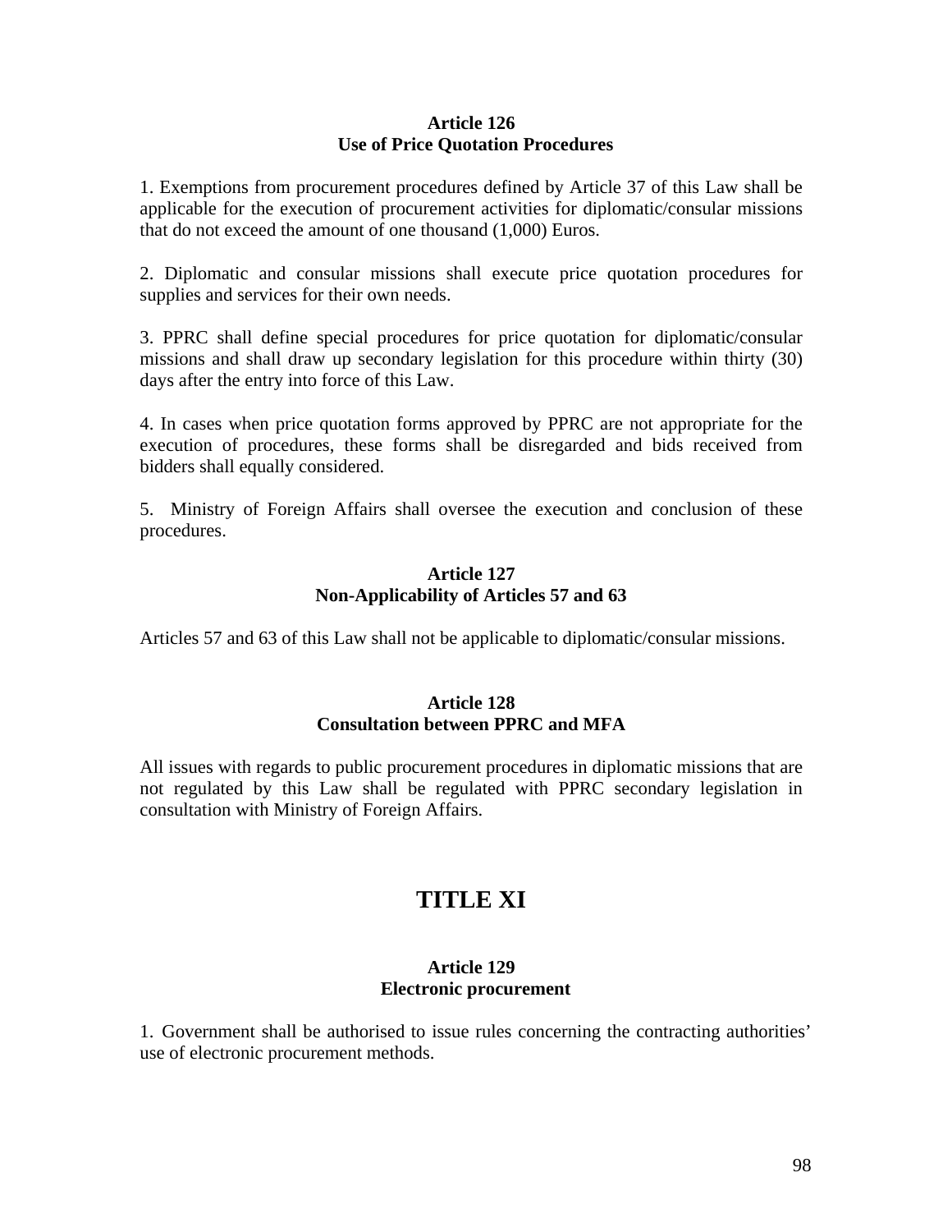### Article 126
### Use of Price Quotation Procedures

1. Exemptions from procurement procedures defined by Article 37 of this Law shall be applicable for the execution of procurement activities for diplomatic/consular missions that do not exceed the amount of one thousand (1,000) Euros.

2. Diplomatic and consular missions shall execute price quotation procedures for supplies and services for their own needs.

3. PPRC shall define special procedures for price quotation for diplomatic/consular missions and shall draw up secondary legislation for this procedure within thirty (30) days after the entry into force of this Law.

4. In cases when price quotation forms approved by PPRC are not appropriate for the execution of procedures, these forms shall be disregarded and bids received from bidders shall equally considered.

5. Ministry of Foreign Affairs shall oversee the execution and conclusion of these procedures.

### Article 127
### Non-Applicability of Articles 57 and 63

Articles 57 and 63 of this Law shall not be applicable to diplomatic/consular missions.

### Article 128
### Consultation between PPRC and MFA

All issues with regards to public procurement procedures in diplomatic missions that are not regulated by this Law shall be regulated with PPRC secondary legislation in consultation with Ministry of Foreign Affairs.

# TITLE XI

### Article 129
### Electronic procurement

1. Government shall be authorised to issue rules concerning the contracting authorities' use of electronic procurement methods.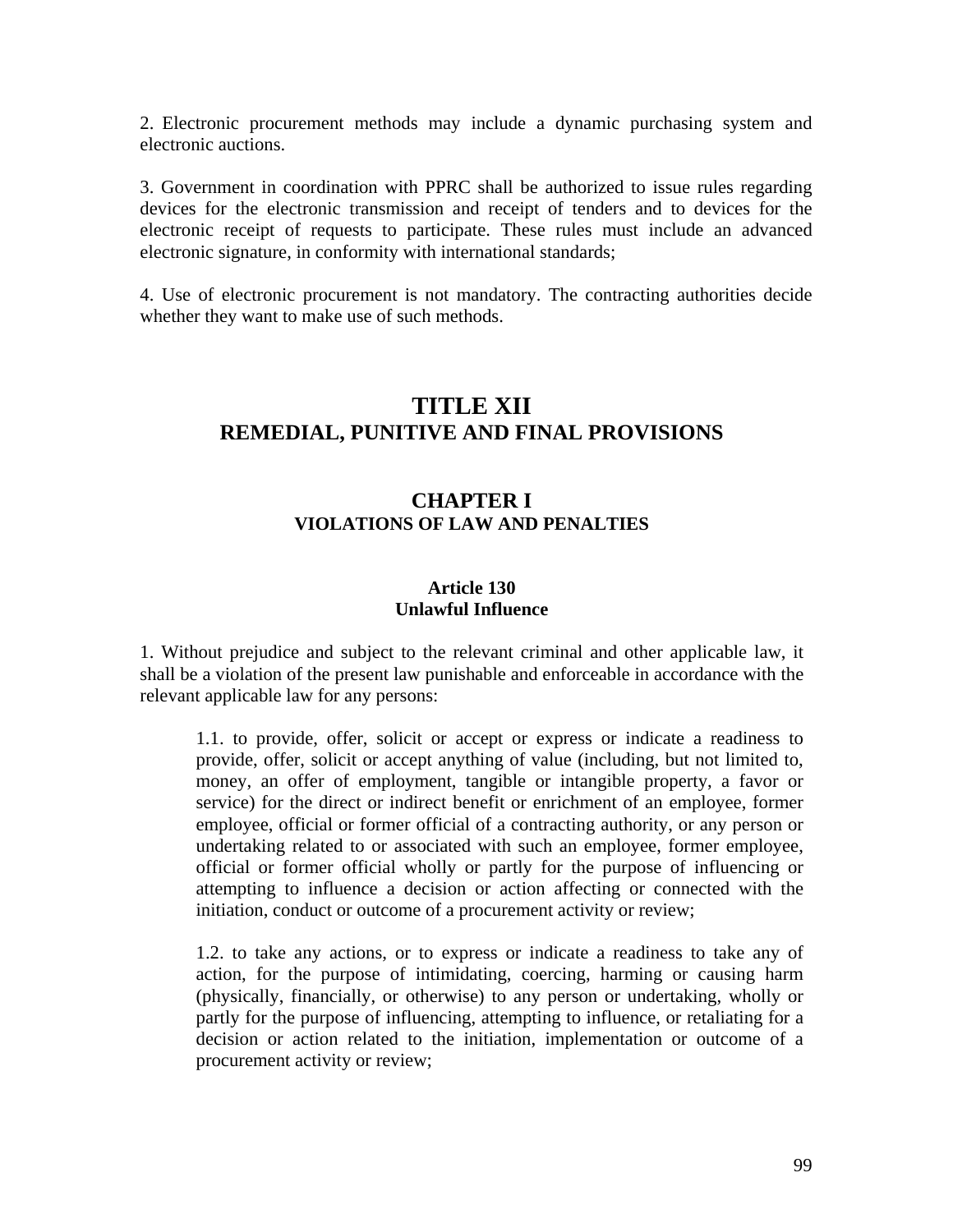2. Electronic procurement methods may include a dynamic purchasing system and electronic auctions.

3. Government in coordination with PPRC shall be authorized to issue rules regarding devices for the electronic transmission and receipt of tenders and to devices for the electronic receipt of requests to participate. These rules must include an advanced electronic signature, in conformity with international standards;

4. Use of electronic procurement is not mandatory. The contracting authorities decide whether they want to make use of such methods.

# TITLE XII
# REMEDIAL, PUNITIVE AND FINAL PROVISIONS

## CHAPTER I
## VIOLATIONS OF LAW AND PENALTIES

### Article 130
### Unlawful Influence

1. Without prejudice and subject to the relevant criminal and other applicable law, it shall be a violation of the present law punishable and enforceable in accordance with the relevant applicable law for any persons:

> 1.1. to provide, offer, solicit or accept or express or indicate a readiness to provide, offer, solicit or accept anything of value (including, but not limited to, money, an offer of employment, tangible or intangible property, a favor or service) for the direct or indirect benefit or enrichment of an employee, former employee, official or former official of a contracting authority, or any person or undertaking related to or associated with such an employee, former employee, official or former official wholly or partly for the purpose of influencing or attempting to influence a decision or action affecting or connected with the initiation, conduct or outcome of a procurement activity or review;
>
> 1.2. to take any actions, or to express or indicate a readiness to take any of action, for the purpose of intimidating, coercing, harming or causing harm (physically, financially, or otherwise) to any person or undertaking, wholly or partly for the purpose of influencing, attempting to influence, or retaliating for a decision or action related to the initiation, implementation or outcome of a procurement activity or review;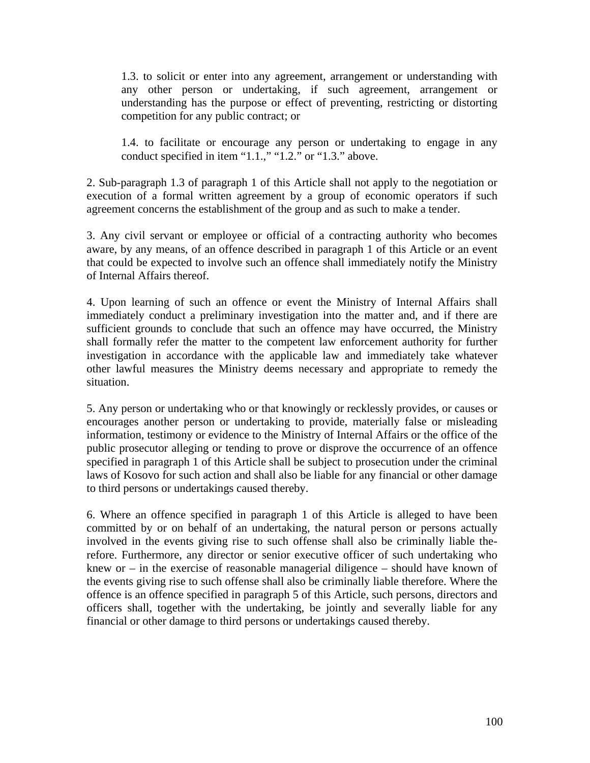1.3. to solicit or enter into any agreement, arrangement or understanding with any other person or undertaking, if such agreement, arrangement or understanding has the purpose or effect of preventing, restricting or distorting competition for any public contract; or

1.4. to facilitate or encourage any person or undertaking to engage in any conduct specified in item "1.1.," "1.2." or "1.3." above.

2. Sub-paragraph 1.3 of paragraph 1 of this Article shall not apply to the negotiation or execution of a formal written agreement by a group of economic operators if such agreement concerns the establishment of the group and as such to make a tender.

3. Any civil servant or employee or official of a contracting authority who becomes aware, by any means, of an offence described in paragraph 1 of this Article or an event that could be expected to involve such an offence shall immediately notify the Ministry of Internal Affairs thereof.

4. Upon learning of such an offence or event the Ministry of Internal Affairs shall immediately conduct a preliminary investigation into the matter and, and if there are sufficient grounds to conclude that such an offence may have occurred, the Ministry shall formally refer the matter to the competent law enforcement authority for further investigation in accordance with the applicable law and immediately take whatever other lawful measures the Ministry deems necessary and appropriate to remedy the situation.

5. Any person or undertaking who or that knowingly or recklessly provides, or causes or encourages another person or undertaking to provide, materially false or misleading information, testimony or evidence to the Ministry of Internal Affairs or the office of the public prosecutor alleging or tending to prove or disprove the occurrence of an offence specified in paragraph 1 of this Article shall be subject to prosecution under the criminal laws of Kosovo for such action and shall also be liable for any financial or other damage to third persons or undertakings caused thereby.

6. Where an offence specified in paragraph 1 of this Article is alleged to have been committed by or on behalf of an undertaking, the natural person or persons actually involved in the events giving rise to such offense shall also be criminally liable therefore. Furthermore, any director or senior executive officer of such undertaking who knew or – in the exercise of reasonable managerial diligence – should have known of the events giving rise to such offense shall also be criminally liable therefore. Where the offence is an offence specified in paragraph 5 of this Article, such persons, directors and officers shall, together with the undertaking, be jointly and severally liable for any financial or other damage to third persons or undertakings caused thereby.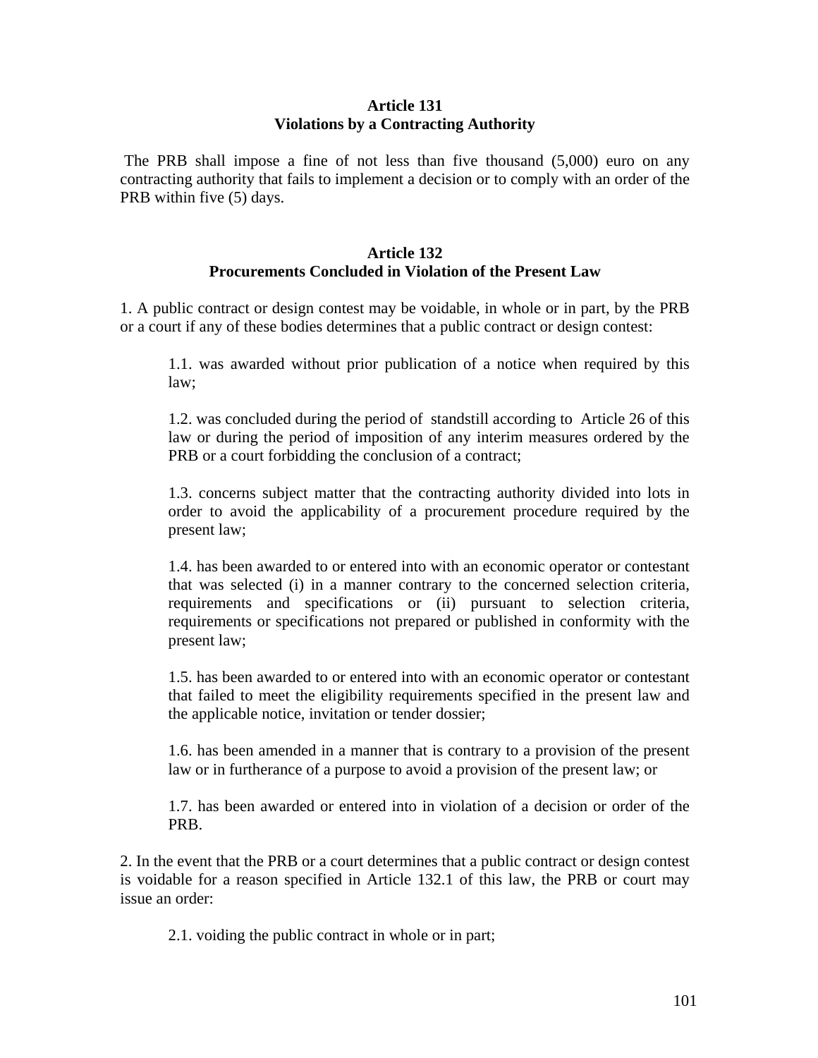## Article 131
## Violations by a Contracting Authority

The PRB shall impose a fine of not less than five thousand (5,000) euro on any contracting authority that fails to implement a decision or to comply with an order of the PRB within five (5) days.

## Article 132
## Procurements Concluded in Violation of the Present Law

1. A public contract or design contest may be voidable, in whole or in part, by the PRB or a court if any of these bodies determines that a public contract or design contest:

 1.1. was awarded without prior publication of a notice when required by this law;

 1.2. was concluded during the period of standstill according to Article 26 of this law or during the period of imposition of any interim measures ordered by the PRB or a court forbidding the conclusion of a contract;

 1.3. concerns subject matter that the contracting authority divided into lots in order to avoid the applicability of a procurement procedure required by the present law;

 1.4. has been awarded to or entered into with an economic operator or contestant that was selected (i) in a manner contrary to the concerned selection criteria, requirements and specifications or (ii) pursuant to selection criteria, requirements or specifications not prepared or published in conformity with the present law;

 1.5. has been awarded to or entered into with an economic operator or contestant that failed to meet the eligibility requirements specified in the present law and the applicable notice, invitation or tender dossier;

 1.6. has been amended in a manner that is contrary to a provision of the present law or in furtherance of a purpose to avoid a provision of the present law; or

 1.7. has been awarded or entered into in violation of a decision or order of the PRB.

2. In the event that the PRB or a court determines that a public contract or design contest is voidable for a reason specified in Article 132.1 of this law, the PRB or court may issue an order:

 2.1. voiding the public contract in whole or in part;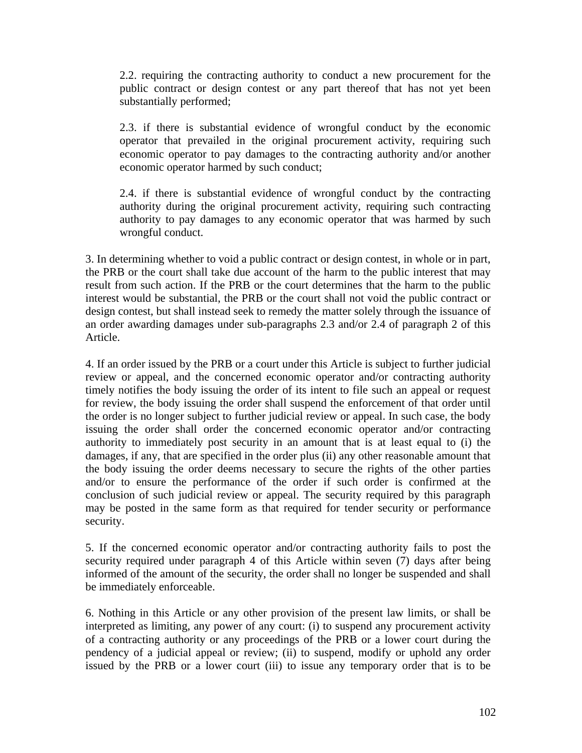2.2. requiring the contracting authority to conduct a new procurement for the public contract or design contest or any part thereof that has not yet been substantially performed;

2.3. if there is substantial evidence of wrongful conduct by the economic operator that prevailed in the original procurement activity, requiring such economic operator to pay damages to the contracting authority and/or another economic operator harmed by such conduct;

2.4. if there is substantial evidence of wrongful conduct by the contracting authority during the original procurement activity, requiring such contracting authority to pay damages to any economic operator that was harmed by such wrongful conduct.

3. In determining whether to void a public contract or design contest, in whole or in part, the PRB or the court shall take due account of the harm to the public interest that may result from such action. If the PRB or the court determines that the harm to the public interest would be substantial, the PRB or the court shall not void the public contract or design contest, but shall instead seek to remedy the matter solely through the issuance of an order awarding damages under sub-paragraphs 2.3 and/or 2.4 of paragraph 2 of this Article.

4. If an order issued by the PRB or a court under this Article is subject to further judicial review or appeal, and the concerned economic operator and/or contracting authority timely notifies the body issuing the order of its intent to file such an appeal or request for review, the body issuing the order shall suspend the enforcement of that order until the order is no longer subject to further judicial review or appeal. In such case, the body issuing the order shall order the concerned economic operator and/or contracting authority to immediately post security in an amount that is at least equal to (i) the damages, if any, that are specified in the order plus (ii) any other reasonable amount that the body issuing the order deems necessary to secure the rights of the other parties and/or to ensure the performance of the order if such order is confirmed at the conclusion of such judicial review or appeal. The security required by this paragraph may be posted in the same form as that required for tender security or performance security.

5. If the concerned economic operator and/or contracting authority fails to post the security required under paragraph 4 of this Article within seven (7) days after being informed of the amount of the security, the order shall no longer be suspended and shall be immediately enforceable.

6. Nothing in this Article or any other provision of the present law limits, or shall be interpreted as limiting, any power of any court: (i) to suspend any procurement activity of a contracting authority or any proceedings of the PRB or a lower court during the pendency of a judicial appeal or review; (ii) to suspend, modify or uphold any order issued by the PRB or a lower court (iii) to issue any temporary order that is to be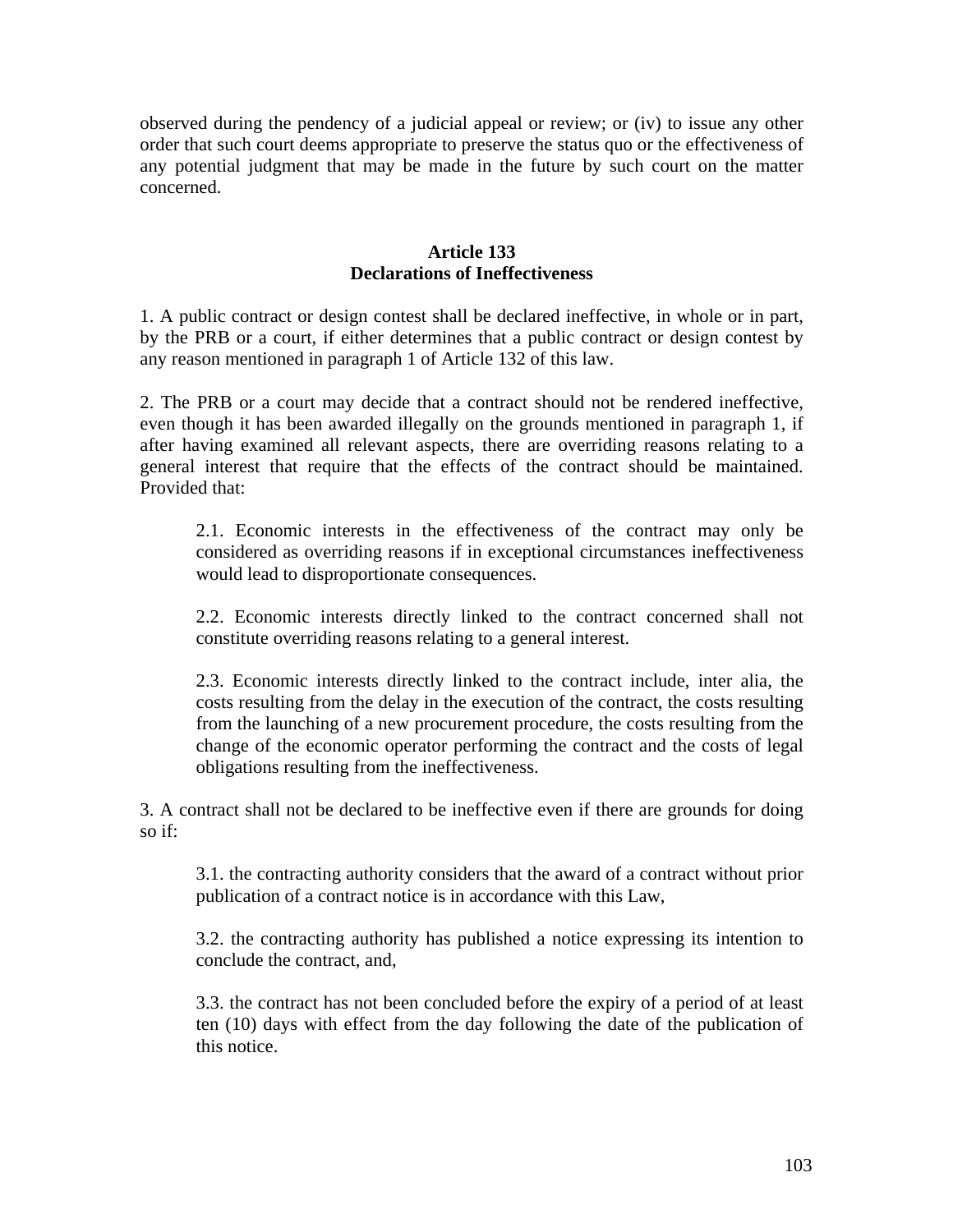observed during the pendency of a judicial appeal or review; or (iv) to issue any other order that such court deems appropriate to preserve the status quo or the effectiveness of any potential judgment that may be made in the future by such court on the matter concerned.

**Article 133**
**Declarations of Ineffectiveness**

1. A public contract or design contest shall be declared ineffective, in whole or in part, by the PRB or a court, if either determines that a public contract or design contest by any reason mentioned in paragraph 1 of Article 132 of this law.

2. The PRB or a court may decide that a contract should not be rendered ineffective, even though it has been awarded illegally on the grounds mentioned in paragraph 1, if after having examined all relevant aspects, there are overriding reasons relating to a general interest that require that the effects of the contract should be maintained. Provided that:

> 2.1. Economic interests in the effectiveness of the contract may only be considered as overriding reasons if in exceptional circumstances ineffectiveness would lead to disproportionate consequences.
>
> 2.2. Economic interests directly linked to the contract concerned shall not constitute overriding reasons relating to a general interest.
>
> 2.3. Economic interests directly linked to the contract include, inter alia, the costs resulting from the delay in the execution of the contract, the costs resulting from the launching of a new procurement procedure, the costs resulting from the change of the economic operator performing the contract and the costs of legal obligations resulting from the ineffectiveness.

3. A contract shall not be declared to be ineffective even if there are grounds for doing so if:

> 3.1. the contracting authority considers that the award of a contract without prior publication of a contract notice is in accordance with this Law,
>
> 3.2. the contracting authority has published a notice expressing its intention to conclude the contract, and,
>
> 3.3. the contract has not been concluded before the expiry of a period of at least ten (10) days with effect from the day following the date of the publication of this notice.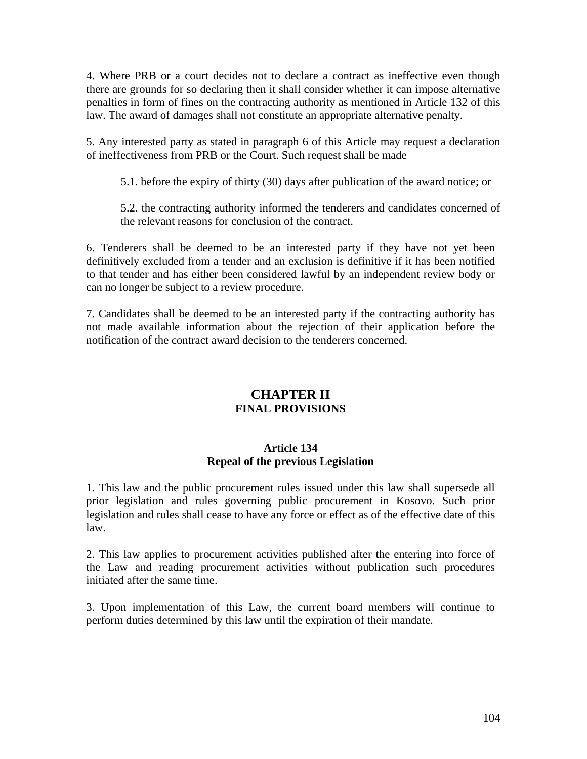4. Where PRB or a court decides not to declare a contract as ineffective even though there are grounds for so declaring then it shall consider whether it can impose alternative penalties in form of fines on the contracting authority as mentioned in Article 132 of this law. The award of damages shall not constitute an appropriate alternative penalty.

5. Any interested party as stated in paragraph 6 of this Article may request a declaration of ineffectiveness from PRB or the Court. Such request shall be made

> 5.1. before the expiry of thirty (30) days after publication of the award notice; or
>
> 5.2. the contracting authority informed the tenderers and candidates concerned of the relevant reasons for conclusion of the contract.

6. Tenderers shall be deemed to be an interested party if they have not yet been definitively excluded from a tender and an exclusion is definitive if it has been notified to that tender and has either been considered lawful by an independent review body or can no longer be subject to a review procedure.

7. Candidates shall be deemed to be an interested party if the contracting authority has not made available information about the rejection of their application before the notification of the contract award decision to the tenderers concerned.

## CHAPTER II
### FINAL PROVISIONS

#### Article 134
#### Repeal of the previous Legislation

1. This law and the public procurement rules issued under this law shall supersede all prior legislation and rules governing public procurement in Kosovo. Such prior legislation and rules shall cease to have any force or effect as of the effective date of this law.

2. This law applies to procurement activities published after the entering into force of the Law and reading procurement activities without publication such procedures initiated after the same time.

3. Upon implementation of this Law, the current board members will continue to perform duties determined by this law until the expiration of their mandate.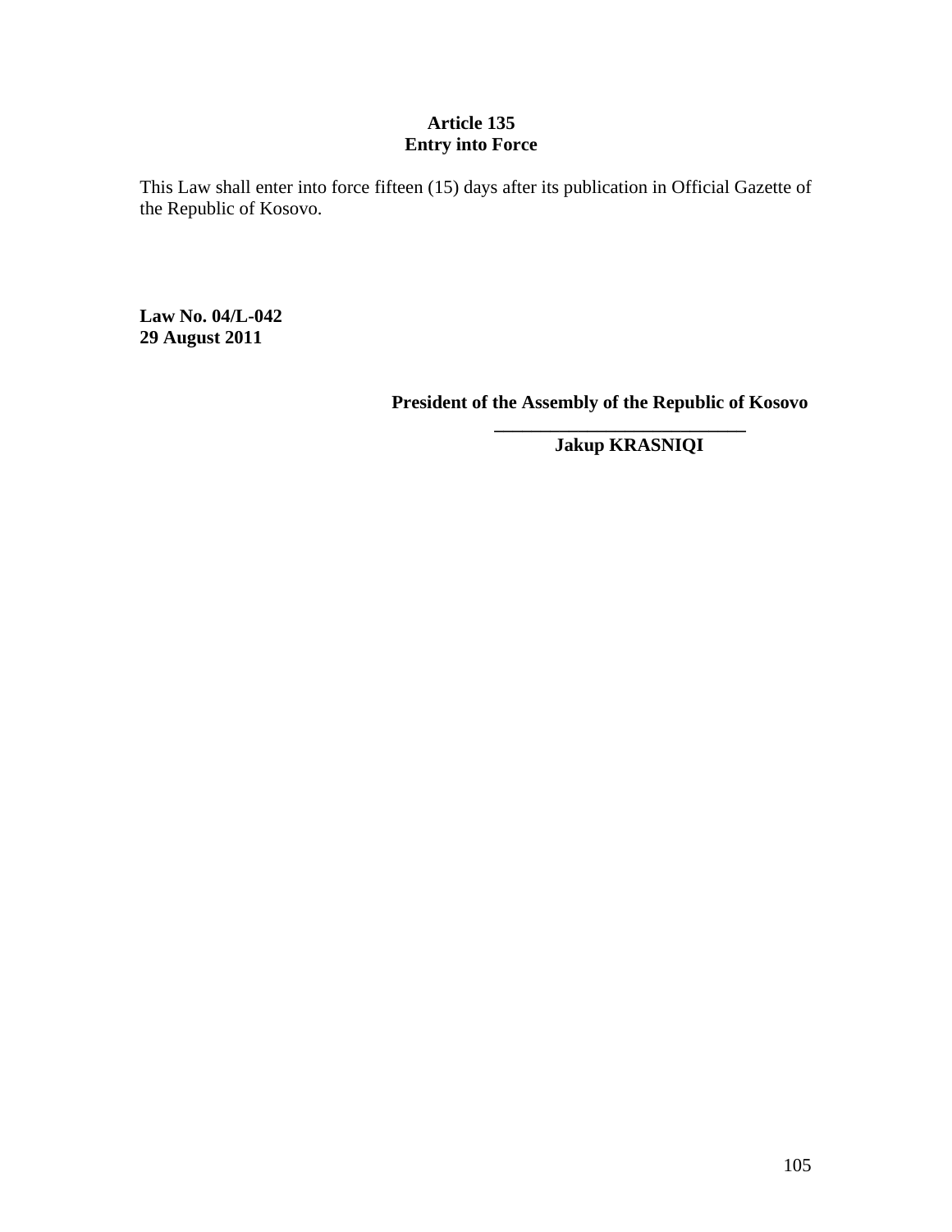**Article 135**
**Entry into Force**

This Law shall enter into force fifteen (15) days after its publication in Official Gazette of the Republic of Kosovo.

**Law No. 04/L-042**
**29 August 2011**

**President of the Assembly of the Republic of Kosovo**

**___________________________**

**Jakup KRASNIQI**